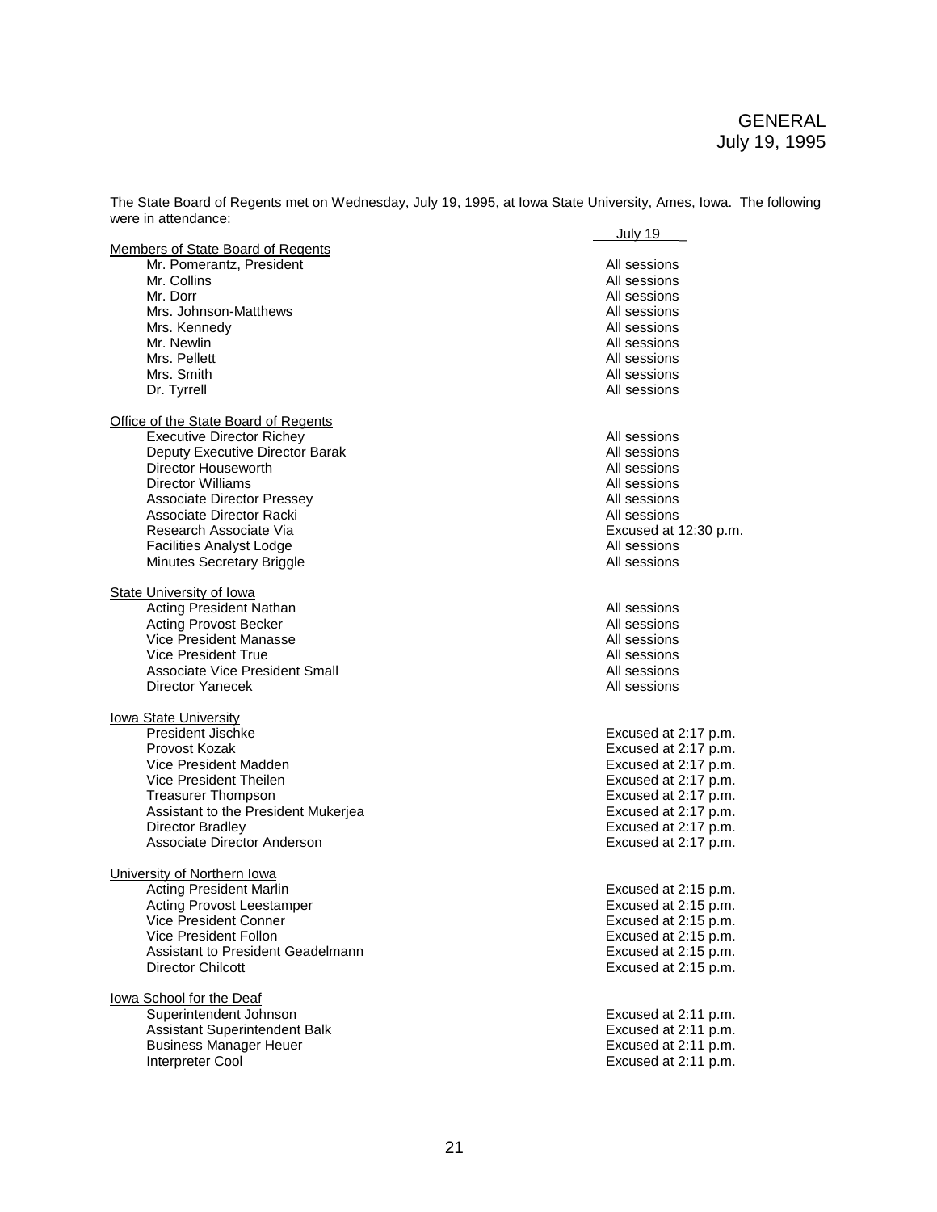GENERAL
July 19, 1995

The State Board of Regents met on Wednesday, July 19, 1995, at Iowa State University, Ames, Iowa. The following were in attendance:

| | July 19 |
|---|---|
| **Members of State Board of Regents** | |
| Mr. Pomerantz, President | All sessions |
| Mr. Collins | All sessions |
| Mr. Dorr | All sessions |
| Mrs. Johnson-Matthews | All sessions |
| Mrs. Kennedy | All sessions |
| Mr. Newlin | All sessions |
| Mrs. Pellett | All sessions |
| Mrs. Smith | All sessions |
| Dr. Tyrrell | All sessions |
| **Office of the State Board of Regents** | |
| Executive Director Richey | All sessions |
| Deputy Executive Director Barak | All sessions |
| Director Houseworth | All sessions |
| Director Williams | All sessions |
| Associate Director Pressey | All sessions |
| Associate Director Racki | All sessions |
| Research Associate Via | Excused at 12:30 p.m. |
| Facilities Analyst Lodge | All sessions |
| Minutes Secretary Briggle | All sessions |
| **State University of Iowa** | |
| Acting President Nathan | All sessions |
| Acting Provost Becker | All sessions |
| Vice President Manasse | All sessions |
| Vice President True | All sessions |
| Associate Vice President Small | All sessions |
| Director Yanecek | All sessions |
| **Iowa State University** | |
| President Jischke | Excused at 2:17 p.m. |
| Provost Kozak | Excused at 2:17 p.m. |
| Vice President Madden | Excused at 2:17 p.m. |
| Vice President Theilen | Excused at 2:17 p.m. |
| Treasurer Thompson | Excused at 2:17 p.m. |
| Assistant to the President Mukerjea | Excused at 2:17 p.m. |
| Director Bradley | Excused at 2:17 p.m. |
| Associate Director Anderson | Excused at 2:17 p.m. |
| **University of Northern Iowa** | |
| Acting President Marlin | Excused at 2:15 p.m. |
| Acting Provost Leestamper | Excused at 2:15 p.m. |
| Vice President Conner | Excused at 2:15 p.m. |
| Vice President Follon | Excused at 2:15 p.m. |
| Assistant to President Geadelmann | Excused at 2:15 p.m. |
| Director Chilcott | Excused at 2:15 p.m. |
| **Iowa School for the Deaf** | |
| Superintendent Johnson | Excused at 2:11 p.m. |
| Assistant Superintendent Balk | Excused at 2:11 p.m. |
| Business Manager Heuer | Excused at 2:11 p.m. |
| Interpreter Cool | Excused at 2:11 p.m. |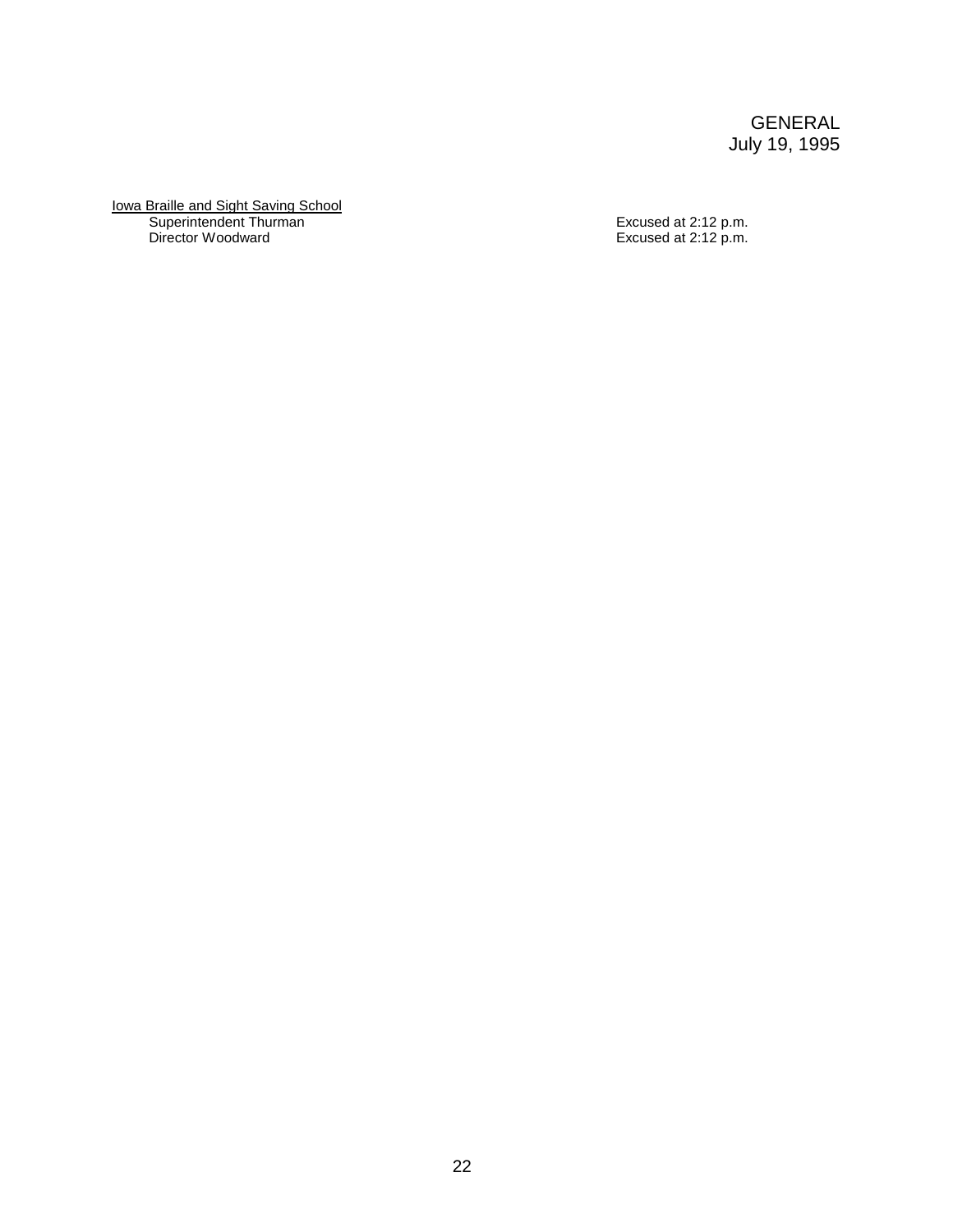<u>Iowa Braille and Sight Saving School</u>

| | |
|---|---|
| Superintendent Thurman | Excused at 2:12 p.m. |
| Director Woodward | Excused at 2:12 p.m. |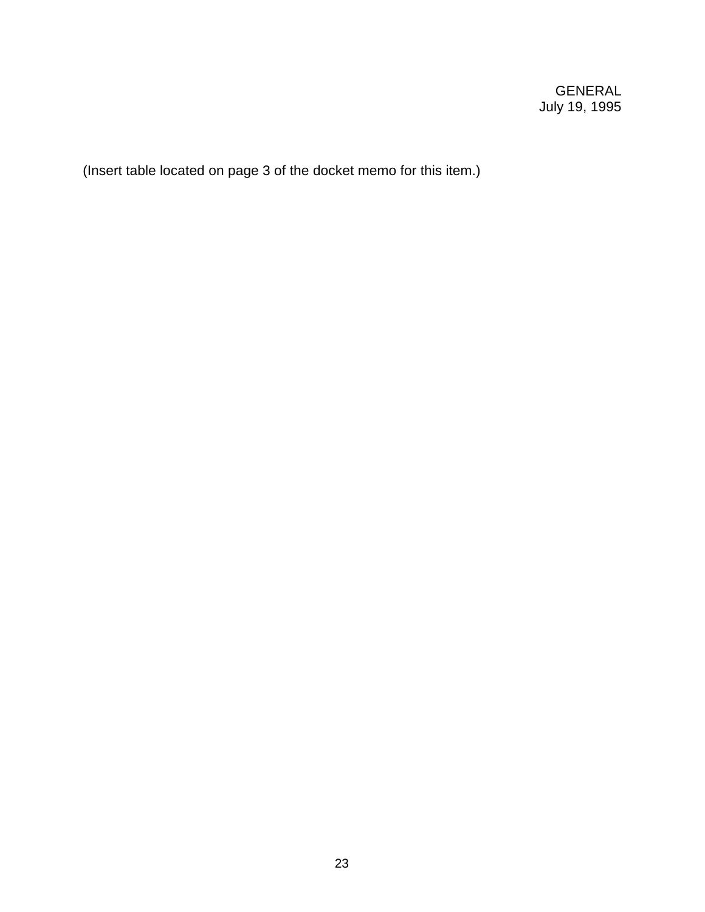GENERAL
July 19, 1995

(Insert table located on page 3 of the docket memo for this item.)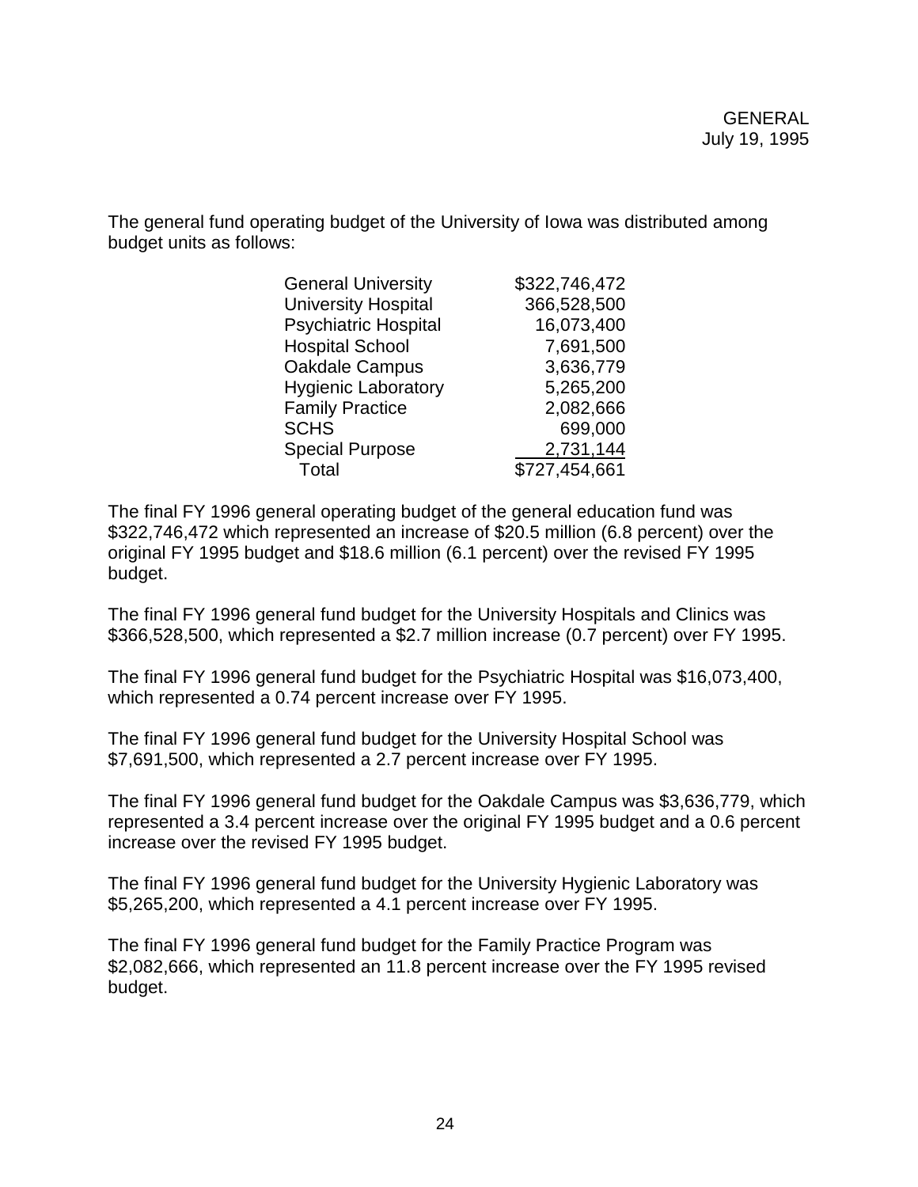The general fund operating budget of the University of Iowa was distributed among budget units as follows:

| Budget Unit | Amount |
|---|---|
| General University | $322,746,472 |
| University Hospital | 366,528,500 |
| Psychiatric Hospital | 16,073,400 |
| Hospital School | 7,691,500 |
| Oakdale Campus | 3,636,779 |
| Hygienic Laboratory | 5,265,200 |
| Family Practice | 2,082,666 |
| SCHS | 699,000 |
| Special Purpose | 2,731,144 |
| Total | $727,454,661 |

The final FY 1996 general operating budget of the general education fund was $322,746,472 which represented an increase of $20.5 million (6.8 percent) over the original FY 1995 budget and $18.6 million (6.1 percent) over the revised FY 1995 budget.

The final FY 1996 general fund budget for the University Hospitals and Clinics was $366,528,500, which represented a $2.7 million increase (0.7 percent) over FY 1995.

The final FY 1996 general fund budget for the Psychiatric Hospital was $16,073,400, which represented a 0.74 percent increase over FY 1995.

The final FY 1996 general fund budget for the University Hospital School was $7,691,500, which represented a 2.7 percent increase over FY 1995.

The final FY 1996 general fund budget for the Oakdale Campus was $3,636,779, which represented a 3.4 percent increase over the original FY 1995 budget and a 0.6 percent increase over the revised FY 1995 budget.

The final FY 1996 general fund budget for the University Hygienic Laboratory was $5,265,200, which represented a 4.1 percent increase over FY 1995.

The final FY 1996 general fund budget for the Family Practice Program was $2,082,666, which represented an 11.8 percent increase over the FY 1995 revised budget.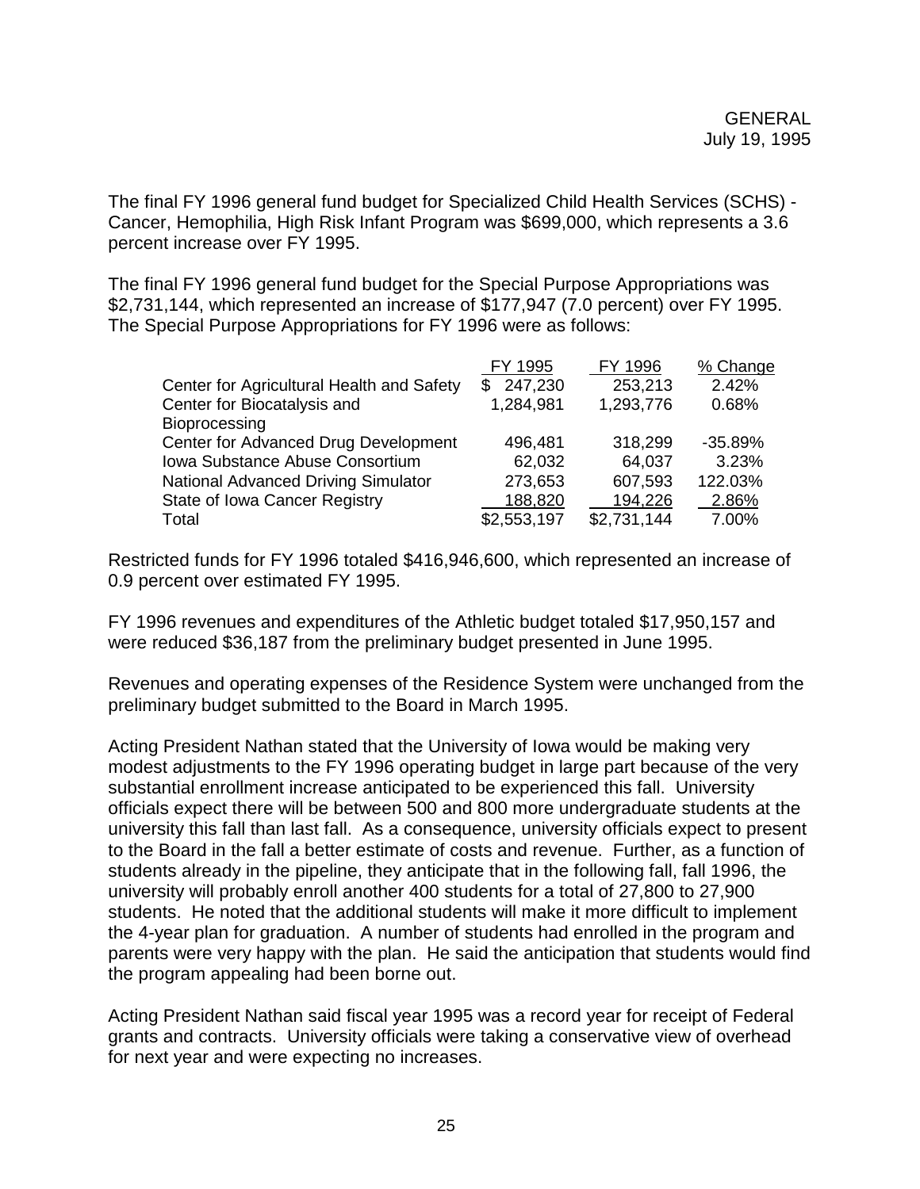GENERAL
July 19, 1995

The final FY 1996 general fund budget for Specialized Child Health Services (SCHS) - Cancer, Hemophilia, High Risk Infant Program was $699,000, which represents a 3.6 percent increase over FY 1995.

The final FY 1996 general fund budget for the Special Purpose Appropriations was $2,731,144, which represented an increase of $177,947 (7.0 percent) over FY 1995. The Special Purpose Appropriations for FY 1996 were as follows:

| | FY 1995 | FY 1996 | % Change |
|---|---|---|---|
| Center for Agricultural Health and Safety | $ 247,230 | 253,213 | 2.42% |
| Center for Biocatalysis and Bioprocessing | 1,284,981 | 1,293,776 | 0.68% |
| Center for Advanced Drug Development | 496,481 | 318,299 | -35.89% |
| Iowa Substance Abuse Consortium | 62,032 | 64,037 | 3.23% |
| National Advanced Driving Simulator | 273,653 | 607,593 | 122.03% |
| State of Iowa Cancer Registry | 188,820 | 194,226 | 2.86% |
| Total | $2,553,197 | $2,731,144 | 7.00% |

Restricted funds for FY 1996 totaled $416,946,600, which represented an increase of 0.9 percent over estimated FY 1995.

FY 1996 revenues and expenditures of the Athletic budget totaled $17,950,157 and were reduced $36,187 from the preliminary budget presented in June 1995.

Revenues and operating expenses of the Residence System were unchanged from the preliminary budget submitted to the Board in March 1995.

Acting President Nathan stated that the University of Iowa would be making very modest adjustments to the FY 1996 operating budget in large part because of the very substantial enrollment increase anticipated to be experienced this fall. University officials expect there will be between 500 and 800 more undergraduate students at the university this fall than last fall. As a consequence, university officials expect to present to the Board in the fall a better estimate of costs and revenue. Further, as a function of students already in the pipeline, they anticipate that in the following fall, fall 1996, the university will probably enroll another 400 students for a total of 27,800 to 27,900 students. He noted that the additional students will make it more difficult to implement the 4-year plan for graduation. A number of students had enrolled in the program and parents were very happy with the plan. He said the anticipation that students would find the program appealing had been borne out.

Acting President Nathan said fiscal year 1995 was a record year for receipt of Federal grants and contracts. University officials were taking a conservative view of overhead for next year and were expecting no increases.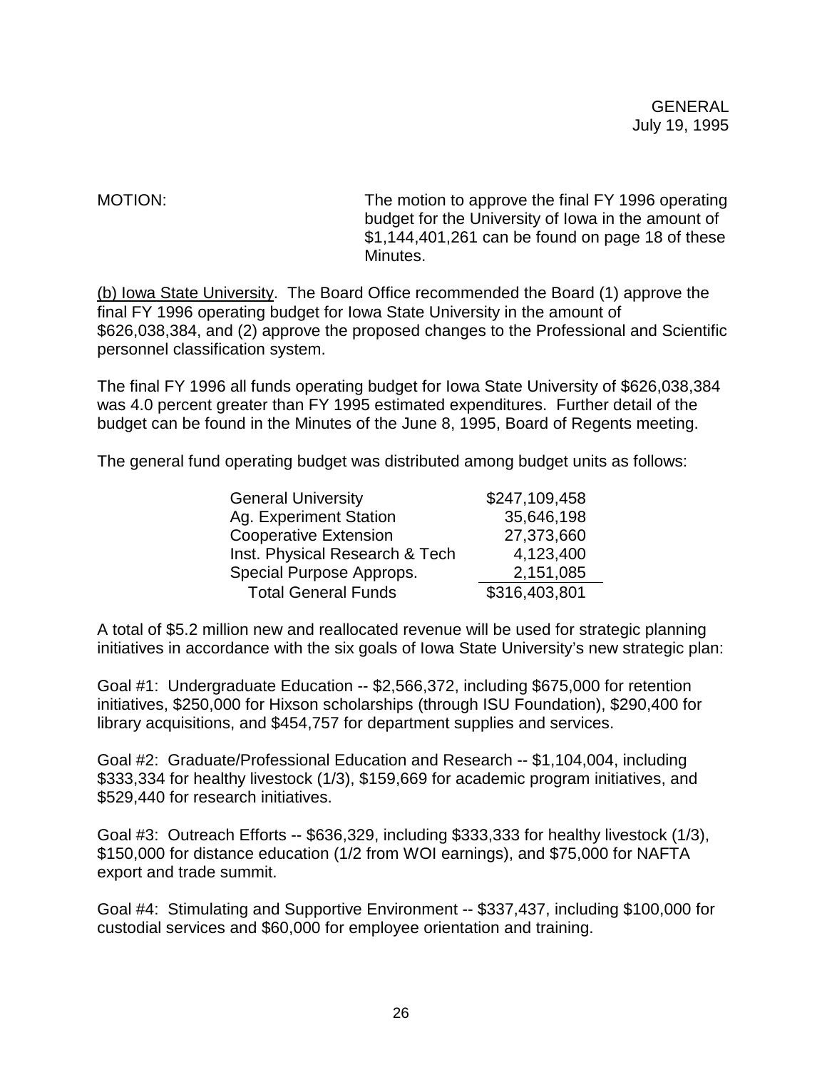GENERAL
July 19, 1995

MOTION: The motion to approve the final FY 1996 operating budget for the University of Iowa in the amount of $1,144,401,261 can be found on page 18 of these Minutes.

(b) Iowa State University. The Board Office recommended the Board (1) approve the final FY 1996 operating budget for Iowa State University in the amount of $626,038,384, and (2) approve the proposed changes to the Professional and Scientific personnel classification system.

The final FY 1996 all funds operating budget for Iowa State University of $626,038,384 was 4.0 percent greater than FY 1995 estimated expenditures. Further detail of the budget can be found in the Minutes of the June 8, 1995, Board of Regents meeting.

The general fund operating budget was distributed among budget units as follows:

| | |
|---|---|
| General University | $247,109,458 |
| Ag. Experiment Station | 35,646,198 |
| Cooperative Extension | 27,373,660 |
| Inst. Physical Research & Tech | 4,123,400 |
| Special Purpose Approps. | 2,151,085 |
| Total General Funds | $316,403,801 |

A total of $5.2 million new and reallocated revenue will be used for strategic planning initiatives in accordance with the six goals of Iowa State University's new strategic plan:

Goal #1: Undergraduate Education -- $2,566,372, including $675,000 for retention initiatives, $250,000 for Hixson scholarships (through ISU Foundation), $290,400 for library acquisitions, and $454,757 for department supplies and services.

Goal #2: Graduate/Professional Education and Research -- $1,104,004, including $333,334 for healthy livestock (1/3), $159,669 for academic program initiatives, and $529,440 for research initiatives.

Goal #3: Outreach Efforts -- $636,329, including $333,333 for healthy livestock (1/3), $150,000 for distance education (1/2 from WOI earnings), and $75,000 for NAFTA export and trade summit.

Goal #4: Stimulating and Supportive Environment -- $337,437, including $100,000 for custodial services and $60,000 for employee orientation and training.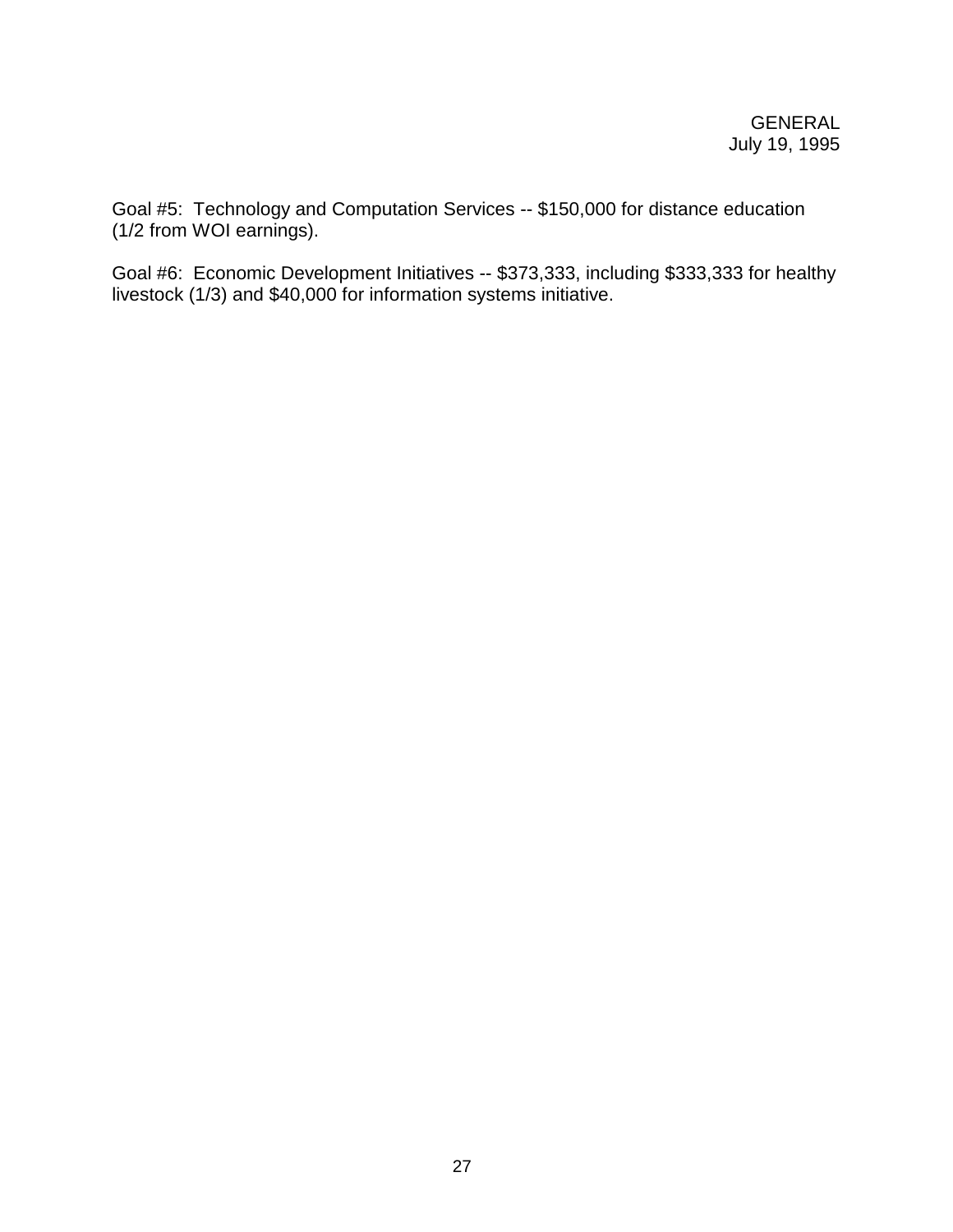Goal #5: Technology and Computation Services -- $150,000 for distance education (1/2 from WOI earnings).

Goal #6: Economic Development Initiatives -- $373,333, including $333,333 for healthy livestock (1/3) and $40,000 for information systems initiative.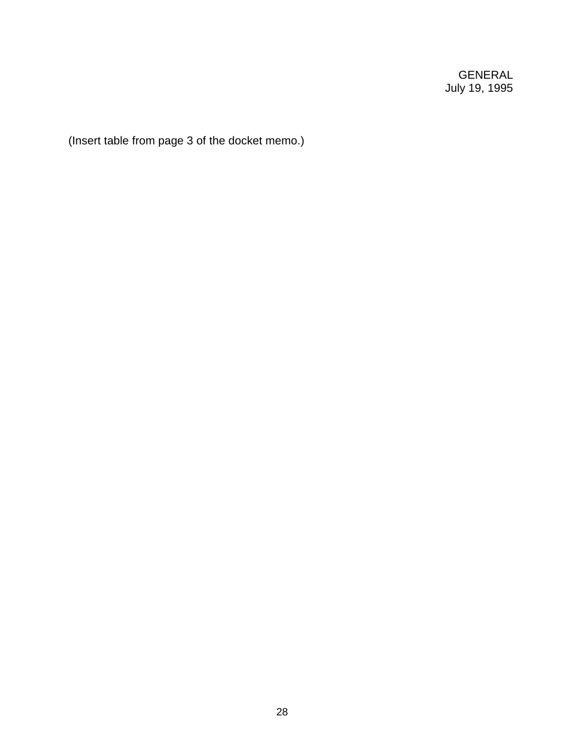GENERAL
July 19, 1995

(Insert table from page 3 of the docket memo.)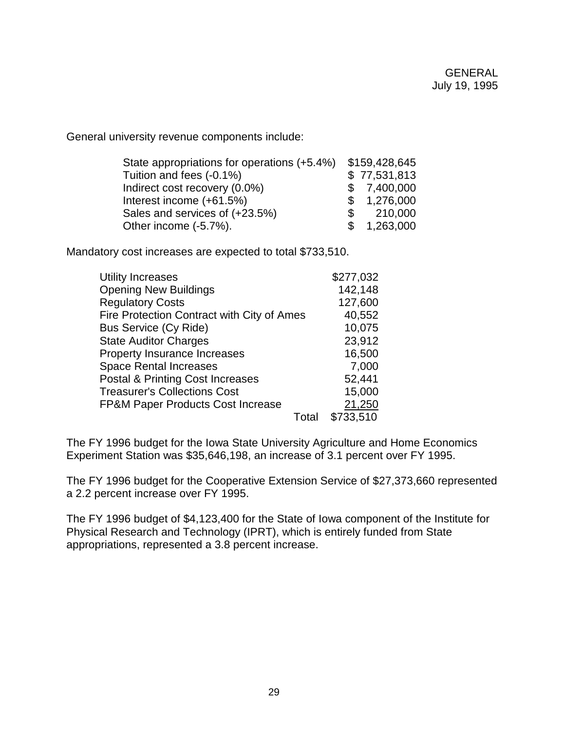GENERAL
July 19, 1995

General university revenue components include:

| | |
|---|---|
| State appropriations for operations (+5.4%) | $159,428,645 |
| Tuition and fees (-0.1%) | $ 77,531,813 |
| Indirect cost recovery (0.0%) | $ 7,400,000 |
| Interest income (+61.5%) | $ 1,276,000 |
| Sales and services of (+23.5%) | $ 210,000 |
| Other income (-5.7%). | $ 1,263,000 |

Mandatory cost increases are expected to total $733,510.

| | |
|---|---|
| Utility Increases | $277,032 |
| Opening New Buildings | 142,148 |
| Regulatory Costs | 127,600 |
| Fire Protection Contract with City of Ames | 40,552 |
| Bus Service (Cy Ride) | 10,075 |
| State Auditor Charges | 23,912 |
| Property Insurance Increases | 16,500 |
| Space Rental Increases | 7,000 |
| Postal & Printing Cost Increases | 52,441 |
| Treasurer's Collections Cost | 15,000 |
| FP&M Paper Products Cost Increase | 21,250 |
| Total | $733,510 |

The FY 1996 budget for the Iowa State University Agriculture and Home Economics Experiment Station was $35,646,198, an increase of 3.1 percent over FY 1995.

The FY 1996 budget for the Cooperative Extension Service of $27,373,660 represented a 2.2 percent increase over FY 1995.

The FY 1996 budget of $4,123,400 for the State of Iowa component of the Institute for Physical Research and Technology (IPRT), which is entirely funded from State appropriations, represented a 3.8 percent increase.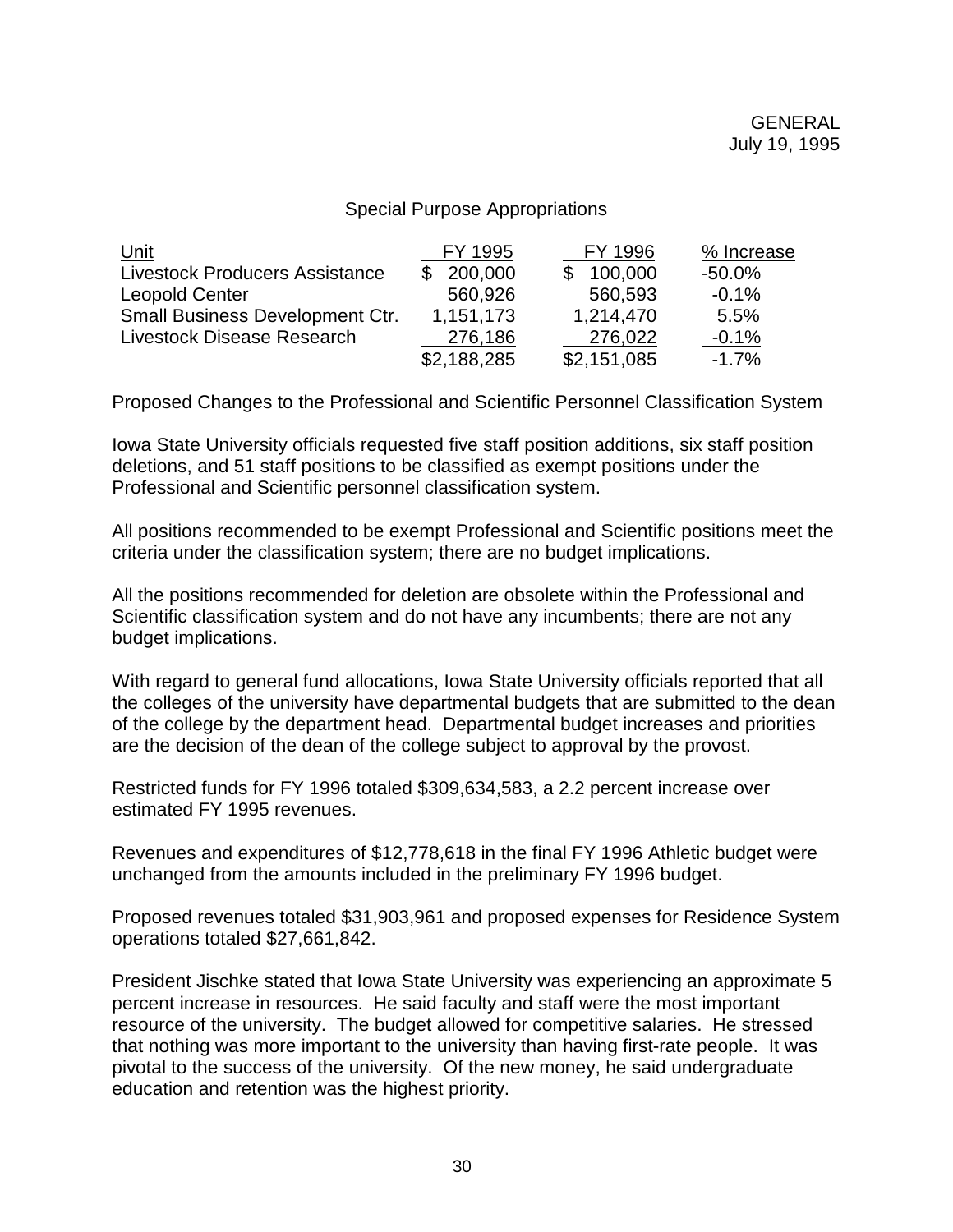Special Purpose Appropriations

| Unit | FY 1995 | FY 1996 | % Increase |
|---|---|---|---|
| Livestock Producers Assistance | $ 200,000 | $ 100,000 | -50.0% |
| Leopold Center | 560,926 | 560,593 | -0.1% |
| Small Business Development Ctr. | 1,151,173 | 1,214,470 | 5.5% |
| Livestock Disease Research | 276,186 | 276,022 | -0.1% |
| | $2,188,285 | $2,151,085 | -1.7% |

Proposed Changes to the Professional and Scientific Personnel Classification System

Iowa State University officials requested five staff position additions, six staff position deletions, and 51 staff positions to be classified as exempt positions under the Professional and Scientific personnel classification system.

All positions recommended to be exempt Professional and Scientific positions meet the criteria under the classification system; there are no budget implications.

All the positions recommended for deletion are obsolete within the Professional and Scientific classification system and do not have any incumbents; there are not any budget implications.

With regard to general fund allocations, Iowa State University officials reported that all the colleges of the university have departmental budgets that are submitted to the dean of the college by the department head. Departmental budget increases and priorities are the decision of the dean of the college subject to approval by the provost.

Restricted funds for FY 1996 totaled $309,634,583, a 2.2 percent increase over estimated FY 1995 revenues.

Revenues and expenditures of $12,778,618 in the final FY 1996 Athletic budget were unchanged from the amounts included in the preliminary FY 1996 budget.

Proposed revenues totaled $31,903,961 and proposed expenses for Residence System operations totaled $27,661,842.

President Jischke stated that Iowa State University was experiencing an approximate 5 percent increase in resources. He said faculty and staff were the most important resource of the university. The budget allowed for competitive salaries. He stressed that nothing was more important to the university than having first-rate people. It was pivotal to the success of the university. Of the new money, he said undergraduate education and retention was the highest priority.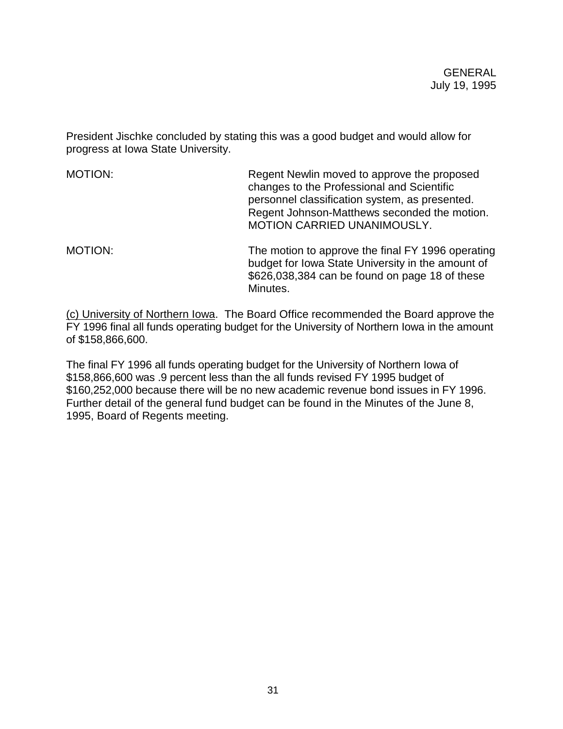President Jischke concluded by stating this was a good budget and would allow for progress at Iowa State University.

MOTION: Regent Newlin moved to approve the proposed changes to the Professional and Scientific personnel classification system, as presented. Regent Johnson-Matthews seconded the motion. MOTION CARRIED UNANIMOUSLY.

MOTION: The motion to approve the final FY 1996 operating budget for Iowa State University in the amount of $626,038,384 can be found on page 18 of these Minutes.

(c) University of Northern Iowa. The Board Office recommended the Board approve the FY 1996 final all funds operating budget for the University of Northern Iowa in the amount of $158,866,600.

The final FY 1996 all funds operating budget for the University of Northern Iowa of $158,866,600 was .9 percent less than the all funds revised FY 1995 budget of $160,252,000 because there will be no new academic revenue bond issues in FY 1996. Further detail of the general fund budget can be found in the Minutes of the June 8, 1995, Board of Regents meeting.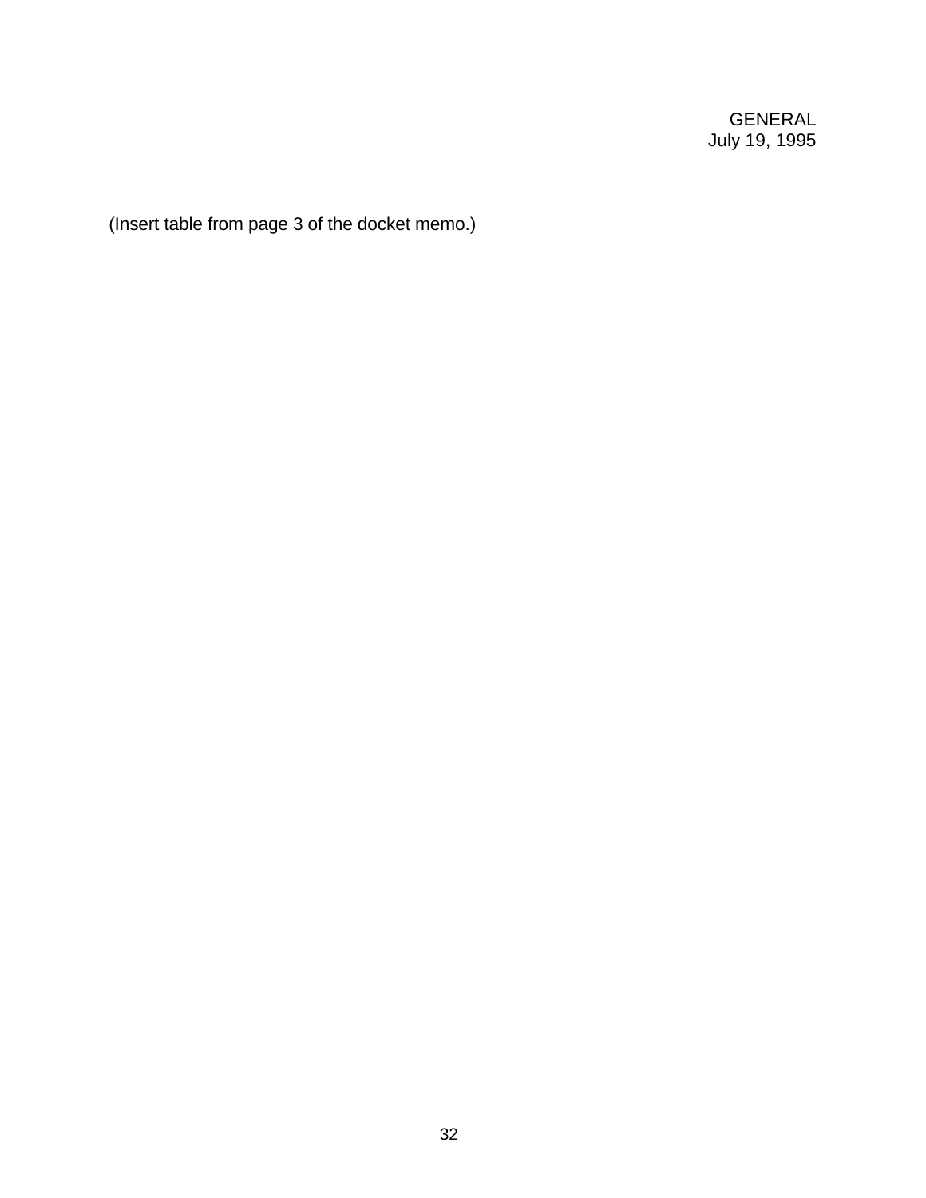(Insert table from page 3 of the docket memo.)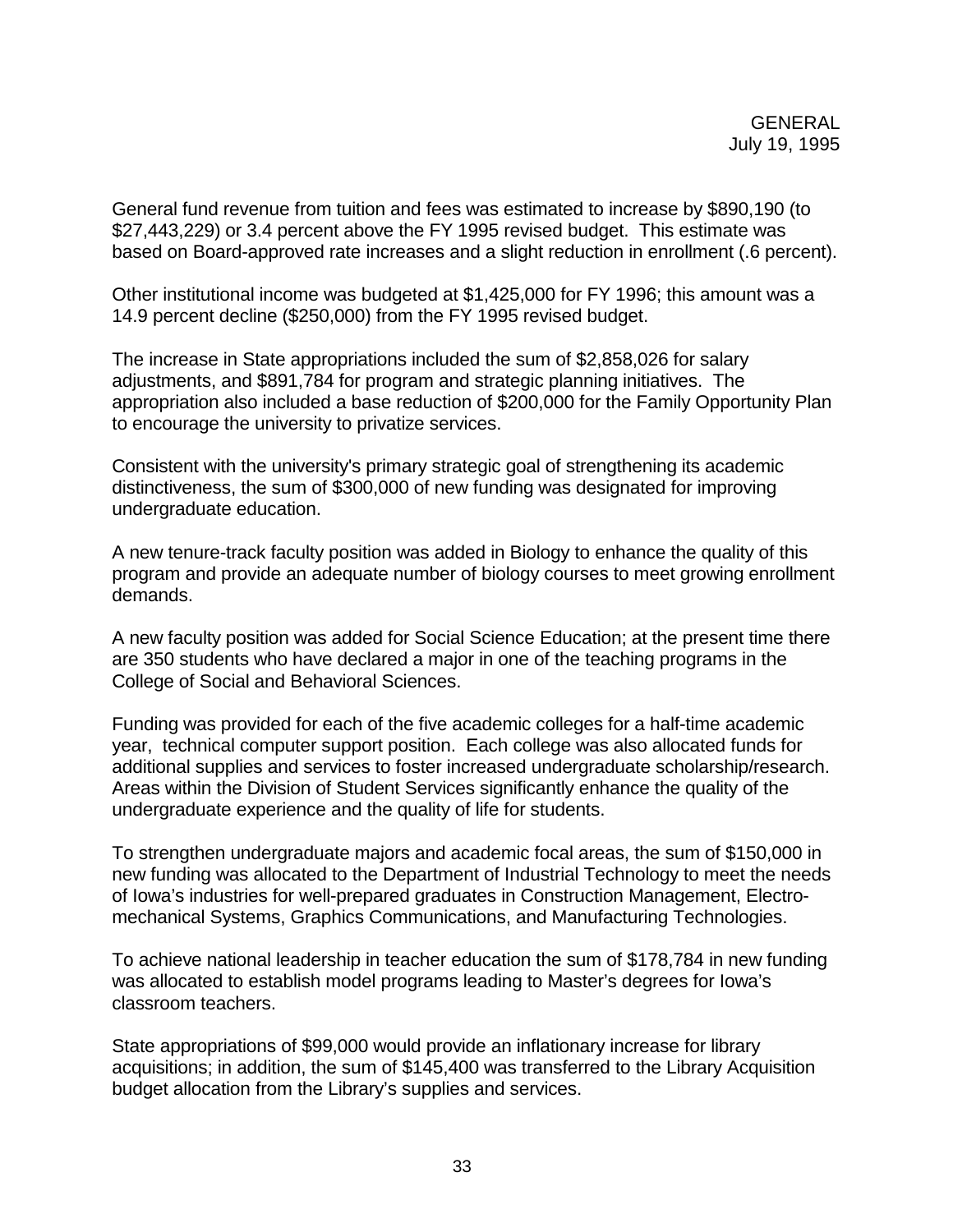General fund revenue from tuition and fees was estimated to increase by $890,190 (to $27,443,229) or 3.4 percent above the FY 1995 revised budget. This estimate was based on Board-approved rate increases and a slight reduction in enrollment (.6 percent).

Other institutional income was budgeted at $1,425,000 for FY 1996; this amount was a 14.9 percent decline ($250,000) from the FY 1995 revised budget.

The increase in State appropriations included the sum of $2,858,026 for salary adjustments, and $891,784 for program and strategic planning initiatives. The appropriation also included a base reduction of $200,000 for the Family Opportunity Plan to encourage the university to privatize services.

Consistent with the university's primary strategic goal of strengthening its academic distinctiveness, the sum of $300,000 of new funding was designated for improving undergraduate education.

A new tenure-track faculty position was added in Biology to enhance the quality of this program and provide an adequate number of biology courses to meet growing enrollment demands.

A new faculty position was added for Social Science Education; at the present time there are 350 students who have declared a major in one of the teaching programs in the College of Social and Behavioral Sciences.

Funding was provided for each of the five academic colleges for a half-time academic year, technical computer support position. Each college was also allocated funds for additional supplies and services to foster increased undergraduate scholarship/research. Areas within the Division of Student Services significantly enhance the quality of the undergraduate experience and the quality of life for students.

To strengthen undergraduate majors and academic focal areas, the sum of $150,000 in new funding was allocated to the Department of Industrial Technology to meet the needs of Iowa's industries for well-prepared graduates in Construction Management, Electro-mechanical Systems, Graphics Communications, and Manufacturing Technologies.

To achieve national leadership in teacher education the sum of $178,784 in new funding was allocated to establish model programs leading to Master's degrees for Iowa's classroom teachers.

State appropriations of $99,000 would provide an inflationary increase for library acquisitions; in addition, the sum of $145,400 was transferred to the Library Acquisition budget allocation from the Library's supplies and services.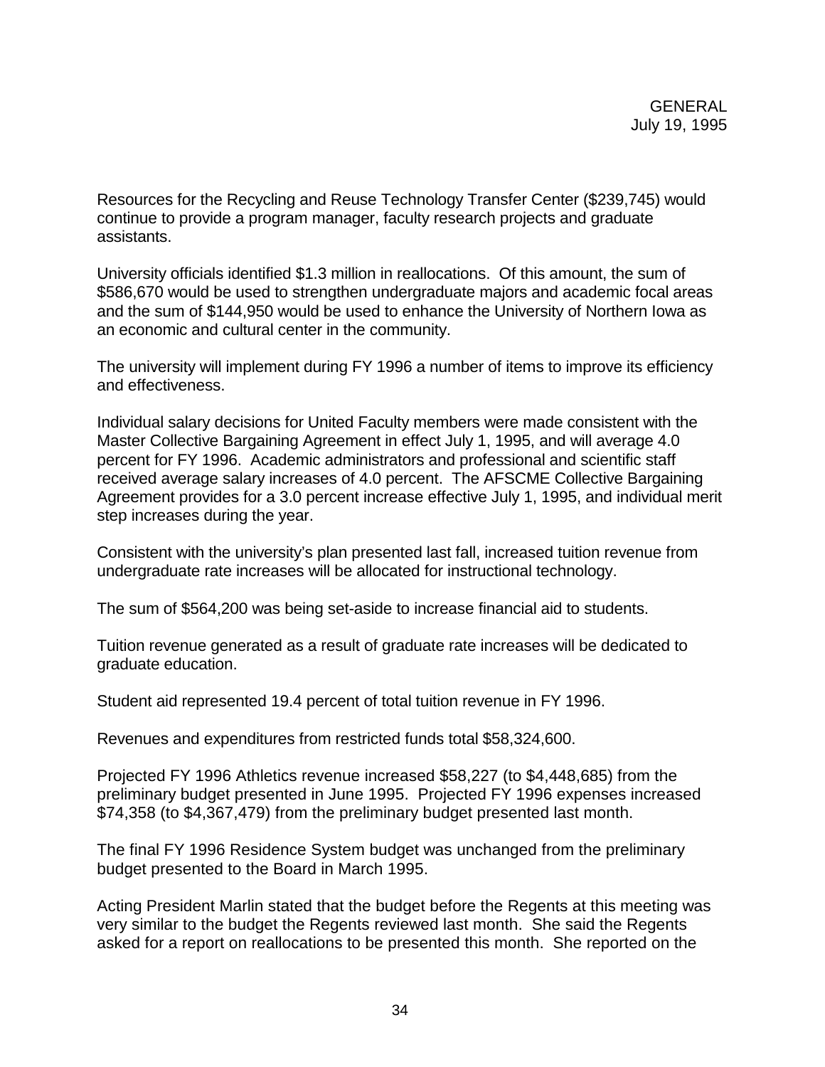Resources for the Recycling and Reuse Technology Transfer Center ($239,745) would continue to provide a program manager, faculty research projects and graduate assistants.

University officials identified $1.3 million in reallocations. Of this amount, the sum of $586,670 would be used to strengthen undergraduate majors and academic focal areas and the sum of $144,950 would be used to enhance the University of Northern Iowa as an economic and cultural center in the community.

The university will implement during FY 1996 a number of items to improve its efficiency and effectiveness.

Individual salary decisions for United Faculty members were made consistent with the Master Collective Bargaining Agreement in effect July 1, 1995, and will average 4.0 percent for FY 1996. Academic administrators and professional and scientific staff received average salary increases of 4.0 percent. The AFSCME Collective Bargaining Agreement provides for a 3.0 percent increase effective July 1, 1995, and individual merit step increases during the year.

Consistent with the university's plan presented last fall, increased tuition revenue from undergraduate rate increases will be allocated for instructional technology.

The sum of $564,200 was being set-aside to increase financial aid to students.

Tuition revenue generated as a result of graduate rate increases will be dedicated to graduate education.

Student aid represented 19.4 percent of total tuition revenue in FY 1996.

Revenues and expenditures from restricted funds total $58,324,600.

Projected FY 1996 Athletics revenue increased $58,227 (to $4,448,685) from the preliminary budget presented in June 1995. Projected FY 1996 expenses increased $74,358 (to $4,367,479) from the preliminary budget presented last month.

The final FY 1996 Residence System budget was unchanged from the preliminary budget presented to the Board in March 1995.

Acting President Marlin stated that the budget before the Regents at this meeting was very similar to the budget the Regents reviewed last month. She said the Regents asked for a report on reallocations to be presented this month. She reported on the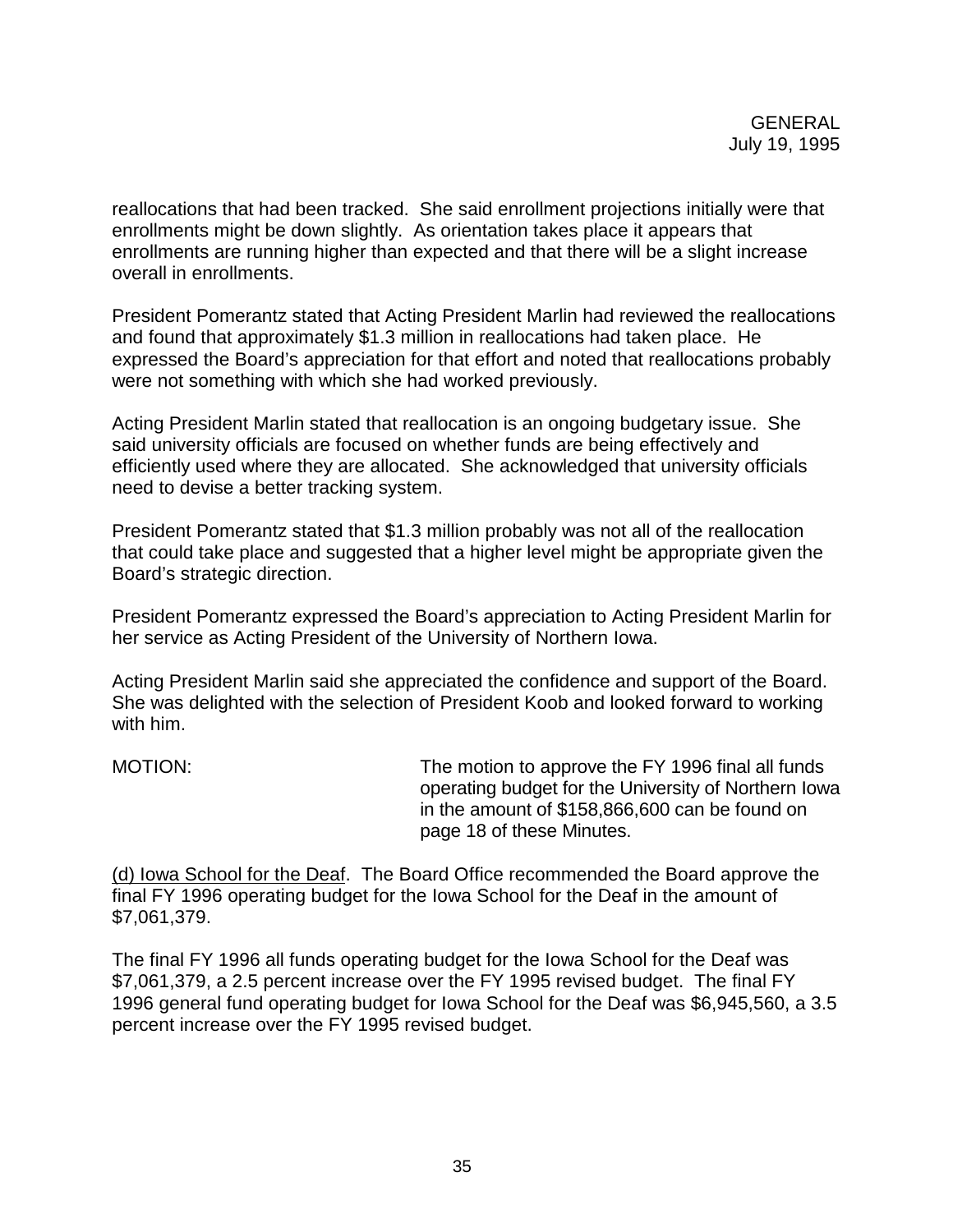reallocations that had been tracked. She said enrollment projections initially were that enrollments might be down slightly. As orientation takes place it appears that enrollments are running higher than expected and that there will be a slight increase overall in enrollments.

President Pomerantz stated that Acting President Marlin had reviewed the reallocations and found that approximately $1.3 million in reallocations had taken place. He expressed the Board's appreciation for that effort and noted that reallocations probably were not something with which she had worked previously.

Acting President Marlin stated that reallocation is an ongoing budgetary issue. She said university officials are focused on whether funds are being effectively and efficiently used where they are allocated. She acknowledged that university officials need to devise a better tracking system.

President Pomerantz stated that $1.3 million probably was not all of the reallocation that could take place and suggested that a higher level might be appropriate given the Board's strategic direction.

President Pomerantz expressed the Board's appreciation to Acting President Marlin for her service as Acting President of the University of Northern Iowa.

Acting President Marlin said she appreciated the confidence and support of the Board. She was delighted with the selection of President Koob and looked forward to working with him.

MOTION: The motion to approve the FY 1996 final all funds operating budget for the University of Northern Iowa in the amount of $158,866,600 can be found on page 18 of these Minutes.

<u>(d) Iowa School for the Deaf</u>. The Board Office recommended the Board approve the final FY 1996 operating budget for the Iowa School for the Deaf in the amount of $7,061,379.

The final FY 1996 all funds operating budget for the Iowa School for the Deaf was $7,061,379, a 2.5 percent increase over the FY 1995 revised budget. The final FY 1996 general fund operating budget for Iowa School for the Deaf was $6,945,560, a 3.5 percent increase over the FY 1995 revised budget.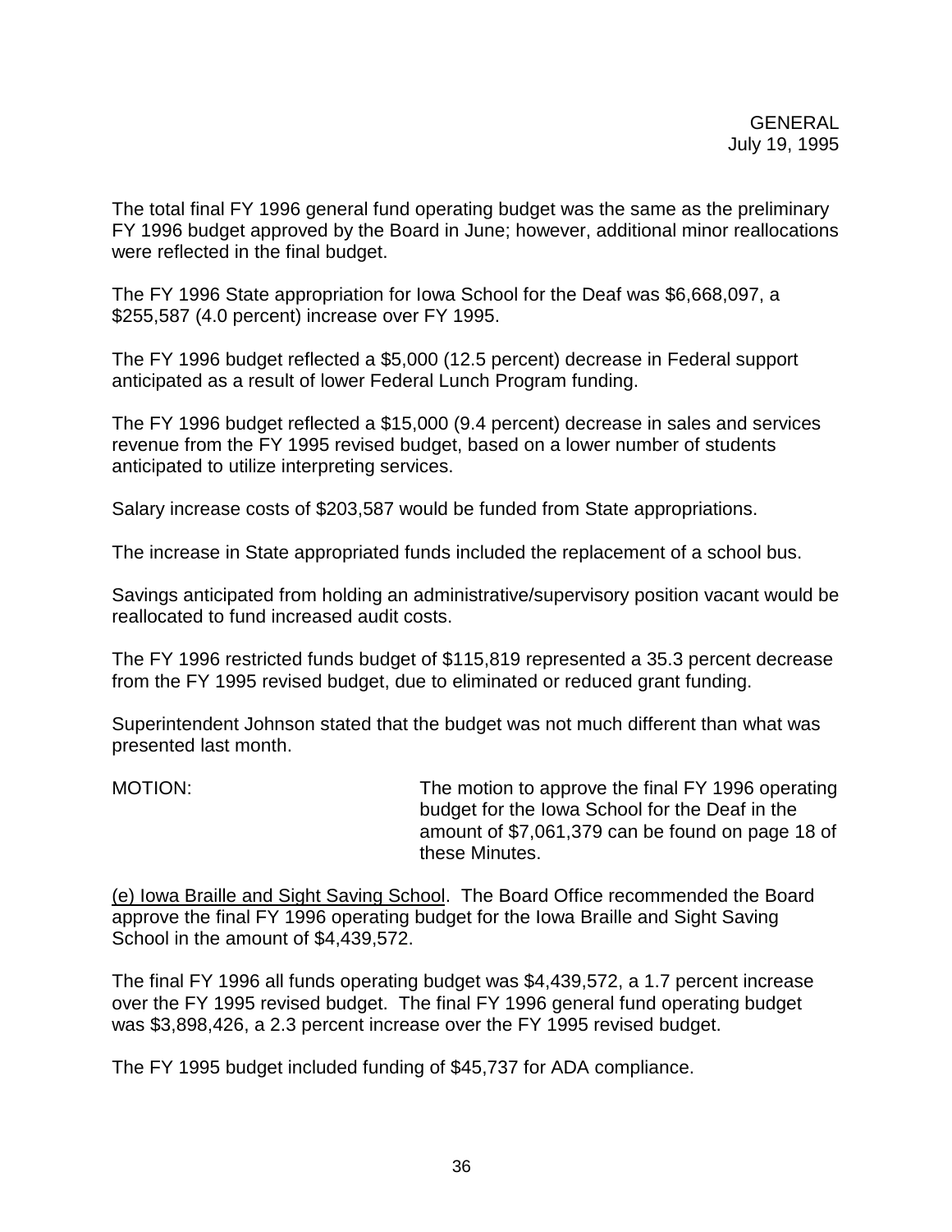The total final FY 1996 general fund operating budget was the same as the preliminary FY 1996 budget approved by the Board in June; however, additional minor reallocations were reflected in the final budget.

The FY 1996 State appropriation for Iowa School for the Deaf was $6,668,097, a $255,587 (4.0 percent) increase over FY 1995.

The FY 1996 budget reflected a $5,000 (12.5 percent) decrease in Federal support anticipated as a result of lower Federal Lunch Program funding.

The FY 1996 budget reflected a $15,000 (9.4 percent) decrease in sales and services revenue from the FY 1995 revised budget, based on a lower number of students anticipated to utilize interpreting services.

Salary increase costs of $203,587 would be funded from State appropriations.

The increase in State appropriated funds included the replacement of a school bus.

Savings anticipated from holding an administrative/supervisory position vacant would be reallocated to fund increased audit costs.

The FY 1996 restricted funds budget of $115,819 represented a 35.3 percent decrease from the FY 1995 revised budget, due to eliminated or reduced grant funding.

Superintendent Johnson stated that the budget was not much different than what was presented last month.

MOTION: The motion to approve the final FY 1996 operating budget for the Iowa School for the Deaf in the amount of $7,061,379 can be found on page 18 of these Minutes.

<u>(e) Iowa Braille and Sight Saving School</u>. The Board Office recommended the Board approve the final FY 1996 operating budget for the Iowa Braille and Sight Saving School in the amount of $4,439,572.

The final FY 1996 all funds operating budget was $4,439,572, a 1.7 percent increase over the FY 1995 revised budget. The final FY 1996 general fund operating budget was $3,898,426, a 2.3 percent increase over the FY 1995 revised budget.

The FY 1995 budget included funding of $45,737 for ADA compliance.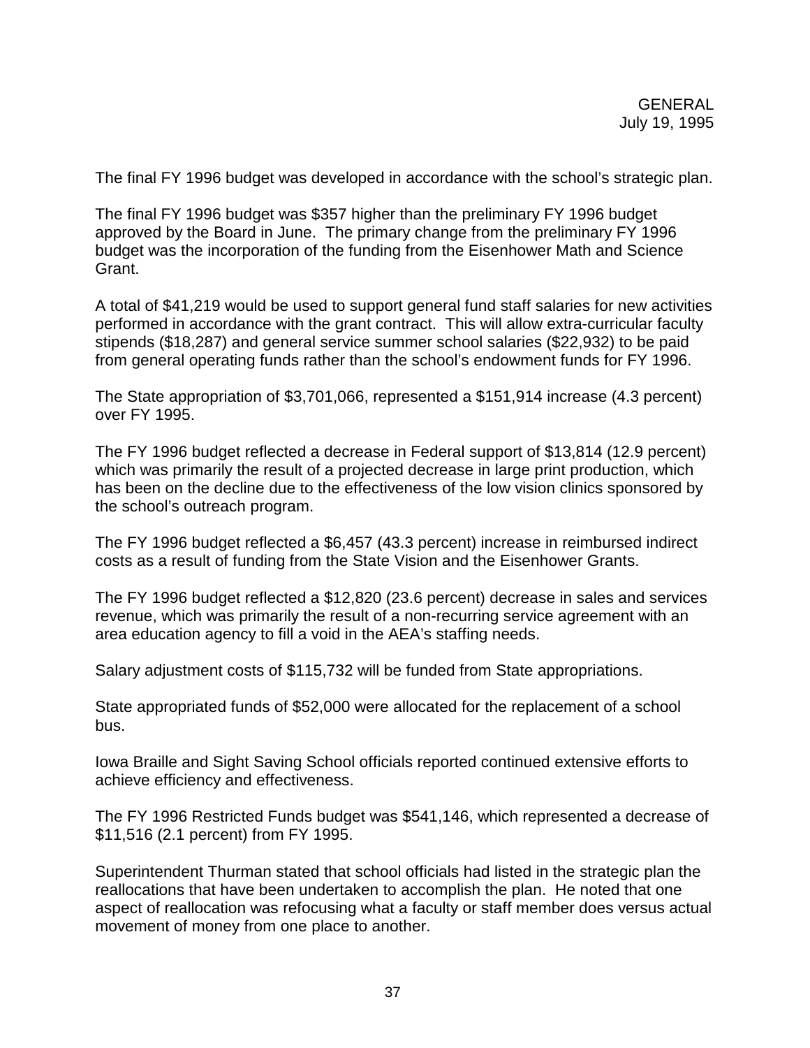GENERAL
July 19, 1995

The final FY 1996 budget was developed in accordance with the school's strategic plan.

The final FY 1996 budget was $357 higher than the preliminary FY 1996 budget approved by the Board in June. The primary change from the preliminary FY 1996 budget was the incorporation of the funding from the Eisenhower Math and Science Grant.

A total of $41,219 would be used to support general fund staff salaries for new activities performed in accordance with the grant contract. This will allow extra-curricular faculty stipends ($18,287) and general service summer school salaries ($22,932) to be paid from general operating funds rather than the school's endowment funds for FY 1996.

The State appropriation of $3,701,066, represented a $151,914 increase (4.3 percent) over FY 1995.

The FY 1996 budget reflected a decrease in Federal support of $13,814 (12.9 percent) which was primarily the result of a projected decrease in large print production, which has been on the decline due to the effectiveness of the low vision clinics sponsored by the school's outreach program.

The FY 1996 budget reflected a $6,457 (43.3 percent) increase in reimbursed indirect costs as a result of funding from the State Vision and the Eisenhower Grants.

The FY 1996 budget reflected a $12,820 (23.6 percent) decrease in sales and services revenue, which was primarily the result of a non-recurring service agreement with an area education agency to fill a void in the AEA's staffing needs.

Salary adjustment costs of $115,732 will be funded from State appropriations.

State appropriated funds of $52,000 were allocated for the replacement of a school bus.

Iowa Braille and Sight Saving School officials reported continued extensive efforts to achieve efficiency and effectiveness.

The FY 1996 Restricted Funds budget was $541,146, which represented a decrease of $11,516 (2.1 percent) from FY 1995.

Superintendent Thurman stated that school officials had listed in the strategic plan the reallocations that have been undertaken to accomplish the plan. He noted that one aspect of reallocation was refocusing what a faculty or staff member does versus actual movement of money from one place to another.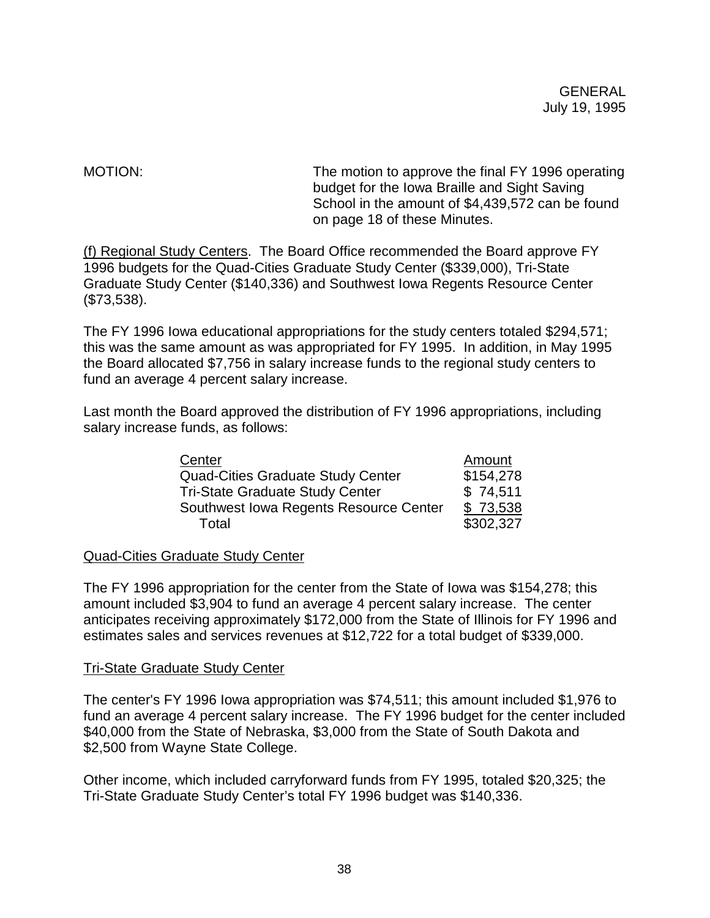MOTION: The motion to approve the final FY 1996 operating budget for the Iowa Braille and Sight Saving School in the amount of $4,439,572 can be found on page 18 of these Minutes.

(f) Regional Study Centers. The Board Office recommended the Board approve FY 1996 budgets for the Quad-Cities Graduate Study Center ($339,000), Tri-State Graduate Study Center ($140,336) and Southwest Iowa Regents Resource Center ($73,538).

The FY 1996 Iowa educational appropriations for the study centers totaled $294,571; this was the same amount as was appropriated for FY 1995. In addition, in May 1995 the Board allocated $7,756 in salary increase funds to the regional study centers to fund an average 4 percent salary increase.

Last month the Board approved the distribution of FY 1996 appropriations, including salary increase funds, as follows:

| Center | Amount |
|---|---|
| Quad-Cities Graduate Study Center | $154,278 |
| Tri-State Graduate Study Center | $ 74,511 |
| Southwest Iowa Regents Resource Center | $ 73,538 |
| Total | $302,327 |

Quad-Cities Graduate Study Center

The FY 1996 appropriation for the center from the State of Iowa was $154,278; this amount included $3,904 to fund an average 4 percent salary increase. The center anticipates receiving approximately $172,000 from the State of Illinois for FY 1996 and estimates sales and services revenues at $12,722 for a total budget of $339,000.

Tri-State Graduate Study Center

The center's FY 1996 Iowa appropriation was $74,511; this amount included $1,976 to fund an average 4 percent salary increase. The FY 1996 budget for the center included $40,000 from the State of Nebraska, $3,000 from the State of South Dakota and $2,500 from Wayne State College.

Other income, which included carryforward funds from FY 1995, totaled $20,325; the Tri-State Graduate Study Center's total FY 1996 budget was $140,336.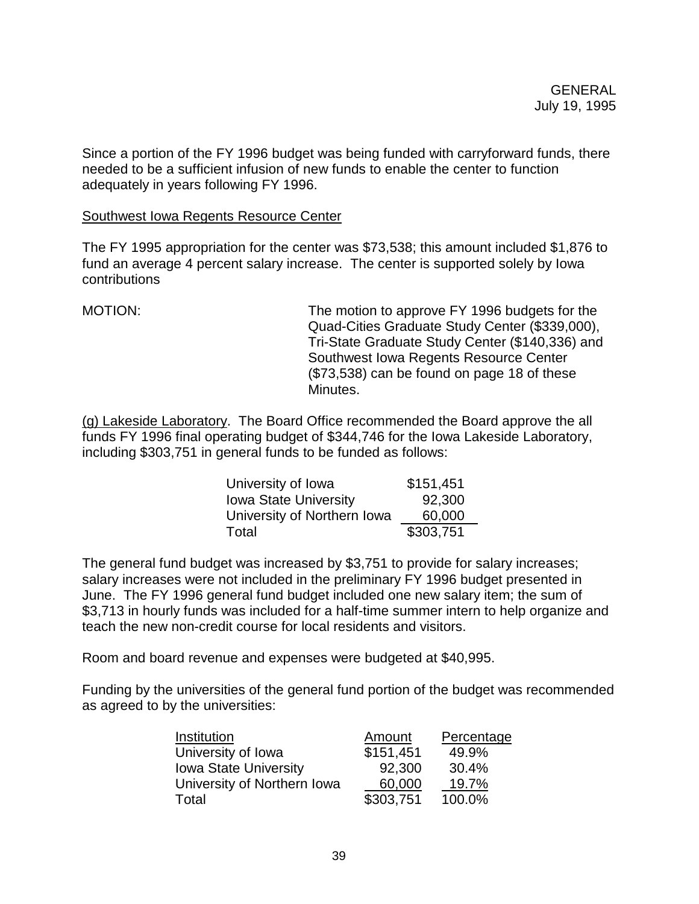Since a portion of the FY 1996 budget was being funded with carryforward funds, there needed to be a sufficient infusion of new funds to enable the center to function adequately in years following FY 1996.

Southwest Iowa Regents Resource Center

The FY 1995 appropriation for the center was $73,538; this amount included $1,876 to fund an average 4 percent salary increase. The center is supported solely by Iowa contributions

MOTION: The motion to approve FY 1996 budgets for the Quad-Cities Graduate Study Center ($339,000), Tri-State Graduate Study Center ($140,336) and Southwest Iowa Regents Resource Center ($73,538) can be found on page 18 of these Minutes.

(g) Lakeside Laboratory. The Board Office recommended the Board approve the all funds FY 1996 final operating budget of $344,746 for the Iowa Lakeside Laboratory, including $303,751 in general funds to be funded as follows:

| | |
|---|---:|
| University of Iowa | $151,451 |
| Iowa State University | 92,300 |
| University of Northern Iowa | 60,000 |
| Total | $303,751 |

The general fund budget was increased by $3,751 to provide for salary increases; salary increases were not included in the preliminary FY 1996 budget presented in June. The FY 1996 general fund budget included one new salary item; the sum of $3,713 in hourly funds was included for a half-time summer intern to help organize and teach the new non-credit course for local residents and visitors.

Room and board revenue and expenses were budgeted at $40,995.

Funding by the universities of the general fund portion of the budget was recommended as agreed to by the universities:

| Institution | Amount | Percentage |
|---|---:|---:|
| University of Iowa | $151,451 | 49.9% |
| Iowa State University | 92,300 | 30.4% |
| University of Northern Iowa | 60,000 | 19.7% |
| Total | $303,751 | 100.0% |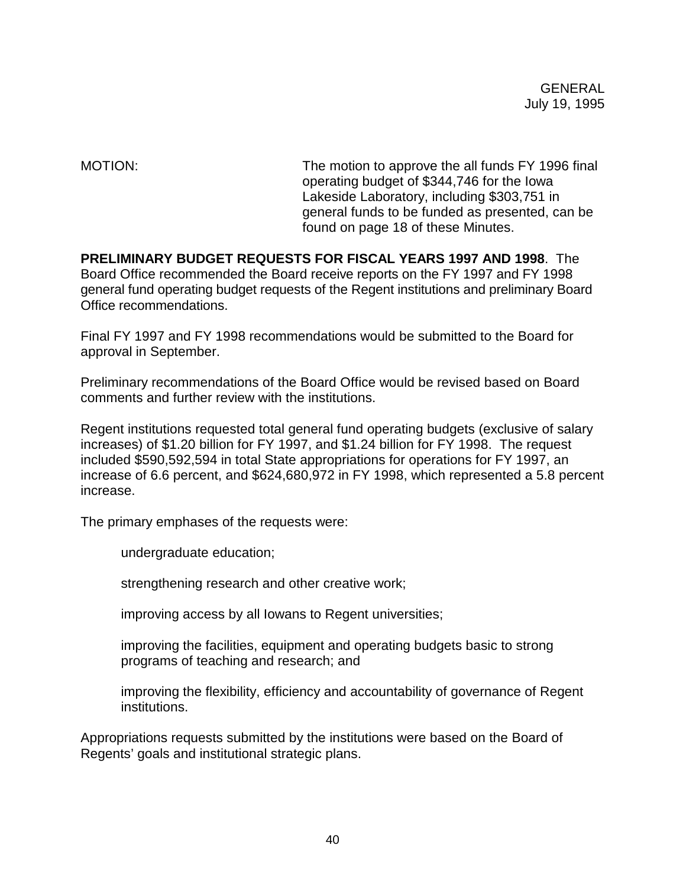MOTION: The motion to approve the all funds FY 1996 final operating budget of $344,746 for the Iowa Lakeside Laboratory, including $303,751 in general funds to be funded as presented, can be found on page 18 of these Minutes.

**PRELIMINARY BUDGET REQUESTS FOR FISCAL YEARS 1997 AND 1998**. The Board Office recommended the Board receive reports on the FY 1997 and FY 1998 general fund operating budget requests of the Regent institutions and preliminary Board Office recommendations.

Final FY 1997 and FY 1998 recommendations would be submitted to the Board for approval in September.

Preliminary recommendations of the Board Office would be revised based on Board comments and further review with the institutions.

Regent institutions requested total general fund operating budgets (exclusive of salary increases) of $1.20 billion for FY 1997, and $1.24 billion for FY 1998. The request included $590,592,594 in total State appropriations for operations for FY 1997, an increase of 6.6 percent, and $624,680,972 in FY 1998, which represented a 5.8 percent increase.

The primary emphases of the requests were:

- undergraduate education;
- strengthening research and other creative work;
- improving access by all Iowans to Regent universities;
- improving the facilities, equipment and operating budgets basic to strong programs of teaching and research; and
- improving the flexibility, efficiency and accountability of governance of Regent institutions.

Appropriations requests submitted by the institutions were based on the Board of Regents' goals and institutional strategic plans.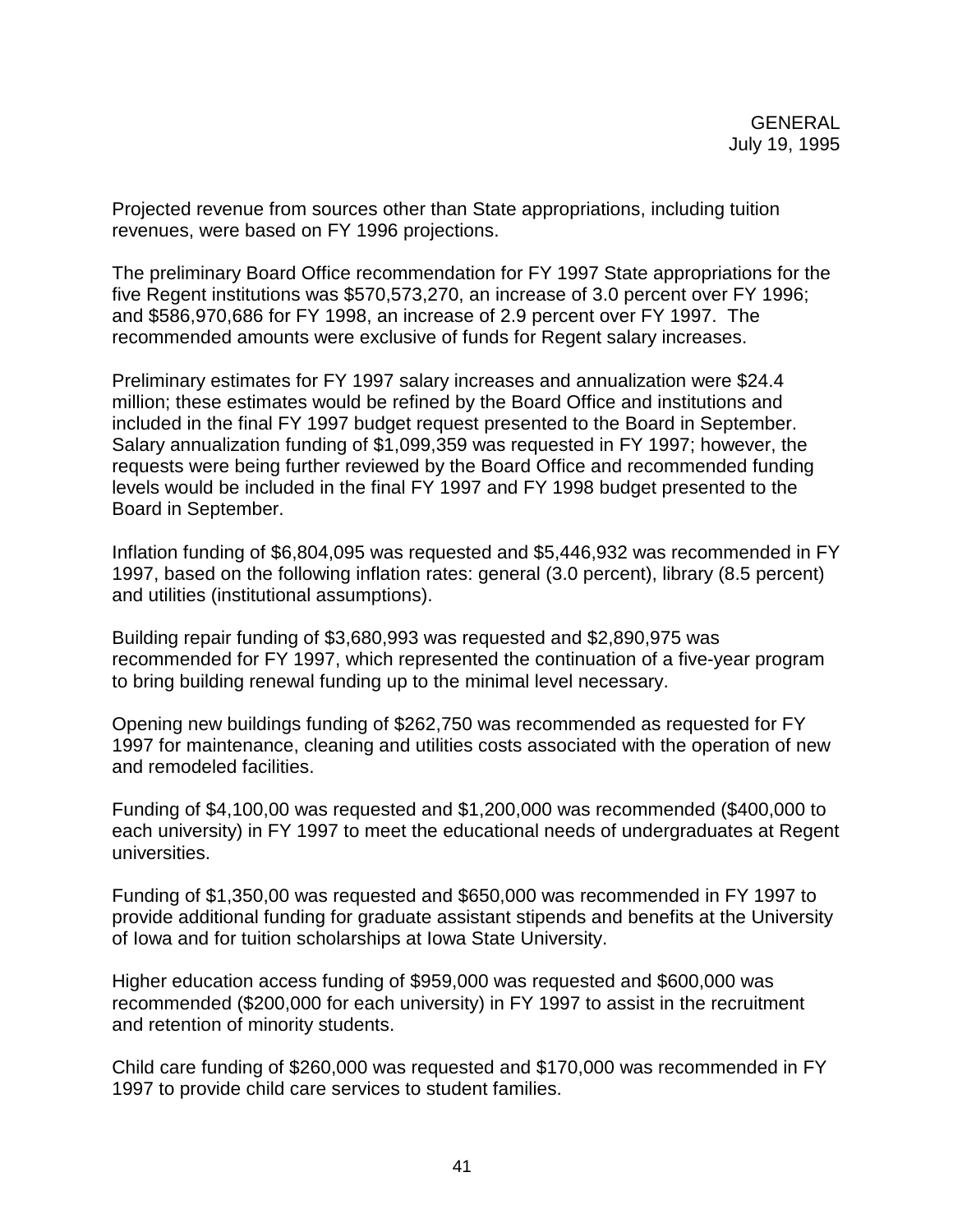Projected revenue from sources other than State appropriations, including tuition revenues, were based on FY 1996 projections.

The preliminary Board Office recommendation for FY 1997 State appropriations for the five Regent institutions was $570,573,270, an increase of 3.0 percent over FY 1996; and $586,970,686 for FY 1998, an increase of 2.9 percent over FY 1997. The recommended amounts were exclusive of funds for Regent salary increases.

Preliminary estimates for FY 1997 salary increases and annualization were $24.4 million; these estimates would be refined by the Board Office and institutions and included in the final FY 1997 budget request presented to the Board in September. Salary annualization funding of $1,099,359 was requested in FY 1997; however, the requests were being further reviewed by the Board Office and recommended funding levels would be included in the final FY 1997 and FY 1998 budget presented to the Board in September.

Inflation funding of $6,804,095 was requested and $5,446,932 was recommended in FY 1997, based on the following inflation rates: general (3.0 percent), library (8.5 percent) and utilities (institutional assumptions).

Building repair funding of $3,680,993 was requested and $2,890,975 was recommended for FY 1997, which represented the continuation of a five-year program to bring building renewal funding up to the minimal level necessary.

Opening new buildings funding of $262,750 was recommended as requested for FY 1997 for maintenance, cleaning and utilities costs associated with the operation of new and remodeled facilities.

Funding of $4,100,00 was requested and $1,200,000 was recommended ($400,000 to each university) in FY 1997 to meet the educational needs of undergraduates at Regent universities.

Funding of $1,350,00 was requested and $650,000 was recommended in FY 1997 to provide additional funding for graduate assistant stipends and benefits at the University of Iowa and for tuition scholarships at Iowa State University.

Higher education access funding of $959,000 was requested and $600,000 was recommended ($200,000 for each university) in FY 1997 to assist in the recruitment and retention of minority students.

Child care funding of $260,000 was requested and $170,000 was recommended in FY 1997 to provide child care services to student families.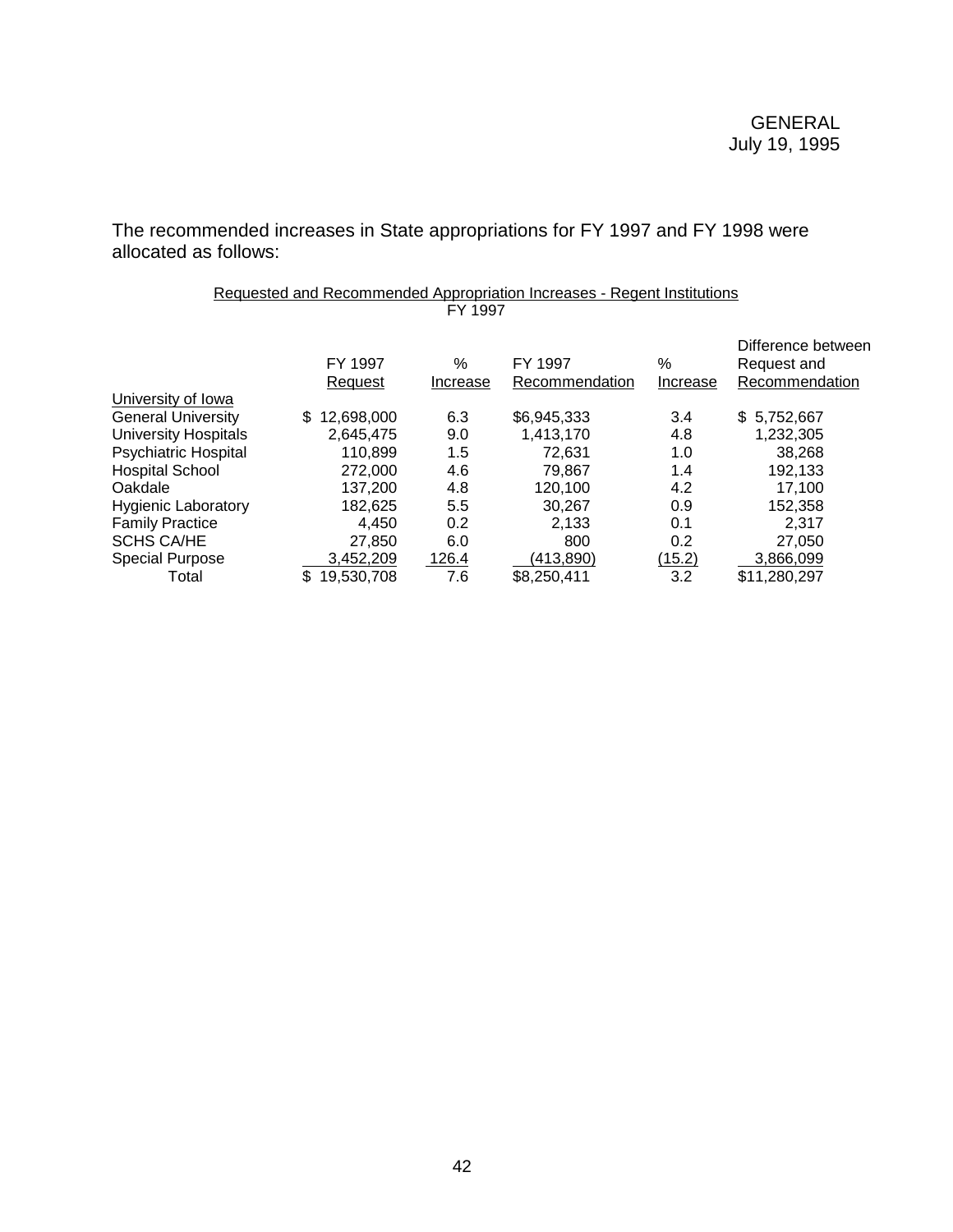The recommended increases in State appropriations for FY 1997 and FY 1998 were allocated as follows:

Requested and Recommended Appropriation Increases - Regent Institutions
FY 1997

| | FY 1997 Request | % Increase | FY 1997 Recommendation | % Increase | Difference between Request and Recommendation |
|---|---|---|---|---|---|
| University of Iowa | | | | | |
| General University | $ 12,698,000 | 6.3 | $6,945,333 | 3.4 | $ 5,752,667 |
| University Hospitals | 2,645,475 | 9.0 | 1,413,170 | 4.8 | 1,232,305 |
| Psychiatric Hospital | 110,899 | 1.5 | 72,631 | 1.0 | 38,268 |
| Hospital School | 272,000 | 4.6 | 79,867 | 1.4 | 192,133 |
| Oakdale | 137,200 | 4.8 | 120,100 | 4.2 | 17,100 |
| Hygienic Laboratory | 182,625 | 5.5 | 30,267 | 0.9 | 152,358 |
| Family Practice | 4,450 | 0.2 | 2,133 | 0.1 | 2,317 |
| SCHS CA/HE | 27,850 | 6.0 | 800 | 0.2 | 27,050 |
| Special Purpose | 3,452,209 | 126.4 | (413,890) | (15.2) | 3,866,099 |
| Total | $ 19,530,708 | 7.6 | $8,250,411 | 3.2 | $11,280,297 |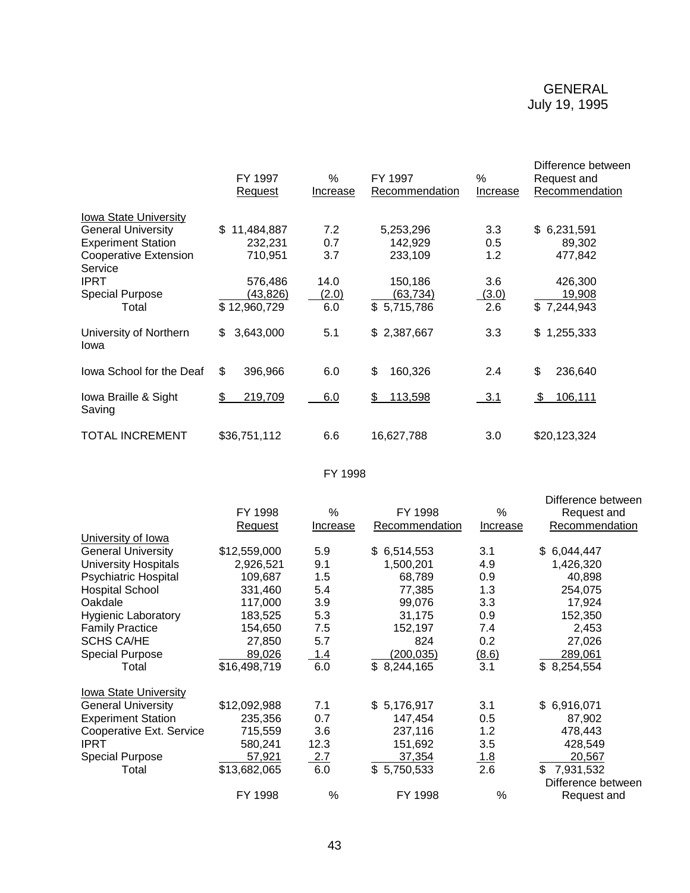GENERAL
July 19, 1995

| | FY 1997 Request | % Increase | FY 1997 Recommendation | % Increase | Difference between Request and Recommendation |
|---|---|---|---|---|---|
| Iowa State University | | | | | |
| General University | $ 11,484,887 | 7.2 | 5,253,296 | 3.3 | $ 6,231,591 |
| Experiment Station | 232,231 | 0.7 | 142,929 | 0.5 | 89,302 |
| Cooperative Extension Service | 710,951 | 3.7 | 233,109 | 1.2 | 477,842 |
| IPRT | 576,486 | 14.0 | 150,186 | 3.6 | 426,300 |
| Special Purpose | (43,826) | (2.0) | (63,734) | (3.0) | 19,908 |
| Total | $ 12,960,729 | 6.0 | $ 5,715,786 | 2.6 | $ 7,244,943 |
| University of Northern Iowa | $ 3,643,000 | 5.1 | $ 2,387,667 | 3.3 | $ 1,255,333 |
| Iowa School for the Deaf | $ 396,966 | 6.0 | $ 160,326 | 2.4 | $ 236,640 |
| Iowa Braille & Sight Saving | $ 219,709 | 6.0 | $ 113,598 | 3.1 | $ 106,111 |
| TOTAL INCREMENT | $36,751,112 | 6.6 | 16,627,788 | 3.0 | $20,123,324 |

FY 1998

| | FY 1998 Request | % Increase | FY 1998 Recommendation | % Increase | Difference between Request and Recommendation |
|---|---|---|---|---|---|
| University of Iowa | | | | | |
| General University | $12,559,000 | 5.9 | $ 6,514,553 | 3.1 | $ 6,044,447 |
| University Hospitals | 2,926,521 | 9.1 | 1,500,201 | 4.9 | 1,426,320 |
| Psychiatric Hospital | 109,687 | 1.5 | 68,789 | 0.9 | 40,898 |
| Hospital School | 331,460 | 5.4 | 77,385 | 1.3 | 254,075 |
| Oakdale | 117,000 | 3.9 | 99,076 | 3.3 | 17,924 |
| Hygienic Laboratory | 183,525 | 5.3 | 31,175 | 0.9 | 152,350 |
| Family Practice | 154,650 | 7.5 | 152,197 | 7.4 | 2,453 |
| SCHS CA/HE | 27,850 | 5.7 | 824 | 0.2 | 27,026 |
| Special Purpose | 89,026 | 1.4 | (200,035) | (8.6) | 289,061 |
| Total | $16,498,719 | 6.0 | $ 8,244,165 | 3.1 | $ 8,254,554 |
| Iowa State University | | | | | |
| General University | $12,092,988 | 7.1 | $ 5,176,917 | 3.1 | $ 6,916,071 |
| Experiment Station | 235,356 | 0.7 | 147,454 | 0.5 | 87,902 |
| Cooperative Ext. Service | 715,559 | 3.6 | 237,116 | 1.2 | 478,443 |
| IPRT | 580,241 | 12.3 | 151,692 | 3.5 | 428,549 |
| Special Purpose | 57,921 | 2.7 | 37,354 | 1.8 | 20,567 |
| Total | $13,682,065 | 6.0 | $ 5,750,533 | 2.6 | $ 7,931,532 |

| | FY 1998 | % | FY 1998 | % | Difference between Request and |
|---|---|---|---|---|---|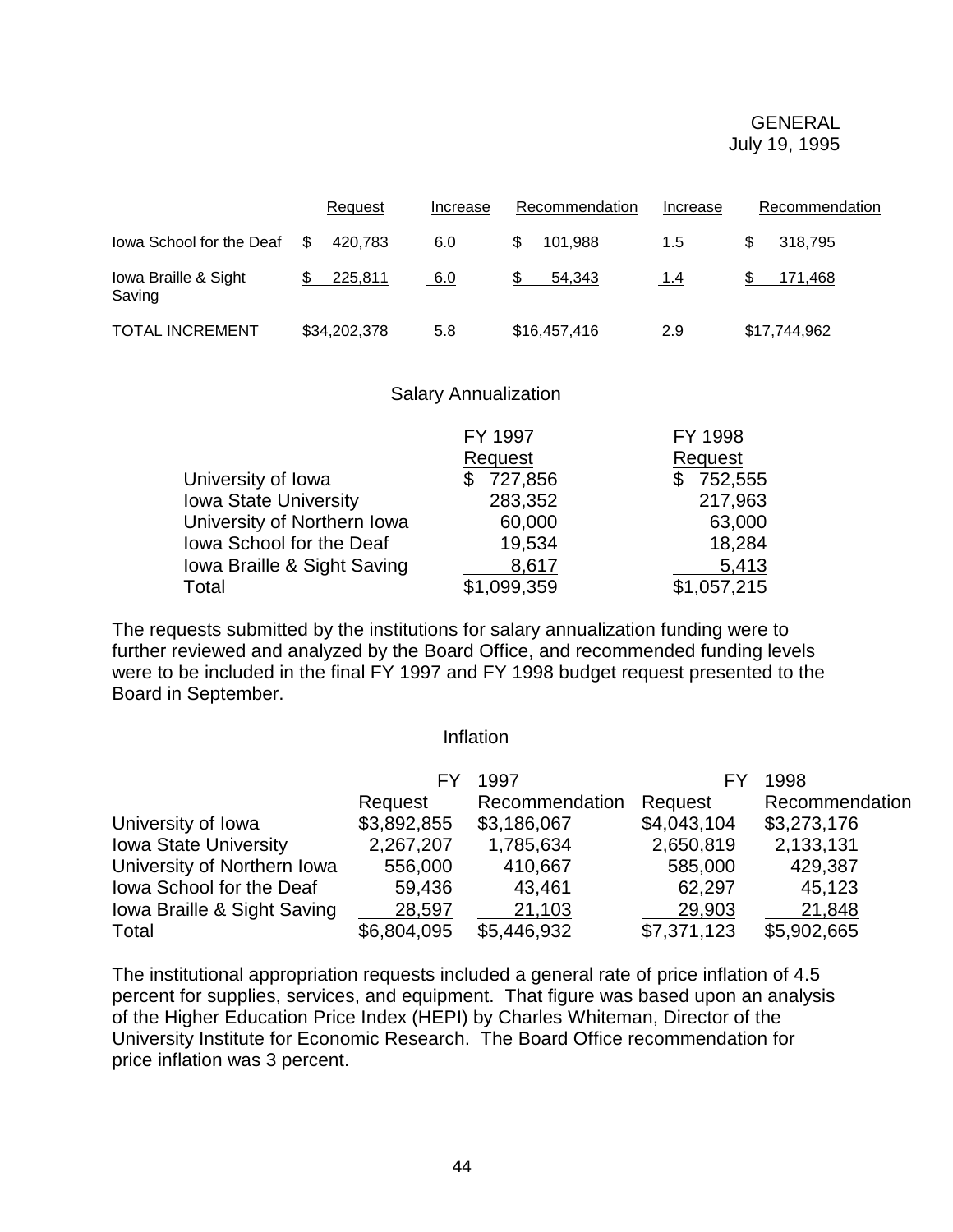GENERAL
July 19, 1995

| | Request | Increase | Recommendation | Increase | Recommendation |
|---|---|---|---|---|---|
| Iowa School for the Deaf | $ 420,783 | 6.0 | $ 101,988 | 1.5 | $ 318,795 |
| Iowa Braille & Sight Saving | $ 225,811 | 6.0 | $ 54,343 | 1.4 | $ 171,468 |
| TOTAL INCREMENT | $34,202,378 | 5.8 | $16,457,416 | 2.9 | $17,744,962 |

## Salary Annualization

| | FY 1997 Request | FY 1998 Request |
|---|---|---|
| University of Iowa | $ 727,856 | $ 752,555 |
| Iowa State University | 283,352 | 217,963 |
| University of Northern Iowa | 60,000 | 63,000 |
| Iowa School for the Deaf | 19,534 | 18,284 |
| Iowa Braille & Sight Saving | 8,617 | 5,413 |
| Total | $1,099,359 | $1,057,215 |

The requests submitted by the institutions for salary annualization funding were to further reviewed and analyzed by the Board Office, and recommended funding levels were to be included in the final FY 1997 and FY 1998 budget request presented to the Board in September.

## Inflation

| | FY 1997 | | FY 1998 | |
|---|---|---|---|---|
| | Request | Recommendation | Request | Recommendation |
| University of Iowa | $3,892,855 | $3,186,067 | $4,043,104 | $3,273,176 |
| Iowa State University | 2,267,207 | 1,785,634 | 2,650,819 | 2,133,131 |
| University of Northern Iowa | 556,000 | 410,667 | 585,000 | 429,387 |
| Iowa School for the Deaf | 59,436 | 43,461 | 62,297 | 45,123 |
| Iowa Braille & Sight Saving | 28,597 | 21,103 | 29,903 | 21,848 |
| Total | $6,804,095 | $5,446,932 | $7,371,123 | $5,902,665 |

The institutional appropriation requests included a general rate of price inflation of 4.5 percent for supplies, services, and equipment. That figure was based upon an analysis of the Higher Education Price Index (HEPI) by Charles Whiteman, Director of the University Institute for Economic Research. The Board Office recommendation for price inflation was 3 percent.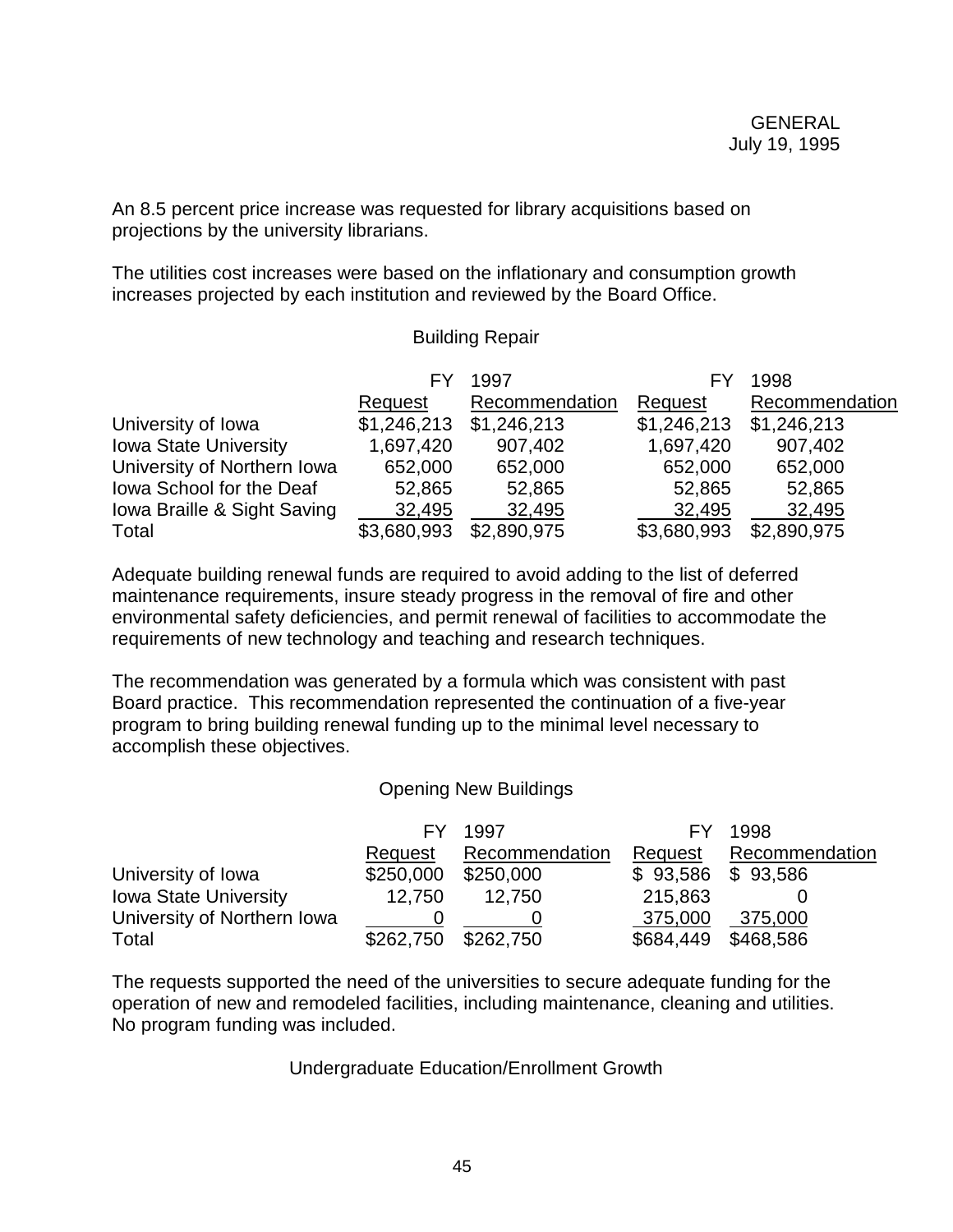An 8.5 percent price increase was requested for library acquisitions based on projections by the university librarians.

The utilities cost increases were based on the inflationary and consumption growth increases projected by each institution and reviewed by the Board Office.

Building Repair

| | FY 1997 Request | FY 1997 Recommendation | FY 1998 Request | FY 1998 Recommendation |
|---|---|---|---|---|
| University of Iowa | $1,246,213 | $1,246,213 | $1,246,213 | $1,246,213 |
| Iowa State University | 1,697,420 | 907,402 | 1,697,420 | 907,402 |
| University of Northern Iowa | 652,000 | 652,000 | 652,000 | 652,000 |
| Iowa School for the Deaf | 52,865 | 52,865 | 52,865 | 52,865 |
| Iowa Braille & Sight Saving | 32,495 | 32,495 | 32,495 | 32,495 |
| Total | $3,680,993 | $2,890,975 | $3,680,993 | $2,890,975 |

Adequate building renewal funds are required to avoid adding to the list of deferred maintenance requirements, insure steady progress in the removal of fire and other environmental safety deficiencies, and permit renewal of facilities to accommodate the requirements of new technology and teaching and research techniques.

The recommendation was generated by a formula which was consistent with past Board practice. This recommendation represented the continuation of a five-year program to bring building renewal funding up to the minimal level necessary to accomplish these objectives.

Opening New Buildings

| | FY 1997 Request | FY 1997 Recommendation | FY 1998 Request | FY 1998 Recommendation |
|---|---|---|---|---|
| University of Iowa | $250,000 | $250,000 | $ 93,586 | $ 93,586 |
| Iowa State University | 12,750 | 12,750 | 215,863 | 0 |
| University of Northern Iowa | 0 | 0 | 375,000 | 375,000 |
| Total | $262,750 | $262,750 | $684,449 | $468,586 |

The requests supported the need of the universities to secure adequate funding for the operation of new and remodeled facilities, including maintenance, cleaning and utilities. No program funding was included.

Undergraduate Education/Enrollment Growth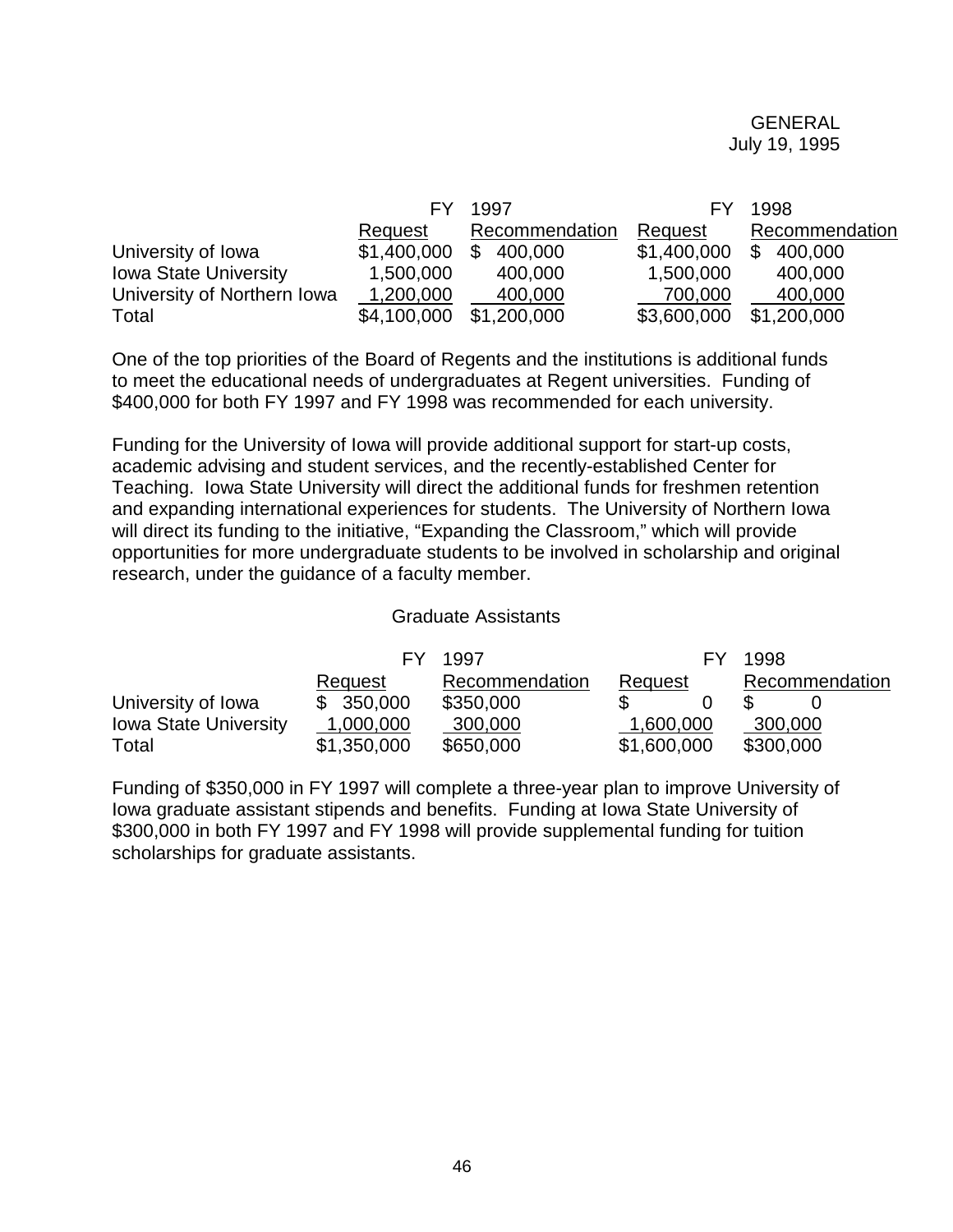| | FY 1997 | | FY 1998 | |
|---|---|---|---|---|
| | Request | Recommendation | Request | Recommendation |
| University of Iowa | $1,400,000 | $ 400,000 | $1,400,000 | $ 400,000 |
| Iowa State University | 1,500,000 | 400,000 | 1,500,000 | 400,000 |
| University of Northern Iowa | 1,200,000 | 400,000 | 700,000 | 400,000 |
| Total | $4,100,000 | $1,200,000 | $3,600,000 | $1,200,000 |

One of the top priorities of the Board of Regents and the institutions is additional funds to meet the educational needs of undergraduates at Regent universities. Funding of $400,000 for both FY 1997 and FY 1998 was recommended for each university.

Funding for the University of Iowa will provide additional support for start-up costs, academic advising and student services, and the recently-established Center for Teaching. Iowa State University will direct the additional funds for freshmen retention and expanding international experiences for students. The University of Northern Iowa will direct its funding to the initiative, "Expanding the Classroom," which will provide opportunities for more undergraduate students to be involved in scholarship and original research, under the guidance of a faculty member.

Graduate Assistants

| | FY 1997 | | FY 1998 | |
|---|---|---|---|---|
| | Request | Recommendation | Request | Recommendation |
| University of Iowa | $ 350,000 | $350,000 | $ 0 | $ 0 |
| Iowa State University | 1,000,000 | 300,000 | 1,600,000 | 300,000 |
| Total | $1,350,000 | $650,000 | $1,600,000 | $300,000 |

Funding of $350,000 in FY 1997 will complete a three-year plan to improve University of Iowa graduate assistant stipends and benefits. Funding at Iowa State University of $300,000 in both FY 1997 and FY 1998 will provide supplemental funding for tuition scholarships for graduate assistants.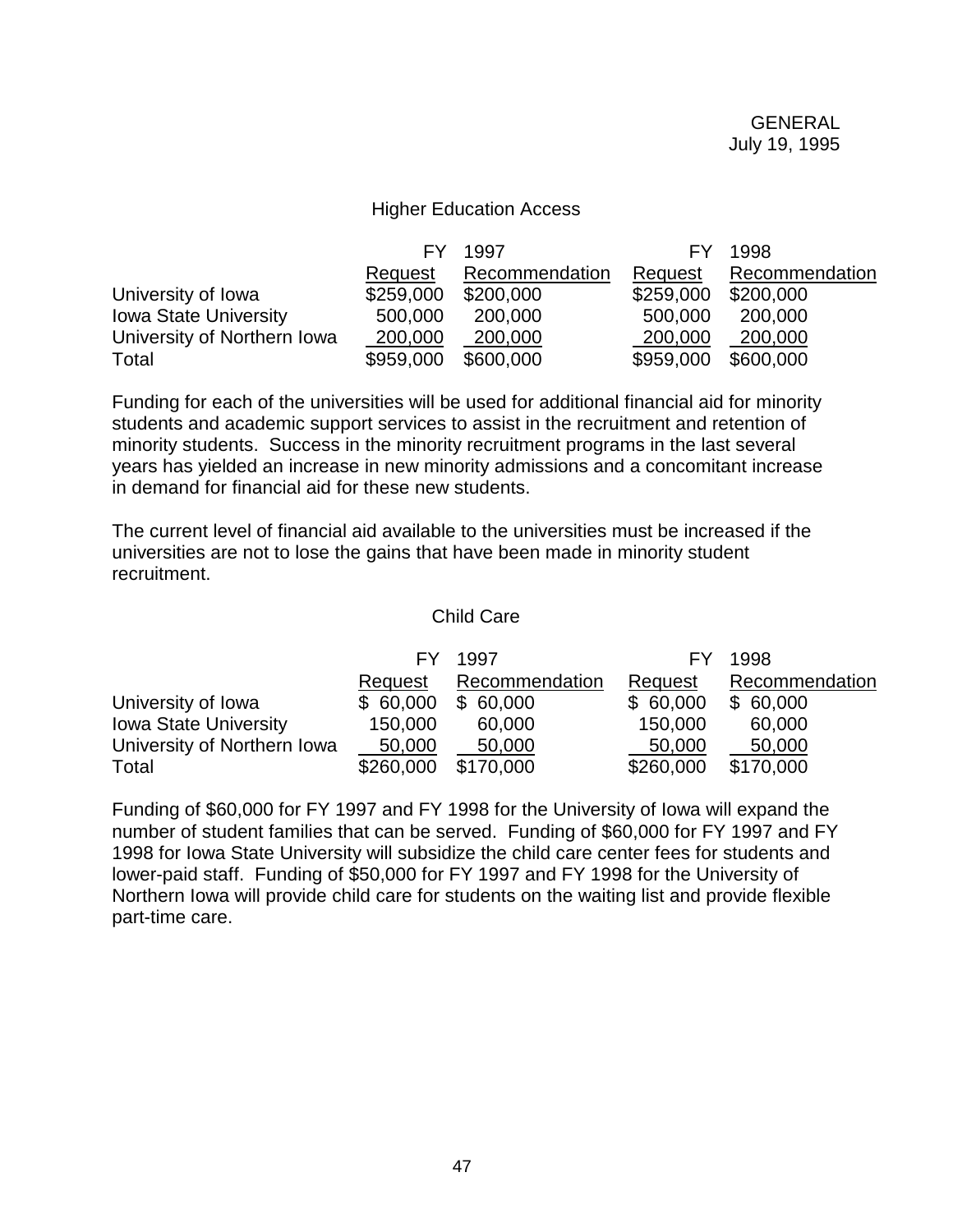GENERAL
July 19, 1995

## Higher Education Access

| | FY 1997 | | FY 1998 | |
|---|---|---|---|---|
| | Request | Recommendation | Request | Recommendation |
| University of Iowa | $259,000 | $200,000 | $259,000 | $200,000 |
| Iowa State University | 500,000 | 200,000 | 500,000 | 200,000 |
| University of Northern Iowa | 200,000 | 200,000 | 200,000 | 200,000 |
| Total | $959,000 | $600,000 | $959,000 | $600,000 |

Funding for each of the universities will be used for additional financial aid for minority students and academic support services to assist in the recruitment and retention of minority students. Success in the minority recruitment programs in the last several years has yielded an increase in new minority admissions and a concomitant increase in demand for financial aid for these new students.

The current level of financial aid available to the universities must be increased if the universities are not to lose the gains that have been made in minority student recruitment.

## Child Care

| | FY 1997 | | FY 1998 | |
|---|---|---|---|---|
| | Request | Recommendation | Request | Recommendation |
| University of Iowa | $ 60,000 | $ 60,000 | $ 60,000 | $ 60,000 |
| Iowa State University | 150,000 | 60,000 | 150,000 | 60,000 |
| University of Northern Iowa | 50,000 | 50,000 | 50,000 | 50,000 |
| Total | $260,000 | $170,000 | $260,000 | $170,000 |

Funding of $60,000 for FY 1997 and FY 1998 for the University of Iowa will expand the number of student families that can be served. Funding of $60,000 for FY 1997 and FY 1998 for Iowa State University will subsidize the child care center fees for students and lower-paid staff. Funding of $50,000 for FY 1997 and FY 1998 for the University of Northern Iowa will provide child care for students on the waiting list and provide flexible part-time care.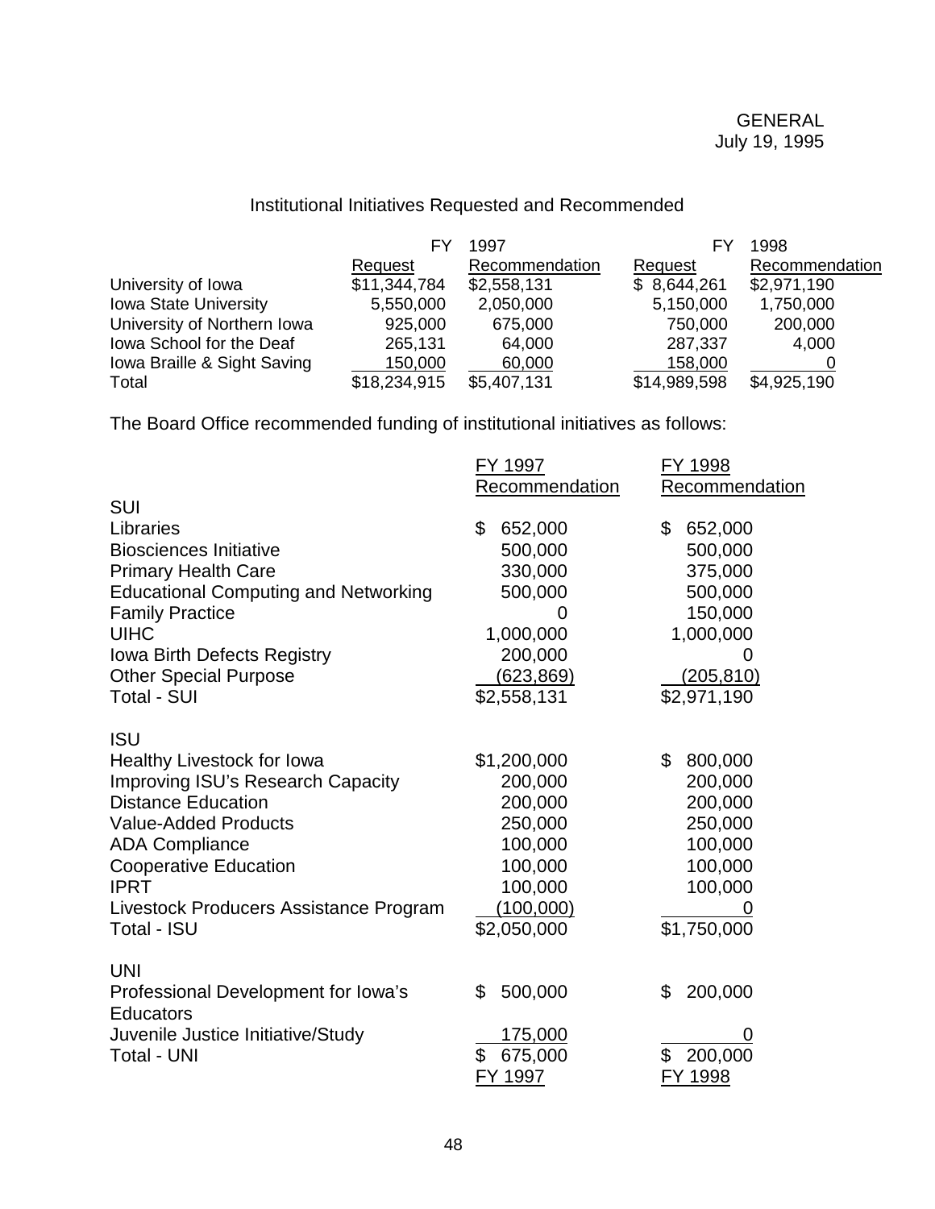GENERAL
July 19, 1995

Institutional Initiatives Requested and Recommended

| | FY 1997 Request | FY 1997 Recommendation | FY 1998 Request | FY 1998 Recommendation |
|---|---|---|---|---|
| University of Iowa | $11,344,784 | $2,558,131 | $ 8,644,261 | $2,971,190 |
| Iowa State University | 5,550,000 | 2,050,000 | 5,150,000 | 1,750,000 |
| University of Northern Iowa | 925,000 | 675,000 | 750,000 | 200,000 |
| Iowa School for the Deaf | 265,131 | 64,000 | 287,337 | 4,000 |
| Iowa Braille & Sight Saving | 150,000 | 60,000 | 158,000 | 0 |
| Total | $18,234,915 | $5,407,131 | $14,989,598 | $4,925,190 |

The Board Office recommended funding of institutional initiatives as follows:

| | FY 1997 Recommendation | FY 1998 Recommendation |
|---|---|---|
| **SUI** | | |
| Libraries | $ 652,000 | $ 652,000 |
| Biosciences Initiative | 500,000 | 500,000 |
| Primary Health Care | 330,000 | 375,000 |
| Educational Computing and Networking | 500,000 | 500,000 |
| Family Practice | 0 | 150,000 |
| UIHC | 1,000,000 | 1,000,000 |
| Iowa Birth Defects Registry | 200,000 | 0 |
| Other Special Purpose | (623,869) | (205,810) |
| Total - SUI | $2,558,131 | $2,971,190 |
| **ISU** | | |
| Healthy Livestock for Iowa | $1,200,000 | $ 800,000 |
| Improving ISU's Research Capacity | 200,000 | 200,000 |
| Distance Education | 200,000 | 200,000 |
| Value-Added Products | 250,000 | 250,000 |
| ADA Compliance | 100,000 | 100,000 |
| Cooperative Education | 100,000 | 100,000 |
| IPRT | 100,000 | 100,000 |
| Livestock Producers Assistance Program | (100,000) | 0 |
| Total - ISU | $2,050,000 | $1,750,000 |
| **UNI** | | |
| Professional Development for Iowa's Educators | $ 500,000 | $ 200,000 |
| Juvenile Justice Initiative/Study | 175,000 | 0 |
| Total - UNI | $ 675,000 | $ 200,000 |
| | FY 1997 | FY 1998 |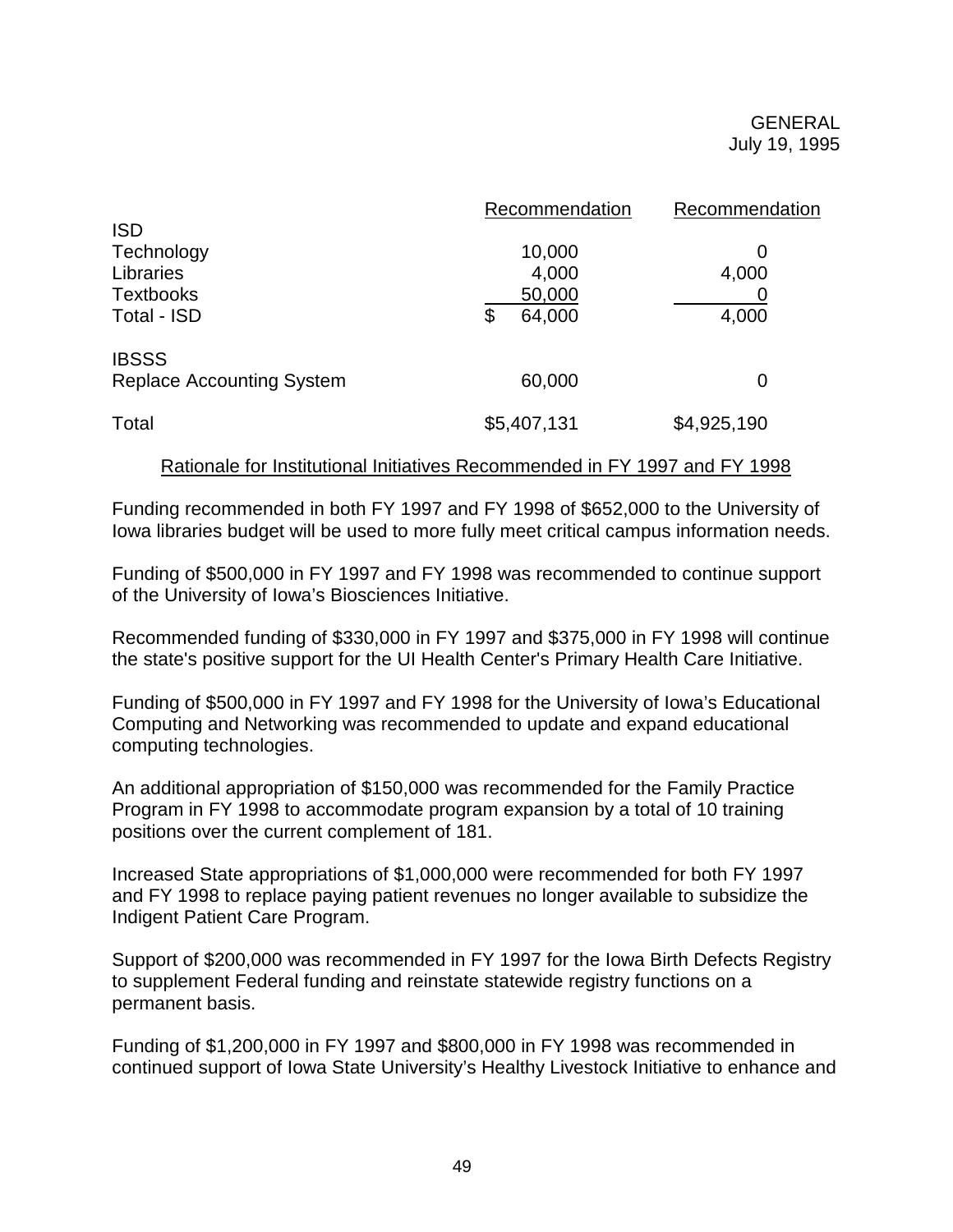GENERAL
July 19, 1995

| | Recommendation | Recommendation |
|---|---|---|
| ISD | | |
| Technology | 10,000 | 0 |
| Libraries | 4,000 | 4,000 |
| Textbooks | 50,000 | 0 |
| Total - ISD | $ 64,000 | 4,000 |
| | | |
| IBSSS | | |
| Replace Accounting System | 60,000 | 0 |
| | | |
| Total | $5,407,131 | $4,925,190 |

Rationale for Institutional Initiatives Recommended in FY 1997 and FY 1998

Funding recommended in both FY 1997 and FY 1998 of $652,000 to the University of Iowa libraries budget will be used to more fully meet critical campus information needs.

Funding of $500,000 in FY 1997 and FY 1998 was recommended to continue support of the University of Iowa's Biosciences Initiative.

Recommended funding of $330,000 in FY 1997 and $375,000 in FY 1998 will continue the state's positive support for the UI Health Center's Primary Health Care Initiative.

Funding of $500,000 in FY 1997 and FY 1998 for the University of Iowa's Educational Computing and Networking was recommended to update and expand educational computing technologies.

An additional appropriation of $150,000 was recommended for the Family Practice Program in FY 1998 to accommodate program expansion by a total of 10 training positions over the current complement of 181.

Increased State appropriations of $1,000,000 were recommended for both FY 1997 and FY 1998 to replace paying patient revenues no longer available to subsidize the Indigent Patient Care Program.

Support of $200,000 was recommended in FY 1997 for the Iowa Birth Defects Registry to supplement Federal funding and reinstate statewide registry functions on a permanent basis.

Funding of $1,200,000 in FY 1997 and $800,000 in FY 1998 was recommended in continued support of Iowa State University's Healthy Livestock Initiative to enhance and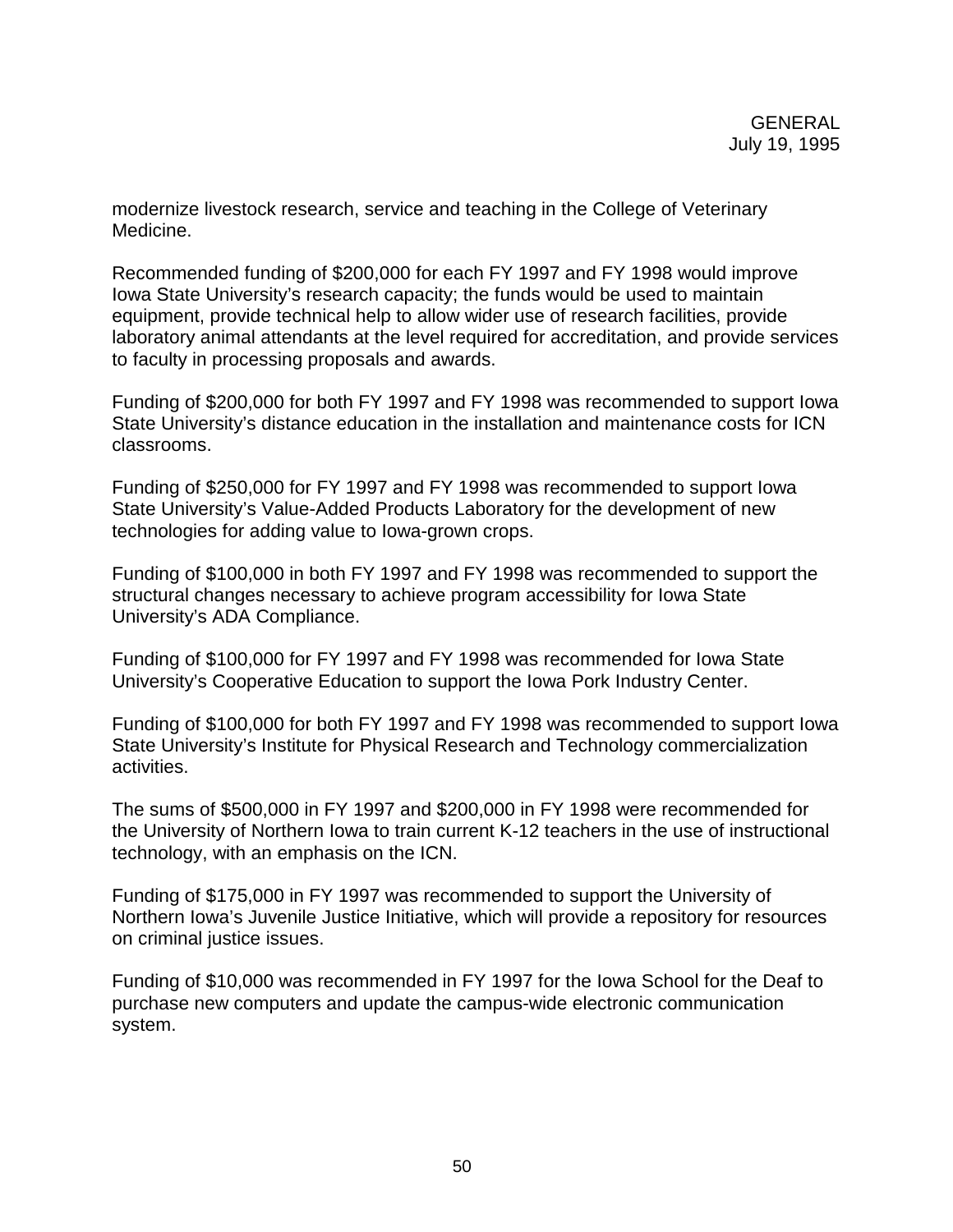modernize livestock research, service and teaching in the College of Veterinary Medicine.

Recommended funding of $200,000 for each FY 1997 and FY 1998 would improve Iowa State University's research capacity; the funds would be used to maintain equipment, provide technical help to allow wider use of research facilities, provide laboratory animal attendants at the level required for accreditation, and provide services to faculty in processing proposals and awards.

Funding of $200,000 for both FY 1997 and FY 1998 was recommended to support Iowa State University's distance education in the installation and maintenance costs for ICN classrooms.

Funding of $250,000 for FY 1997 and FY 1998 was recommended to support Iowa State University's Value-Added Products Laboratory for the development of new technologies for adding value to Iowa-grown crops.

Funding of $100,000 in both FY 1997 and FY 1998 was recommended to support the structural changes necessary to achieve program accessibility for Iowa State University's ADA Compliance.

Funding of $100,000 for FY 1997 and FY 1998 was recommended for Iowa State University's Cooperative Education to support the Iowa Pork Industry Center.

Funding of $100,000 for both FY 1997 and FY 1998 was recommended to support Iowa State University's Institute for Physical Research and Technology commercialization activities.

The sums of $500,000 in FY 1997 and $200,000 in FY 1998 were recommended for the University of Northern Iowa to train current K-12 teachers in the use of instructional technology, with an emphasis on the ICN.

Funding of $175,000 in FY 1997 was recommended to support the University of Northern Iowa's Juvenile Justice Initiative, which will provide a repository for resources on criminal justice issues.

Funding of $10,000 was recommended in FY 1997 for the Iowa School for the Deaf to purchase new computers and update the campus-wide electronic communication system.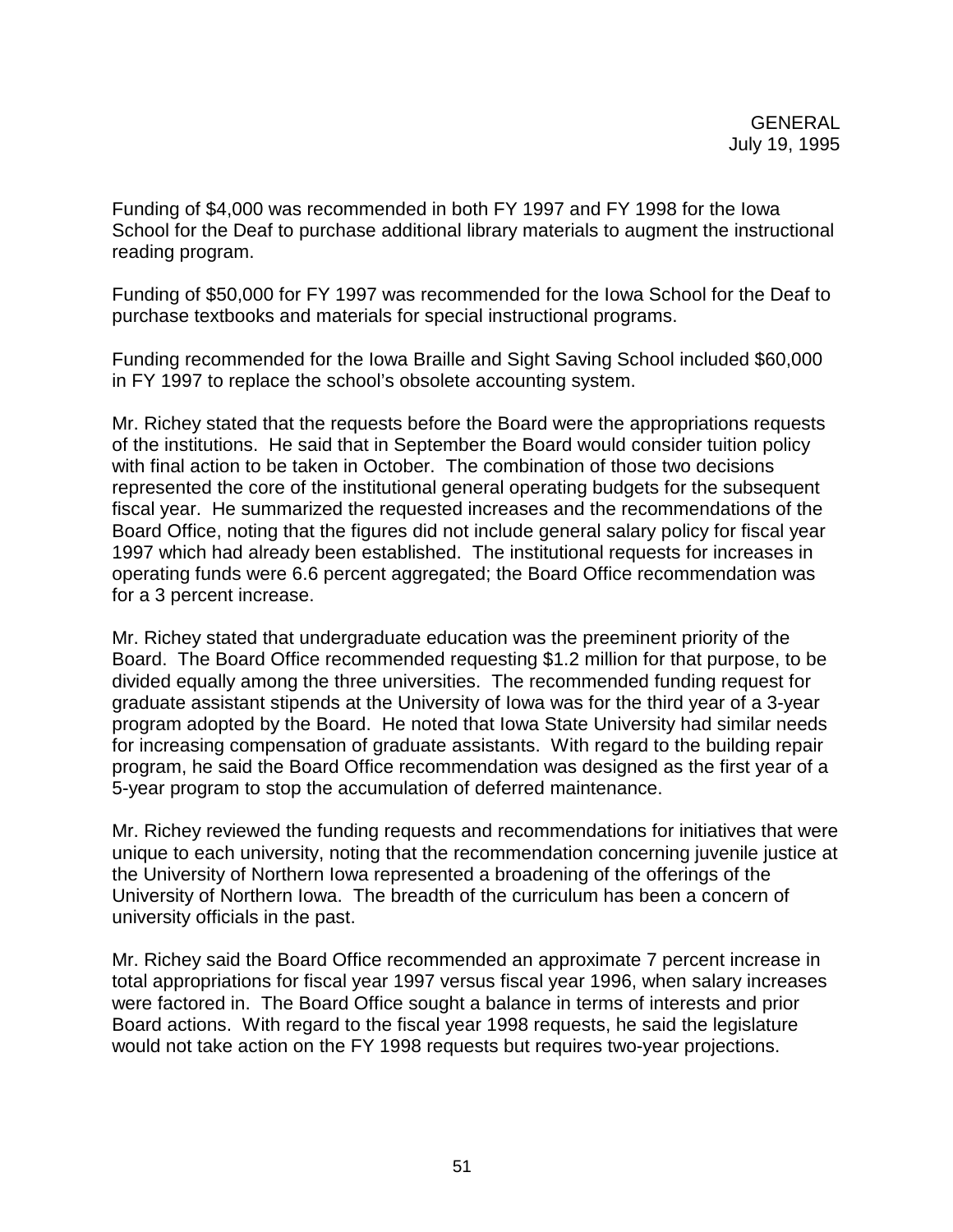Funding of $4,000 was recommended in both FY 1997 and FY 1998 for the Iowa School for the Deaf to purchase additional library materials to augment the instructional reading program.

Funding of $50,000 for FY 1997 was recommended for the Iowa School for the Deaf to purchase textbooks and materials for special instructional programs.

Funding recommended for the Iowa Braille and Sight Saving School included $60,000 in FY 1997 to replace the school's obsolete accounting system.

Mr. Richey stated that the requests before the Board were the appropriations requests of the institutions. He said that in September the Board would consider tuition policy with final action to be taken in October. The combination of those two decisions represented the core of the institutional general operating budgets for the subsequent fiscal year. He summarized the requested increases and the recommendations of the Board Office, noting that the figures did not include general salary policy for fiscal year 1997 which had already been established. The institutional requests for increases in operating funds were 6.6 percent aggregated; the Board Office recommendation was for a 3 percent increase.

Mr. Richey stated that undergraduate education was the preeminent priority of the Board. The Board Office recommended requesting $1.2 million for that purpose, to be divided equally among the three universities. The recommended funding request for graduate assistant stipends at the University of Iowa was for the third year of a 3-year program adopted by the Board. He noted that Iowa State University had similar needs for increasing compensation of graduate assistants. With regard to the building repair program, he said the Board Office recommendation was designed as the first year of a 5-year program to stop the accumulation of deferred maintenance.

Mr. Richey reviewed the funding requests and recommendations for initiatives that were unique to each university, noting that the recommendation concerning juvenile justice at the University of Northern Iowa represented a broadening of the offerings of the University of Northern Iowa. The breadth of the curriculum has been a concern of university officials in the past.

Mr. Richey said the Board Office recommended an approximate 7 percent increase in total appropriations for fiscal year 1997 versus fiscal year 1996, when salary increases were factored in. The Board Office sought a balance in terms of interests and prior Board actions. With regard to the fiscal year 1998 requests, he said the legislature would not take action on the FY 1998 requests but requires two-year projections.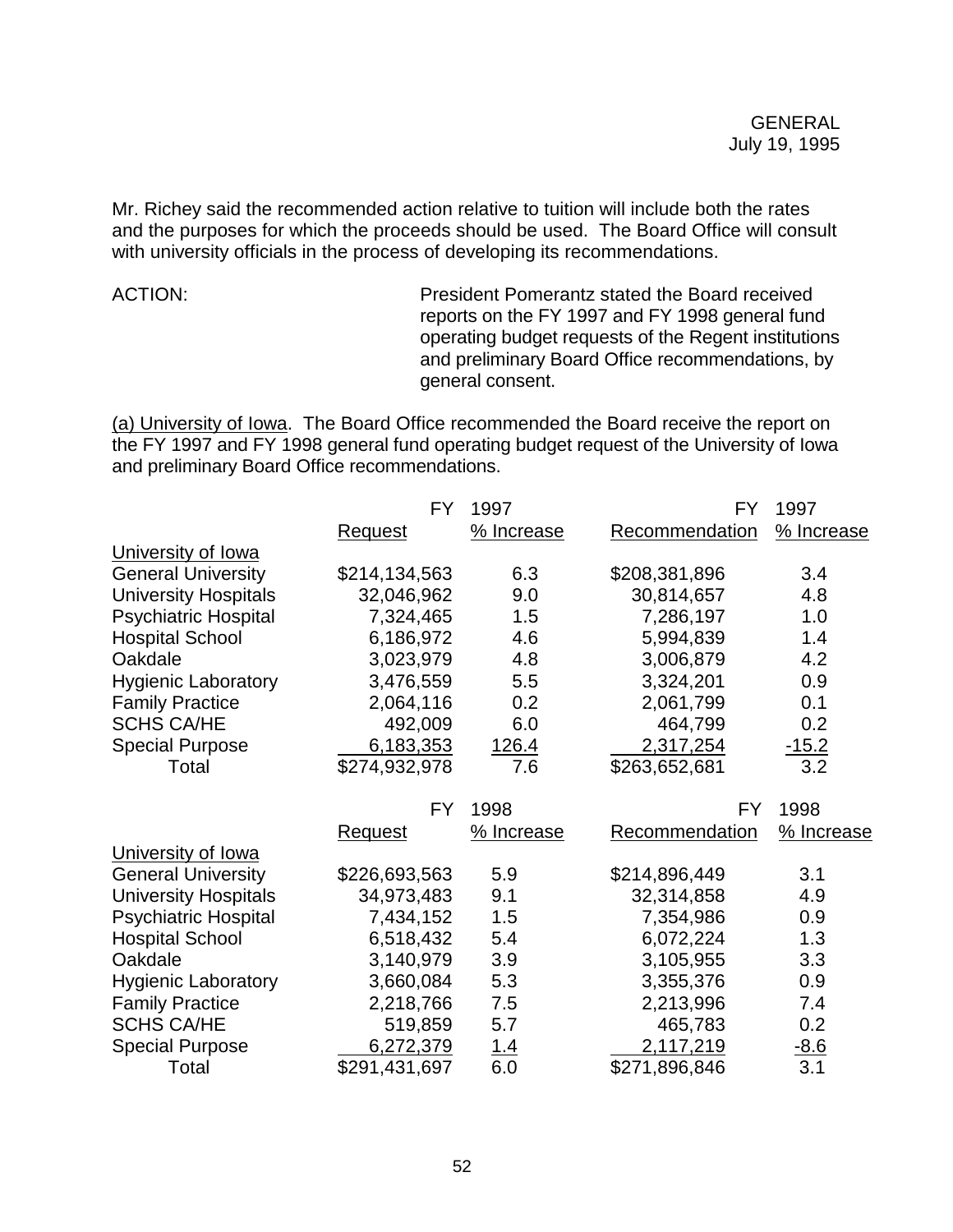Mr. Richey said the recommended action relative to tuition will include both the rates and the purposes for which the proceeds should be used. The Board Office will consult with university officials in the process of developing its recommendations.

ACTION: President Pomerantz stated the Board received reports on the FY 1997 and FY 1998 general fund operating budget requests of the Regent institutions and preliminary Board Office recommendations, by general consent.

(a) University of Iowa. The Board Office recommended the Board receive the report on the FY 1997 and FY 1998 general fund operating budget request of the University of Iowa and preliminary Board Office recommendations.

| | FY 1997 Request | FY 1997 % Increase | FY 1997 Recommendation | FY 1997 % Increase |
|---|---|---|---|---|
| University of Iowa | | | | |
| General University | $214,134,563 | 6.3 | $208,381,896 | 3.4 |
| University Hospitals | 32,046,962 | 9.0 | 30,814,657 | 4.8 |
| Psychiatric Hospital | 7,324,465 | 1.5 | 7,286,197 | 1.0 |
| Hospital School | 6,186,972 | 4.6 | 5,994,839 | 1.4 |
| Oakdale | 3,023,979 | 4.8 | 3,006,879 | 4.2 |
| Hygienic Laboratory | 3,476,559 | 5.5 | 3,324,201 | 0.9 |
| Family Practice | 2,064,116 | 0.2 | 2,061,799 | 0.1 |
| SCHS CA/HE | 492,009 | 6.0 | 464,799 | 0.2 |
| Special Purpose | 6,183,353 | 126.4 | 2,317,254 | -15.2 |
| Total | $274,932,978 | 7.6 | $263,652,681 | 3.2 |

| | FY 1998 Request | FY 1998 % Increase | FY 1998 Recommendation | FY 1998 % Increase |
|---|---|---|---|---|
| University of Iowa | | | | |
| General University | $226,693,563 | 5.9 | $214,896,449 | 3.1 |
| University Hospitals | 34,973,483 | 9.1 | 32,314,858 | 4.9 |
| Psychiatric Hospital | 7,434,152 | 1.5 | 7,354,986 | 0.9 |
| Hospital School | 6,518,432 | 5.4 | 6,072,224 | 1.3 |
| Oakdale | 3,140,979 | 3.9 | 3,105,955 | 3.3 |
| Hygienic Laboratory | 3,660,084 | 5.3 | 3,355,376 | 0.9 |
| Family Practice | 2,218,766 | 7.5 | 2,213,996 | 7.4 |
| SCHS CA/HE | 519,859 | 5.7 | 465,783 | 0.2 |
| Special Purpose | 6,272,379 | 1.4 | 2,117,219 | -8.6 |
| Total | $291,431,697 | 6.0 | $271,896,846 | 3.1 |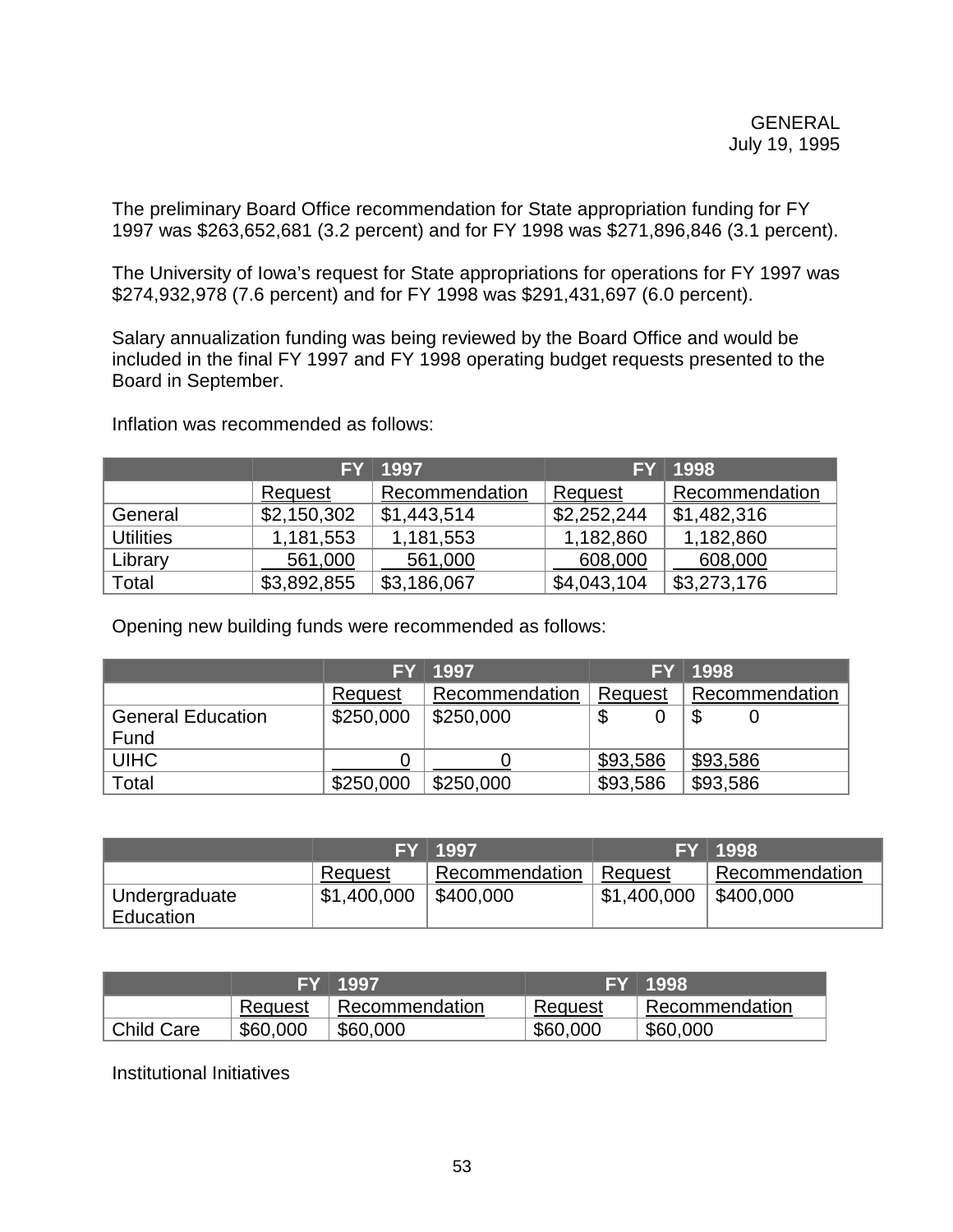GENERAL
July 19, 1995

The preliminary Board Office recommendation for State appropriation funding for FY 1997 was $263,652,681 (3.2 percent) and for FY 1998 was $271,896,846 (3.1 percent).

The University of Iowa's request for State appropriations for operations for FY 1997 was $274,932,978 (7.6 percent) and for FY 1998 was $291,431,697 (6.0 percent).

Salary annualization funding was being reviewed by the Board Office and would be included in the final FY 1997 and FY 1998 operating budget requests presented to the Board in September.

Inflation was recommended as follows:

| | FY 1997 | | FY 1998 | |
|---|---|---|---|---|
| | Request | Recommendation | Request | Recommendation |
| General | $2,150,302 | $1,443,514 | $2,252,244 | $1,482,316 |
| Utilities | 1,181,553 | 1,181,553 | 1,182,860 | 1,182,860 |
| Library | 561,000 | 561,000 | 608,000 | 608,000 |
| Total | $3,892,855 | $3,186,067 | $4,043,104 | $3,273,176 |

Opening new building funds were recommended as follows:

| | FY 1997 | | FY 1998 | |
|---|---|---|---|---|
| | Request | Recommendation | Request | Recommendation |
| General Education Fund | $250,000 | $250,000 | $ 0 | $ 0 |
| UIHC | 0 | 0 | $93,586 | $93,586 |
| Total | $250,000 | $250,000 | $93,586 | $93,586 |

| | FY 1997 | | FY 1998 | |
|---|---|---|---|---|
| | Request | Recommendation | Request | Recommendation |
| Undergraduate Education | $1,400,000 | $400,000 | $1,400,000 | $400,000 |

| | FY 1997 | | FY 1998 | |
|---|---|---|---|---|
| | Request | Recommendation | Request | Recommendation |
| Child Care | $60,000 | $60,000 | $60,000 | $60,000 |

Institutional Initiatives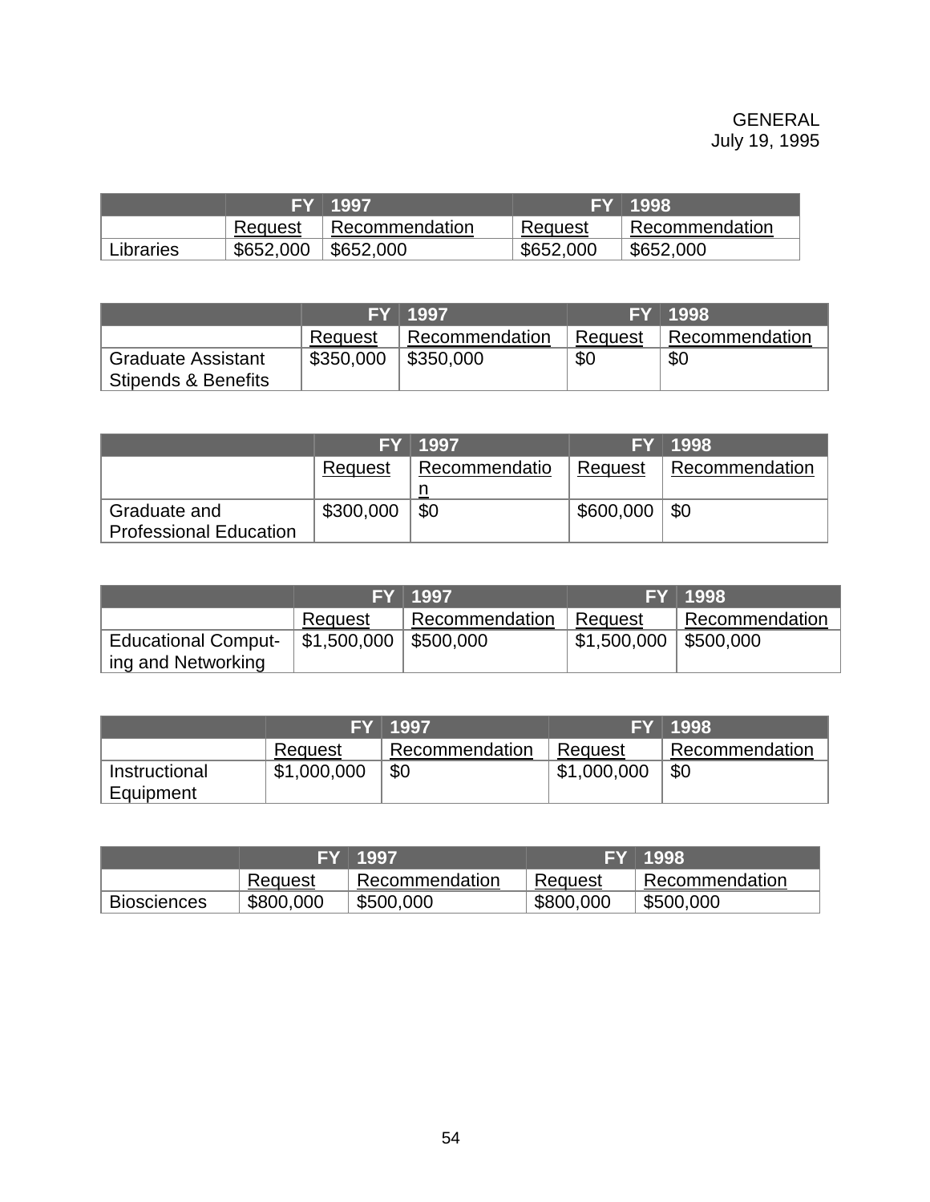GENERAL
July 19, 1995

| | FY 1997 | | FY 1998 | |
|---|---|---|---|---|
| | Request | Recommendation | Request | Recommendation |
| Libraries | $652,000 | $652,000 | $652,000 | $652,000 |

| | FY 1997 | | FY 1998 | |
|---|---|---|---|---|
| | Request | Recommendation | Request | Recommendation |
| Graduate Assistant Stipends & Benefits | $350,000 | $350,000 | $0 | $0 |

| | FY 1997 | | FY 1998 | |
|---|---|---|---|---|
| | Request | Recommendation | Request | Recommendation |
| Graduate and Professional Education | $300,000 | $0 | $600,000 | $0 |

| | FY 1997 | | FY 1998 | |
|---|---|---|---|---|
| | Request | Recommendation | Request | Recommendation |
| Educational Computing and Networking | $1,500,000 | $500,000 | $1,500,000 | $500,000 |

| | FY 1997 | | FY 1998 | |
|---|---|---|---|---|
| | Request | Recommendation | Request | Recommendation |
| Instructional Equipment | $1,000,000 | $0 | $1,000,000 | $0 |

| | FY 1997 | | FY 1998 | |
|---|---|---|---|---|
| | Request | Recommendation | Request | Recommendation |
| Biosciences | $800,000 | $500,000 | $800,000 | $500,000 |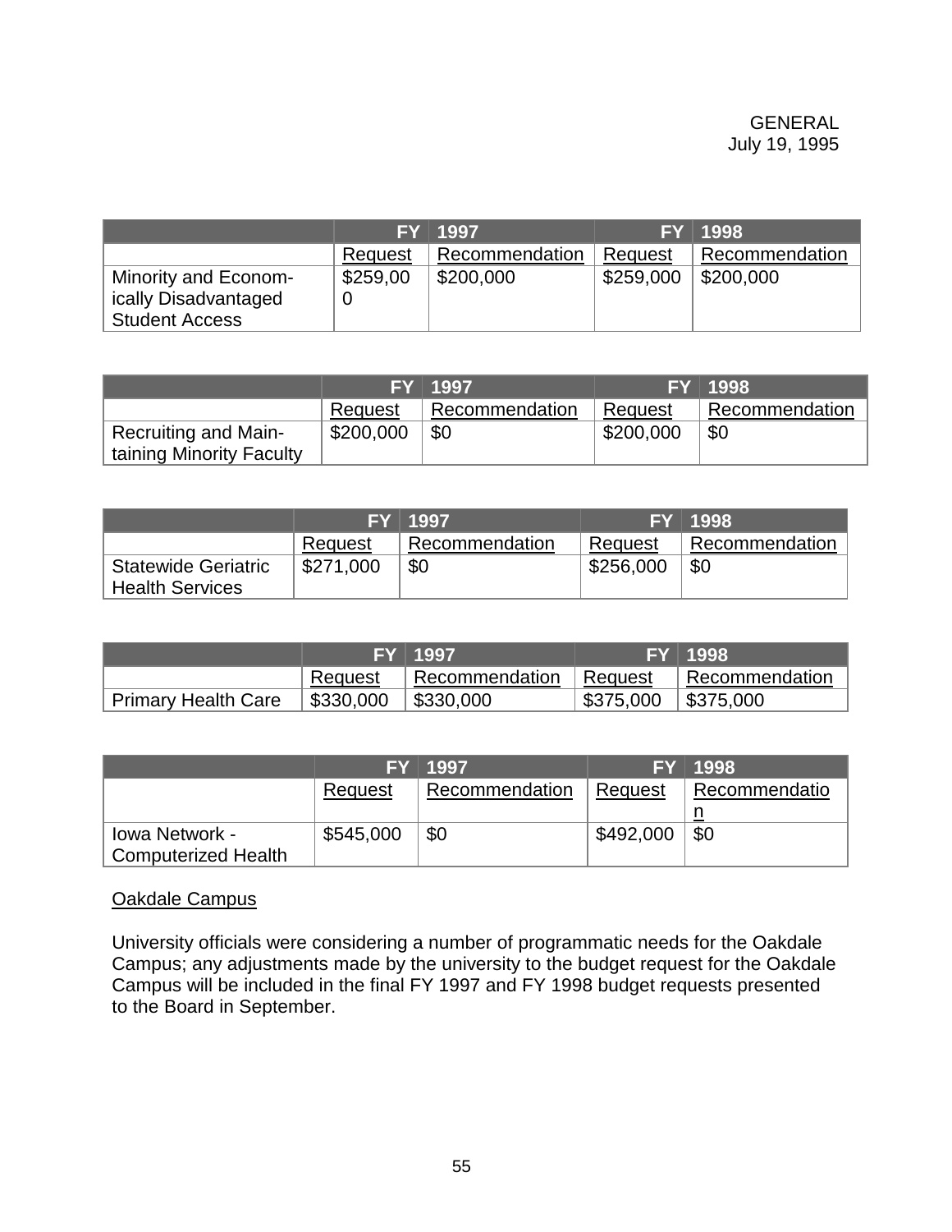|  | FY 1997 |  | FY 1998 |  |
|---|---|---|---|---|
|  | Request | Recommendation | Request | Recommendation |
| Minority and Economically Disadvantaged Student Access | $259,000 | $200,000 | $259,000 | $200,000 |

|  | FY 1997 |  | FY 1998 |  |
|---|---|---|---|---|
|  | Request | Recommendation | Request | Recommendation |
| Recruiting and Maintaining Minority Faculty | $200,000 | $0 | $200,000 | $0 |

|  | FY 1997 |  | FY 1998 |  |
|---|---|---|---|---|
|  | Request | Recommendation | Request | Recommendation |
| Statewide Geriatric Health Services | $271,000 | $0 | $256,000 | $0 |

|  | FY 1997 |  | FY 1998 |  |
|---|---|---|---|---|
|  | Request | Recommendation | Request | Recommendation |
| Primary Health Care | $330,000 | $330,000 | $375,000 | $375,000 |

|  | FY 1997 |  | FY 1998 |  |
|---|---|---|---|---|
|  | Request | Recommendation | Request | Recommendation |
| Iowa Network - Computerized Health | $545,000 | $0 | $492,000 | $0 |

Oakdale Campus

University officials were considering a number of programmatic needs for the Oakdale Campus; any adjustments made by the university to the budget request for the Oakdale Campus will be included in the final FY 1997 and FY 1998 budget requests presented to the Board in September.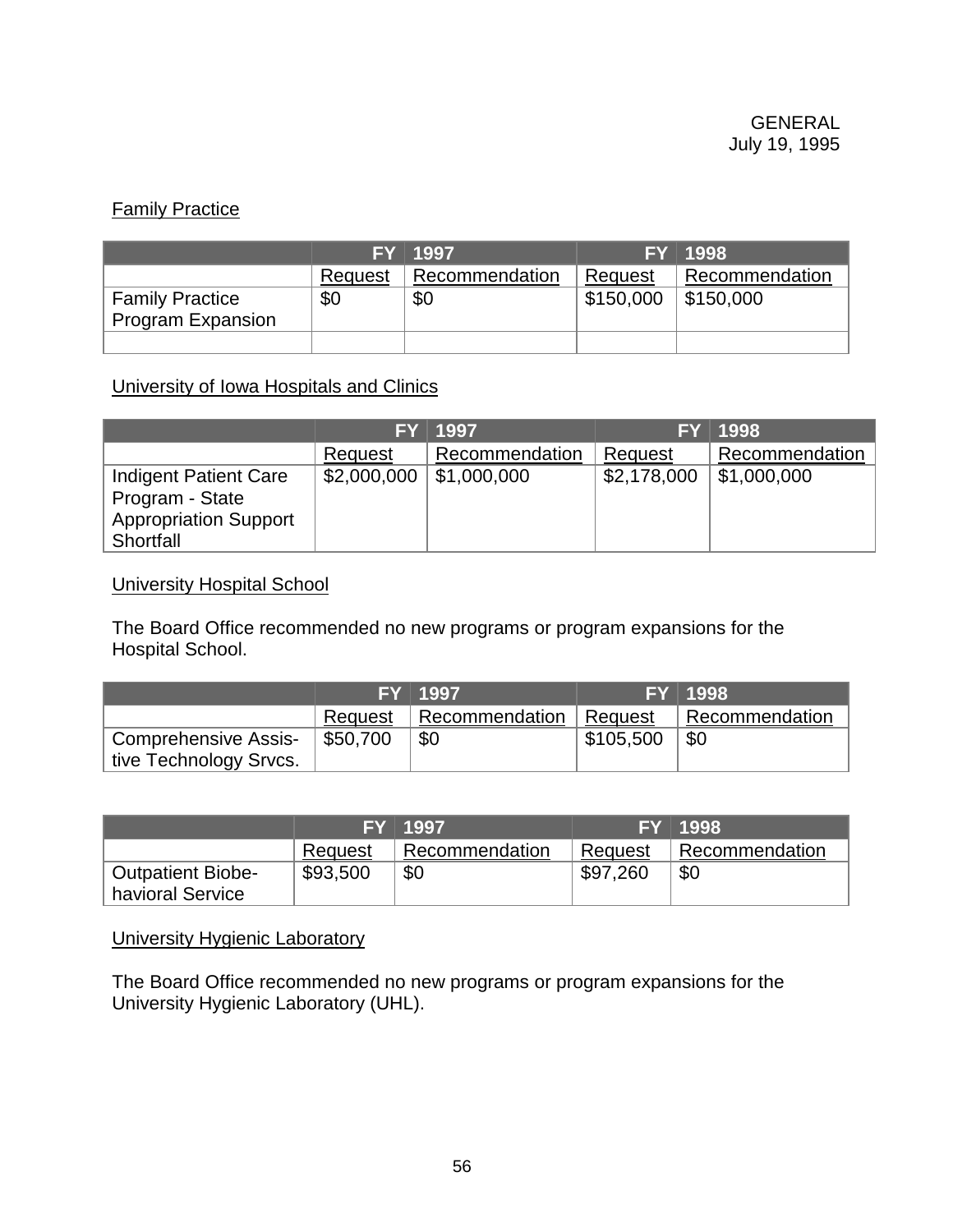GENERAL
July 19, 1995

Family Practice

| | FY 1997 | | FY 1998 | |
|---|---|---|---|---|
| | Request | Recommendation | Request | Recommendation |
| Family Practice Program Expansion | $0 | $0 | $150,000 | $150,000 |
| | | | | |

University of Iowa Hospitals and Clinics

| | FY 1997 | | FY 1998 | |
|---|---|---|---|---|
| | Request | Recommendation | Request | Recommendation |
| Indigent Patient Care Program - State Appropriation Support Shortfall | $2,000,000 | $1,000,000 | $2,178,000 | $1,000,000 |

University Hospital School

The Board Office recommended no new programs or program expansions for the Hospital School.

| | FY 1997 | | FY 1998 | |
|---|---|---|---|---|
| | Request | Recommendation | Request | Recommendation |
| Comprehensive Assis-tive Technology Srvcs. | $50,700 | $0 | $105,500 | $0 |

| | FY 1997 | | FY 1998 | |
|---|---|---|---|---|
| | Request | Recommendation | Request | Recommendation |
| Outpatient Biobe-havioral Service | $93,500 | $0 | $97,260 | $0 |

University Hygienic Laboratory

The Board Office recommended no new programs or program expansions for the University Hygienic Laboratory (UHL).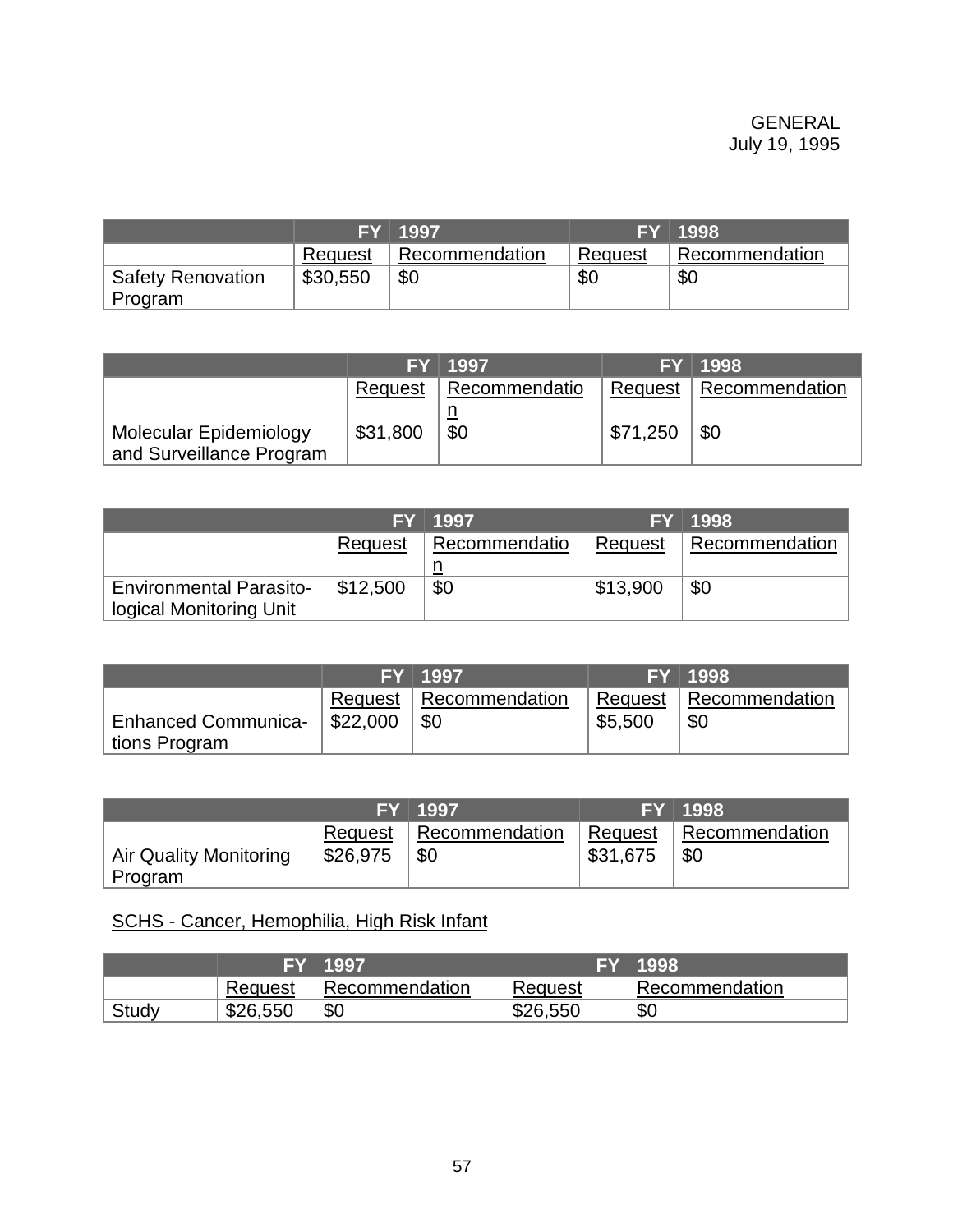GENERAL
July 19, 1995

| | FY 1997 | | FY 1998 | |
|---|---|---|---|---|
| | Request | Recommendation | Request | Recommendation |
| Safety Renovation Program | $30,550 | $0 | $0 | $0 |

| | FY 1997 | | FY 1998 | |
|---|---|---|---|---|
| | Request | Recommendation | Request | Recommendation |
| Molecular Epidemiology and Surveillance Program | $31,800 | $0 | $71,250 | $0 |

| | FY 1997 | | FY 1998 | |
|---|---|---|---|---|
| | Request | Recommendation | Request | Recommendation |
| Environmental Parasito-logical Monitoring Unit | $12,500 | $0 | $13,900 | $0 |

| | FY 1997 | | FY 1998 | |
|---|---|---|---|---|
| | Request | Recommendation | Request | Recommendation |
| Enhanced Communica-tions Program | $22,000 | $0 | $5,500 | $0 |

| | FY 1997 | | FY 1998 | |
|---|---|---|---|---|
| | Request | Recommendation | Request | Recommendation |
| Air Quality Monitoring Program | $26,975 | $0 | $31,675 | $0 |

SCHS - Cancer, Hemophilia, High Risk Infant

| | FY 1997 | | FY 1998 | |
|---|---|---|---|---|
| | Request | Recommendation | Request | Recommendation |
| Study | $26,550 | $0 | $26,550 | $0 |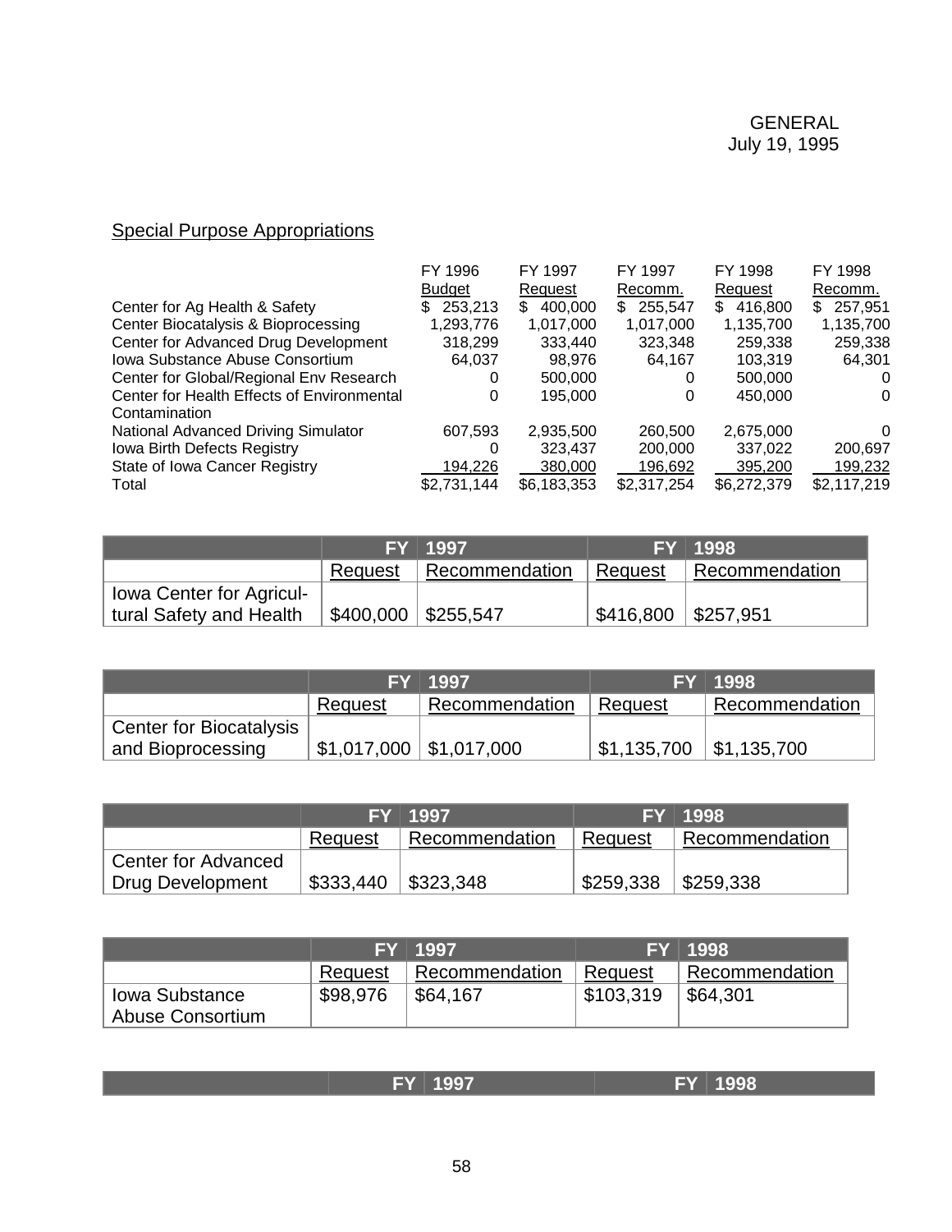GENERAL
July 19, 1995

## Special Purpose Appropriations

| | FY 1996 Budget | FY 1997 Request | FY 1997 Recomm. | FY 1998 Request | FY 1998 Recomm. |
|---|---|---|---|---|---|
| Center for Ag Health & Safety | $ 253,213 | $ 400,000 | $ 255,547 | $ 416,800 | $ 257,951 |
| Center Biocatalysis & Bioprocessing | 1,293,776 | 1,017,000 | 1,017,000 | 1,135,700 | 1,135,700 |
| Center for Advanced Drug Development | 318,299 | 333,440 | 323,348 | 259,338 | 259,338 |
| Iowa Substance Abuse Consortium | 64,037 | 98,976 | 64,167 | 103,319 | 64,301 |
| Center for Global/Regional Env Research | 0 | 500,000 | 0 | 500,000 | 0 |
| Center for Health Effects of Environmental Contamination | 0 | 195,000 | 0 | 450,000 | 0 |
| National Advanced Driving Simulator | 607,593 | 2,935,500 | 260,500 | 2,675,000 | 0 |
| Iowa Birth Defects Registry | 0 | 323,437 | 200,000 | 337,022 | 200,697 |
| State of Iowa Cancer Registry | 194,226 | 380,000 | 196,692 | 395,200 | 199,232 |
| Total | $2,731,144 | $6,183,353 | $2,317,254 | $6,272,379 | $2,117,219 |

| | FY 1997 | | FY 1998 | |
|---|---|---|---|---|
| | Request | Recommendation | Request | Recommendation |
| Iowa Center for Agricultural Safety and Health | $400,000 | $255,547 | $416,800 | $257,951 |

| | FY 1997 | | FY 1998 | |
|---|---|---|---|---|
| | Request | Recommendation | Request | Recommendation |
| Center for Biocatalysis and Bioprocessing | $1,017,000 | $1,017,000 | $1,135,700 | $1,135,700 |

| | FY 1997 | | FY 1998 | |
|---|---|---|---|---|
| | Request | Recommendation | Request | Recommendation |
| Center for Advanced Drug Development | $333,440 | $323,348 | $259,338 | $259,338 |

| | FY 1997 | | FY 1998 | |
|---|---|---|---|---|
| | Request | Recommendation | Request | Recommendation |
| Iowa Substance Abuse Consortium | $98,976 | $64,167 | $103,319 | $64,301 |

| | FY 1997 | | FY 1998 | |
|---|---|---|---|---|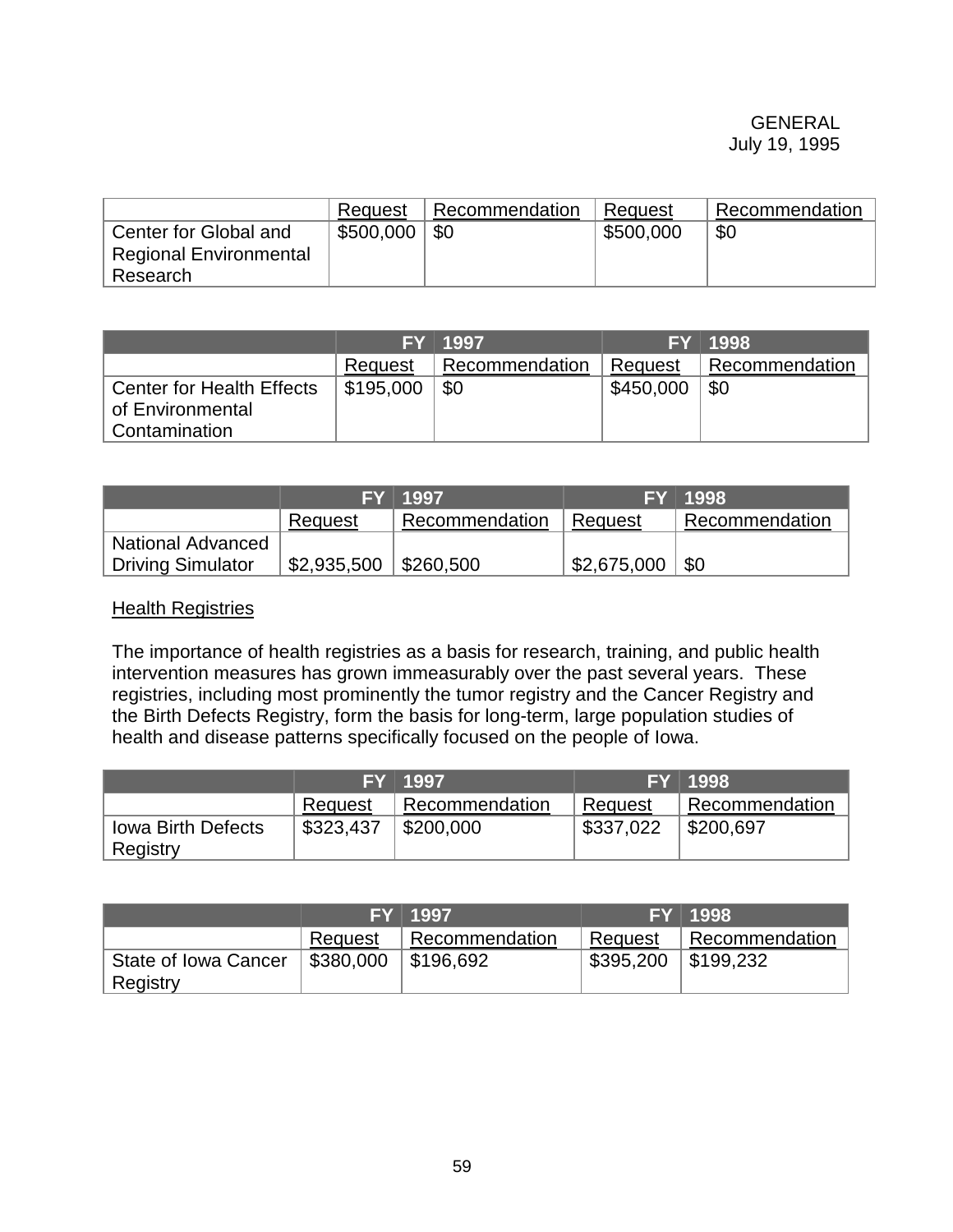GENERAL
July 19, 1995

| | Request | Recommendation | Request | Recommendation |
|---|---|---|---|---|
| Center for Global and Regional Environmental Research | $500,000 | $0 | $500,000 | $0 |

| | FY 1997 | | FY 1998 | |
|---|---|---|---|---|
| | Request | Recommendation | Request | Recommendation |
| Center for Health Effects of Environmental Contamination | $195,000 | $0 | $450,000 | $0 |

| | FY 1997 | | FY 1998 | |
|---|---|---|---|---|
| | Request | Recommendation | Request | Recommendation |
| National Advanced Driving Simulator | $2,935,500 | $260,500 | $2,675,000 | $0 |

Health Registries

The importance of health registries as a basis for research, training, and public health intervention measures has grown immeasurably over the past several years. These registries, including most prominently the tumor registry and the Cancer Registry and the Birth Defects Registry, form the basis for long-term, large population studies of health and disease patterns specifically focused on the people of Iowa.

| | FY 1997 | | FY 1998 | |
|---|---|---|---|---|
| | Request | Recommendation | Request | Recommendation |
| Iowa Birth Defects Registry | $323,437 | $200,000 | $337,022 | $200,697 |

| | FY 1997 | | FY 1998 | |
|---|---|---|---|---|
| | Request | Recommendation | Request | Recommendation |
| State of Iowa Cancer Registry | $380,000 | $196,692 | $395,200 | $199,232 |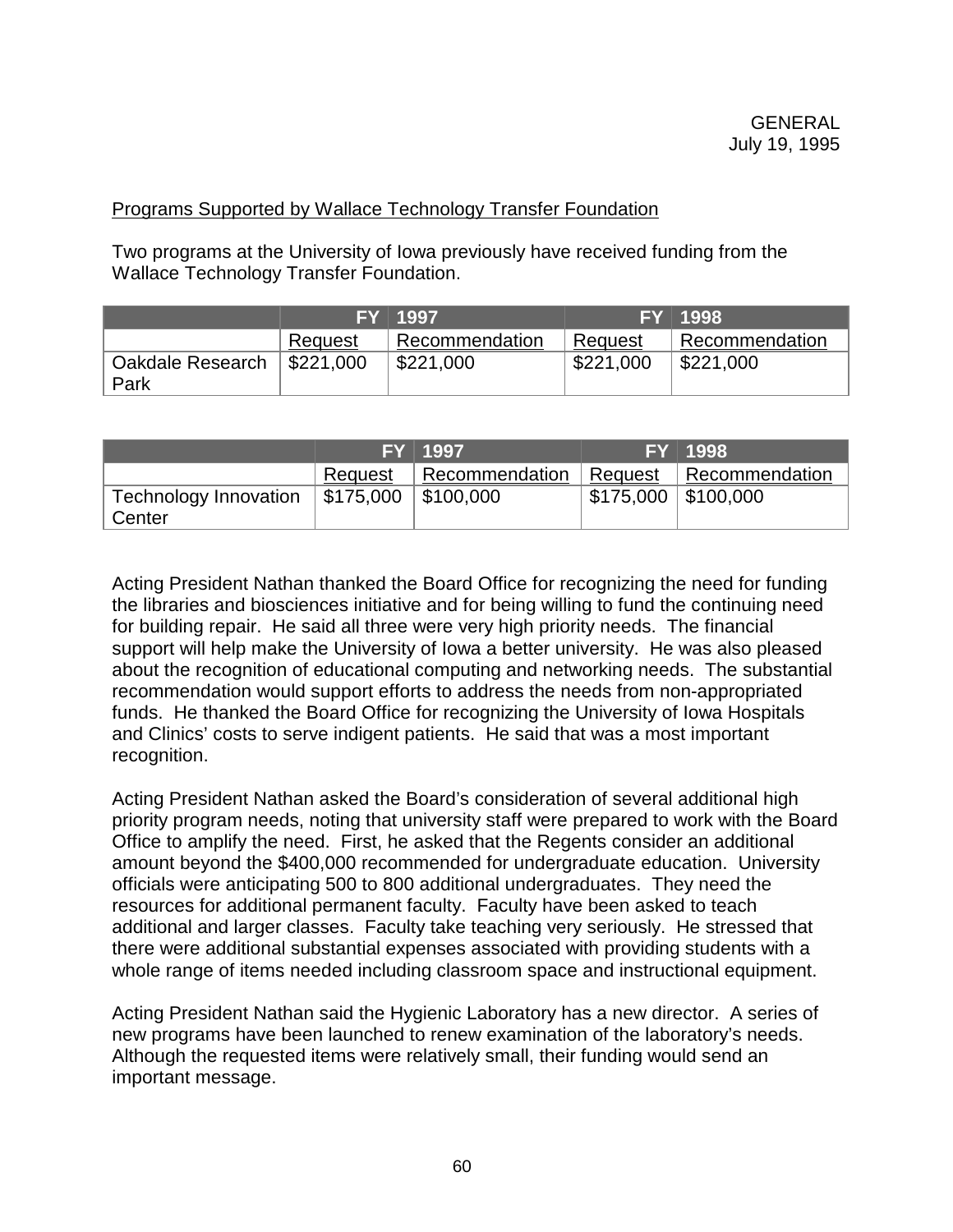GENERAL
July 19, 1995

Programs Supported by Wallace Technology Transfer Foundation

Two programs at the University of Iowa previously have received funding from the Wallace Technology Transfer Foundation.

| | FY 1997 | | FY 1998 | |
|---|---|---|---|---|
| | Request | Recommendation | Request | Recommendation |
| Oakdale Research Park | $221,000 | $221,000 | $221,000 | $221,000 |

| | FY 1997 | | FY 1998 | |
|---|---|---|---|---|
| | Request | Recommendation | Request | Recommendation |
| Technology Innovation Center | $175,000 | $100,000 | $175,000 | $100,000 |

Acting President Nathan thanked the Board Office for recognizing the need for funding the libraries and biosciences initiative and for being willing to fund the continuing need for building repair. He said all three were very high priority needs. The financial support will help make the University of Iowa a better university. He was also pleased about the recognition of educational computing and networking needs. The substantial recommendation would support efforts to address the needs from non-appropriated funds. He thanked the Board Office for recognizing the University of Iowa Hospitals and Clinics' costs to serve indigent patients. He said that was a most important recognition.

Acting President Nathan asked the Board's consideration of several additional high priority program needs, noting that university staff were prepared to work with the Board Office to amplify the need. First, he asked that the Regents consider an additional amount beyond the $400,000 recommended for undergraduate education. University officials were anticipating 500 to 800 additional undergraduates. They need the resources for additional permanent faculty. Faculty have been asked to teach additional and larger classes. Faculty take teaching very seriously. He stressed that there were additional substantial expenses associated with providing students with a whole range of items needed including classroom space and instructional equipment.

Acting President Nathan said the Hygienic Laboratory has a new director. A series of new programs have been launched to renew examination of the laboratory's needs. Although the requested items were relatively small, their funding would send an important message.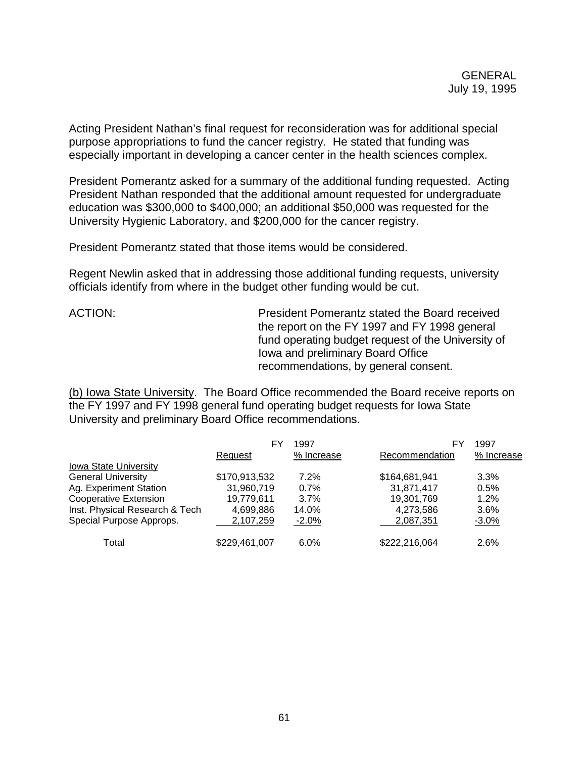GENERAL
July 19, 1995

Acting President Nathan's final request for reconsideration was for additional special purpose appropriations to fund the cancer registry. He stated that funding was especially important in developing a cancer center in the health sciences complex.

President Pomerantz asked for a summary of the additional funding requested. Acting President Nathan responded that the additional amount requested for undergraduate education was $300,000 to $400,000; an additional $50,000 was requested for the University Hygienic Laboratory, and $200,000 for the cancer registry.

President Pomerantz stated that those items would be considered.

Regent Newlin asked that in addressing those additional funding requests, university officials identify from where in the budget other funding would be cut.

ACTION: President Pomerantz stated the Board received the report on the FY 1997 and FY 1998 general fund operating budget request of the University of Iowa and preliminary Board Office recommendations, by general consent.

(b) Iowa State University. The Board Office recommended the Board receive reports on the FY 1997 and FY 1998 general fund operating budget requests for Iowa State University and preliminary Board Office recommendations.

| | FY 1997 Request | FY 1997 % Increase | FY 1997 Recommendation | FY 1997 % Increase |
|---|---|---|---|---|
| Iowa State University | | | | |
| General University | $170,913,532 | 7.2% | $164,681,941 | 3.3% |
| Ag. Experiment Station | 31,960,719 | 0.7% | 31,871,417 | 0.5% |
| Cooperative Extension | 19,779,611 | 3.7% | 19,301,769 | 1.2% |
| Inst. Physical Research & Tech | 4,699,886 | 14.0% | 4,273,586 | 3.6% |
| Special Purpose Approps. | 2,107,259 | -2.0% | 2,087,351 | -3.0% |
| Total | $229,461,007 | 6.0% | $222,216,064 | 2.6% |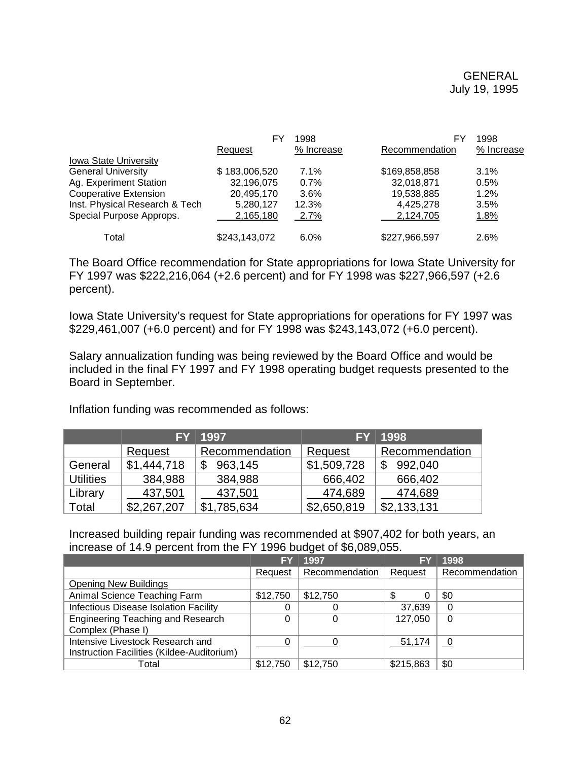GENERAL
July 19, 1995

| | FY 1998 Request | FY 1998 % Increase | FY 1998 Recommendation | FY 1998 % Increase |
|---|---|---|---|---|
| Iowa State University | | | | |
| General University | $ 183,006,520 | 7.1% | $169,858,858 | 3.1% |
| Ag. Experiment Station | 32,196,075 | 0.7% | 32,018,871 | 0.5% |
| Cooperative Extension | 20,495,170 | 3.6% | 19,538,885 | 1.2% |
| Inst. Physical Research & Tech | 5,280,127 | 12.3% | 4,425,278 | 3.5% |
| Special Purpose Approps. | 2,165,180 | 2.7% | 2,124,705 | 1.8% |
| Total | $243,143,072 | 6.0% | $227,966,597 | 2.6% |

The Board Office recommendation for State appropriations for Iowa State University for FY 1997 was $222,216,064 (+2.6 percent) and for FY 1998 was $227,966,597 (+2.6 percent).

Iowa State University's request for State appropriations for operations for FY 1997 was $229,461,007 (+6.0 percent) and for FY 1998 was $243,143,072 (+6.0 percent).

Salary annualization funding was being reviewed by the Board Office and would be included in the final FY 1997 and FY 1998 operating budget requests presented to the Board in September.

Inflation funding was recommended as follows:

| | FY 1997 | | FY 1998 | |
|---|---|---|---|---|
| | Request | Recommendation | Request | Recommendation |
| General | $1,444,718 | $ 963,145 | $1,509,728 | $ 992,040 |
| Utilities | 384,988 | 384,988 | 666,402 | 666,402 |
| Library | 437,501 | 437,501 | 474,689 | 474,689 |
| Total | $2,267,207 | $1,785,634 | $2,650,819 | $2,133,131 |

Increased building repair funding was recommended at $907,402 for both years, an increase of 14.9 percent from the FY 1996 budget of $6,089,055.

| | FY 1997 | | FY 1998 | |
|---|---|---|---|---|
| | Request | Recommendation | Request | Recommendation |
| Opening New Buildings | | | | |
| Animal Science Teaching Farm | $12,750 | $12,750 | $ 0 | $0 |
| Infectious Disease Isolation Facility | 0 | 0 | 37,639 | 0 |
| Engineering Teaching and Research Complex (Phase I) | 0 | 0 | 127,050 | 0 |
| Intensive Livestock Research and Instruction Facilities (Kildee-Auditorium) | 0 | 0 | 51,174 | 0 |
| Total | $12,750 | $12,750 | $215,863 | $0 |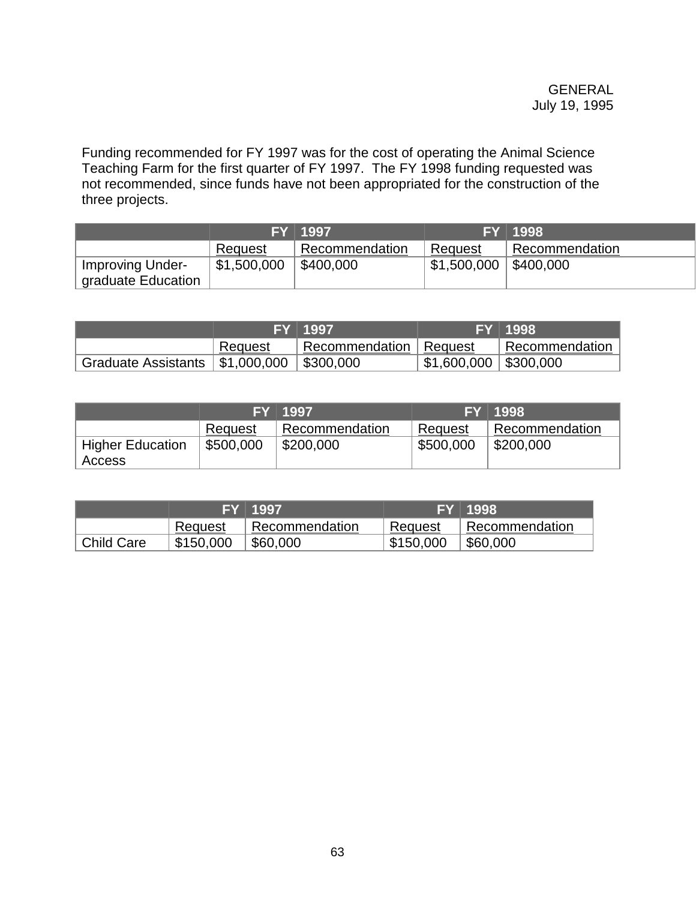Funding recommended for FY 1997 was for the cost of operating the Animal Science Teaching Farm for the first quarter of FY 1997. The FY 1998 funding requested was not recommended, since funds have not been appropriated for the construction of the three projects.

| | FY 1997 | | FY 1998 | |
|---|---|---|---|---|
| | Request | Recommendation | Request | Recommendation |
| Improving Under-graduate Education | $1,500,000 | $400,000 | $1,500,000 | $400,000 |

| | FY 1997 | | FY 1998 | |
|---|---|---|---|---|
| | Request | Recommendation | Request | Recommendation |
| Graduate Assistants | $1,000,000 | $300,000 | $1,600,000 | $300,000 |

| | FY 1997 | | FY 1998 | |
|---|---|---|---|---|
| | Request | Recommendation | Request | Recommendation |
| Higher Education Access | $500,000 | $200,000 | $500,000 | $200,000 |

| | FY 1997 | | FY 1998 | |
|---|---|---|---|---|
| | Request | Recommendation | Request | Recommendation |
| Child Care | $150,000 | $60,000 | $150,000 | $60,000 |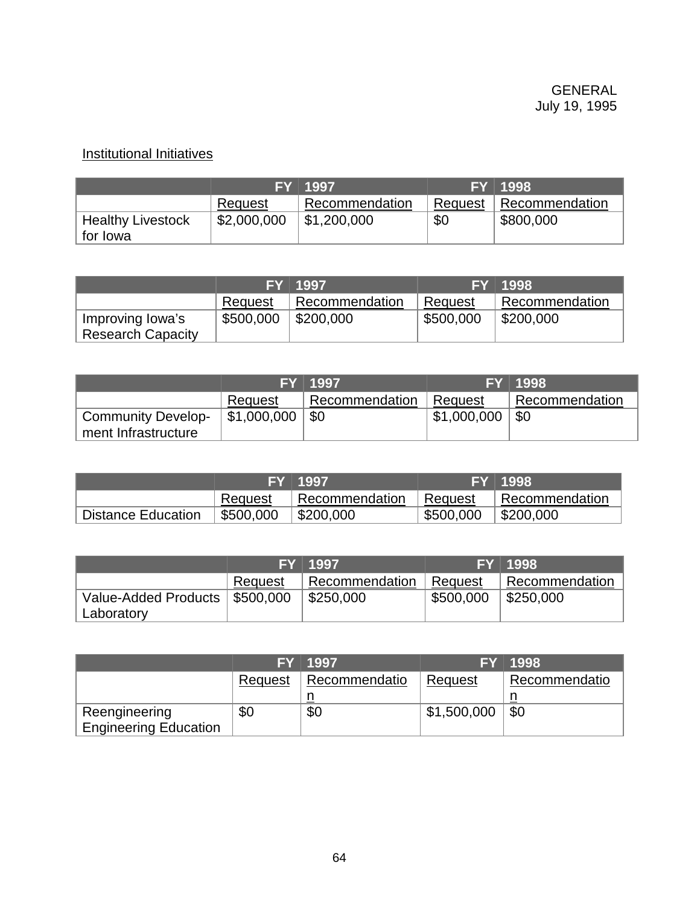GENERAL
July 19, 1995

Institutional Initiatives

| | FY 1997 | | FY 1998 | |
|---|---|---|---|---|
| | Request | Recommendation | Request | Recommendation |
| Healthy Livestock for Iowa | $2,000,000 | $1,200,000 | $0 | $800,000 |

| | FY 1997 | | FY 1998 | |
|---|---|---|---|---|
| | Request | Recommendation | Request | Recommendation |
| Improving Iowa's Research Capacity | $500,000 | $200,000 | $500,000 | $200,000 |

| | FY 1997 | | FY 1998 | |
|---|---|---|---|---|
| | Request | Recommendation | Request | Recommendation |
| Community Development Infrastructure | $1,000,000 | $0 | $1,000,000 | $0 |

| | FY 1997 | | FY 1998 | |
|---|---|---|---|---|
| | Request | Recommendation | Request | Recommendation |
| Distance Education | $500,000 | $200,000 | $500,000 | $200,000 |

| | FY 1997 | | FY 1998 | |
|---|---|---|---|---|
| | Request | Recommendation | Request | Recommendation |
| Value-Added Products Laboratory | $500,000 | $250,000 | $500,000 | $250,000 |

| | FY 1997 | | FY 1998 | |
|---|---|---|---|---|
| | Request | Recommendation | Request | Recommendation |
| Reengineering Engineering Education | $0 | $0 | $1,500,000 | $0 |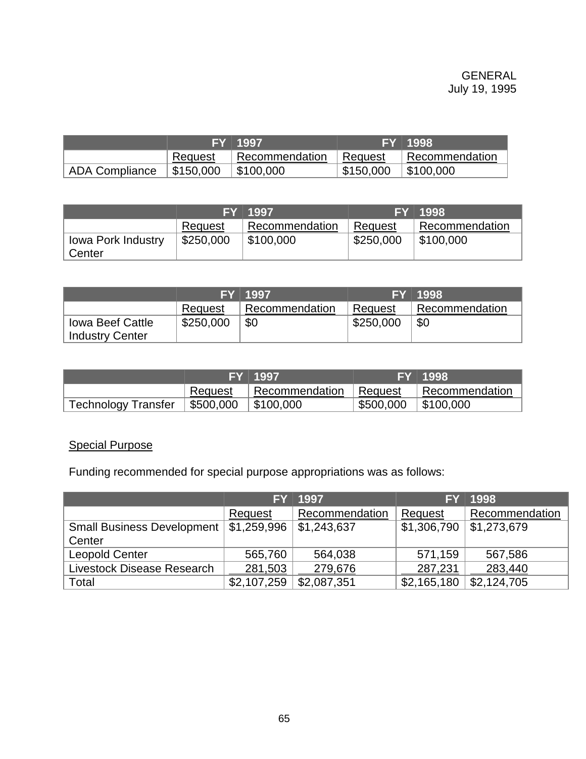GENERAL
July 19, 1995

| | FY 1997 | | FY 1998 | |
|---|---|---|---|---|
| | Request | Recommendation | Request | Recommendation |
| ADA Compliance | $150,000 | $100,000 | $150,000 | $100,000 |

| | FY 1997 | | FY 1998 | |
|---|---|---|---|---|
| | Request | Recommendation | Request | Recommendation |
| Iowa Pork Industry Center | $250,000 | $100,000 | $250,000 | $100,000 |

| | FY 1997 | | FY 1998 | |
|---|---|---|---|---|
| | Request | Recommendation | Request | Recommendation |
| Iowa Beef Cattle Industry Center | $250,000 | $0 | $250,000 | $0 |

| | FY 1997 | | FY 1998 | |
|---|---|---|---|---|
| | Request | Recommendation | Request | Recommendation |
| Technology Transfer | $500,000 | $100,000 | $500,000 | $100,000 |

Special Purpose

Funding recommended for special purpose appropriations was as follows:

| | FY 1997 | | FY 1998 | |
|---|---|---|---|---|
| | Request | Recommendation | Request | Recommendation |
| Small Business Development Center | $1,259,996 | $1,243,637 | $1,306,790 | $1,273,679 |
| Leopold Center | 565,760 | 564,038 | 571,159 | 567,586 |
| Livestock Disease Research | 281,503 | 279,676 | 287,231 | 283,440 |
| Total | $2,107,259 | $2,087,351 | $2,165,180 | $2,124,705 |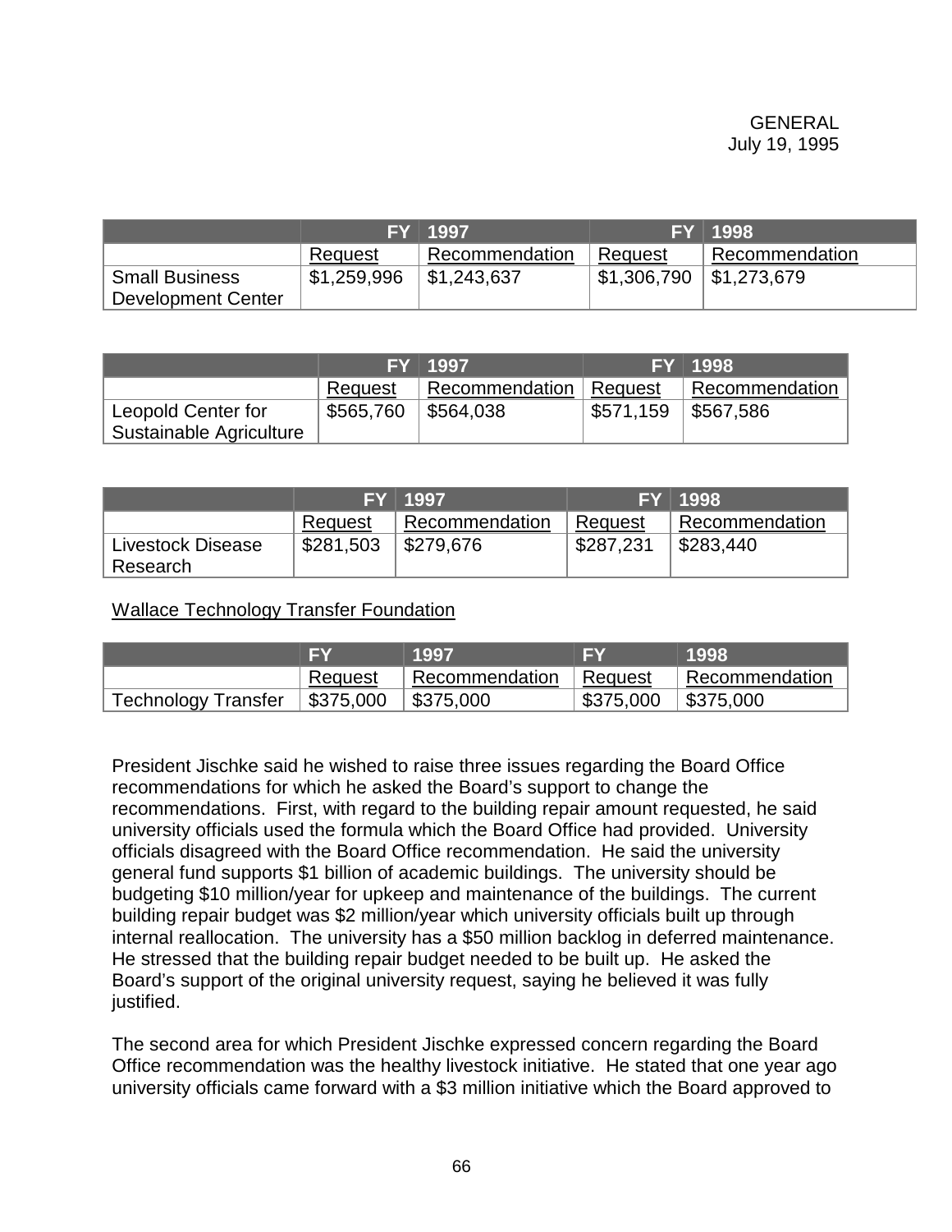GENERAL
July 19, 1995

| | FY 1997 | | FY 1998 | |
|---|---|---|---|---|
| | Request | Recommendation | Request | Recommendation |
| Small Business Development Center | $1,259,996 | $1,243,637 | $1,306,790 | $1,273,679 |

| | FY 1997 | | FY 1998 | |
|---|---|---|---|---|
| | Request | Recommendation | Request | Recommendation |
| Leopold Center for Sustainable Agriculture | $565,760 | $564,038 | $571,159 | $567,586 |

| | FY 1997 | | FY 1998 | |
|---|---|---|---|---|
| | Request | Recommendation | Request | Recommendation |
| Livestock Disease Research | $281,503 | $279,676 | $287,231 | $283,440 |

Wallace Technology Transfer Foundation

| | FY | 1997 | FY | 1998 |
|---|---|---|---|---|
| | Request | Recommendation | Request | Recommendation |
| Technology Transfer | $375,000 | $375,000 | $375,000 | $375,000 |

President Jischke said he wished to raise three issues regarding the Board Office recommendations for which he asked the Board's support to change the recommendations. First, with regard to the building repair amount requested, he said university officials used the formula which the Board Office had provided. University officials disagreed with the Board Office recommendation. He said the university general fund supports $1 billion of academic buildings. The university should be budgeting $10 million/year for upkeep and maintenance of the buildings. The current building repair budget was $2 million/year which university officials built up through internal reallocation. The university has a $50 million backlog in deferred maintenance. He stressed that the building repair budget needed to be built up. He asked the Board's support of the original university request, saying he believed it was fully justified.

The second area for which President Jischke expressed concern regarding the Board Office recommendation was the healthy livestock initiative. He stated that one year ago university officials came forward with a $3 million initiative which the Board approved to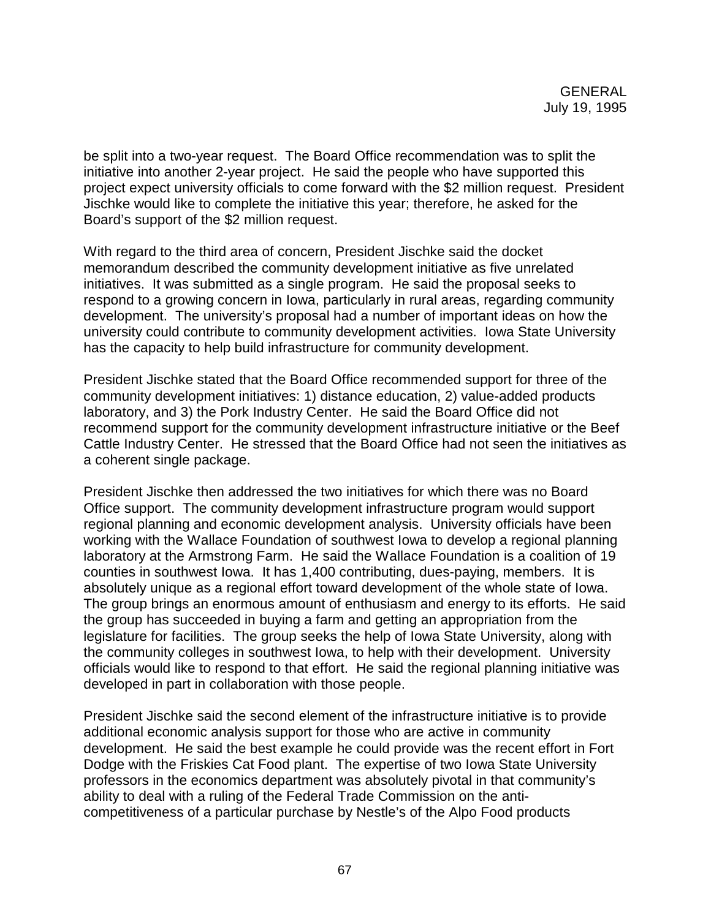be split into a two-year request. The Board Office recommendation was to split the initiative into another 2-year project. He said the people who have supported this project expect university officials to come forward with the $2 million request. President Jischke would like to complete the initiative this year; therefore, he asked for the Board's support of the $2 million request.

With regard to the third area of concern, President Jischke said the docket memorandum described the community development initiative as five unrelated initiatives. It was submitted as a single program. He said the proposal seeks to respond to a growing concern in Iowa, particularly in rural areas, regarding community development. The university's proposal had a number of important ideas on how the university could contribute to community development activities. Iowa State University has the capacity to help build infrastructure for community development.

President Jischke stated that the Board Office recommended support for three of the community development initiatives: 1) distance education, 2) value-added products laboratory, and 3) the Pork Industry Center. He said the Board Office did not recommend support for the community development infrastructure initiative or the Beef Cattle Industry Center. He stressed that the Board Office had not seen the initiatives as a coherent single package.

President Jischke then addressed the two initiatives for which there was no Board Office support. The community development infrastructure program would support regional planning and economic development analysis. University officials have been working with the Wallace Foundation of southwest Iowa to develop a regional planning laboratory at the Armstrong Farm. He said the Wallace Foundation is a coalition of 19 counties in southwest Iowa. It has 1,400 contributing, dues-paying, members. It is absolutely unique as a regional effort toward development of the whole state of Iowa. The group brings an enormous amount of enthusiasm and energy to its efforts. He said the group has succeeded in buying a farm and getting an appropriation from the legislature for facilities. The group seeks the help of Iowa State University, along with the community colleges in southwest Iowa, to help with their development. University officials would like to respond to that effort. He said the regional planning initiative was developed in part in collaboration with those people.

President Jischke said the second element of the infrastructure initiative is to provide additional economic analysis support for those who are active in community development. He said the best example he could provide was the recent effort in Fort Dodge with the Friskies Cat Food plant. The expertise of two Iowa State University professors in the economics department was absolutely pivotal in that community's ability to deal with a ruling of the Federal Trade Commission on the anti-competitiveness of a particular purchase by Nestle's of the Alpo Food products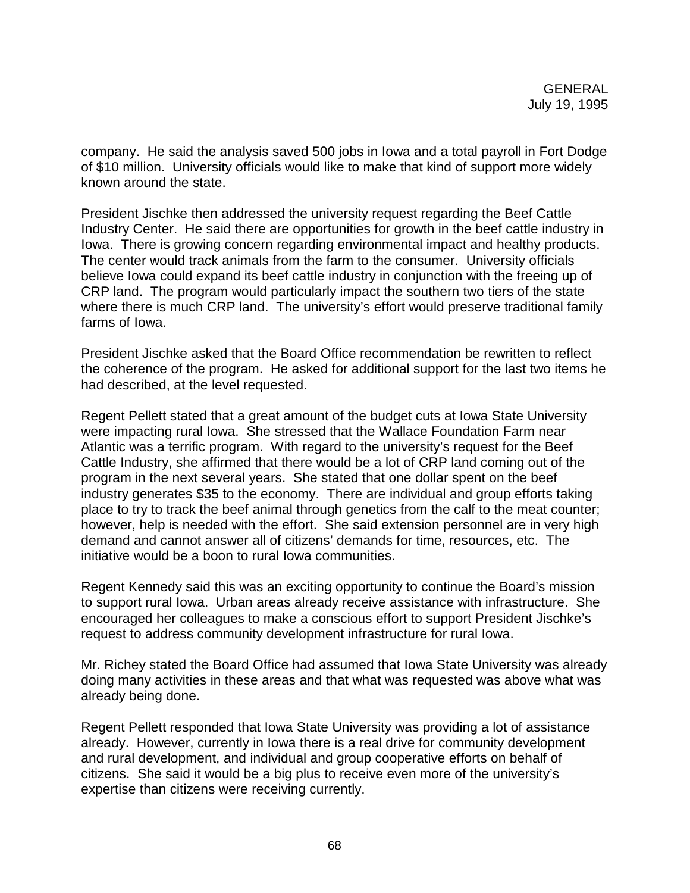company. He said the analysis saved 500 jobs in Iowa and a total payroll in Fort Dodge of $10 million. University officials would like to make that kind of support more widely known around the state.

President Jischke then addressed the university request regarding the Beef Cattle Industry Center. He said there are opportunities for growth in the beef cattle industry in Iowa. There is growing concern regarding environmental impact and healthy products. The center would track animals from the farm to the consumer. University officials believe Iowa could expand its beef cattle industry in conjunction with the freeing up of CRP land. The program would particularly impact the southern two tiers of the state where there is much CRP land. The university's effort would preserve traditional family farms of Iowa.

President Jischke asked that the Board Office recommendation be rewritten to reflect the coherence of the program. He asked for additional support for the last two items he had described, at the level requested.

Regent Pellett stated that a great amount of the budget cuts at Iowa State University were impacting rural Iowa. She stressed that the Wallace Foundation Farm near Atlantic was a terrific program. With regard to the university's request for the Beef Cattle Industry, she affirmed that there would be a lot of CRP land coming out of the program in the next several years. She stated that one dollar spent on the beef industry generates $35 to the economy. There are individual and group efforts taking place to try to track the beef animal through genetics from the calf to the meat counter; however, help is needed with the effort. She said extension personnel are in very high demand and cannot answer all of citizens' demands for time, resources, etc. The initiative would be a boon to rural Iowa communities.

Regent Kennedy said this was an exciting opportunity to continue the Board's mission to support rural Iowa. Urban areas already receive assistance with infrastructure. She encouraged her colleagues to make a conscious effort to support President Jischke's request to address community development infrastructure for rural Iowa.

Mr. Richey stated the Board Office had assumed that Iowa State University was already doing many activities in these areas and that what was requested was above what was already being done.

Regent Pellett responded that Iowa State University was providing a lot of assistance already. However, currently in Iowa there is a real drive for community development and rural development, and individual and group cooperative efforts on behalf of citizens. She said it would be a big plus to receive even more of the university's expertise than citizens were receiving currently.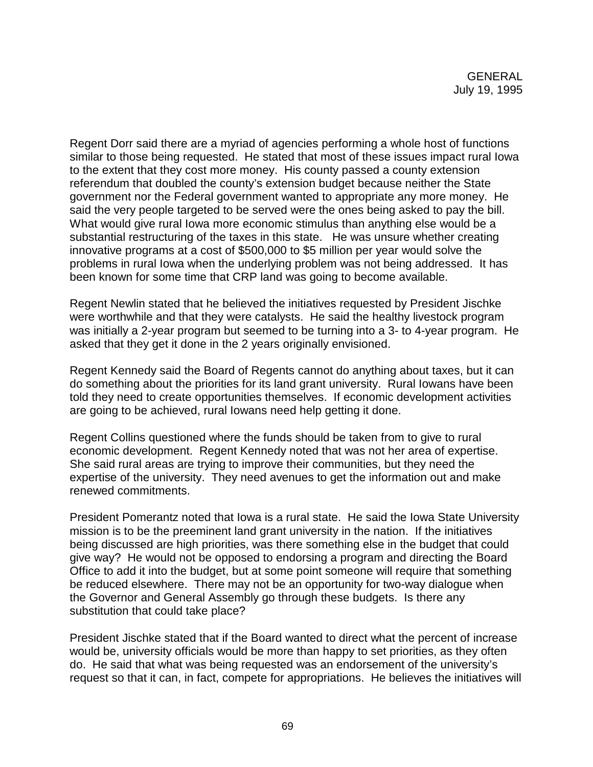Regent Dorr said there are a myriad of agencies performing a whole host of functions similar to those being requested. He stated that most of these issues impact rural Iowa to the extent that they cost more money. His county passed a county extension referendum that doubled the county's extension budget because neither the State government nor the Federal government wanted to appropriate any more money. He said the very people targeted to be served were the ones being asked to pay the bill. What would give rural Iowa more economic stimulus than anything else would be a substantial restructuring of the taxes in this state. He was unsure whether creating innovative programs at a cost of $500,000 to $5 million per year would solve the problems in rural Iowa when the underlying problem was not being addressed. It has been known for some time that CRP land was going to become available.

Regent Newlin stated that he believed the initiatives requested by President Jischke were worthwhile and that they were catalysts. He said the healthy livestock program was initially a 2-year program but seemed to be turning into a 3- to 4-year program. He asked that they get it done in the 2 years originally envisioned.

Regent Kennedy said the Board of Regents cannot do anything about taxes, but it can do something about the priorities for its land grant university. Rural Iowans have been told they need to create opportunities themselves. If economic development activities are going to be achieved, rural Iowans need help getting it done.

Regent Collins questioned where the funds should be taken from to give to rural economic development. Regent Kennedy noted that was not her area of expertise. She said rural areas are trying to improve their communities, but they need the expertise of the university. They need avenues to get the information out and make renewed commitments.

President Pomerantz noted that Iowa is a rural state. He said the Iowa State University mission is to be the preeminent land grant university in the nation. If the initiatives being discussed are high priorities, was there something else in the budget that could give way? He would not be opposed to endorsing a program and directing the Board Office to add it into the budget, but at some point someone will require that something be reduced elsewhere. There may not be an opportunity for two-way dialogue when the Governor and General Assembly go through these budgets. Is there any substitution that could take place?

President Jischke stated that if the Board wanted to direct what the percent of increase would be, university officials would be more than happy to set priorities, as they often do. He said that what was being requested was an endorsement of the university's request so that it can, in fact, compete for appropriations. He believes the initiatives will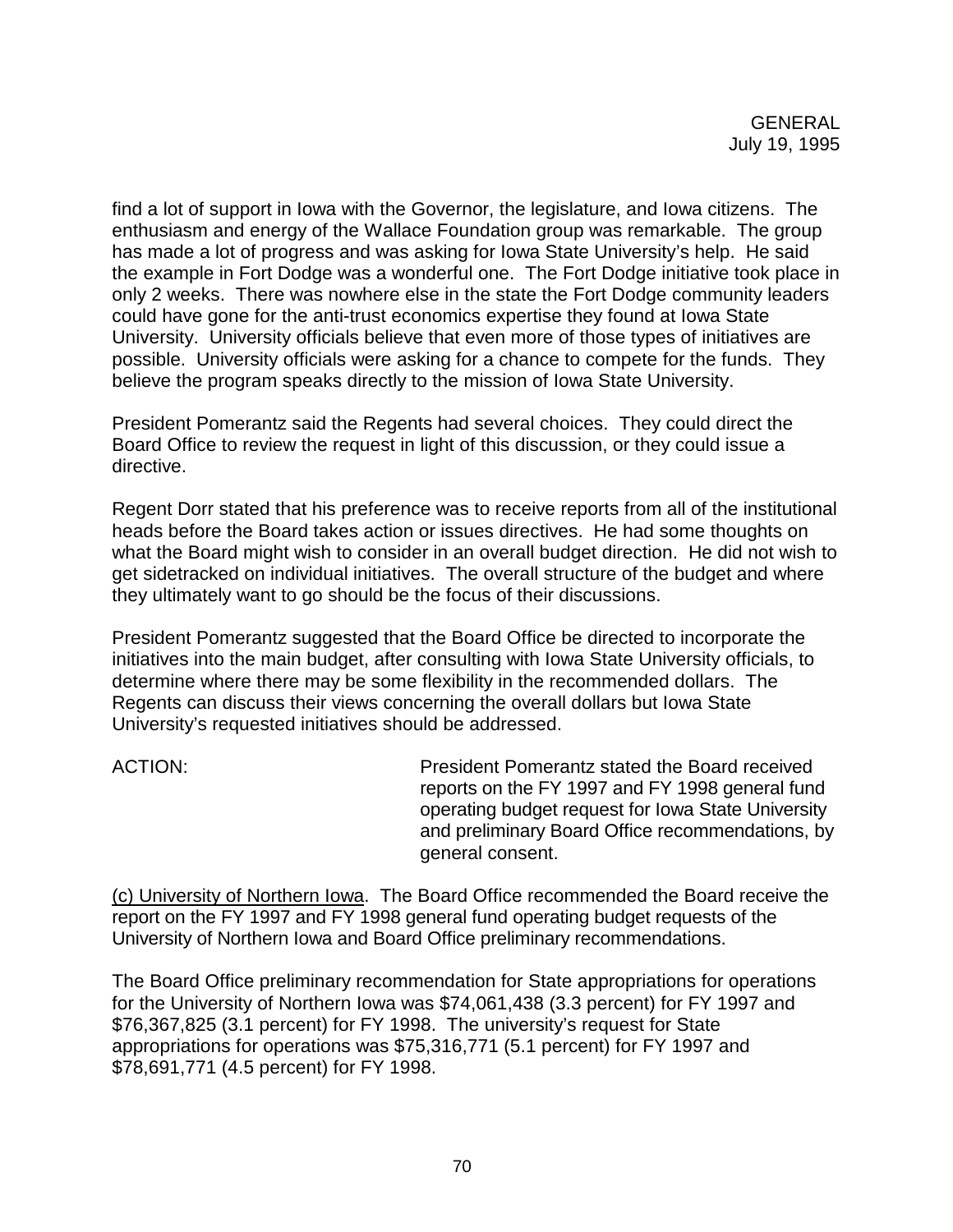find a lot of support in Iowa with the Governor, the legislature, and Iowa citizens. The enthusiasm and energy of the Wallace Foundation group was remarkable. The group has made a lot of progress and was asking for Iowa State University's help. He said the example in Fort Dodge was a wonderful one. The Fort Dodge initiative took place in only 2 weeks. There was nowhere else in the state the Fort Dodge community leaders could have gone for the anti-trust economics expertise they found at Iowa State University. University officials believe that even more of those types of initiatives are possible. University officials were asking for a chance to compete for the funds. They believe the program speaks directly to the mission of Iowa State University.

President Pomerantz said the Regents had several choices. They could direct the Board Office to review the request in light of this discussion, or they could issue a directive.

Regent Dorr stated that his preference was to receive reports from all of the institutional heads before the Board takes action or issues directives. He had some thoughts on what the Board might wish to consider in an overall budget direction. He did not wish to get sidetracked on individual initiatives. The overall structure of the budget and where they ultimately want to go should be the focus of their discussions.

President Pomerantz suggested that the Board Office be directed to incorporate the initiatives into the main budget, after consulting with Iowa State University officials, to determine where there may be some flexibility in the recommended dollars. The Regents can discuss their views concerning the overall dollars but Iowa State University's requested initiatives should be addressed.

ACTION: President Pomerantz stated the Board received reports on the FY 1997 and FY 1998 general fund operating budget request for Iowa State University and preliminary Board Office recommendations, by general consent.

(c) University of Northern Iowa. The Board Office recommended the Board receive the report on the FY 1997 and FY 1998 general fund operating budget requests of the University of Northern Iowa and Board Office preliminary recommendations.

The Board Office preliminary recommendation for State appropriations for operations for the University of Northern Iowa was $74,061,438 (3.3 percent) for FY 1997 and $76,367,825 (3.1 percent) for FY 1998. The university's request for State appropriations for operations was $75,316,771 (5.1 percent) for FY 1997 and $78,691,771 (4.5 percent) for FY 1998.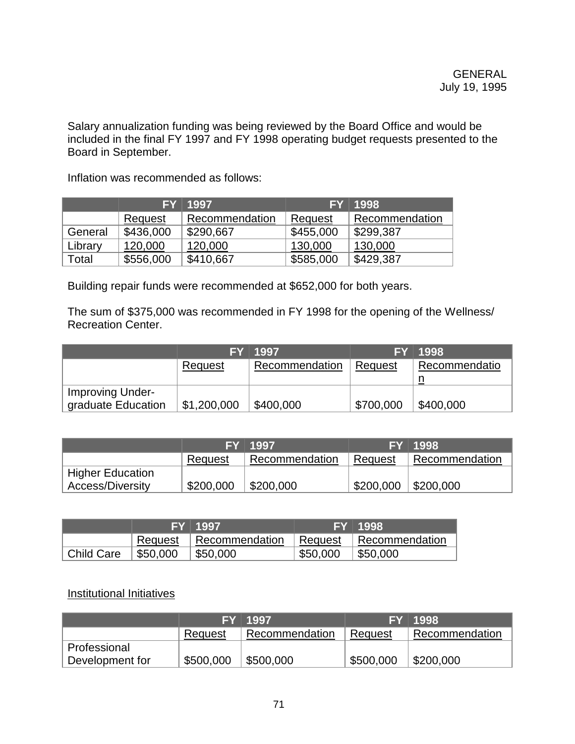GENERAL
July 19, 1995

Salary annualization funding was being reviewed by the Board Office and would be included in the final FY 1997 and FY 1998 operating budget requests presented to the Board in September.

Inflation was recommended as follows:

| | FY 1997 | | FY 1998 | |
|---|---|---|---|---|
| | Request | Recommendation | Request | Recommendation |
| General | $436,000 | $290,667 | $455,000 | $299,387 |
| Library | 120,000 | 120,000 | 130,000 | 130,000 |
| Total | $556,000 | $410,667 | $585,000 | $429,387 |

Building repair funds were recommended at $652,000 for both years.

The sum of $375,000 was recommended in FY 1998 for the opening of the Wellness/ Recreation Center.

| | FY 1997 | | FY 1998 | |
|---|---|---|---|---|
| | Request | Recommendation | Request | Recommendation |
| Improving Under-graduate Education | $1,200,000 | $400,000 | $700,000 | $400,000 |

| | FY 1997 | | FY 1998 | |
|---|---|---|---|---|
| | Request | Recommendation | Request | Recommendation |
| Higher Education Access/Diversity | $200,000 | $200,000 | $200,000 | $200,000 |

| | FY 1997 | | FY 1998 | |
|---|---|---|---|---|
| | Request | Recommendation | Request | Recommendation |
| Child Care | $50,000 | $50,000 | $50,000 | $50,000 |

Institutional Initiatives

| | FY 1997 | | FY 1998 | |
|---|---|---|---|---|
| | Request | Recommendation | Request | Recommendation |
| Professional Development for | $500,000 | $500,000 | $500,000 | $200,000 |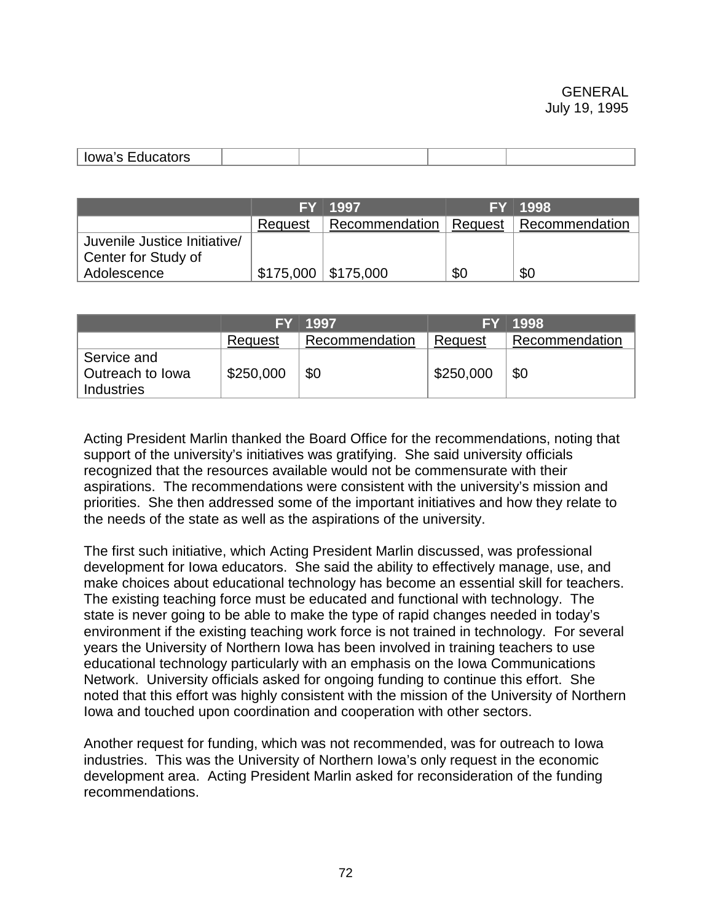| Iowa's Educators | | | | |
|---|---|---|---|---|

| | FY 1997 | | FY 1998 | |
|---|---|---|---|---|
| | Request | Recommendation | Request | Recommendation |
| Juvenile Justice Initiative/ Center for Study of Adolescence | $175,000 | $175,000 | $0 | $0 |

| | FY 1997 | | FY 1998 | |
|---|---|---|---|---|
| | Request | Recommendation | Request | Recommendation |
| Service and Outreach to Iowa Industries | $250,000 | $0 | $250,000 | $0 |

Acting President Marlin thanked the Board Office for the recommendations, noting that support of the university's initiatives was gratifying. She said university officials recognized that the resources available would not be commensurate with their aspirations. The recommendations were consistent with the university's mission and priorities. She then addressed some of the important initiatives and how they relate to the needs of the state as well as the aspirations of the university.

The first such initiative, which Acting President Marlin discussed, was professional development for Iowa educators. She said the ability to effectively manage, use, and make choices about educational technology has become an essential skill for teachers. The existing teaching force must be educated and functional with technology. The state is never going to be able to make the type of rapid changes needed in today's environment if the existing teaching work force is not trained in technology. For several years the University of Northern Iowa has been involved in training teachers to use educational technology particularly with an emphasis on the Iowa Communications Network. University officials asked for ongoing funding to continue this effort. She noted that this effort was highly consistent with the mission of the University of Northern Iowa and touched upon coordination and cooperation with other sectors.

Another request for funding, which was not recommended, was for outreach to Iowa industries. This was the University of Northern Iowa's only request in the economic development area. Acting President Marlin asked for reconsideration of the funding recommendations.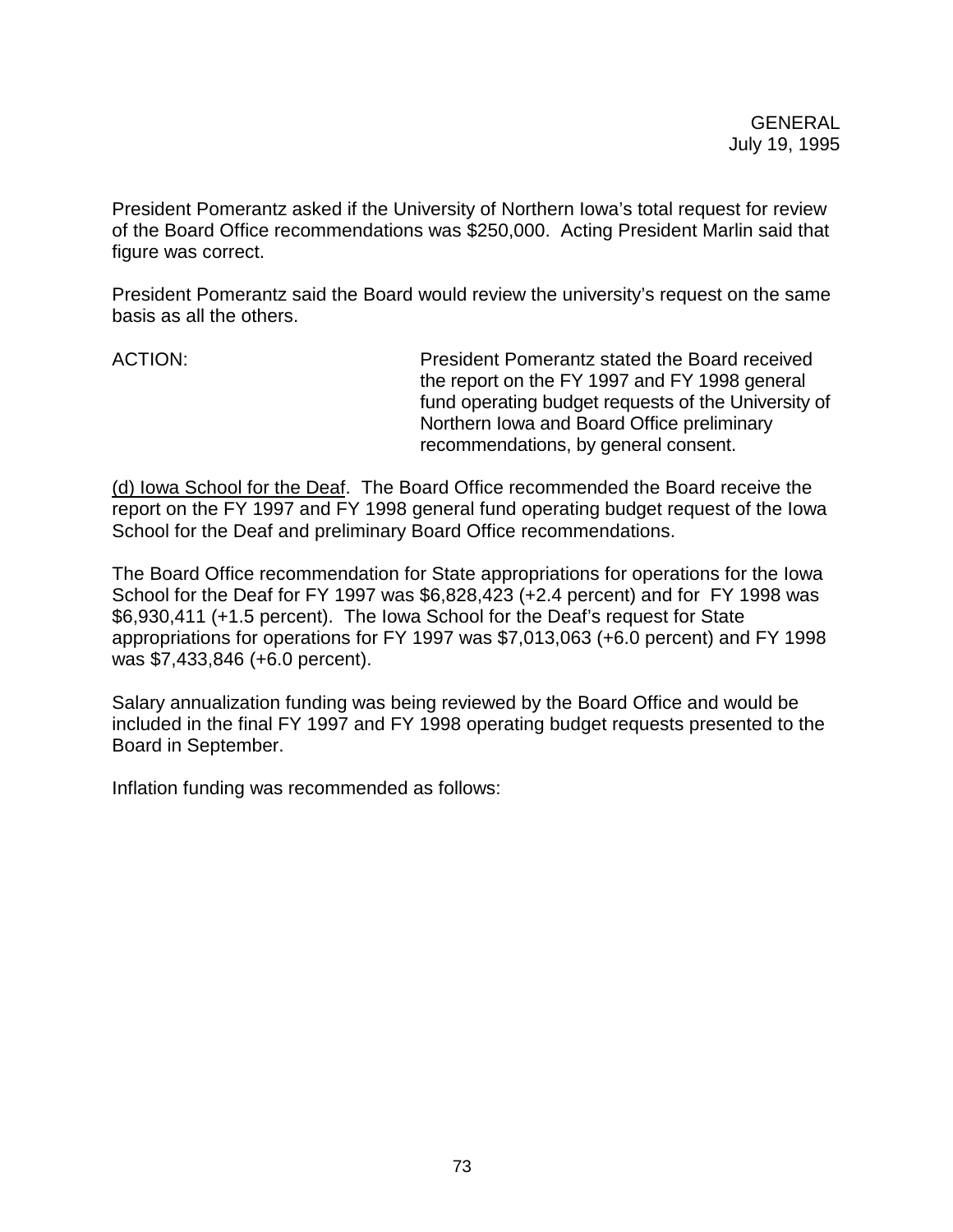President Pomerantz asked if the University of Northern Iowa's total request for review of the Board Office recommendations was $250,000. Acting President Marlin said that figure was correct.

President Pomerantz said the Board would review the university's request on the same basis as all the others.

ACTION: President Pomerantz stated the Board received the report on the FY 1997 and FY 1998 general fund operating budget requests of the University of Northern Iowa and Board Office preliminary recommendations, by general consent.

(d) Iowa School for the Deaf. The Board Office recommended the Board receive the report on the FY 1997 and FY 1998 general fund operating budget request of the Iowa School for the Deaf and preliminary Board Office recommendations.

The Board Office recommendation for State appropriations for operations for the Iowa School for the Deaf for FY 1997 was $6,828,423 (+2.4 percent) and for FY 1998 was $6,930,411 (+1.5 percent). The Iowa School for the Deaf's request for State appropriations for operations for FY 1997 was $7,013,063 (+6.0 percent) and FY 1998 was $7,433,846 (+6.0 percent).

Salary annualization funding was being reviewed by the Board Office and would be included in the final FY 1997 and FY 1998 operating budget requests presented to the Board in September.

Inflation funding was recommended as follows: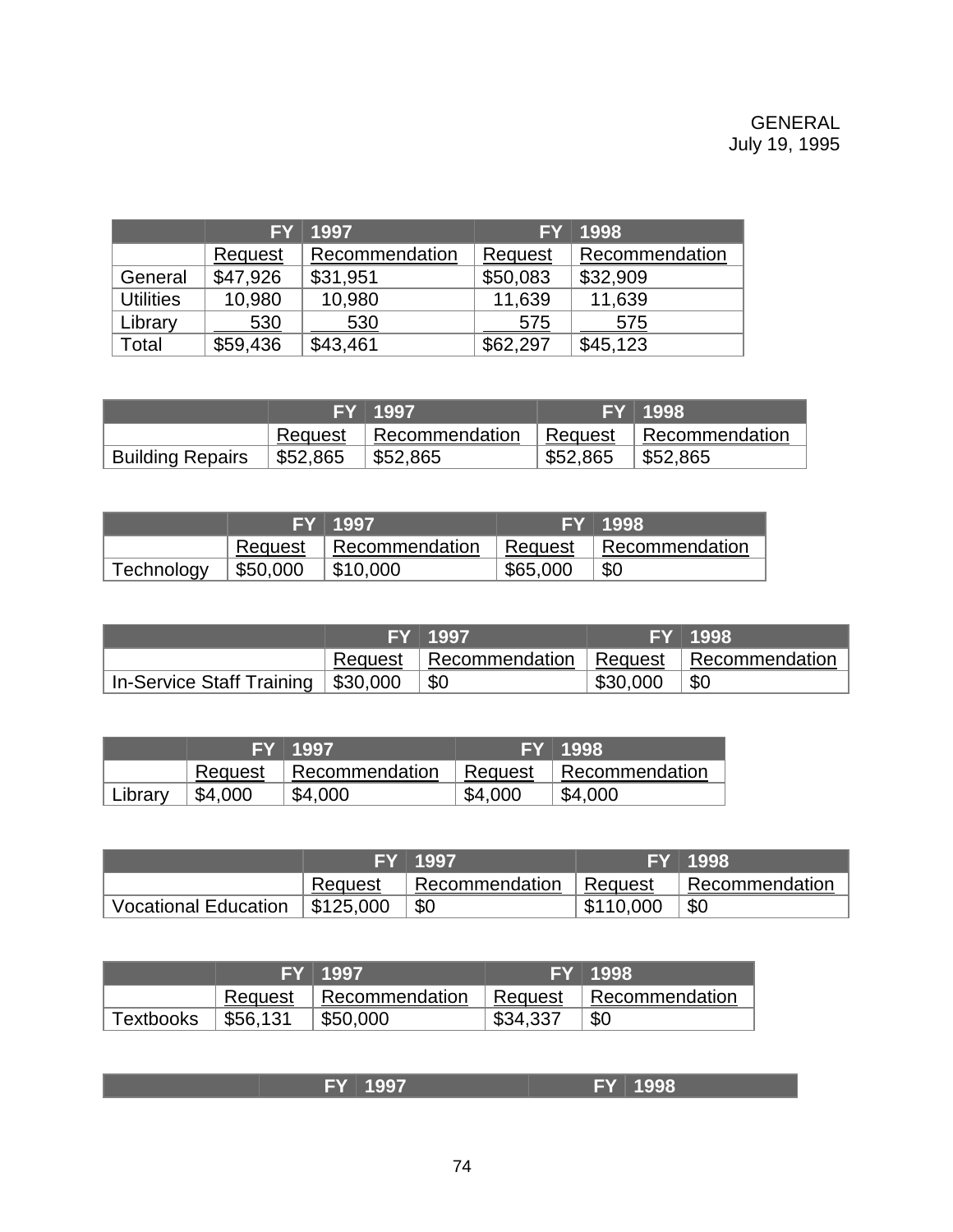GENERAL
July 19, 1995

| | FY 1997 | | FY 1998 | |
|---|---|---|---|---|
| | Request | Recommendation | Request | Recommendation |
| General | $47,926 | $31,951 | $50,083 | $32,909 |
| Utilities | 10,980 | 10,980 | 11,639 | 11,639 |
| Library | 530 | 530 | 575 | 575 |
| Total | $59,436 | $43,461 | $62,297 | $45,123 |

| | FY 1997 | | FY 1998 | |
|---|---|---|---|---|
| | Request | Recommendation | Request | Recommendation |
| Building Repairs | $52,865 | $52,865 | $52,865 | $52,865 |

| | FY 1997 | | FY 1998 | |
|---|---|---|---|---|
| | Request | Recommendation | Request | Recommendation |
| Technology | $50,000 | $10,000 | $65,000 | $0 |

| | FY 1997 | | FY 1998 | |
|---|---|---|---|---|
| | Request | Recommendation | Request | Recommendation |
| In-Service Staff Training | $30,000 | $0 | $30,000 | $0 |

| | FY 1997 | | FY 1998 | |
|---|---|---|---|---|
| | Request | Recommendation | Request | Recommendation |
| Library | $4,000 | $4,000 | $4,000 | $4,000 |

| | FY 1997 | | FY 1998 | |
|---|---|---|---|---|
| | Request | Recommendation | Request | Recommendation |
| Vocational Education | $125,000 | $0 | $110,000 | $0 |

| | FY 1997 | | FY 1998 | |
|---|---|---|---|---|
| | Request | Recommendation | Request | Recommendation |
| Textbooks | $56,131 | $50,000 | $34,337 | $0 |

| | FY 1997 | | FY 1998 | |
|---|---|---|---|---|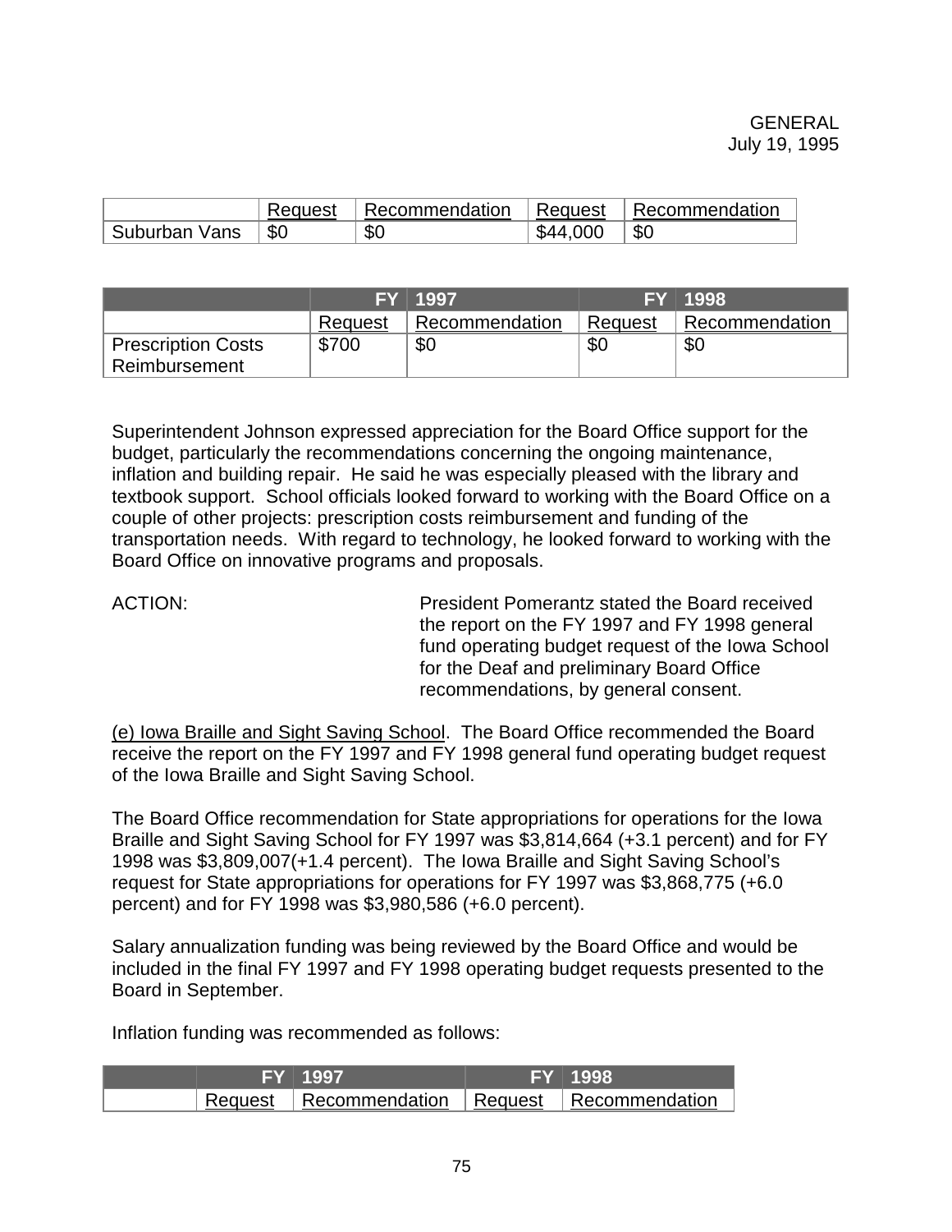| | Request | Recommendation | Request | Recommendation |
|---|---|---|---|---|
| Suburban Vans | $0 | $0 | $44,000 | $0 |

| | FY 1997 | | FY 1998 | |
|---|---|---|---|---|
| | Request | Recommendation | Request | Recommendation |
| Prescription Costs Reimbursement | $700 | $0 | $0 | $0 |

Superintendent Johnson expressed appreciation for the Board Office support for the budget, particularly the recommendations concerning the ongoing maintenance, inflation and building repair. He said he was especially pleased with the library and textbook support. School officials looked forward to working with the Board Office on a couple of other projects: prescription costs reimbursement and funding of the transportation needs. With regard to technology, he looked forward to working with the Board Office on innovative programs and proposals.

ACTION: President Pomerantz stated the Board received the report on the FY 1997 and FY 1998 general fund operating budget request of the Iowa School for the Deaf and preliminary Board Office recommendations, by general consent.

(e) Iowa Braille and Sight Saving School. The Board Office recommended the Board receive the report on the FY 1997 and FY 1998 general fund operating budget request of the Iowa Braille and Sight Saving School.

The Board Office recommendation for State appropriations for operations for the Iowa Braille and Sight Saving School for FY 1997 was $3,814,664 (+3.1 percent) and for FY 1998 was $3,809,007(+1.4 percent). The Iowa Braille and Sight Saving School's request for State appropriations for operations for FY 1997 was $3,868,775 (+6.0 percent) and for FY 1998 was $3,980,586 (+6.0 percent).

Salary annualization funding was being reviewed by the Board Office and would be included in the final FY 1997 and FY 1998 operating budget requests presented to the Board in September.

Inflation funding was recommended as follows:

| | FY 1997 | | FY 1998 | |
|---|---|---|---|---|
| | Request | Recommendation | Request | Recommendation |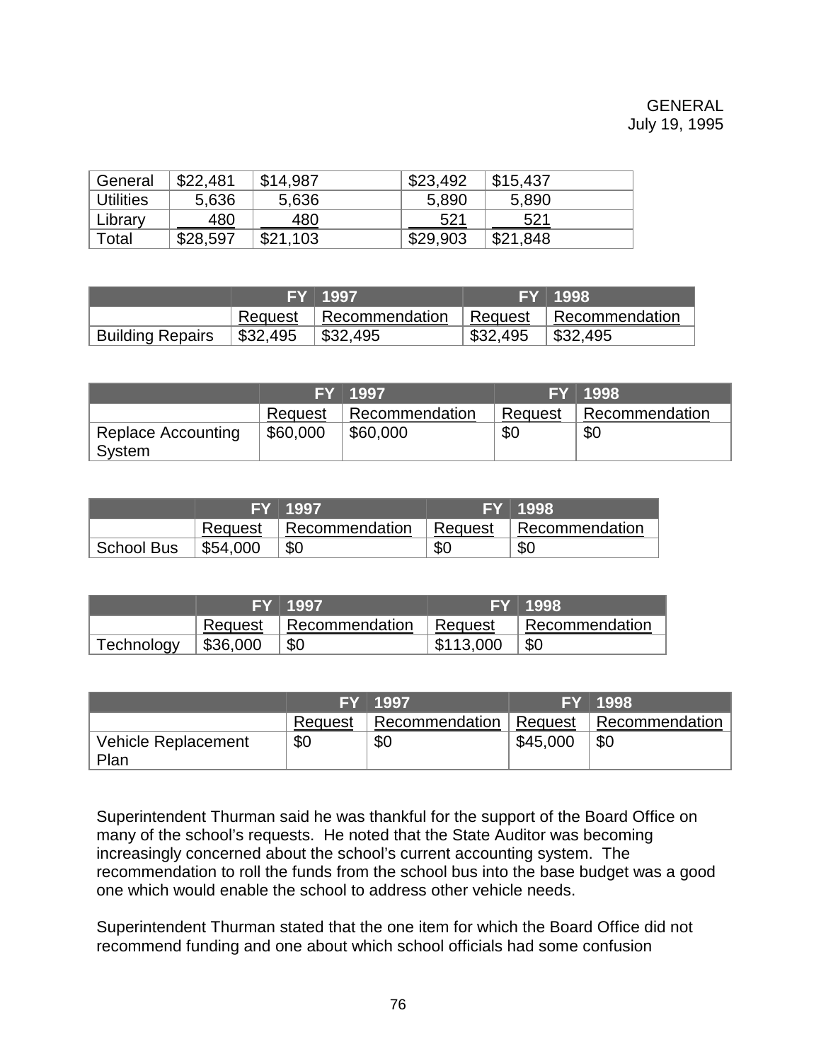GENERAL
July 19, 1995

| General | $22,481 | $14,987 | $23,492 | $15,437 |
|---|---|---|---|---|
| Utilities | 5,636 | 5,636 | 5,890 | 5,890 |
| Library | 480 | 480 | 521 | 521 |
| Total | $28,597 | $21,103 | $29,903 | $21,848 |

| | FY 1997 | | FY 1998 | |
|---|---|---|---|---|
| | Request | Recommendation | Request | Recommendation |
| Building Repairs | $32,495 | $32,495 | $32,495 | $32,495 |

| | FY 1997 | | FY 1998 | |
|---|---|---|---|---|
| | Request | Recommendation | Request | Recommendation |
| Replace Accounting System | $60,000 | $60,000 | $0 | $0 |

| | FY 1997 | | FY 1998 | |
|---|---|---|---|---|
| | Request | Recommendation | Request | Recommendation |
| School Bus | $54,000 | $0 | $0 | $0 |

| | FY 1997 | | FY 1998 | |
|---|---|---|---|---|
| | Request | Recommendation | Request | Recommendation |
| Technology | $36,000 | $0 | $113,000 | $0 |

| | FY 1997 | | FY 1998 | |
|---|---|---|---|---|
| | Request | Recommendation | Request | Recommendation |
| Vehicle Replacement Plan | $0 | $0 | $45,000 | $0 |

Superintendent Thurman said he was thankful for the support of the Board Office on many of the school's requests. He noted that the State Auditor was becoming increasingly concerned about the school's current accounting system. The recommendation to roll the funds from the school bus into the base budget was a good one which would enable the school to address other vehicle needs.

Superintendent Thurman stated that the one item for which the Board Office did not recommend funding and one about which school officials had some confusion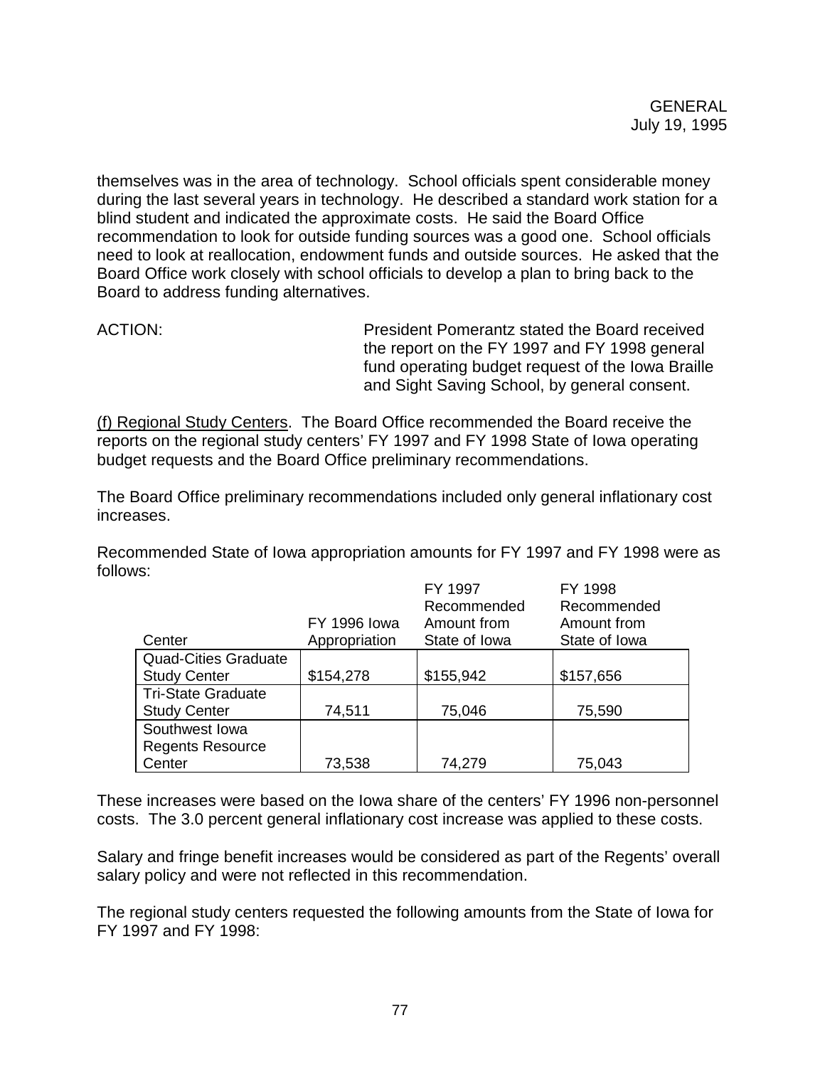themselves was in the area of technology. School officials spent considerable money during the last several years in technology. He described a standard work station for a blind student and indicated the approximate costs. He said the Board Office recommendation to look for outside funding sources was a good one. School officials need to look at reallocation, endowment funds and outside sources. He asked that the Board Office work closely with school officials to develop a plan to bring back to the Board to address funding alternatives.

ACTION: President Pomerantz stated the Board received the report on the FY 1997 and FY 1998 general fund operating budget request of the Iowa Braille and Sight Saving School, by general consent.

(f) Regional Study Centers. The Board Office recommended the Board receive the reports on the regional study centers' FY 1997 and FY 1998 State of Iowa operating budget requests and the Board Office preliminary recommendations.

The Board Office preliminary recommendations included only general inflationary cost increases.

Recommended State of Iowa appropriation amounts for FY 1997 and FY 1998 were as follows:

| Center | FY 1996 Iowa Appropriation | FY 1997 Recommended Amount from State of Iowa | FY 1998 Recommended Amount from State of Iowa |
|---|---|---|---|
| Quad-Cities Graduate Study Center | $154,278 | $155,942 | $157,656 |
| Tri-State Graduate Study Center | 74,511 | 75,046 | 75,590 |
| Southwest Iowa Regents Resource Center | 73,538 | 74,279 | 75,043 |

These increases were based on the Iowa share of the centers' FY 1996 non-personnel costs. The 3.0 percent general inflationary cost increase was applied to these costs.

Salary and fringe benefit increases would be considered as part of the Regents' overall salary policy and were not reflected in this recommendation.

The regional study centers requested the following amounts from the State of Iowa for FY 1997 and FY 1998: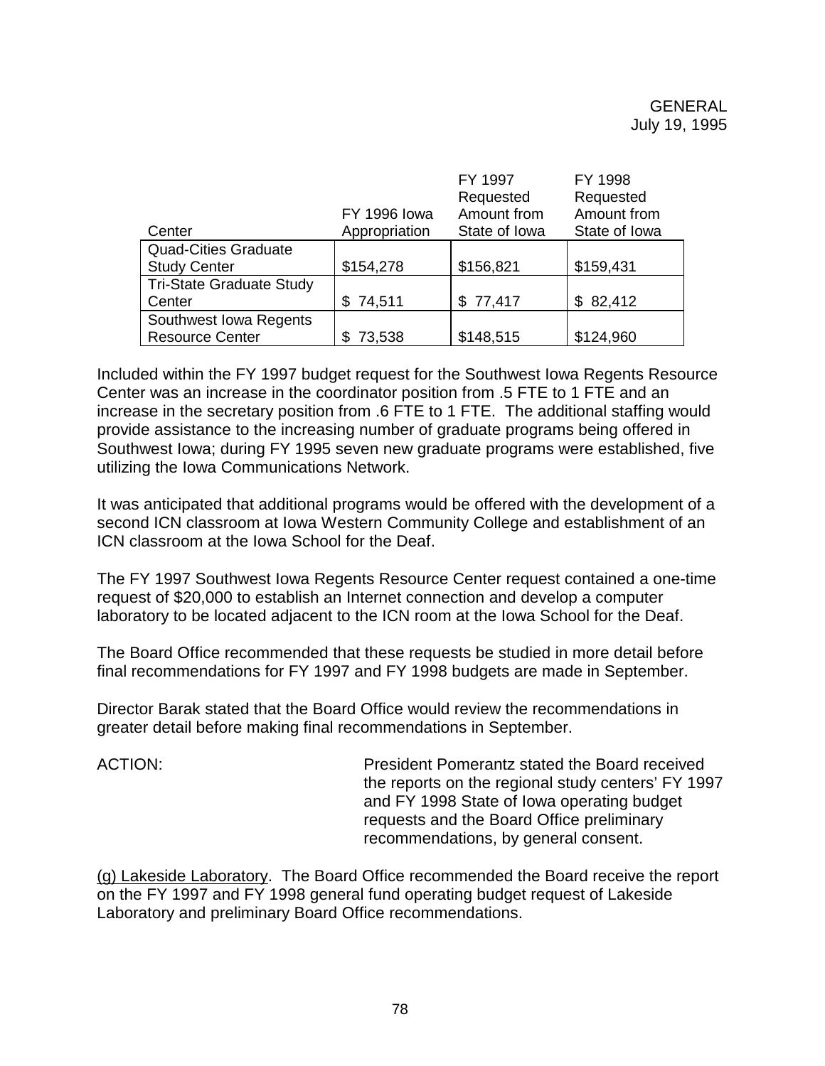GENERAL
July 19, 1995

| Center | FY 1996 Iowa Appropriation | FY 1997 Requested Amount from State of Iowa | FY 1998 Requested Amount from State of Iowa |
|---|---|---|---|
| Quad-Cities Graduate Study Center | $154,278 | $156,821 | $159,431 |
| Tri-State Graduate Study Center | $ 74,511 | $ 77,417 | $ 82,412 |
| Southwest Iowa Regents Resource Center | $ 73,538 | $148,515 | $124,960 |

Included within the FY 1997 budget request for the Southwest Iowa Regents Resource Center was an increase in the coordinator position from .5 FTE to 1 FTE and an increase in the secretary position from .6 FTE to 1 FTE. The additional staffing would provide assistance to the increasing number of graduate programs being offered in Southwest Iowa; during FY 1995 seven new graduate programs were established, five utilizing the Iowa Communications Network.

It was anticipated that additional programs would be offered with the development of a second ICN classroom at Iowa Western Community College and establishment of an ICN classroom at the Iowa School for the Deaf.

The FY 1997 Southwest Iowa Regents Resource Center request contained a one-time request of $20,000 to establish an Internet connection and develop a computer laboratory to be located adjacent to the ICN room at the Iowa School for the Deaf.

The Board Office recommended that these requests be studied in more detail before final recommendations for FY 1997 and FY 1998 budgets are made in September.

Director Barak stated that the Board Office would review the recommendations in greater detail before making final recommendations in September.

ACTION: President Pomerantz stated the Board received the reports on the regional study centers' FY 1997 and FY 1998 State of Iowa operating budget requests and the Board Office preliminary recommendations, by general consent.

(g) Lakeside Laboratory. The Board Office recommended the Board receive the report on the FY 1997 and FY 1998 general fund operating budget request of Lakeside Laboratory and preliminary Board Office recommendations.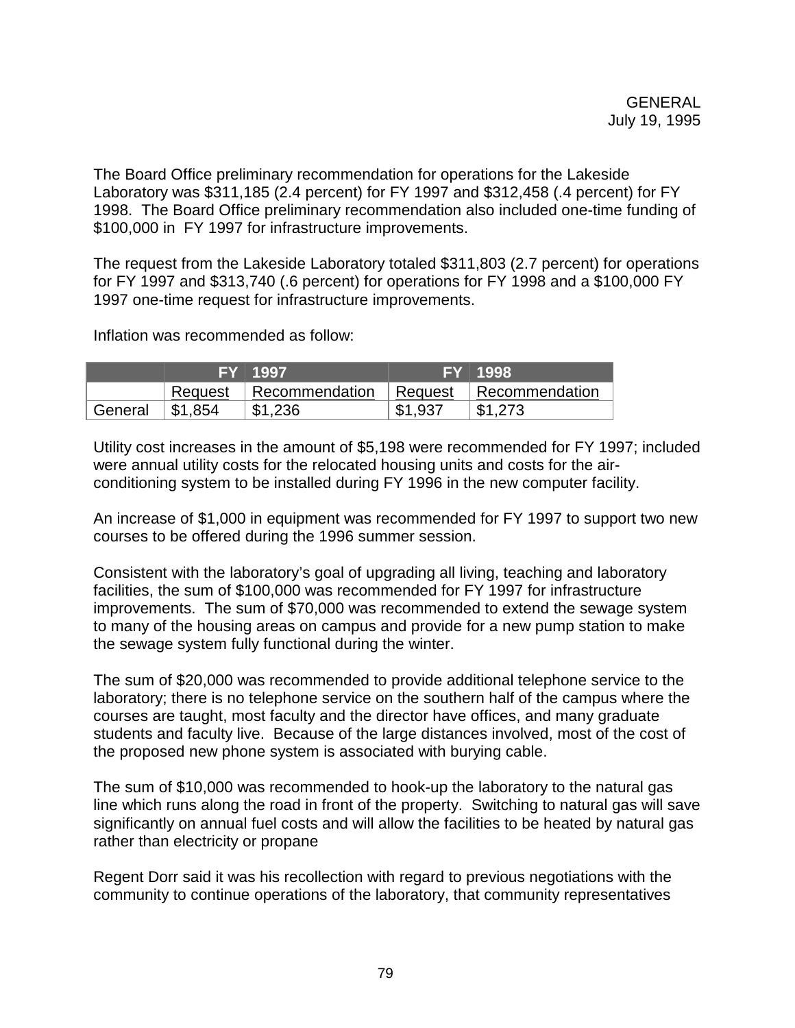The Board Office preliminary recommendation for operations for the Lakeside Laboratory was $311,185 (2.4 percent) for FY 1997 and $312,458 (.4 percent) for FY 1998. The Board Office preliminary recommendation also included one-time funding of $100,000 in FY 1997 for infrastructure improvements.

The request from the Lakeside Laboratory totaled $311,803 (2.7 percent) for operations for FY 1997 and $313,740 (.6 percent) for operations for FY 1998 and a $100,000 FY 1997 one-time request for infrastructure improvements.

Inflation was recommended as follow:

| | FY 1997 | | FY 1998 | |
|---|---|---|---|---|
| | Request | Recommendation | Request | Recommendation |
| General | $1,854 | $1,236 | $1,937 | $1,273 |

Utility cost increases in the amount of $5,198 were recommended for FY 1997; included were annual utility costs for the relocated housing units and costs for the air-conditioning system to be installed during FY 1996 in the new computer facility.

An increase of $1,000 in equipment was recommended for FY 1997 to support two new courses to be offered during the 1996 summer session.

Consistent with the laboratory's goal of upgrading all living, teaching and laboratory facilities, the sum of $100,000 was recommended for FY 1997 for infrastructure improvements. The sum of $70,000 was recommended to extend the sewage system to many of the housing areas on campus and provide for a new pump station to make the sewage system fully functional during the winter.

The sum of $20,000 was recommended to provide additional telephone service to the laboratory; there is no telephone service on the southern half of the campus where the courses are taught, most faculty and the director have offices, and many graduate students and faculty live. Because of the large distances involved, most of the cost of the proposed new phone system is associated with burying cable.

The sum of $10,000 was recommended to hook-up the laboratory to the natural gas line which runs along the road in front of the property. Switching to natural gas will save significantly on annual fuel costs and will allow the facilities to be heated by natural gas rather than electricity or propane

Regent Dorr said it was his recollection with regard to previous negotiations with the community to continue operations of the laboratory, that community representatives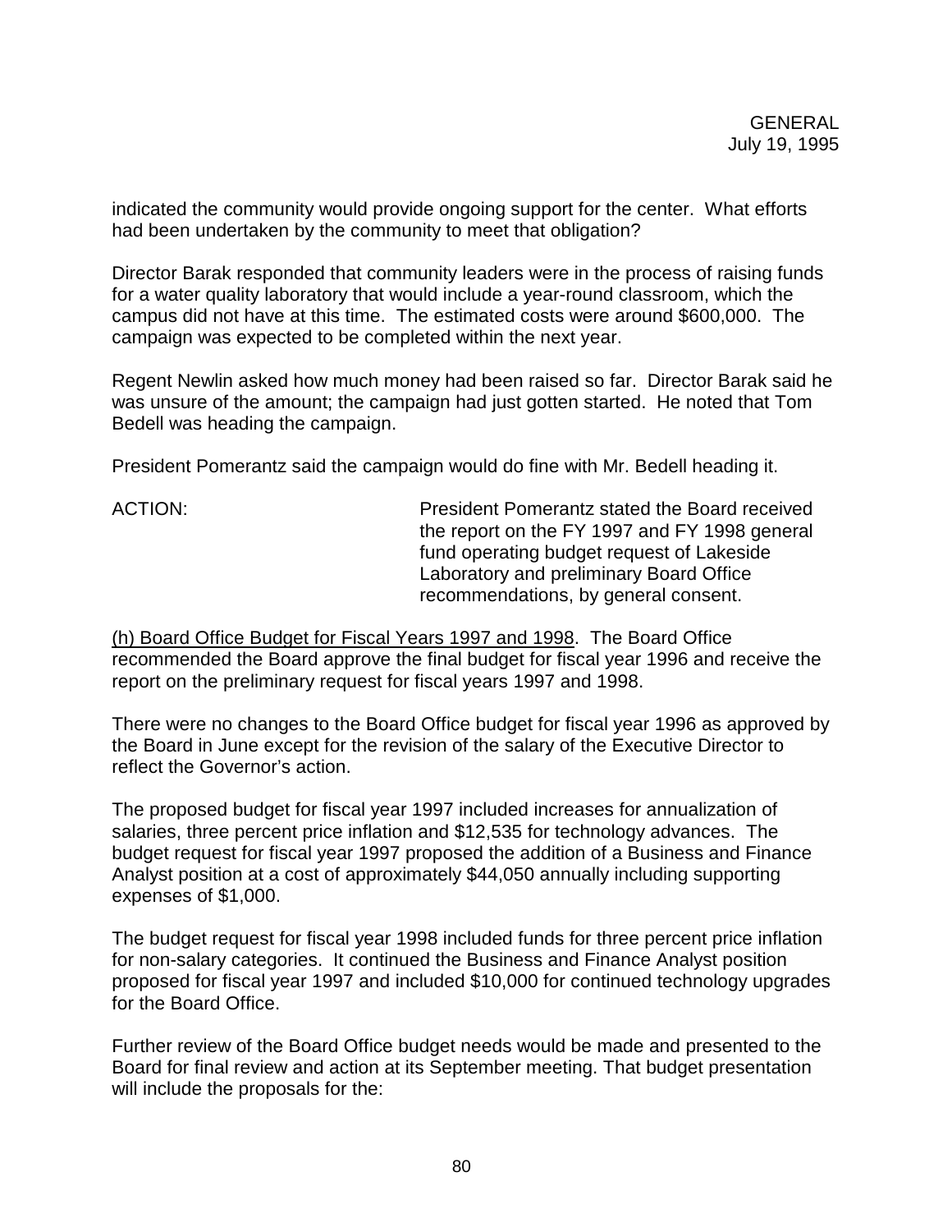indicated the community would provide ongoing support for the center. What efforts had been undertaken by the community to meet that obligation?

Director Barak responded that community leaders were in the process of raising funds for a water quality laboratory that would include a year-round classroom, which the campus did not have at this time. The estimated costs were around $600,000. The campaign was expected to be completed within the next year.

Regent Newlin asked how much money had been raised so far. Director Barak said he was unsure of the amount; the campaign had just gotten started. He noted that Tom Bedell was heading the campaign.

President Pomerantz said the campaign would do fine with Mr. Bedell heading it.

ACTION: President Pomerantz stated the Board received the report on the FY 1997 and FY 1998 general fund operating budget request of Lakeside Laboratory and preliminary Board Office recommendations, by general consent.

(h) Board Office Budget for Fiscal Years 1997 and 1998. The Board Office recommended the Board approve the final budget for fiscal year 1996 and receive the report on the preliminary request for fiscal years 1997 and 1998.

There were no changes to the Board Office budget for fiscal year 1996 as approved by the Board in June except for the revision of the salary of the Executive Director to reflect the Governor's action.

The proposed budget for fiscal year 1997 included increases for annualization of salaries, three percent price inflation and $12,535 for technology advances. The budget request for fiscal year 1997 proposed the addition of a Business and Finance Analyst position at a cost of approximately $44,050 annually including supporting expenses of $1,000.

The budget request for fiscal year 1998 included funds for three percent price inflation for non-salary categories. It continued the Business and Finance Analyst position proposed for fiscal year 1997 and included $10,000 for continued technology upgrades for the Board Office.

Further review of the Board Office budget needs would be made and presented to the Board for final review and action at its September meeting. That budget presentation will include the proposals for the: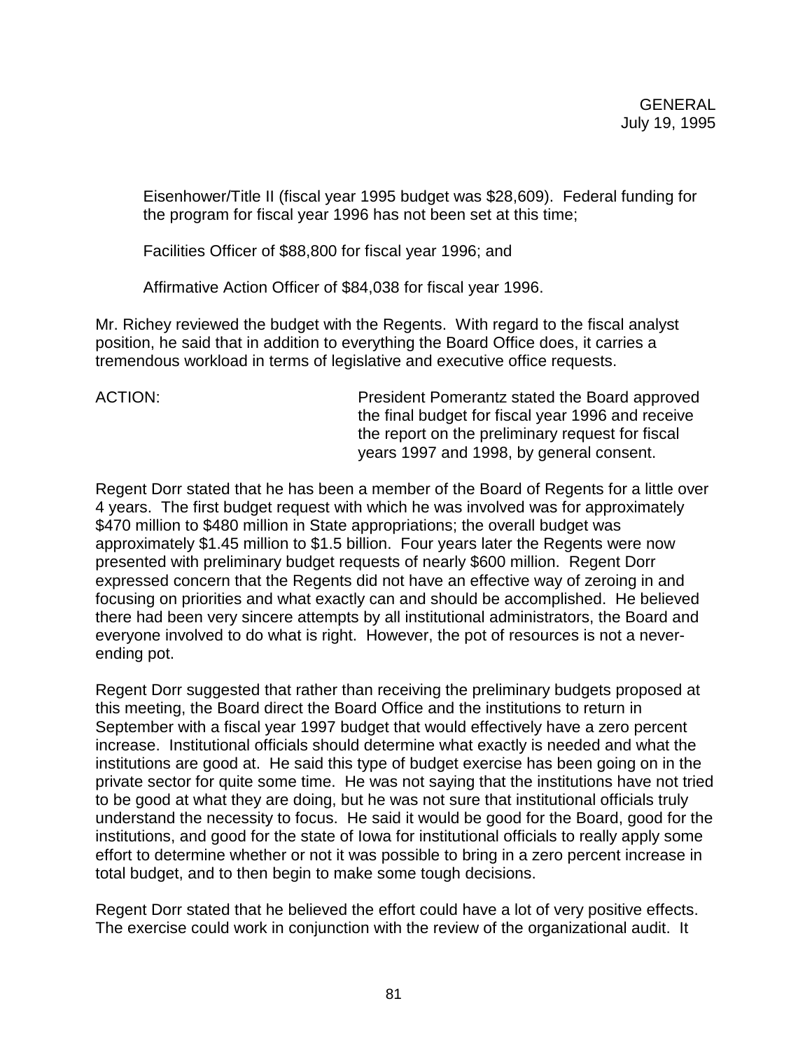Eisenhower/Title II (fiscal year 1995 budget was $28,609). Federal funding for the program for fiscal year 1996 has not been set at this time;

Facilities Officer of $88,800 for fiscal year 1996; and

Affirmative Action Officer of $84,038 for fiscal year 1996.

Mr. Richey reviewed the budget with the Regents. With regard to the fiscal analyst position, he said that in addition to everything the Board Office does, it carries a tremendous workload in terms of legislative and executive office requests.

ACTION: President Pomerantz stated the Board approved the final budget for fiscal year 1996 and receive the report on the preliminary request for fiscal years 1997 and 1998, by general consent.

Regent Dorr stated that he has been a member of the Board of Regents for a little over 4 years. The first budget request with which he was involved was for approximately $470 million to $480 million in State appropriations; the overall budget was approximately $1.45 million to $1.5 billion. Four years later the Regents were now presented with preliminary budget requests of nearly $600 million. Regent Dorr expressed concern that the Regents did not have an effective way of zeroing in and focusing on priorities and what exactly can and should be accomplished. He believed there had been very sincere attempts by all institutional administrators, the Board and everyone involved to do what is right. However, the pot of resources is not a never-ending pot.

Regent Dorr suggested that rather than receiving the preliminary budgets proposed at this meeting, the Board direct the Board Office and the institutions to return in September with a fiscal year 1997 budget that would effectively have a zero percent increase. Institutional officials should determine what exactly is needed and what the institutions are good at. He said this type of budget exercise has been going on in the private sector for quite some time. He was not saying that the institutions have not tried to be good at what they are doing, but he was not sure that institutional officials truly understand the necessity to focus. He said it would be good for the Board, good for the institutions, and good for the state of Iowa for institutional officials to really apply some effort to determine whether or not it was possible to bring in a zero percent increase in total budget, and to then begin to make some tough decisions.

Regent Dorr stated that he believed the effort could have a lot of very positive effects. The exercise could work in conjunction with the review of the organizational audit. It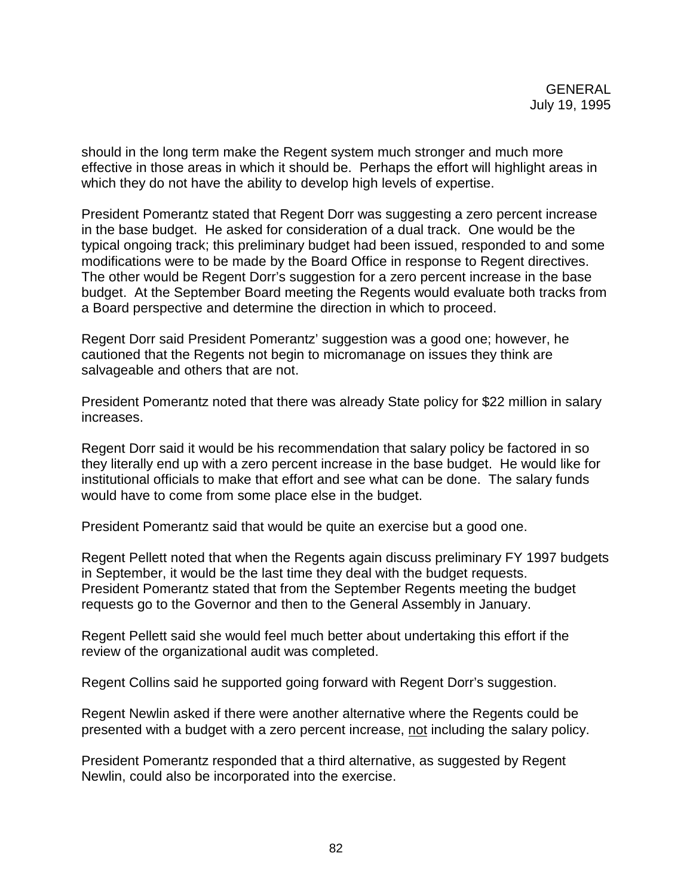should in the long term make the Regent system much stronger and much more effective in those areas in which it should be. Perhaps the effort will highlight areas in which they do not have the ability to develop high levels of expertise.

President Pomerantz stated that Regent Dorr was suggesting a zero percent increase in the base budget. He asked for consideration of a dual track. One would be the typical ongoing track; this preliminary budget had been issued, responded to and some modifications were to be made by the Board Office in response to Regent directives. The other would be Regent Dorr's suggestion for a zero percent increase in the base budget. At the September Board meeting the Regents would evaluate both tracks from a Board perspective and determine the direction in which to proceed.

Regent Dorr said President Pomerantz' suggestion was a good one; however, he cautioned that the Regents not begin to micromanage on issues they think are salvageable and others that are not.

President Pomerantz noted that there was already State policy for $22 million in salary increases.

Regent Dorr said it would be his recommendation that salary policy be factored in so they literally end up with a zero percent increase in the base budget. He would like for institutional officials to make that effort and see what can be done. The salary funds would have to come from some place else in the budget.

President Pomerantz said that would be quite an exercise but a good one.

Regent Pellett noted that when the Regents again discuss preliminary FY 1997 budgets in September, it would be the last time they deal with the budget requests. President Pomerantz stated that from the September Regents meeting the budget requests go to the Governor and then to the General Assembly in January.

Regent Pellett said she would feel much better about undertaking this effort if the review of the organizational audit was completed.

Regent Collins said he supported going forward with Regent Dorr's suggestion.

Regent Newlin asked if there were another alternative where the Regents could be presented with a budget with a zero percent increase, <u>not</u> including the salary policy.

President Pomerantz responded that a third alternative, as suggested by Regent Newlin, could also be incorporated into the exercise.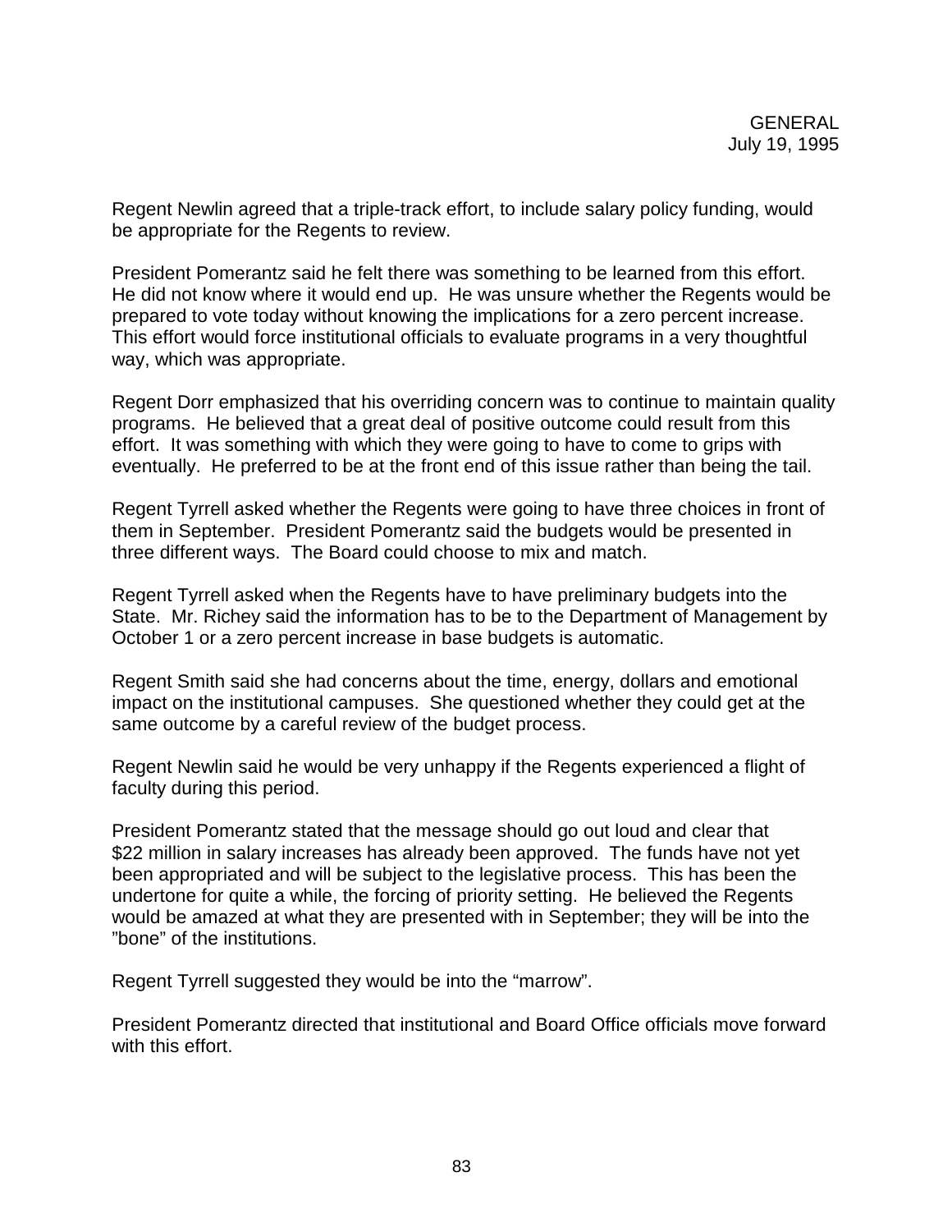Regent Newlin agreed that a triple-track effort, to include salary policy funding, would be appropriate for the Regents to review.

President Pomerantz said he felt there was something to be learned from this effort. He did not know where it would end up. He was unsure whether the Regents would be prepared to vote today without knowing the implications for a zero percent increase. This effort would force institutional officials to evaluate programs in a very thoughtful way, which was appropriate.

Regent Dorr emphasized that his overriding concern was to continue to maintain quality programs. He believed that a great deal of positive outcome could result from this effort. It was something with which they were going to have to come to grips with eventually. He preferred to be at the front end of this issue rather than being the tail.

Regent Tyrrell asked whether the Regents were going to have three choices in front of them in September. President Pomerantz said the budgets would be presented in three different ways. The Board could choose to mix and match.

Regent Tyrrell asked when the Regents have to have preliminary budgets into the State. Mr. Richey said the information has to be to the Department of Management by October 1 or a zero percent increase in base budgets is automatic.

Regent Smith said she had concerns about the time, energy, dollars and emotional impact on the institutional campuses. She questioned whether they could get at the same outcome by a careful review of the budget process.

Regent Newlin said he would be very unhappy if the Regents experienced a flight of faculty during this period.

President Pomerantz stated that the message should go out loud and clear that $22 million in salary increases has already been approved. The funds have not yet been appropriated and will be subject to the legislative process. This has been the undertone for quite a while, the forcing of priority setting. He believed the Regents would be amazed at what they are presented with in September; they will be into the "bone" of the institutions.

Regent Tyrrell suggested they would be into the "marrow".

President Pomerantz directed that institutional and Board Office officials move forward with this effort.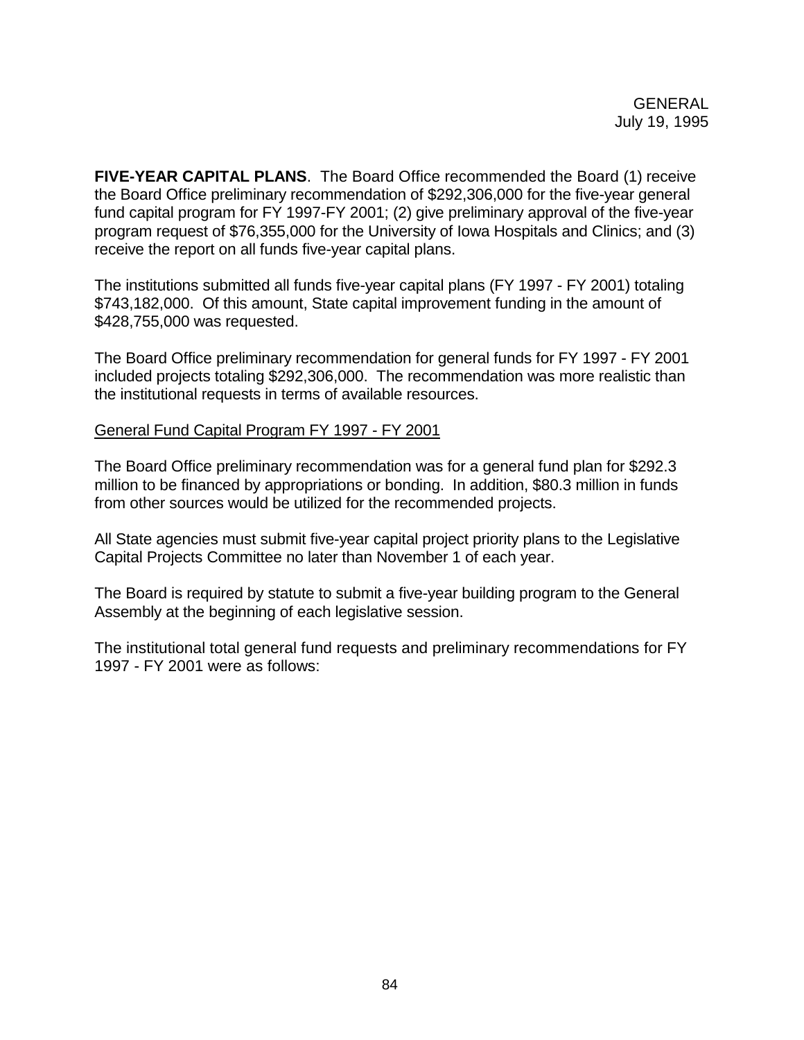GENERAL
July 19, 1995

**FIVE-YEAR CAPITAL PLANS**. The Board Office recommended the Board (1) receive the Board Office preliminary recommendation of $292,306,000 for the five-year general fund capital program for FY 1997-FY 2001; (2) give preliminary approval of the five-year program request of $76,355,000 for the University of Iowa Hospitals and Clinics; and (3) receive the report on all funds five-year capital plans.

The institutions submitted all funds five-year capital plans (FY 1997 - FY 2001) totaling $743,182,000. Of this amount, State capital improvement funding in the amount of $428,755,000 was requested.

The Board Office preliminary recommendation for general funds for FY 1997 - FY 2001 included projects totaling $292,306,000. The recommendation was more realistic than the institutional requests in terms of available resources.

General Fund Capital Program FY 1997 - FY 2001

The Board Office preliminary recommendation was for a general fund plan for $292.3 million to be financed by appropriations or bonding. In addition, $80.3 million in funds from other sources would be utilized for the recommended projects.

All State agencies must submit five-year capital project priority plans to the Legislative Capital Projects Committee no later than November 1 of each year.

The Board is required by statute to submit a five-year building program to the General Assembly at the beginning of each legislative session.

The institutional total general fund requests and preliminary recommendations for FY 1997 - FY 2001 were as follows: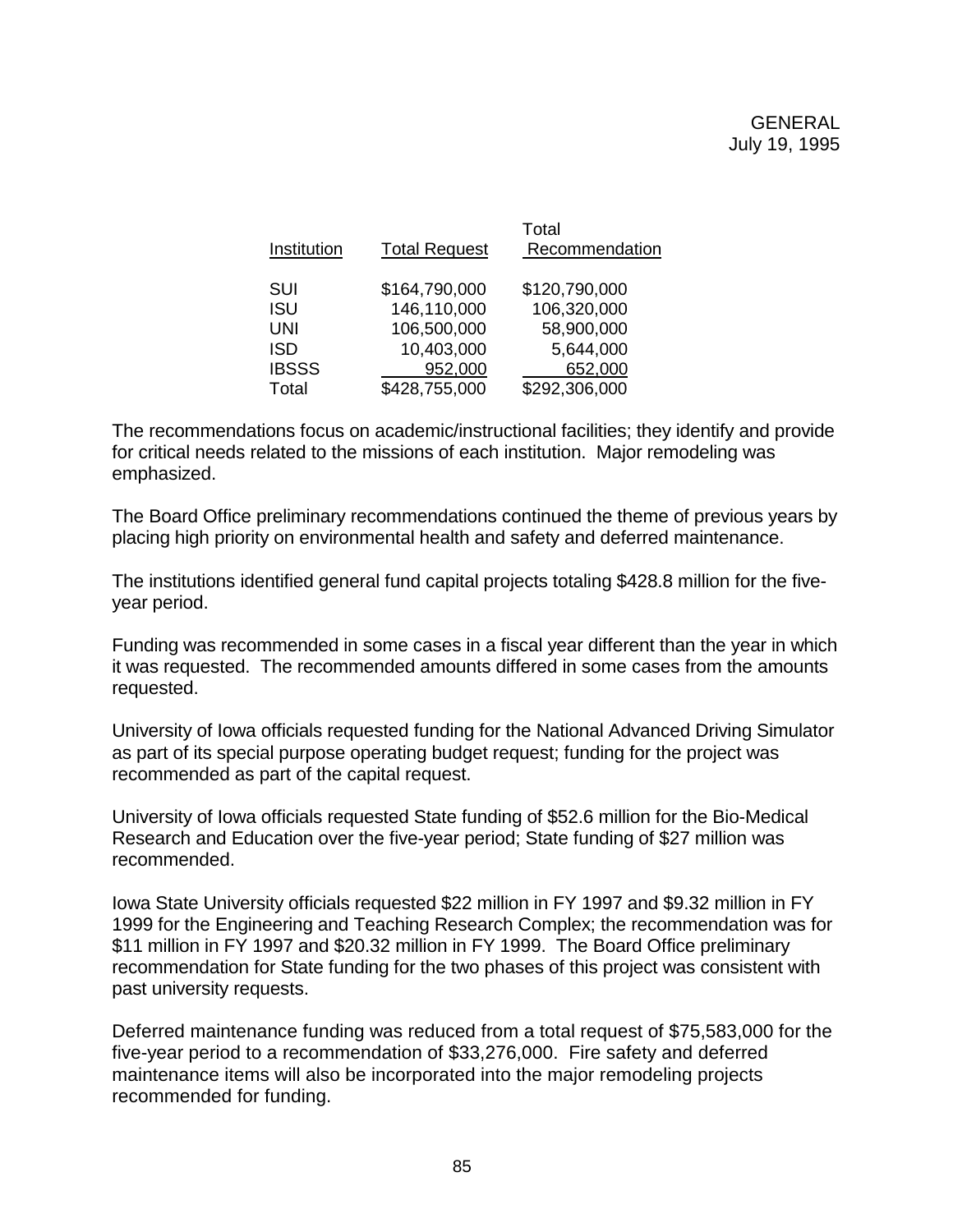| Institution | Total Request | Total Recommendation |
|---|---|---|
| SUI | $164,790,000 | $120,790,000 |
| ISU | 146,110,000 | 106,320,000 |
| UNI | 106,500,000 | 58,900,000 |
| ISD | 10,403,000 | 5,644,000 |
| IBSSS | 952,000 | 652,000 |
| Total | $428,755,000 | $292,306,000 |

The recommendations focus on academic/instructional facilities; they identify and provide for critical needs related to the missions of each institution. Major remodeling was emphasized.

The Board Office preliminary recommendations continued the theme of previous years by placing high priority on environmental health and safety and deferred maintenance.

The institutions identified general fund capital projects totaling $428.8 million for the five-year period.

Funding was recommended in some cases in a fiscal year different than the year in which it was requested. The recommended amounts differed in some cases from the amounts requested.

University of Iowa officials requested funding for the National Advanced Driving Simulator as part of its special purpose operating budget request; funding for the project was recommended as part of the capital request.

University of Iowa officials requested State funding of $52.6 million for the Bio-Medical Research and Education over the five-year period; State funding of $27 million was recommended.

Iowa State University officials requested $22 million in FY 1997 and $9.32 million in FY 1999 for the Engineering and Teaching Research Complex; the recommendation was for $11 million in FY 1997 and $20.32 million in FY 1999. The Board Office preliminary recommendation for State funding for the two phases of this project was consistent with past university requests.

Deferred maintenance funding was reduced from a total request of $75,583,000 for the five-year period to a recommendation of $33,276,000. Fire safety and deferred maintenance items will also be incorporated into the major remodeling projects recommended for funding.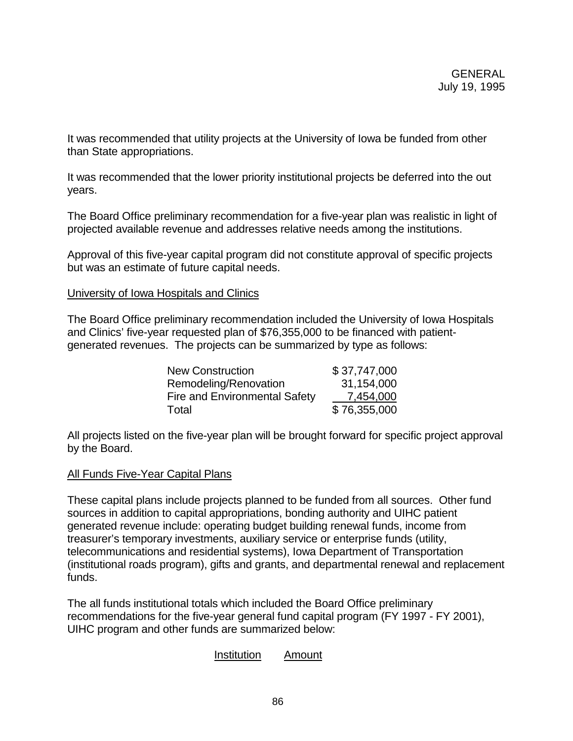It was recommended that utility projects at the University of Iowa be funded from other than State appropriations.

It was recommended that the lower priority institutional projects be deferred into the out years.

The Board Office preliminary recommendation for a five-year plan was realistic in light of projected available revenue and addresses relative needs among the institutions.

Approval of this five-year capital program did not constitute approval of specific projects but was an estimate of future capital needs.

University of Iowa Hospitals and Clinics

The Board Office preliminary recommendation included the University of Iowa Hospitals and Clinics' five-year requested plan of $76,355,000 to be financed with patient-generated revenues. The projects can be summarized by type as follows:

| | |
|---|---|
| New Construction | $ 37,747,000 |
| Remodeling/Renovation | 31,154,000 |
| Fire and Environmental Safety | 7,454,000 |
| Total | $ 76,355,000 |

All projects listed on the five-year plan will be brought forward for specific project approval by the Board.

All Funds Five-Year Capital Plans

These capital plans include projects planned to be funded from all sources. Other fund sources in addition to capital appropriations, bonding authority and UIHC patient generated revenue include: operating budget building renewal funds, income from treasurer's temporary investments, auxiliary service or enterprise funds (utility, telecommunications and residential systems), Iowa Department of Transportation (institutional roads program), gifts and grants, and departmental renewal and replacement funds.

The all funds institutional totals which included the Board Office preliminary recommendations for the five-year general fund capital program (FY 1997 - FY 2001), UIHC program and other funds are summarized below:

| Institution | Amount |
|---|---|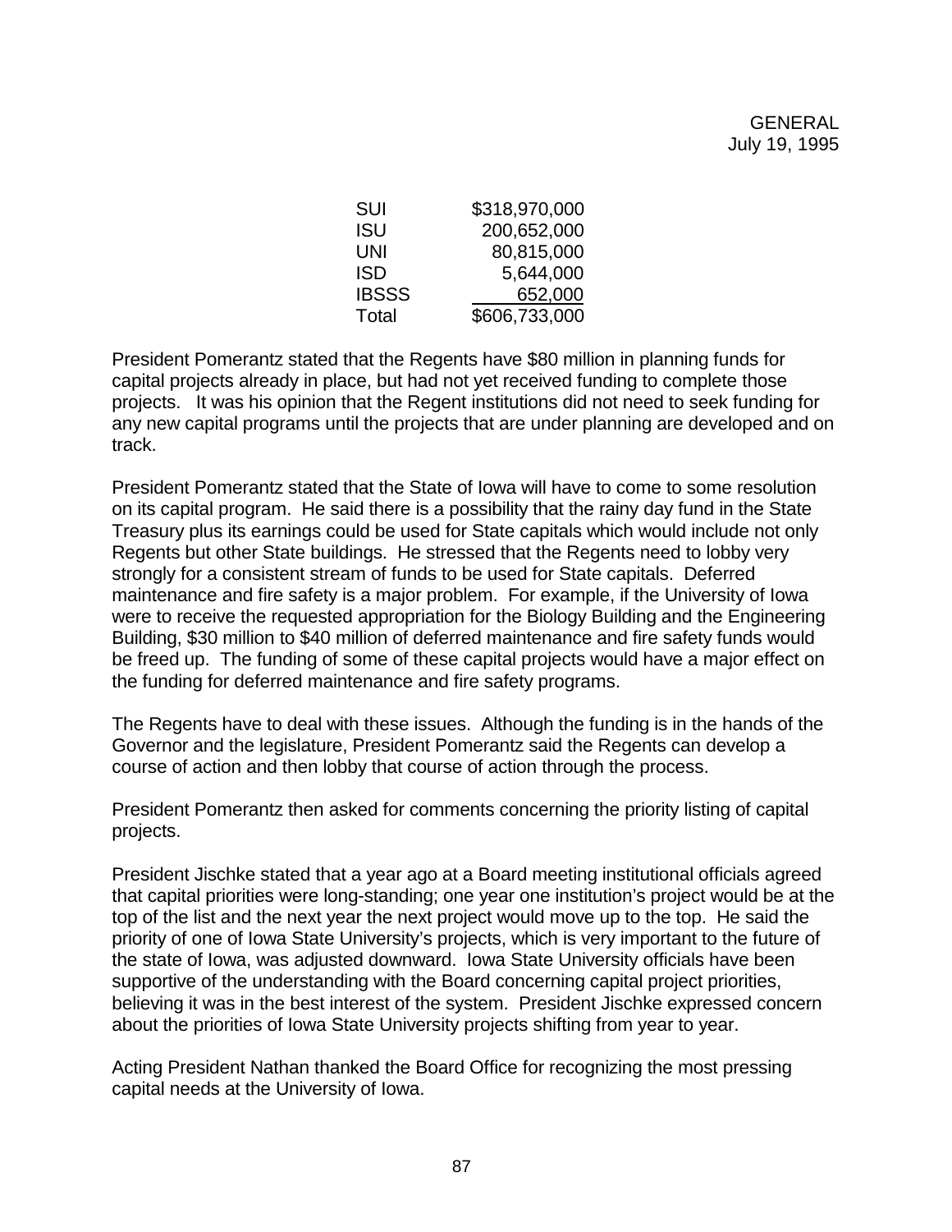| | |
|---|---|
| SUI | $318,970,000 |
| ISU | 200,652,000 |
| UNI | 80,815,000 |
| ISD | 5,644,000 |
| IBSSS | 652,000 |
| Total | $606,733,000 |

President Pomerantz stated that the Regents have $80 million in planning funds for capital projects already in place, but had not yet received funding to complete those projects. It was his opinion that the Regent institutions did not need to seek funding for any new capital programs until the projects that are under planning are developed and on track.

President Pomerantz stated that the State of Iowa will have to come to some resolution on its capital program. He said there is a possibility that the rainy day fund in the State Treasury plus its earnings could be used for State capitals which would include not only Regents but other State buildings. He stressed that the Regents need to lobby very strongly for a consistent stream of funds to be used for State capitals. Deferred maintenance and fire safety is a major problem. For example, if the University of Iowa were to receive the requested appropriation for the Biology Building and the Engineering Building, $30 million to $40 million of deferred maintenance and fire safety funds would be freed up. The funding of some of these capital projects would have a major effect on the funding for deferred maintenance and fire safety programs.

The Regents have to deal with these issues. Although the funding is in the hands of the Governor and the legislature, President Pomerantz said the Regents can develop a course of action and then lobby that course of action through the process.

President Pomerantz then asked for comments concerning the priority listing of capital projects.

President Jischke stated that a year ago at a Board meeting institutional officials agreed that capital priorities were long-standing; one year one institution's project would be at the top of the list and the next year the next project would move up to the top. He said the priority of one of Iowa State University's projects, which is very important to the future of the state of Iowa, was adjusted downward. Iowa State University officials have been supportive of the understanding with the Board concerning capital project priorities, believing it was in the best interest of the system. President Jischke expressed concern about the priorities of Iowa State University projects shifting from year to year.

Acting President Nathan thanked the Board Office for recognizing the most pressing capital needs at the University of Iowa.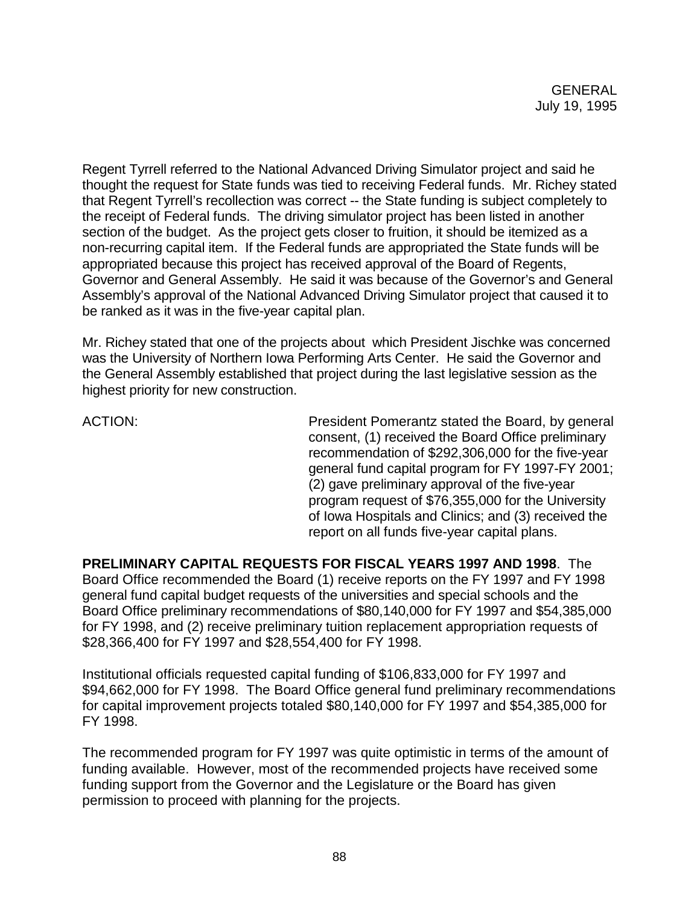Regent Tyrrell referred to the National Advanced Driving Simulator project and said he thought the request for State funds was tied to receiving Federal funds. Mr. Richey stated that Regent Tyrrell's recollection was correct -- the State funding is subject completely to the receipt of Federal funds. The driving simulator project has been listed in another section of the budget. As the project gets closer to fruition, it should be itemized as a non-recurring capital item. If the Federal funds are appropriated the State funds will be appropriated because this project has received approval of the Board of Regents, Governor and General Assembly. He said it was because of the Governor's and General Assembly's approval of the National Advanced Driving Simulator project that caused it to be ranked as it was in the five-year capital plan.

Mr. Richey stated that one of the projects about which President Jischke was concerned was the University of Northern Iowa Performing Arts Center. He said the Governor and the General Assembly established that project during the last legislative session as the highest priority for new construction.

ACTION: President Pomerantz stated the Board, by general consent, (1) received the Board Office preliminary recommendation of $292,306,000 for the five-year general fund capital program for FY 1997-FY 2001; (2) gave preliminary approval of the five-year program request of $76,355,000 for the University of Iowa Hospitals and Clinics; and (3) received the report on all funds five-year capital plans.

**PRELIMINARY CAPITAL REQUESTS FOR FISCAL YEARS 1997 AND 1998**. The Board Office recommended the Board (1) receive reports on the FY 1997 and FY 1998 general fund capital budget requests of the universities and special schools and the Board Office preliminary recommendations of $80,140,000 for FY 1997 and $54,385,000 for FY 1998, and (2) receive preliminary tuition replacement appropriation requests of $28,366,400 for FY 1997 and $28,554,400 for FY 1998.

Institutional officials requested capital funding of $106,833,000 for FY 1997 and $94,662,000 for FY 1998. The Board Office general fund preliminary recommendations for capital improvement projects totaled $80,140,000 for FY 1997 and $54,385,000 for FY 1998.

The recommended program for FY 1997 was quite optimistic in terms of the amount of funding available. However, most of the recommended projects have received some funding support from the Governor and the Legislature or the Board has given permission to proceed with planning for the projects.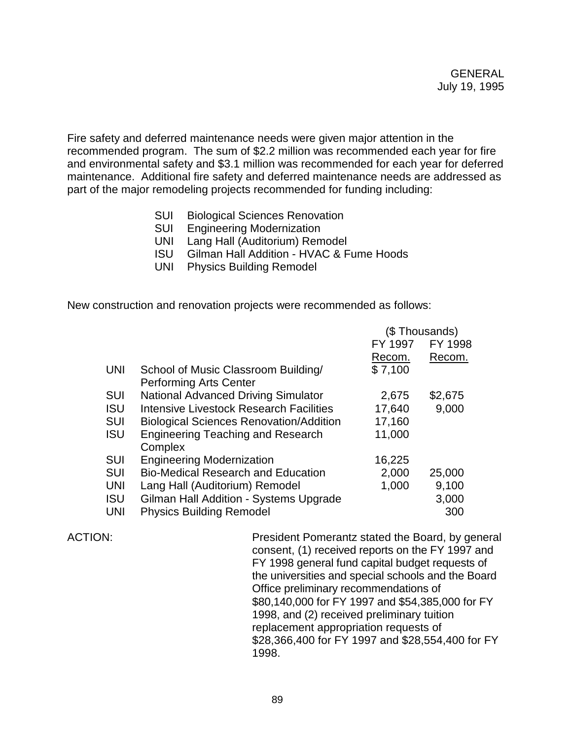GENERAL
July 19, 1995

Fire safety and deferred maintenance needs were given major attention in the recommended program. The sum of $2.2 million was recommended each year for fire and environmental safety and $3.1 million was recommended for each year for deferred maintenance. Additional fire safety and deferred maintenance needs are addressed as part of the major remodeling projects recommended for funding including:

- SUI Biological Sciences Renovation
- SUI Engineering Modernization
- UNI Lang Hall (Auditorium) Remodel
- ISU Gilman Hall Addition - HVAC & Fume Hoods
- UNI Physics Building Remodel

New construction and renovation projects were recommended as follows:

| | | ($ Thousands) | |
|---|---|---|---|
| | | FY 1997 Recom. | FY 1998 Recom. |
| UNI | School of Music Classroom Building/ Performing Arts Center | $ 7,100 | |
| SUI | National Advanced Driving Simulator | 2,675 | $2,675 |
| ISU | Intensive Livestock Research Facilities | 17,640 | 9,000 |
| SUI | Biological Sciences Renovation/Addition | 17,160 | |
| ISU | Engineering Teaching and Research Complex | 11,000 | |
| SUI | Engineering Modernization | 16,225 | |
| SUI | Bio-Medical Research and Education | 2,000 | 25,000 |
| UNI | Lang Hall (Auditorium) Remodel | 1,000 | 9,100 |
| ISU | Gilman Hall Addition - Systems Upgrade | | 3,000 |
| UNI | Physics Building Remodel | | 300 |

ACTION: President Pomerantz stated the Board, by general consent, (1) received reports on the FY 1997 and FY 1998 general fund capital budget requests of the universities and special schools and the Board Office preliminary recommendations of $80,140,000 for FY 1997 and $54,385,000 for FY 1998, and (2) received preliminary tuition replacement appropriation requests of $28,366,400 for FY 1997 and $28,554,400 for FY 1998.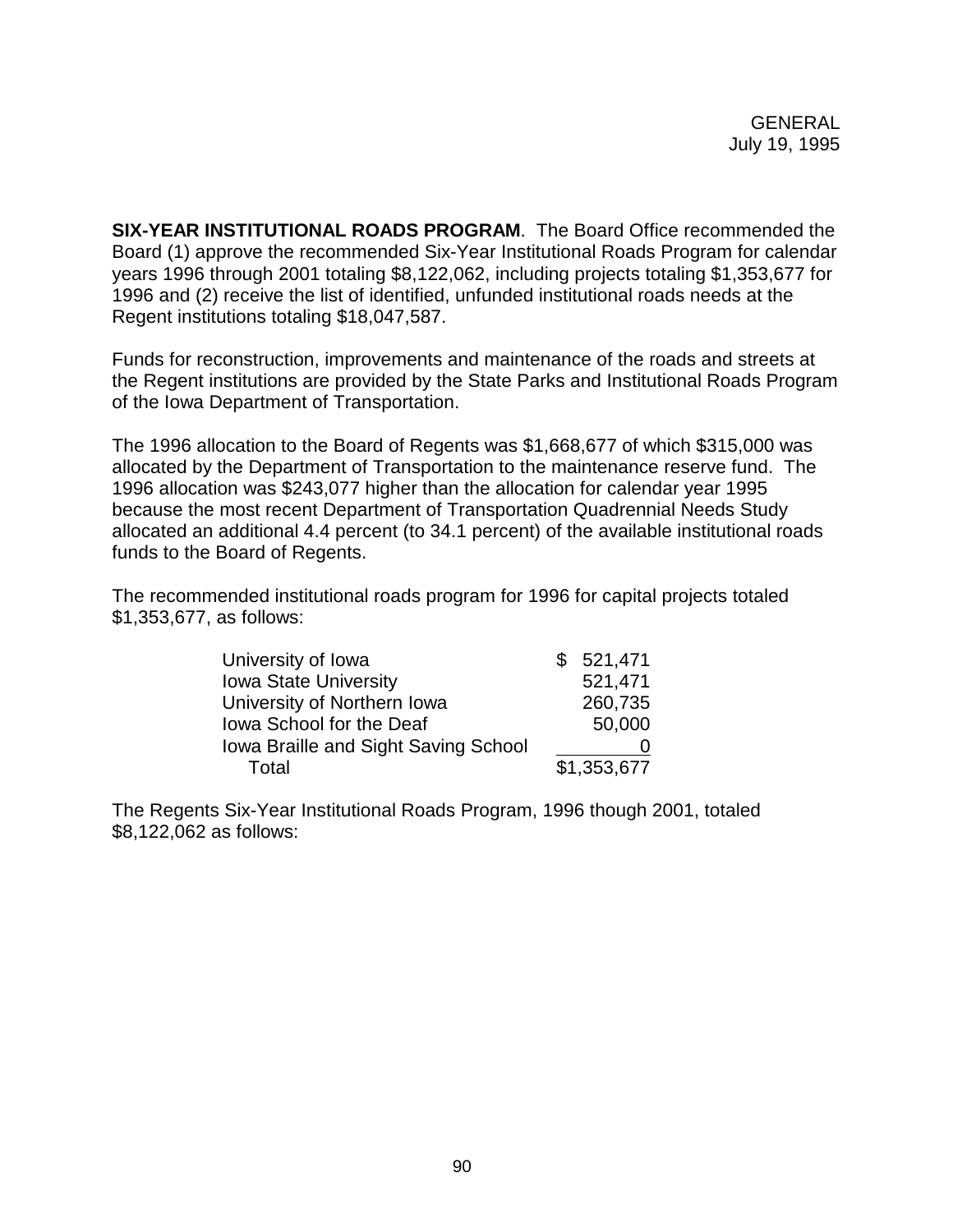GENERAL
July 19, 1995

**SIX-YEAR INSTITUTIONAL ROADS PROGRAM**. The Board Office recommended the Board (1) approve the recommended Six-Year Institutional Roads Program for calendar years 1996 through 2001 totaling $8,122,062, including projects totaling $1,353,677 for 1996 and (2) receive the list of identified, unfunded institutional roads needs at the Regent institutions totaling $18,047,587.

Funds for reconstruction, improvements and maintenance of the roads and streets at the Regent institutions are provided by the State Parks and Institutional Roads Program of the Iowa Department of Transportation.

The 1996 allocation to the Board of Regents was $1,668,677 of which $315,000 was allocated by the Department of Transportation to the maintenance reserve fund. The 1996 allocation was $243,077 higher than the allocation for calendar year 1995 because the most recent Department of Transportation Quadrennial Needs Study allocated an additional 4.4 percent (to 34.1 percent) of the available institutional roads funds to the Board of Regents.

The recommended institutional roads program for 1996 for capital projects totaled $1,353,677, as follows:

| Institution | Amount |
|---|---|
| University of Iowa | $ 521,471 |
| Iowa State University | 521,471 |
| University of Northern Iowa | 260,735 |
| Iowa School for the Deaf | 50,000 |
| Iowa Braille and Sight Saving School | 0 |
| Total | $1,353,677 |

The Regents Six-Year Institutional Roads Program, 1996 though 2001, totaled $8,122,062 as follows: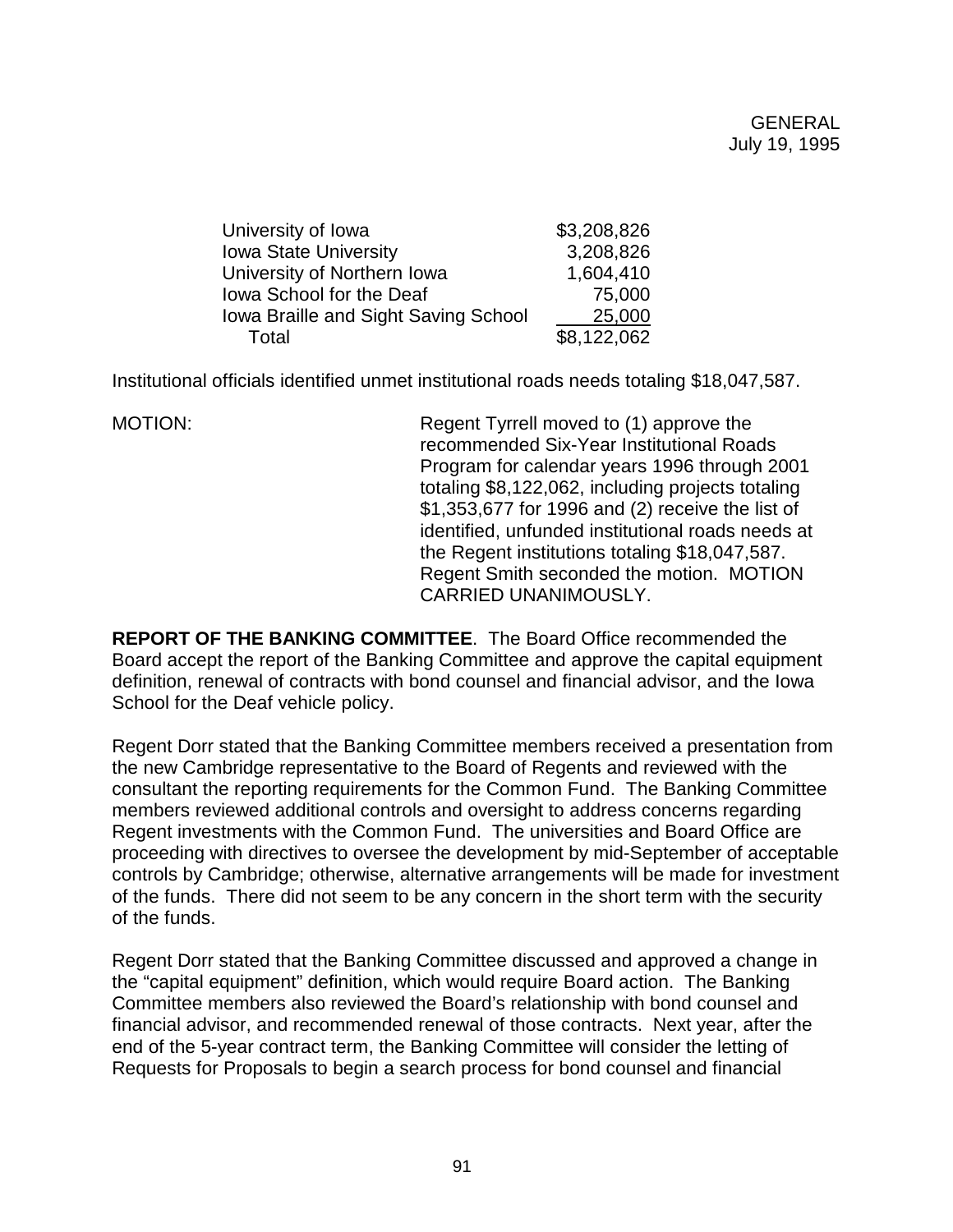| | |
|---|---|
| University of Iowa | \$3,208,826 |
| Iowa State University | 3,208,826 |
| University of Northern Iowa | 1,604,410 |
| Iowa School for the Deaf | 75,000 |
| Iowa Braille and Sight Saving School | 25,000 |
| Total | \$8,122,062 |

Institutional officials identified unmet institutional roads needs totaling \$18,047,587.

MOTION: Regent Tyrrell moved to (1) approve the recommended Six-Year Institutional Roads Program for calendar years 1996 through 2001 totaling \$8,122,062, including projects totaling \$1,353,677 for 1996 and (2) receive the list of identified, unfunded institutional roads needs at the Regent institutions totaling \$18,047,587. Regent Smith seconded the motion. MOTION CARRIED UNANIMOUSLY.

**REPORT OF THE BANKING COMMITTEE**. The Board Office recommended the Board accept the report of the Banking Committee and approve the capital equipment definition, renewal of contracts with bond counsel and financial advisor, and the Iowa School for the Deaf vehicle policy.

Regent Dorr stated that the Banking Committee members received a presentation from the new Cambridge representative to the Board of Regents and reviewed with the consultant the reporting requirements for the Common Fund. The Banking Committee members reviewed additional controls and oversight to address concerns regarding Regent investments with the Common Fund. The universities and Board Office are proceeding with directives to oversee the development by mid-September of acceptable controls by Cambridge; otherwise, alternative arrangements will be made for investment of the funds. There did not seem to be any concern in the short term with the security of the funds.

Regent Dorr stated that the Banking Committee discussed and approved a change in the "capital equipment" definition, which would require Board action. The Banking Committee members also reviewed the Board's relationship with bond counsel and financial advisor, and recommended renewal of those contracts. Next year, after the end of the 5-year contract term, the Banking Committee will consider the letting of Requests for Proposals to begin a search process for bond counsel and financial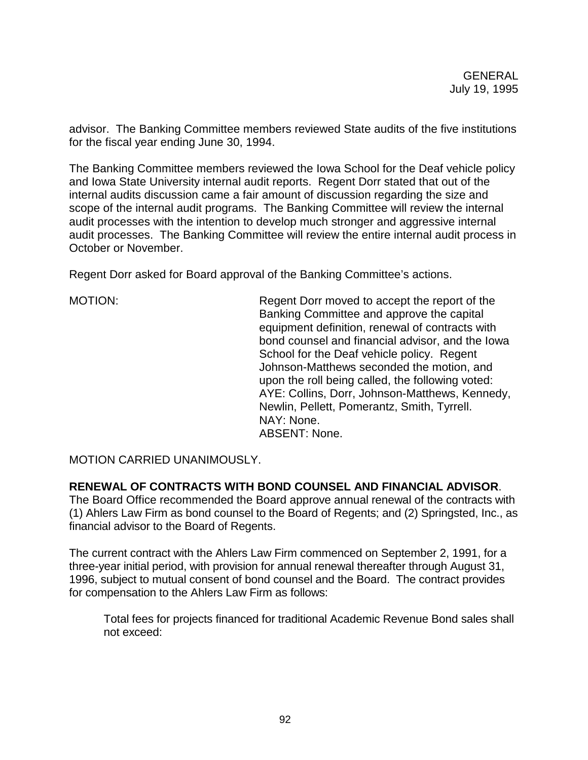advisor. The Banking Committee members reviewed State audits of the five institutions for the fiscal year ending June 30, 1994.

The Banking Committee members reviewed the Iowa School for the Deaf vehicle policy and Iowa State University internal audit reports. Regent Dorr stated that out of the internal audits discussion came a fair amount of discussion regarding the size and scope of the internal audit programs. The Banking Committee will review the internal audit processes with the intention to develop much stronger and aggressive internal audit processes. The Banking Committee will review the entire internal audit process in October or November.

Regent Dorr asked for Board approval of the Banking Committee's actions.

MOTION: Regent Dorr moved to accept the report of the Banking Committee and approve the capital equipment definition, renewal of contracts with bond counsel and financial advisor, and the Iowa School for the Deaf vehicle policy. Regent Johnson-Matthews seconded the motion, and upon the roll being called, the following voted:
AYE: Collins, Dorr, Johnson-Matthews, Kennedy, Newlin, Pellett, Pomerantz, Smith, Tyrrell.
NAY: None.
ABSENT: None.

MOTION CARRIED UNANIMOUSLY.

**RENEWAL OF CONTRACTS WITH BOND COUNSEL AND FINANCIAL ADVISOR**. The Board Office recommended the Board approve annual renewal of the contracts with (1) Ahlers Law Firm as bond counsel to the Board of Regents; and (2) Springsted, Inc., as financial advisor to the Board of Regents.

The current contract with the Ahlers Law Firm commenced on September 2, 1991, for a three-year initial period, with provision for annual renewal thereafter through August 31, 1996, subject to mutual consent of bond counsel and the Board. The contract provides for compensation to the Ahlers Law Firm as follows:

> Total fees for projects financed for traditional Academic Revenue Bond sales shall not exceed: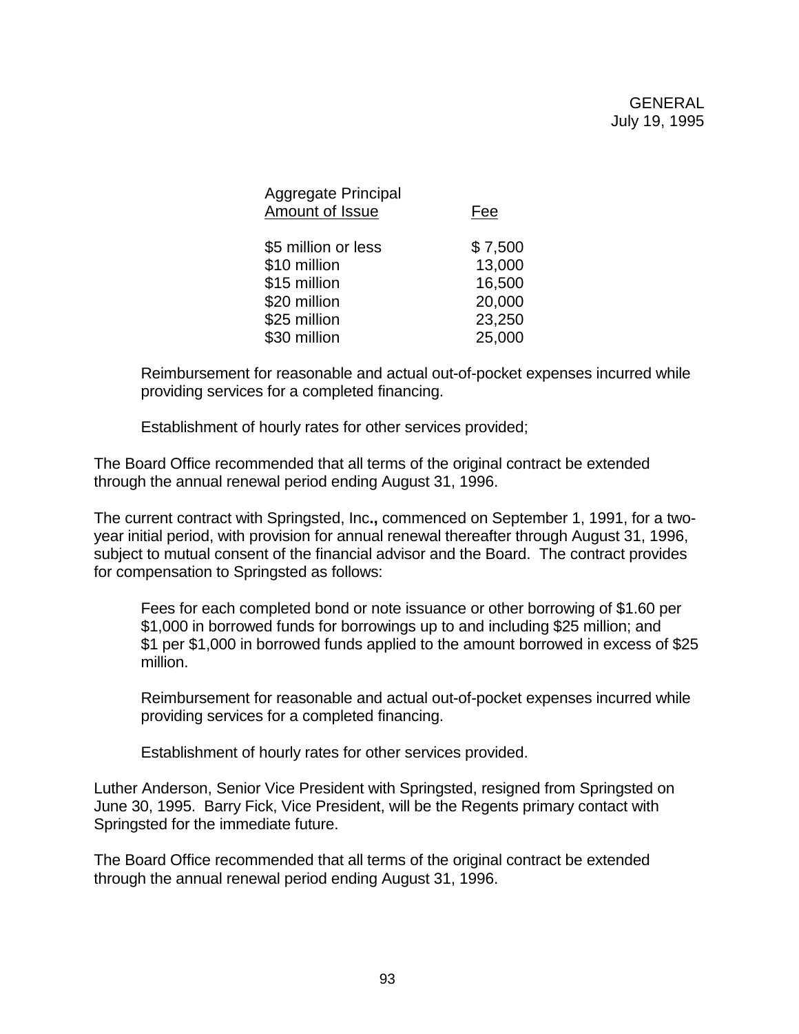| Aggregate Principal Amount of Issue | Fee |
|---|---|
| $5 million or less | $ 7,500 |
| $10 million | 13,000 |
| $15 million | 16,500 |
| $20 million | 20,000 |
| $25 million | 23,250 |
| $30 million | 25,000 |

Reimbursement for reasonable and actual out-of-pocket expenses incurred while providing services for a completed financing.

Establishment of hourly rates for other services provided;

The Board Office recommended that all terms of the original contract be extended through the annual renewal period ending August 31, 1996.

The current contract with Springsted, Inc**.,** commenced on September 1, 1991, for a two-year initial period, with provision for annual renewal thereafter through August 31, 1996, subject to mutual consent of the financial advisor and the Board. The contract provides for compensation to Springsted as follows:

Fees for each completed bond or note issuance or other borrowing of $1.60 per $1,000 in borrowed funds for borrowings up to and including $25 million; and $1 per $1,000 in borrowed funds applied to the amount borrowed in excess of $25 million.

Reimbursement for reasonable and actual out-of-pocket expenses incurred while providing services for a completed financing.

Establishment of hourly rates for other services provided.

Luther Anderson, Senior Vice President with Springsted, resigned from Springsted on June 30, 1995. Barry Fick, Vice President, will be the Regents primary contact with Springsted for the immediate future.

The Board Office recommended that all terms of the original contract be extended through the annual renewal period ending August 31, 1996.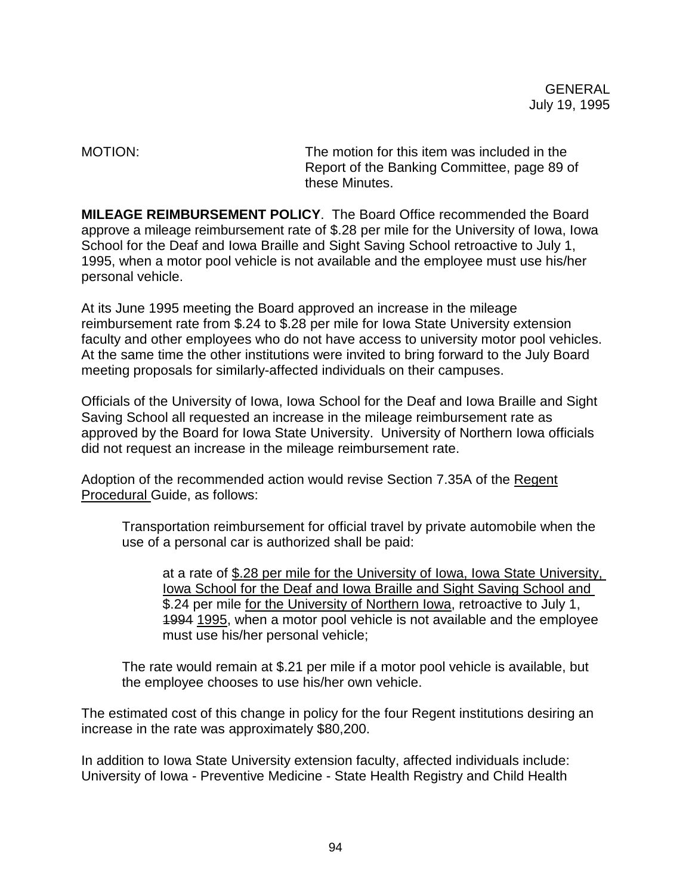GENERAL
July 19, 1995

MOTION: The motion for this item was included in the Report of the Banking Committee, page 89 of these Minutes.

**MILEAGE REIMBURSEMENT POLICY**. The Board Office recommended the Board approve a mileage reimbursement rate of $.28 per mile for the University of Iowa, Iowa School for the Deaf and Iowa Braille and Sight Saving School retroactive to July 1, 1995, when a motor pool vehicle is not available and the employee must use his/her personal vehicle.

At its June 1995 meeting the Board approved an increase in the mileage reimbursement rate from $.24 to $.28 per mile for Iowa State University extension faculty and other employees who do not have access to university motor pool vehicles. At the same time the other institutions were invited to bring forward to the July Board meeting proposals for similarly-affected individuals on their campuses.

Officials of the University of Iowa, Iowa School for the Deaf and Iowa Braille and Sight Saving School all requested an increase in the mileage reimbursement rate as approved by the Board for Iowa State University. University of Northern Iowa officials did not request an increase in the mileage reimbursement rate.

Adoption of the recommended action would revise Section 7.35A of the <u>Regent Procedural</u> Guide, as follows:

> Transportation reimbursement for official travel by private automobile when the use of a personal car is authorized shall be paid:
>
> > at a rate of <u>$.28 per mile for the University of Iowa, Iowa State University, Iowa School for the Deaf and Iowa Braille and Sight Saving School and</u> $.24 per mile <u>for the University of Northern Iowa</u>, retroactive to July 1, ~~1994~~ <u>1995</u>, when a motor pool vehicle is not available and the employee must use his/her personal vehicle;
>
> The rate would remain at $.21 per mile if a motor pool vehicle is available, but the employee chooses to use his/her own vehicle.

The estimated cost of this change in policy for the four Regent institutions desiring an increase in the rate was approximately $80,200.

In addition to Iowa State University extension faculty, affected individuals include: University of Iowa - Preventive Medicine - State Health Registry and Child Health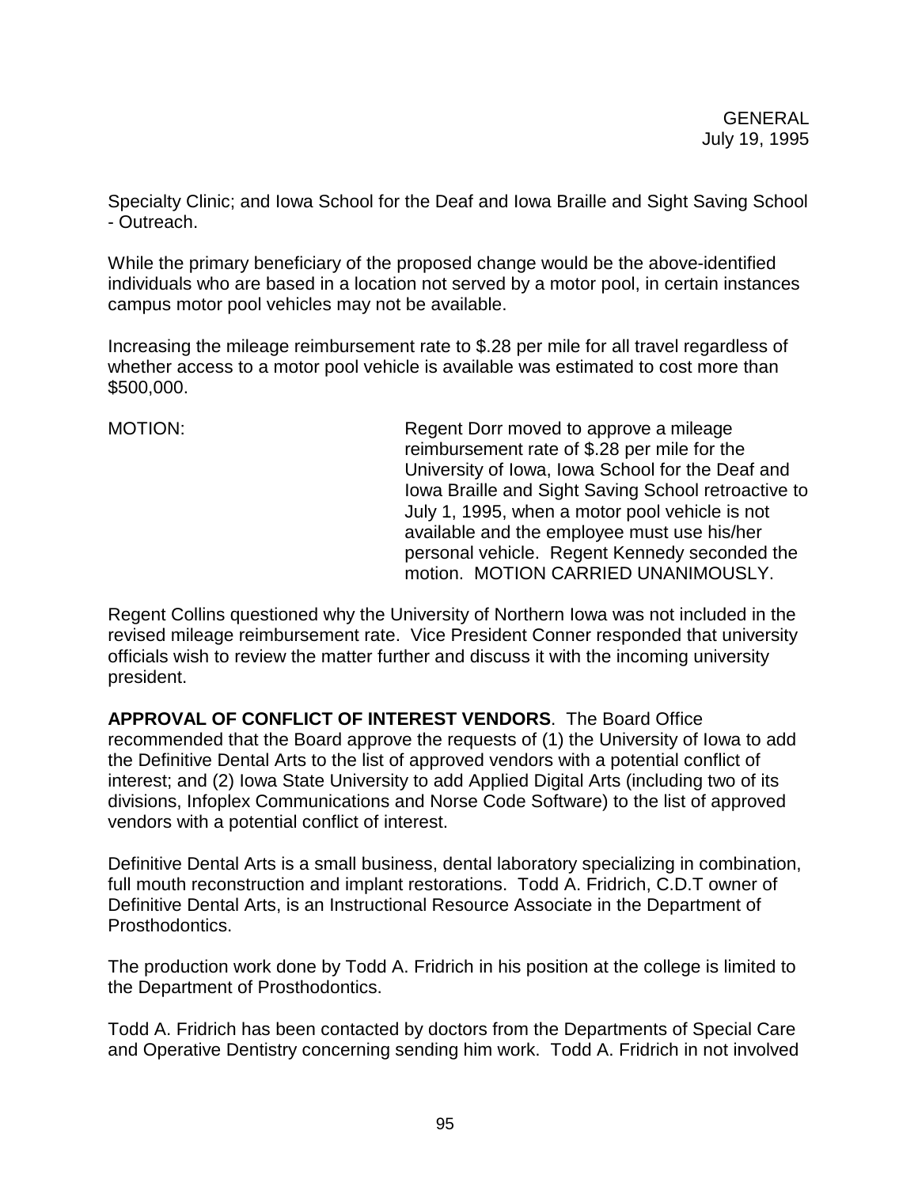Specialty Clinic; and Iowa School for the Deaf and Iowa Braille and Sight Saving School - Outreach.

While the primary beneficiary of the proposed change would be the above-identified individuals who are based in a location not served by a motor pool, in certain instances campus motor pool vehicles may not be available.

Increasing the mileage reimbursement rate to $.28 per mile for all travel regardless of whether access to a motor pool vehicle is available was estimated to cost more than $500,000.

MOTION: Regent Dorr moved to approve a mileage reimbursement rate of $.28 per mile for the University of Iowa, Iowa School for the Deaf and Iowa Braille and Sight Saving School retroactive to July 1, 1995, when a motor pool vehicle is not available and the employee must use his/her personal vehicle. Regent Kennedy seconded the motion. MOTION CARRIED UNANIMOUSLY.

Regent Collins questioned why the University of Northern Iowa was not included in the revised mileage reimbursement rate. Vice President Conner responded that university officials wish to review the matter further and discuss it with the incoming university president.

**APPROVAL OF CONFLICT OF INTEREST VENDORS**. The Board Office recommended that the Board approve the requests of (1) the University of Iowa to add the Definitive Dental Arts to the list of approved vendors with a potential conflict of interest; and (2) Iowa State University to add Applied Digital Arts (including two of its divisions, Infoplex Communications and Norse Code Software) to the list of approved vendors with a potential conflict of interest.

Definitive Dental Arts is a small business, dental laboratory specializing in combination, full mouth reconstruction and implant restorations. Todd A. Fridrich, C.D.T owner of Definitive Dental Arts, is an Instructional Resource Associate in the Department of Prosthodontics.

The production work done by Todd A. Fridrich in his position at the college is limited to the Department of Prosthodontics.

Todd A. Fridrich has been contacted by doctors from the Departments of Special Care and Operative Dentistry concerning sending him work. Todd A. Fridrich in not involved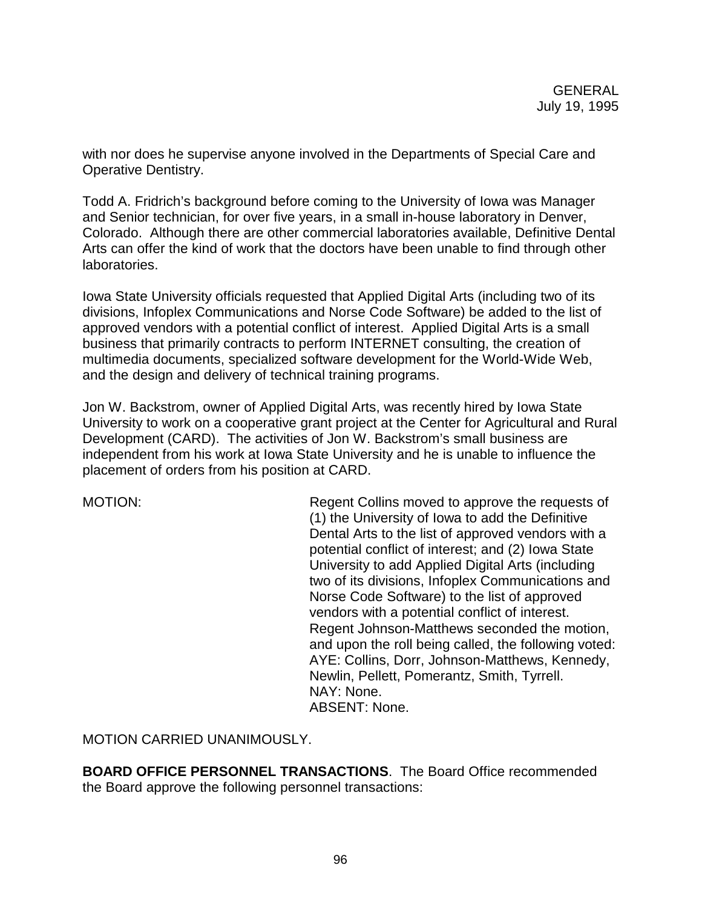with nor does he supervise anyone involved in the Departments of Special Care and Operative Dentistry.

Todd A. Fridrich's background before coming to the University of Iowa was Manager and Senior technician, for over five years, in a small in-house laboratory in Denver, Colorado. Although there are other commercial laboratories available, Definitive Dental Arts can offer the kind of work that the doctors have been unable to find through other laboratories.

Iowa State University officials requested that Applied Digital Arts (including two of its divisions, Infoplex Communications and Norse Code Software) be added to the list of approved vendors with a potential conflict of interest. Applied Digital Arts is a small business that primarily contracts to perform INTERNET consulting, the creation of multimedia documents, specialized software development for the World-Wide Web, and the design and delivery of technical training programs.

Jon W. Backstrom, owner of Applied Digital Arts, was recently hired by Iowa State University to work on a cooperative grant project at the Center for Agricultural and Rural Development (CARD). The activities of Jon W. Backstrom's small business are independent from his work at Iowa State University and he is unable to influence the placement of orders from his position at CARD.

MOTION: Regent Collins moved to approve the requests of (1) the University of Iowa to add the Definitive Dental Arts to the list of approved vendors with a potential conflict of interest; and (2) Iowa State University to add Applied Digital Arts (including two of its divisions, Infoplex Communications and Norse Code Software) to the list of approved vendors with a potential conflict of interest. Regent Johnson-Matthews seconded the motion, and upon the roll being called, the following voted:
AYE: Collins, Dorr, Johnson-Matthews, Kennedy, Newlin, Pellett, Pomerantz, Smith, Tyrrell.
NAY: None.
ABSENT: None.

MOTION CARRIED UNANIMOUSLY.

**BOARD OFFICE PERSONNEL TRANSACTIONS**. The Board Office recommended the Board approve the following personnel transactions: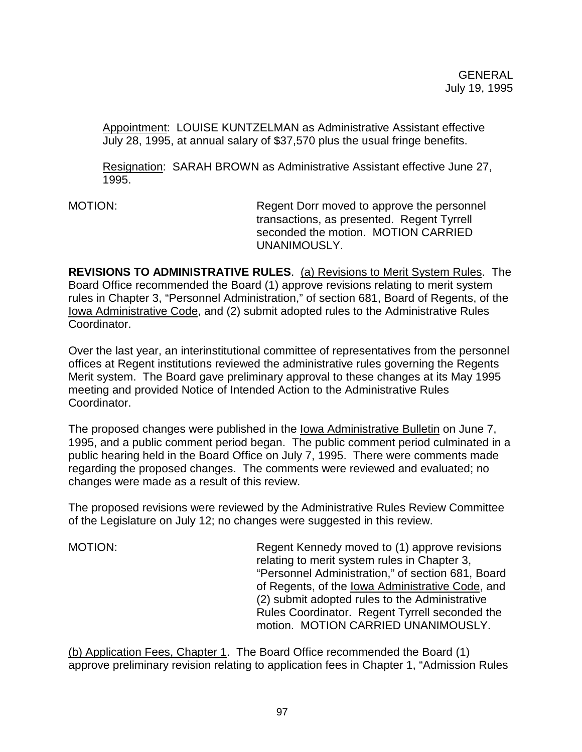Appointment: LOUISE KUNTZELMAN as Administrative Assistant effective July 28, 1995, at annual salary of $37,570 plus the usual fringe benefits.

Resignation: SARAH BROWN as Administrative Assistant effective June 27, 1995.

MOTION: Regent Dorr moved to approve the personnel transactions, as presented. Regent Tyrrell seconded the motion. MOTION CARRIED UNANIMOUSLY.

**REVISIONS TO ADMINISTRATIVE RULES**. (a) Revisions to Merit System Rules. The Board Office recommended the Board (1) approve revisions relating to merit system rules in Chapter 3, "Personnel Administration," of section 681, Board of Regents, of the Iowa Administrative Code, and (2) submit adopted rules to the Administrative Rules Coordinator.

Over the last year, an interinstitutional committee of representatives from the personnel offices at Regent institutions reviewed the administrative rules governing the Regents Merit system. The Board gave preliminary approval to these changes at its May 1995 meeting and provided Notice of Intended Action to the Administrative Rules Coordinator.

The proposed changes were published in the Iowa Administrative Bulletin on June 7, 1995, and a public comment period began. The public comment period culminated in a public hearing held in the Board Office on July 7, 1995. There were comments made regarding the proposed changes. The comments were reviewed and evaluated; no changes were made as a result of this review.

The proposed revisions were reviewed by the Administrative Rules Review Committee of the Legislature on July 12; no changes were suggested in this review.

MOTION: Regent Kennedy moved to (1) approve revisions relating to merit system rules in Chapter 3, "Personnel Administration," of section 681, Board of Regents, of the Iowa Administrative Code, and (2) submit adopted rules to the Administrative Rules Coordinator. Regent Tyrrell seconded the motion. MOTION CARRIED UNANIMOUSLY.

(b) Application Fees, Chapter 1. The Board Office recommended the Board (1) approve preliminary revision relating to application fees in Chapter 1, "Admission Rules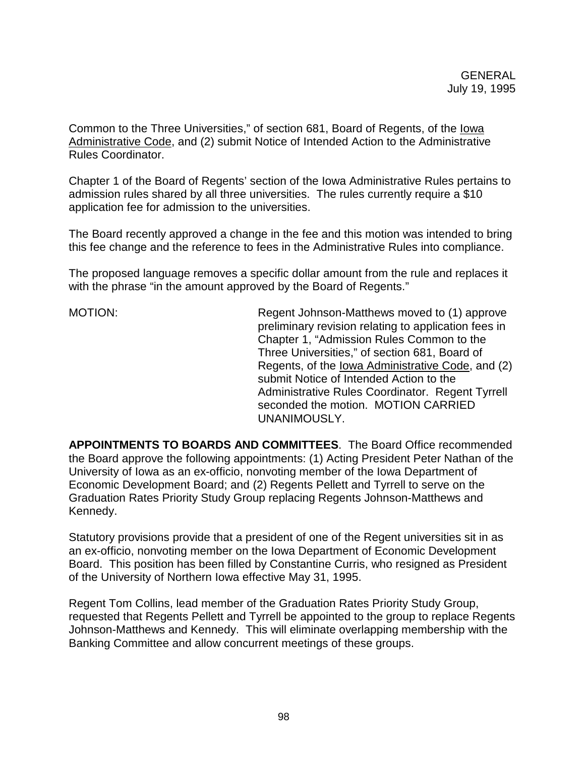Common to the Three Universities," of section 681, Board of Regents, of the Iowa Administrative Code, and (2) submit Notice of Intended Action to the Administrative Rules Coordinator.

Chapter 1 of the Board of Regents' section of the Iowa Administrative Rules pertains to admission rules shared by all three universities. The rules currently require a $10 application fee for admission to the universities.

The Board recently approved a change in the fee and this motion was intended to bring this fee change and the reference to fees in the Administrative Rules into compliance.

The proposed language removes a specific dollar amount from the rule and replaces it with the phrase "in the amount approved by the Board of Regents."

MOTION: Regent Johnson-Matthews moved to (1) approve preliminary revision relating to application fees in Chapter 1, "Admission Rules Common to the Three Universities," of section 681, Board of Regents, of the Iowa Administrative Code, and (2) submit Notice of Intended Action to the Administrative Rules Coordinator. Regent Tyrrell seconded the motion. MOTION CARRIED UNANIMOUSLY.

**APPOINTMENTS TO BOARDS AND COMMITTEES**. The Board Office recommended the Board approve the following appointments: (1) Acting President Peter Nathan of the University of Iowa as an ex-officio, nonvoting member of the Iowa Department of Economic Development Board; and (2) Regents Pellett and Tyrrell to serve on the Graduation Rates Priority Study Group replacing Regents Johnson-Matthews and Kennedy.

Statutory provisions provide that a president of one of the Regent universities sit in as an ex-officio, nonvoting member on the Iowa Department of Economic Development Board. This position has been filled by Constantine Curris, who resigned as President of the University of Northern Iowa effective May 31, 1995.

Regent Tom Collins, lead member of the Graduation Rates Priority Study Group, requested that Regents Pellett and Tyrrell be appointed to the group to replace Regents Johnson-Matthews and Kennedy. This will eliminate overlapping membership with the Banking Committee and allow concurrent meetings of these groups.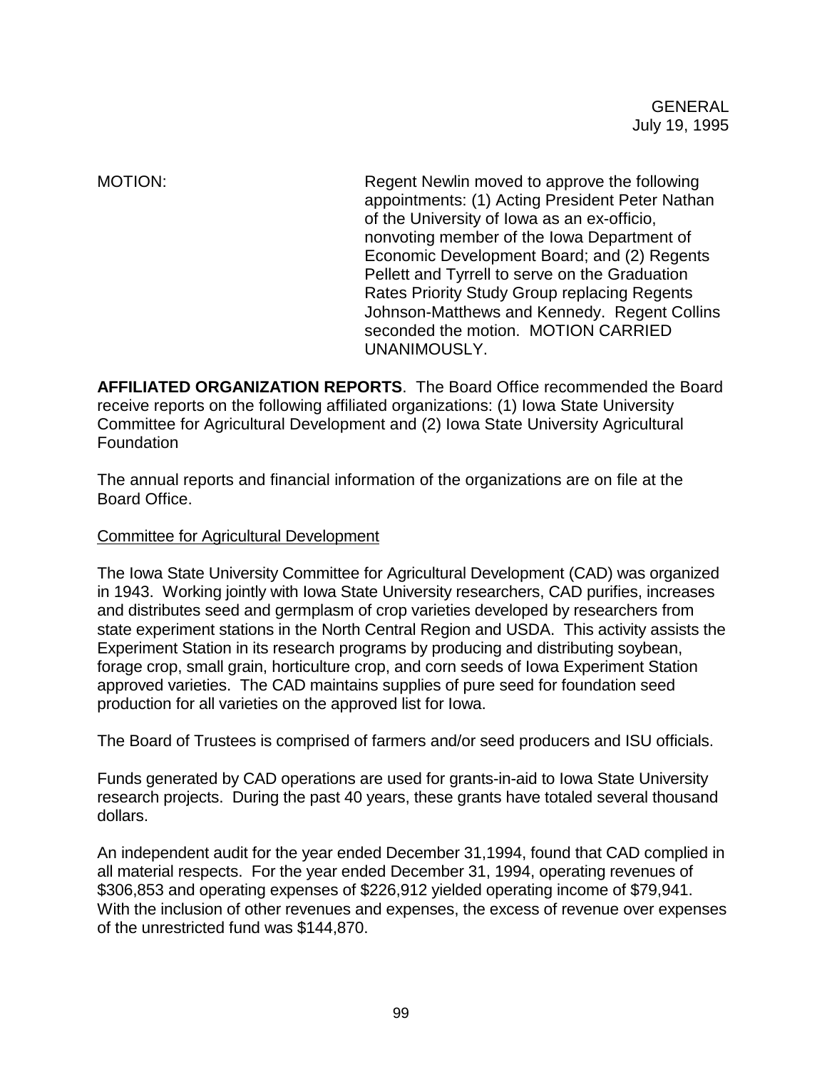MOTION: Regent Newlin moved to approve the following appointments: (1) Acting President Peter Nathan of the University of Iowa as an ex-officio, nonvoting member of the Iowa Department of Economic Development Board; and (2) Regents Pellett and Tyrrell to serve on the Graduation Rates Priority Study Group replacing Regents Johnson-Matthews and Kennedy. Regent Collins seconded the motion. MOTION CARRIED UNANIMOUSLY.

**AFFILIATED ORGANIZATION REPORTS**. The Board Office recommended the Board receive reports on the following affiliated organizations: (1) Iowa State University Committee for Agricultural Development and (2) Iowa State University Agricultural Foundation

The annual reports and financial information of the organizations are on file at the Board Office.

Committee for Agricultural Development

The Iowa State University Committee for Agricultural Development (CAD) was organized in 1943. Working jointly with Iowa State University researchers, CAD purifies, increases and distributes seed and germplasm of crop varieties developed by researchers from state experiment stations in the North Central Region and USDA. This activity assists the Experiment Station in its research programs by producing and distributing soybean, forage crop, small grain, horticulture crop, and corn seeds of Iowa Experiment Station approved varieties. The CAD maintains supplies of pure seed for foundation seed production for all varieties on the approved list for Iowa.

The Board of Trustees is comprised of farmers and/or seed producers and ISU officials.

Funds generated by CAD operations are used for grants-in-aid to Iowa State University research projects. During the past 40 years, these grants have totaled several thousand dollars.

An independent audit for the year ended December 31,1994, found that CAD complied in all material respects. For the year ended December 31, 1994, operating revenues of $306,853 and operating expenses of $226,912 yielded operating income of $79,941. With the inclusion of other revenues and expenses, the excess of revenue over expenses of the unrestricted fund was $144,870.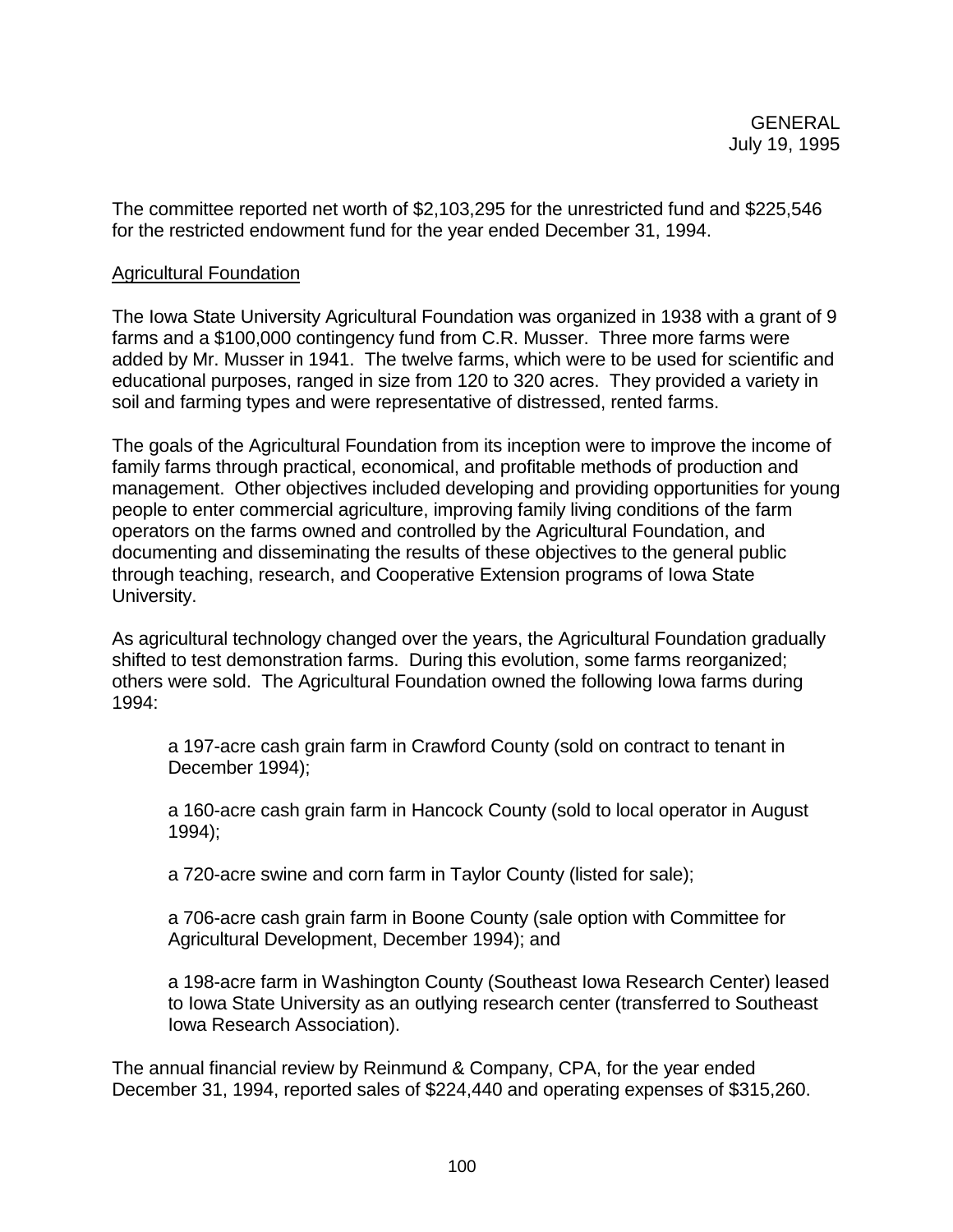The committee reported net worth of $2,103,295 for the unrestricted fund and $225,546 for the restricted endowment fund for the year ended December 31, 1994.

## Agricultural Foundation

The Iowa State University Agricultural Foundation was organized in 1938 with a grant of 9 farms and a $100,000 contingency fund from C.R. Musser. Three more farms were added by Mr. Musser in 1941. The twelve farms, which were to be used for scientific and educational purposes, ranged in size from 120 to 320 acres. They provided a variety in soil and farming types and were representative of distressed, rented farms.

The goals of the Agricultural Foundation from its inception were to improve the income of family farms through practical, economical, and profitable methods of production and management. Other objectives included developing and providing opportunities for young people to enter commercial agriculture, improving family living conditions of the farm operators on the farms owned and controlled by the Agricultural Foundation, and documenting and disseminating the results of these objectives to the general public through teaching, research, and Cooperative Extension programs of Iowa State University.

As agricultural technology changed over the years, the Agricultural Foundation gradually shifted to test demonstration farms. During this evolution, some farms reorganized; others were sold. The Agricultural Foundation owned the following Iowa farms during 1994:

- a 197-acre cash grain farm in Crawford County (sold on contract to tenant in December 1994);
- a 160-acre cash grain farm in Hancock County (sold to local operator in August 1994);
- a 720-acre swine and corn farm in Taylor County (listed for sale);
- a 706-acre cash grain farm in Boone County (sale option with Committee for Agricultural Development, December 1994); and
- a 198-acre farm in Washington County (Southeast Iowa Research Center) leased to Iowa State University as an outlying research center (transferred to Southeast Iowa Research Association).

The annual financial review by Reinmund & Company, CPA, for the year ended December 31, 1994, reported sales of $224,440 and operating expenses of $315,260.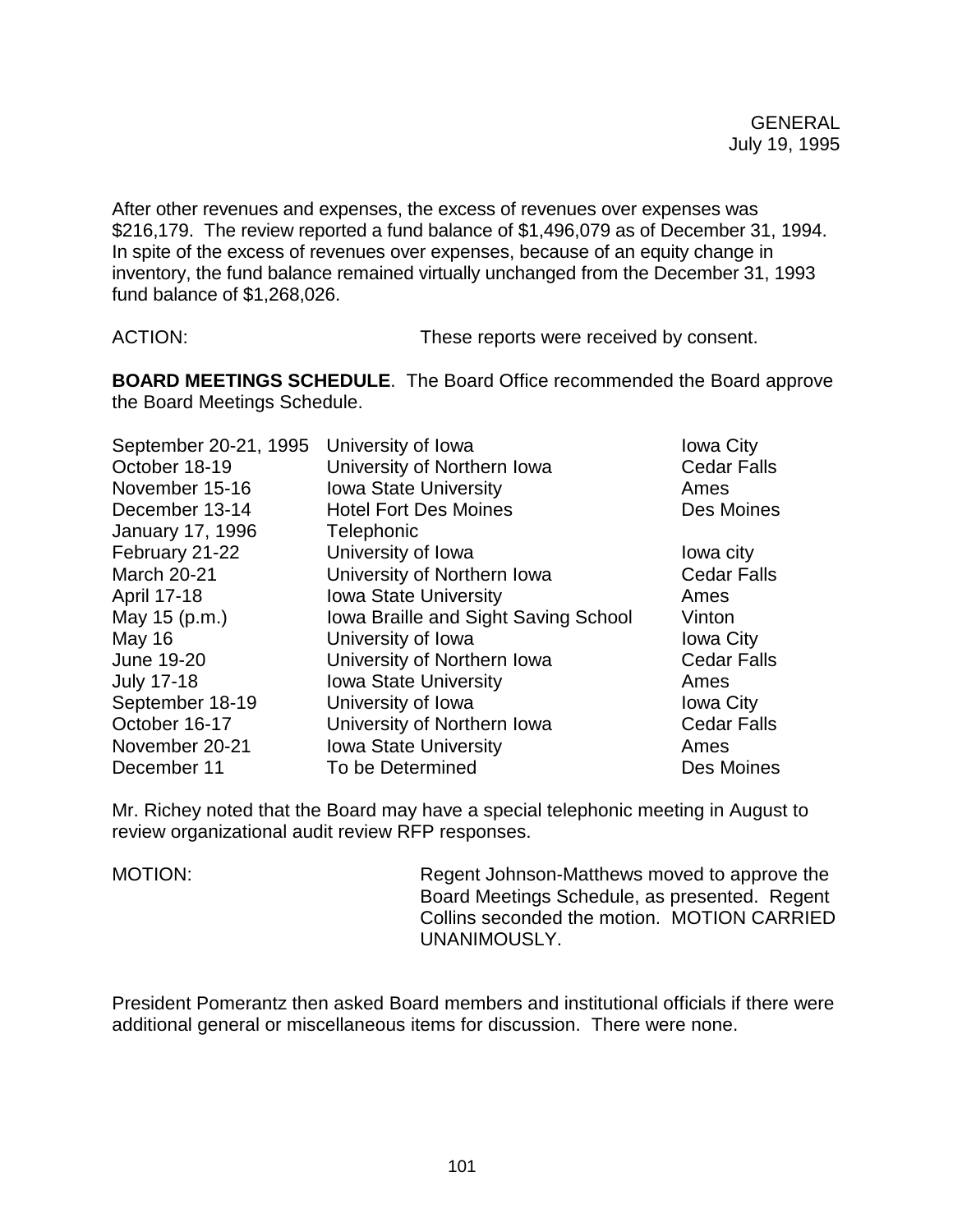After other revenues and expenses, the excess of revenues over expenses was $216,179. The review reported a fund balance of $1,496,079 as of December 31, 1994. In spite of the excess of revenues over expenses, because of an equity change in inventory, the fund balance remained virtually unchanged from the December 31, 1993 fund balance of $1,268,026.

ACTION: These reports were received by consent.

**BOARD MEETINGS SCHEDULE**. The Board Office recommended the Board approve the Board Meetings Schedule.

| | | |
|---|---|---|
| September 20-21, 1995 | University of Iowa | Iowa City |
| October 18-19 | University of Northern Iowa | Cedar Falls |
| November 15-16 | Iowa State University | Ames |
| December 13-14 | Hotel Fort Des Moines | Des Moines |
| January 17, 1996 | Telephonic | |
| February 21-22 | University of Iowa | Iowa city |
| March 20-21 | University of Northern Iowa | Cedar Falls |
| April 17-18 | Iowa State University | Ames |
| May 15 (p.m.) | Iowa Braille and Sight Saving School | Vinton |
| May 16 | University of Iowa | Iowa City |
| June 19-20 | University of Northern Iowa | Cedar Falls |
| July 17-18 | Iowa State University | Ames |
| September 18-19 | University of Iowa | Iowa City |
| October 16-17 | University of Northern Iowa | Cedar Falls |
| November 20-21 | Iowa State University | Ames |
| December 11 | To be Determined | Des Moines |

Mr. Richey noted that the Board may have a special telephonic meeting in August to review organizational audit review RFP responses.

MOTION: Regent Johnson-Matthews moved to approve the Board Meetings Schedule, as presented. Regent Collins seconded the motion. MOTION CARRIED UNANIMOUSLY.

President Pomerantz then asked Board members and institutional officials if there were additional general or miscellaneous items for discussion. There were none.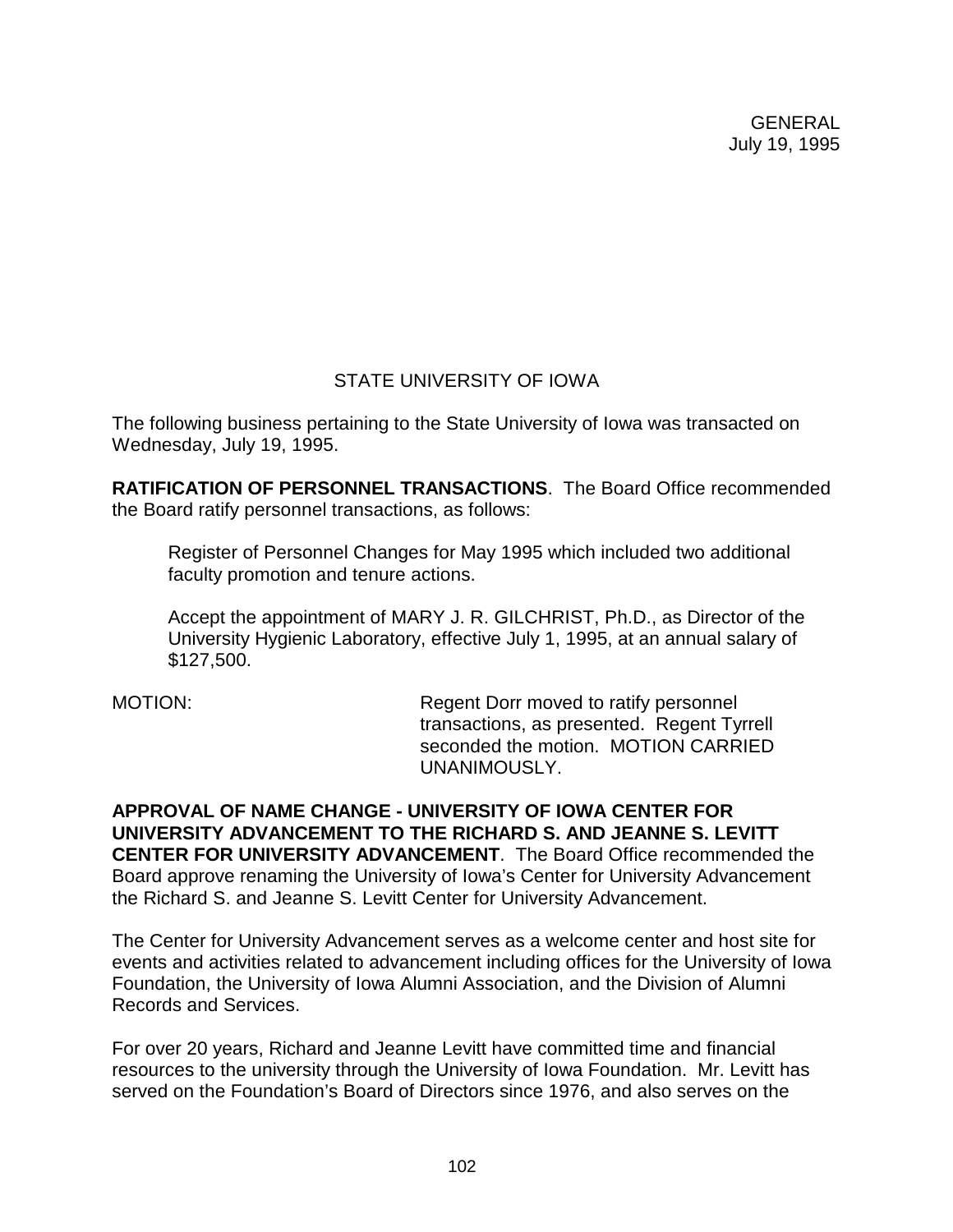## STATE UNIVERSITY OF IOWA

The following business pertaining to the State University of Iowa was transacted on Wednesday, July 19, 1995.

**RATIFICATION OF PERSONNEL TRANSACTIONS**. The Board Office recommended the Board ratify personnel transactions, as follows:

> Register of Personnel Changes for May 1995 which included two additional faculty promotion and tenure actions.
>
> Accept the appointment of MARY J. R. GILCHRIST, Ph.D., as Director of the University Hygienic Laboratory, effective July 1, 1995, at an annual salary of $127,500.

MOTION: Regent Dorr moved to ratify personnel transactions, as presented. Regent Tyrrell seconded the motion. MOTION CARRIED UNANIMOUSLY.

**APPROVAL OF NAME CHANGE - UNIVERSITY OF IOWA CENTER FOR UNIVERSITY ADVANCEMENT TO THE RICHARD S. AND JEANNE S. LEVITT CENTER FOR UNIVERSITY ADVANCEMENT**. The Board Office recommended the Board approve renaming the University of Iowa's Center for University Advancement the Richard S. and Jeanne S. Levitt Center for University Advancement.

The Center for University Advancement serves as a welcome center and host site for events and activities related to advancement including offices for the University of Iowa Foundation, the University of Iowa Alumni Association, and the Division of Alumni Records and Services.

For over 20 years, Richard and Jeanne Levitt have committed time and financial resources to the university through the University of Iowa Foundation. Mr. Levitt has served on the Foundation's Board of Directors since 1976, and also serves on the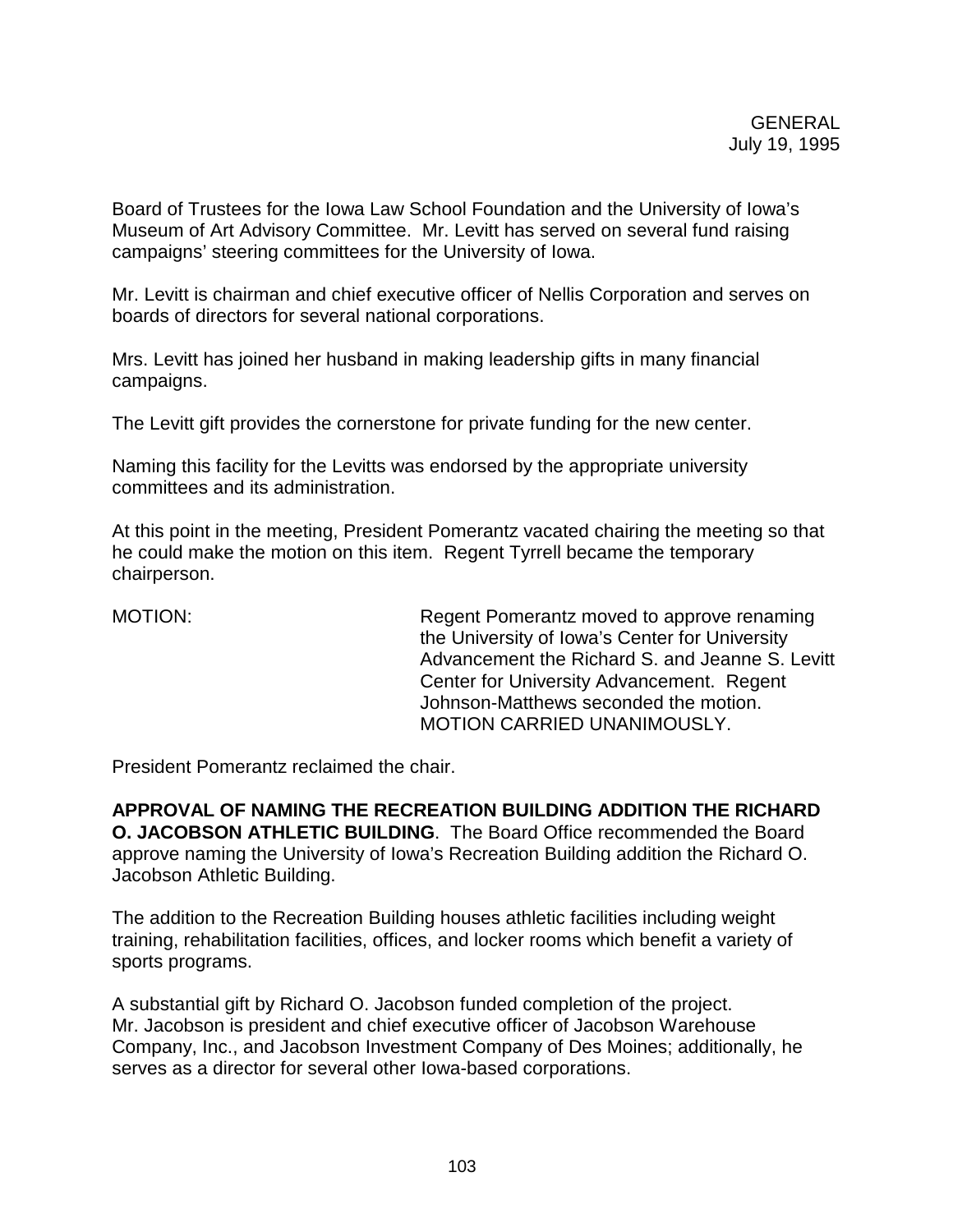Board of Trustees for the Iowa Law School Foundation and the University of Iowa's Museum of Art Advisory Committee. Mr. Levitt has served on several fund raising campaigns' steering committees for the University of Iowa.

Mr. Levitt is chairman and chief executive officer of Nellis Corporation and serves on boards of directors for several national corporations.

Mrs. Levitt has joined her husband in making leadership gifts in many financial campaigns.

The Levitt gift provides the cornerstone for private funding for the new center.

Naming this facility for the Levitts was endorsed by the appropriate university committees and its administration.

At this point in the meeting, President Pomerantz vacated chairing the meeting so that he could make the motion on this item. Regent Tyrrell became the temporary chairperson.

MOTION: Regent Pomerantz moved to approve renaming the University of Iowa's Center for University Advancement the Richard S. and Jeanne S. Levitt Center for University Advancement. Regent Johnson-Matthews seconded the motion. MOTION CARRIED UNANIMOUSLY.

President Pomerantz reclaimed the chair.

**APPROVAL OF NAMING THE RECREATION BUILDING ADDITION THE RICHARD O. JACOBSON ATHLETIC BUILDING**. The Board Office recommended the Board approve naming the University of Iowa's Recreation Building addition the Richard O. Jacobson Athletic Building.

The addition to the Recreation Building houses athletic facilities including weight training, rehabilitation facilities, offices, and locker rooms which benefit a variety of sports programs.

A substantial gift by Richard O. Jacobson funded completion of the project. Mr. Jacobson is president and chief executive officer of Jacobson Warehouse Company, Inc., and Jacobson Investment Company of Des Moines; additionally, he serves as a director for several other Iowa-based corporations.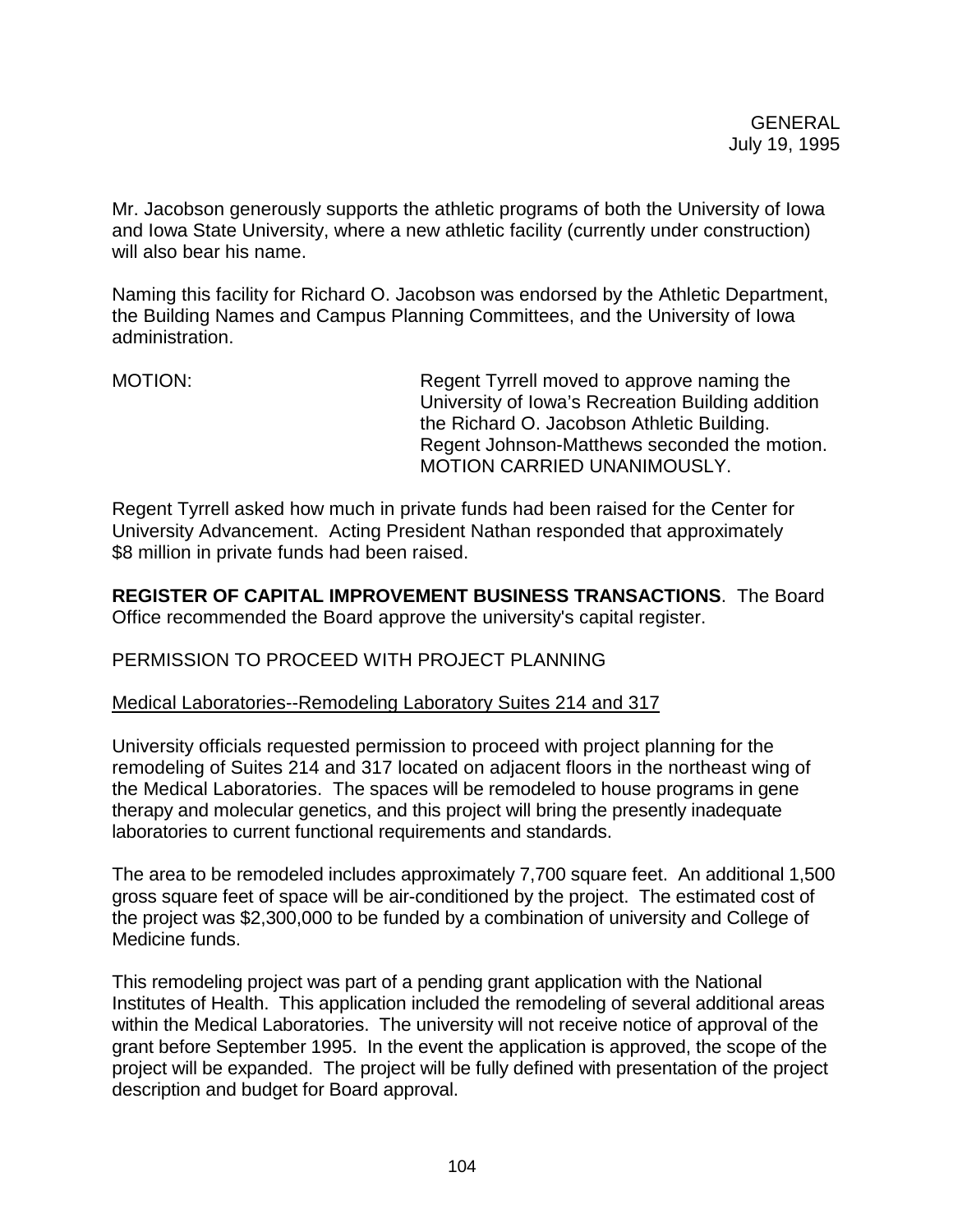Mr. Jacobson generously supports the athletic programs of both the University of Iowa and Iowa State University, where a new athletic facility (currently under construction) will also bear his name.

Naming this facility for Richard O. Jacobson was endorsed by the Athletic Department, the Building Names and Campus Planning Committees, and the University of Iowa administration.

MOTION: Regent Tyrrell moved to approve naming the University of Iowa's Recreation Building addition the Richard O. Jacobson Athletic Building. Regent Johnson-Matthews seconded the motion. MOTION CARRIED UNANIMOUSLY.

Regent Tyrrell asked how much in private funds had been raised for the Center for University Advancement. Acting President Nathan responded that approximately $8 million in private funds had been raised.

**REGISTER OF CAPITAL IMPROVEMENT BUSINESS TRANSACTIONS**. The Board Office recommended the Board approve the university's capital register.

PERMISSION TO PROCEED WITH PROJECT PLANNING

Medical Laboratories--Remodeling Laboratory Suites 214 and 317

University officials requested permission to proceed with project planning for the remodeling of Suites 214 and 317 located on adjacent floors in the northeast wing of the Medical Laboratories. The spaces will be remodeled to house programs in gene therapy and molecular genetics, and this project will bring the presently inadequate laboratories to current functional requirements and standards.

The area to be remodeled includes approximately 7,700 square feet. An additional 1,500 gross square feet of space will be air-conditioned by the project. The estimated cost of the project was $2,300,000 to be funded by a combination of university and College of Medicine funds.

This remodeling project was part of a pending grant application with the National Institutes of Health. This application included the remodeling of several additional areas within the Medical Laboratories. The university will not receive notice of approval of the grant before September 1995. In the event the application is approved, the scope of the project will be expanded. The project will be fully defined with presentation of the project description and budget for Board approval.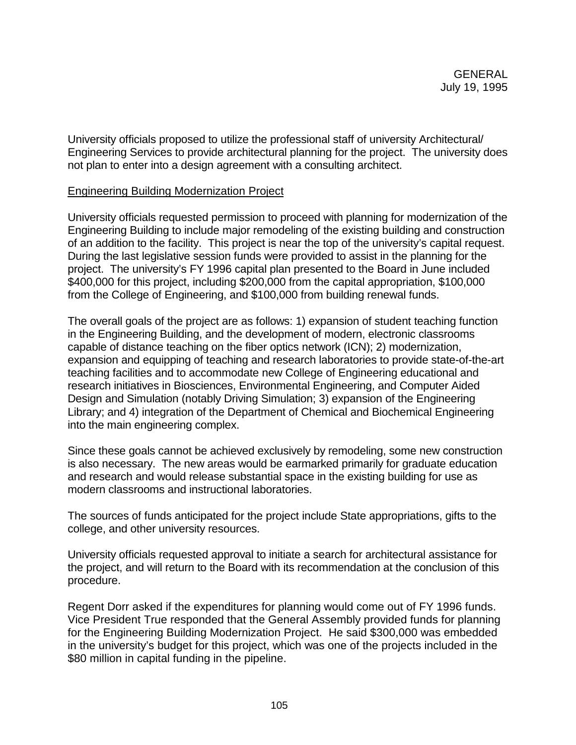University officials proposed to utilize the professional staff of university Architectural/ Engineering Services to provide architectural planning for the project. The university does not plan to enter into a design agreement with a consulting architect.

Engineering Building Modernization Project

University officials requested permission to proceed with planning for modernization of the Engineering Building to include major remodeling of the existing building and construction of an addition to the facility. This project is near the top of the university's capital request. During the last legislative session funds were provided to assist in the planning for the project. The university's FY 1996 capital plan presented to the Board in June included $400,000 for this project, including $200,000 from the capital appropriation, $100,000 from the College of Engineering, and $100,000 from building renewal funds.

The overall goals of the project are as follows: 1) expansion of student teaching function in the Engineering Building, and the development of modern, electronic classrooms capable of distance teaching on the fiber optics network (ICN); 2) modernization, expansion and equipping of teaching and research laboratories to provide state-of-the-art teaching facilities and to accommodate new College of Engineering educational and research initiatives in Biosciences, Environmental Engineering, and Computer Aided Design and Simulation (notably Driving Simulation; 3) expansion of the Engineering Library; and 4) integration of the Department of Chemical and Biochemical Engineering into the main engineering complex.

Since these goals cannot be achieved exclusively by remodeling, some new construction is also necessary. The new areas would be earmarked primarily for graduate education and research and would release substantial space in the existing building for use as modern classrooms and instructional laboratories.

The sources of funds anticipated for the project include State appropriations, gifts to the college, and other university resources.

University officials requested approval to initiate a search for architectural assistance for the project, and will return to the Board with its recommendation at the conclusion of this procedure.

Regent Dorr asked if the expenditures for planning would come out of FY 1996 funds. Vice President True responded that the General Assembly provided funds for planning for the Engineering Building Modernization Project. He said $300,000 was embedded in the university's budget for this project, which was one of the projects included in the $80 million in capital funding in the pipeline.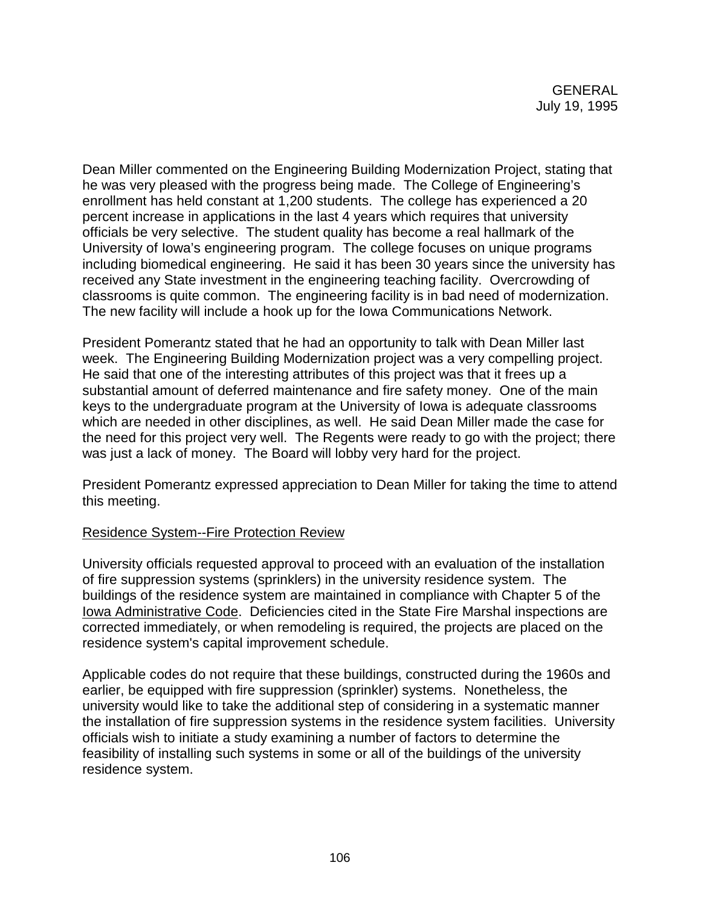Dean Miller commented on the Engineering Building Modernization Project, stating that he was very pleased with the progress being made. The College of Engineering's enrollment has held constant at 1,200 students. The college has experienced a 20 percent increase in applications in the last 4 years which requires that university officials be very selective. The student quality has become a real hallmark of the University of Iowa's engineering program. The college focuses on unique programs including biomedical engineering. He said it has been 30 years since the university has received any State investment in the engineering teaching facility. Overcrowding of classrooms is quite common. The engineering facility is in bad need of modernization. The new facility will include a hook up for the Iowa Communications Network.

President Pomerantz stated that he had an opportunity to talk with Dean Miller last week. The Engineering Building Modernization project was a very compelling project. He said that one of the interesting attributes of this project was that it frees up a substantial amount of deferred maintenance and fire safety money. One of the main keys to the undergraduate program at the University of Iowa is adequate classrooms which are needed in other disciplines, as well. He said Dean Miller made the case for the need for this project very well. The Regents were ready to go with the project; there was just a lack of money. The Board will lobby very hard for the project.

President Pomerantz expressed appreciation to Dean Miller for taking the time to attend this meeting.

Residence System--Fire Protection Review

University officials requested approval to proceed with an evaluation of the installation of fire suppression systems (sprinklers) in the university residence system. The buildings of the residence system are maintained in compliance with Chapter 5 of the Iowa Administrative Code. Deficiencies cited in the State Fire Marshal inspections are corrected immediately, or when remodeling is required, the projects are placed on the residence system's capital improvement schedule.

Applicable codes do not require that these buildings, constructed during the 1960s and earlier, be equipped with fire suppression (sprinkler) systems. Nonetheless, the university would like to take the additional step of considering in a systematic manner the installation of fire suppression systems in the residence system facilities. University officials wish to initiate a study examining a number of factors to determine the feasibility of installing such systems in some or all of the buildings of the university residence system.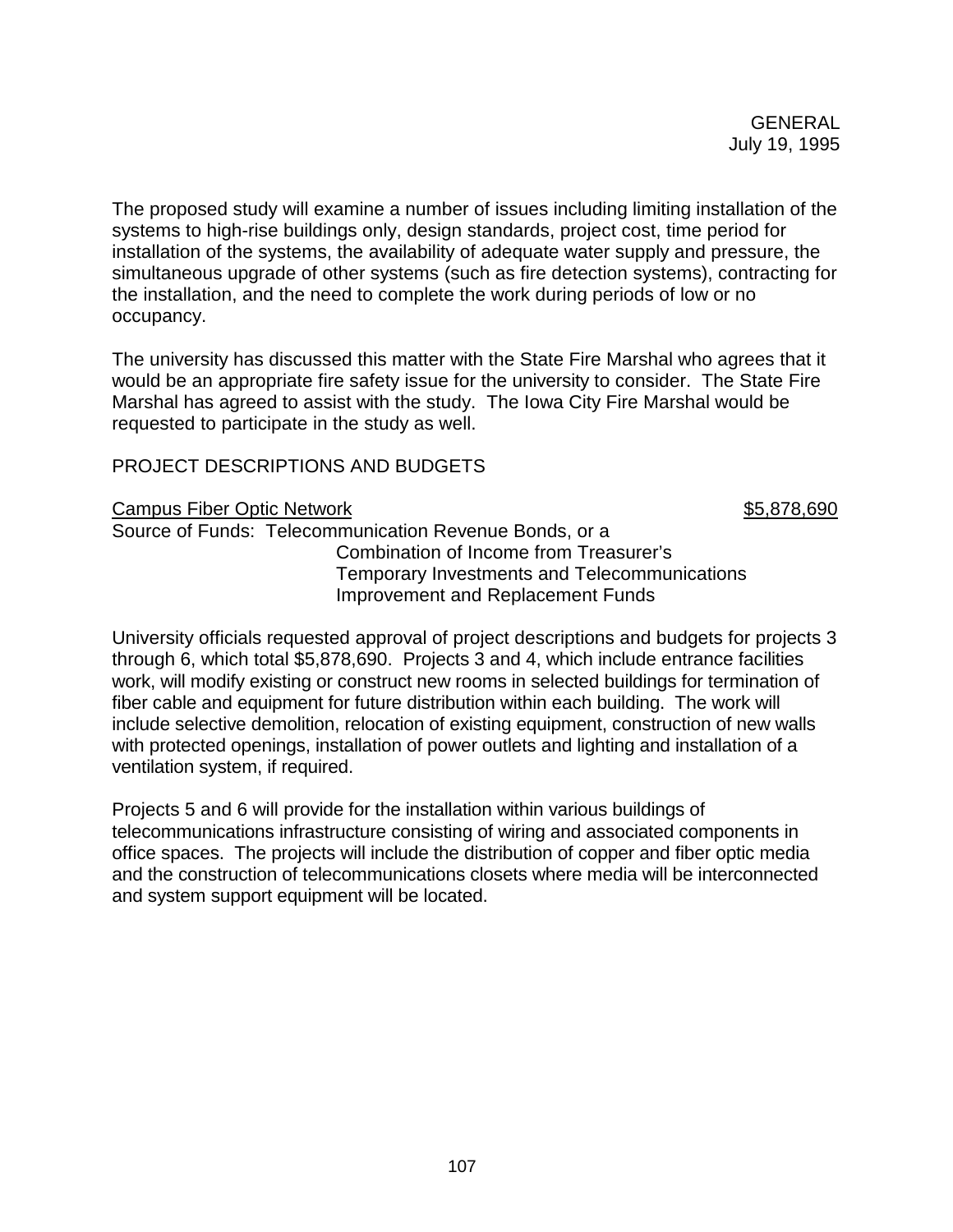The proposed study will examine a number of issues including limiting installation of the systems to high-rise buildings only, design standards, project cost, time period for installation of the systems, the availability of adequate water supply and pressure, the simultaneous upgrade of other systems (such as fire detection systems), contracting for the installation, and the need to complete the work during periods of low or no occupancy.

The university has discussed this matter with the State Fire Marshal who agrees that it would be an appropriate fire safety issue for the university to consider. The State Fire Marshal has agreed to assist with the study. The Iowa City Fire Marshal would be requested to participate in the study as well.

PROJECT DESCRIPTIONS AND BUDGETS

Campus Fiber Optic Network $5,878,690

Source of Funds: Telecommunication Revenue Bonds, or a Combination of Income from Treasurer's Temporary Investments and Telecommunications Improvement and Replacement Funds

University officials requested approval of project descriptions and budgets for projects 3 through 6, which total $5,878,690. Projects 3 and 4, which include entrance facilities work, will modify existing or construct new rooms in selected buildings for termination of fiber cable and equipment for future distribution within each building. The work will include selective demolition, relocation of existing equipment, construction of new walls with protected openings, installation of power outlets and lighting and installation of a ventilation system, if required.

Projects 5 and 6 will provide for the installation within various buildings of telecommunications infrastructure consisting of wiring and associated components in office spaces. The projects will include the distribution of copper and fiber optic media and the construction of telecommunications closets where media will be interconnected and system support equipment will be located.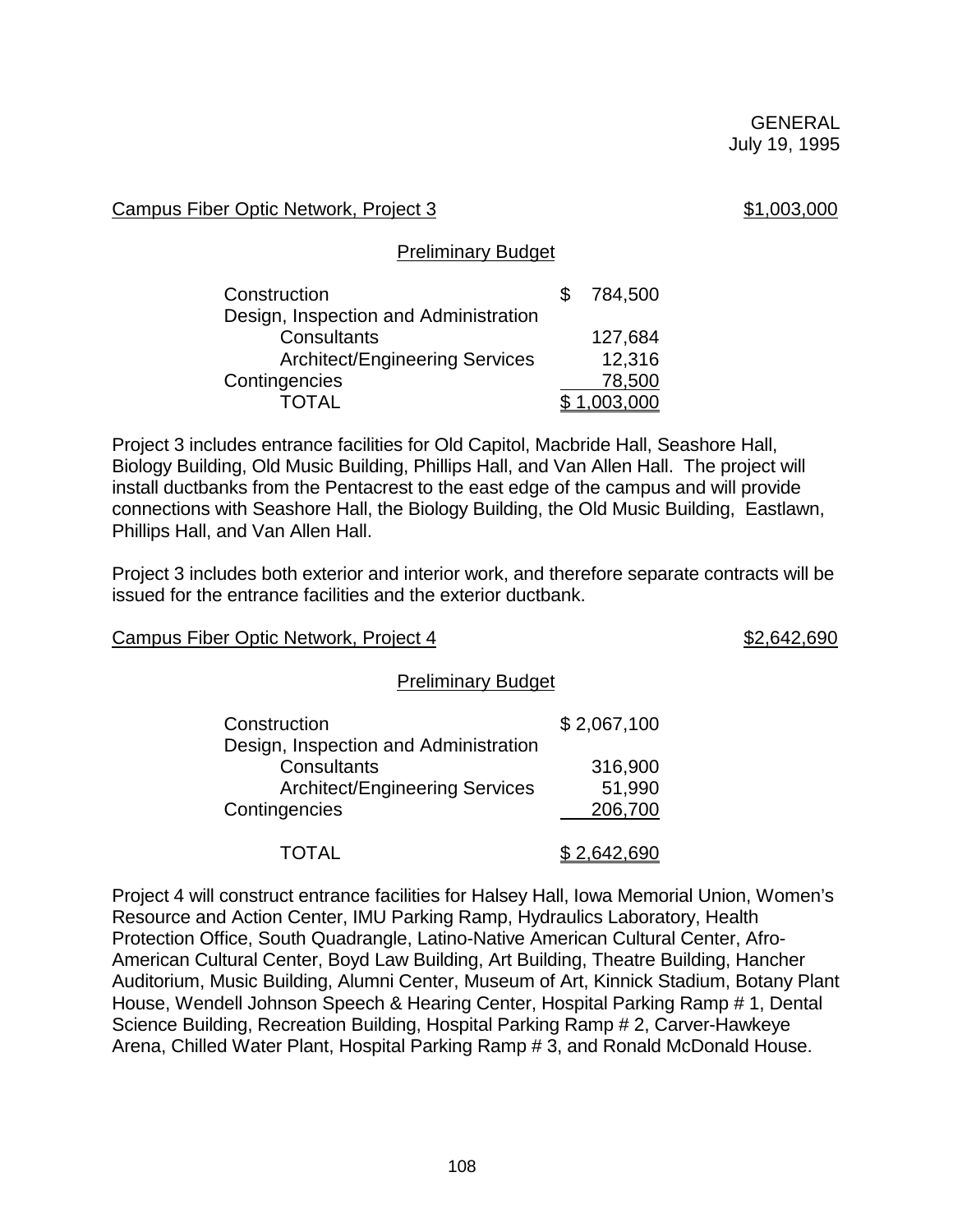GENERAL
July 19, 1995

Campus Fiber Optic Network, Project 3 $1,003,000

Preliminary Budget

| | |
|---|---|
| Construction | $ 784,500 |
| Design, Inspection and Administration | |
| Consultants | 127,684 |
| Architect/Engineering Services | 12,316 |
| Contingencies | 78,500 |
| TOTAL | $ 1,003,000 |

Project 3 includes entrance facilities for Old Capitol, Macbride Hall, Seashore Hall, Biology Building, Old Music Building, Phillips Hall, and Van Allen Hall. The project will install ductbanks from the Pentacrest to the east edge of the campus and will provide connections with Seashore Hall, the Biology Building, the Old Music Building, Eastlawn, Phillips Hall, and Van Allen Hall.

Project 3 includes both exterior and interior work, and therefore separate contracts will be issued for the entrance facilities and the exterior ductbank.

Campus Fiber Optic Network, Project 4 $2,642,690

Preliminary Budget

| | |
|---|---|
| Construction | $ 2,067,100 |
| Design, Inspection and Administration | |
| Consultants | 316,900 |
| Architect/Engineering Services | 51,990 |
| Contingencies | 206,700 |
| TOTAL | $ 2,642,690 |

Project 4 will construct entrance facilities for Halsey Hall, Iowa Memorial Union, Women's Resource and Action Center, IMU Parking Ramp, Hydraulics Laboratory, Health Protection Office, South Quadrangle, Latino-Native American Cultural Center, Afro-American Cultural Center, Boyd Law Building, Art Building, Theatre Building, Hancher Auditorium, Music Building, Alumni Center, Museum of Art, Kinnick Stadium, Botany Plant House, Wendell Johnson Speech & Hearing Center, Hospital Parking Ramp # 1, Dental Science Building, Recreation Building, Hospital Parking Ramp # 2, Carver-Hawkeye Arena, Chilled Water Plant, Hospital Parking Ramp # 3, and Ronald McDonald House.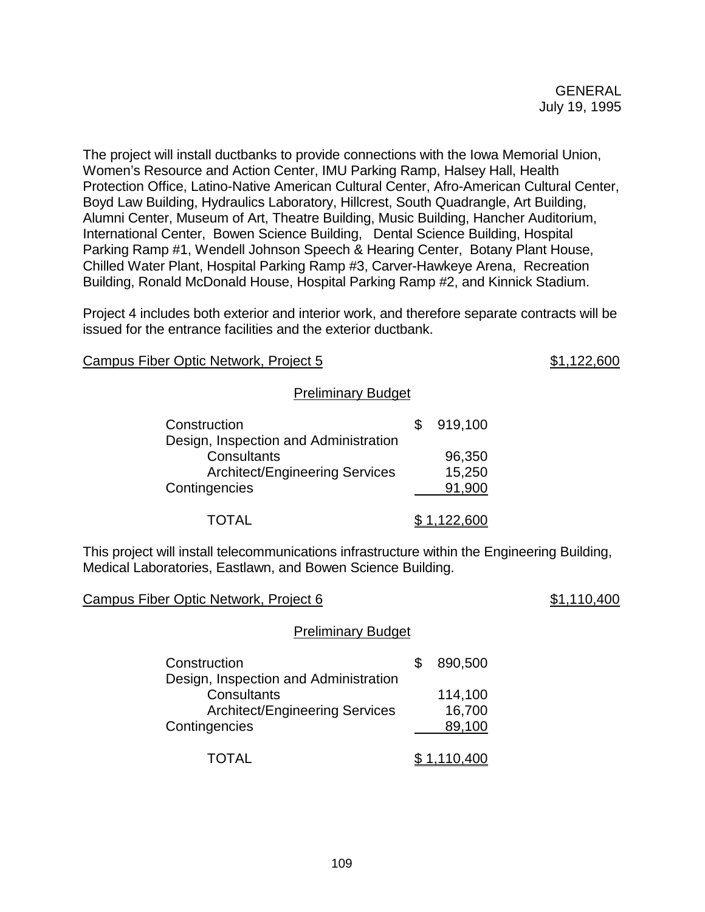The project will install ductbanks to provide connections with the Iowa Memorial Union, Women's Resource and Action Center, IMU Parking Ramp, Halsey Hall, Health Protection Office, Latino-Native American Cultural Center, Afro-American Cultural Center, Boyd Law Building, Hydraulics Laboratory, Hillcrest, South Quadrangle, Art Building, Alumni Center, Museum of Art, Theatre Building, Music Building, Hancher Auditorium, International Center, Bowen Science Building, Dental Science Building, Hospital Parking Ramp #1, Wendell Johnson Speech & Hearing Center, Botany Plant House, Chilled Water Plant, Hospital Parking Ramp #3, Carver-Hawkeye Arena, Recreation Building, Ronald McDonald House, Hospital Parking Ramp #2, and Kinnick Stadium.

Project 4 includes both exterior and interior work, and therefore separate contracts will be issued for the entrance facilities and the exterior ductbank.

Campus Fiber Optic Network, Project 5 — $1,122,600

Preliminary Budget

| | |
|---|---|
| Construction | $ 919,100 |
| Design, Inspection and Administration | |
| Consultants | 96,350 |
| Architect/Engineering Services | 15,250 |
| Contingencies | 91,900 |
| TOTAL | $ 1,122,600 |

This project will install telecommunications infrastructure within the Engineering Building, Medical Laboratories, Eastlawn, and Bowen Science Building.

Campus Fiber Optic Network, Project 6 — $1,110,400

Preliminary Budget

| | |
|---|---|
| Construction | $ 890,500 |
| Design, Inspection and Administration | |
| Consultants | 114,100 |
| Architect/Engineering Services | 16,700 |
| Contingencies | 89,100 |
| TOTAL | $ 1,110,400 |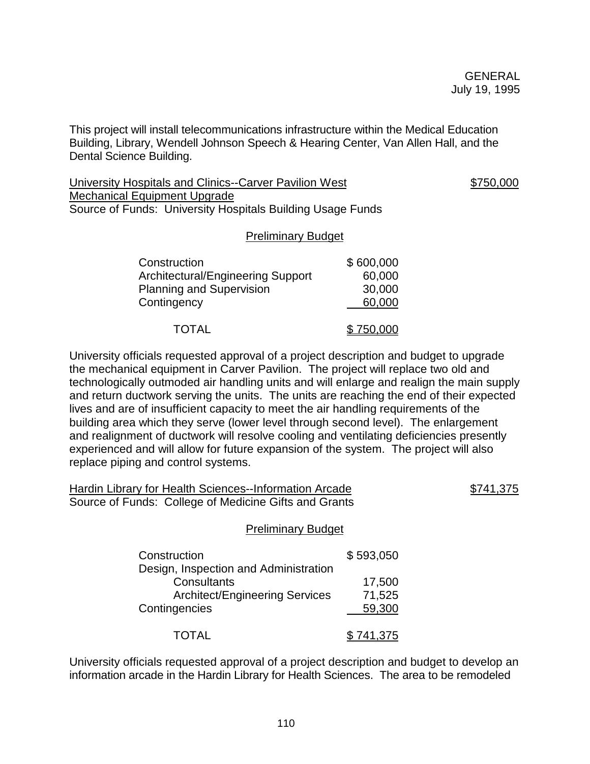This project will install telecommunications infrastructure within the Medical Education Building, Library, Wendell Johnson Speech & Hearing Center, Van Allen Hall, and the Dental Science Building.

University Hospitals and Clinics--Carver Pavilion West Mechanical Equipment Upgrade — $750,000

Source of Funds: University Hospitals Building Usage Funds

Preliminary Budget

| | |
|---|---|
| Construction | $ 600,000 |
| Architectural/Engineering Support | 60,000 |
| Planning and Supervision | 30,000 |
| Contingency | 60,000 |
| TOTAL | $ 750,000 |

University officials requested approval of a project description and budget to upgrade the mechanical equipment in Carver Pavilion. The project will replace two old and technologically outmoded air handling units and will enlarge and realign the main supply and return ductwork serving the units. The units are reaching the end of their expected lives and are of insufficient capacity to meet the air handling requirements of the building area which they serve (lower level through second level). The enlargement and realignment of ductwork will resolve cooling and ventilating deficiencies presently experienced and will allow for future expansion of the system. The project will also replace piping and control systems.

Hardin Library for Health Sciences--Information Arcade — $741,375

Source of Funds: College of Medicine Gifts and Grants

Preliminary Budget

| | |
|---|---|
| Construction | $ 593,050 |
| Design, Inspection and Administration | |
| Consultants | 17,500 |
| Architect/Engineering Services | 71,525 |
| Contingencies | 59,300 |
| TOTAL | $ 741,375 |

University officials requested approval of a project description and budget to develop an information arcade in the Hardin Library for Health Sciences. The area to be remodeled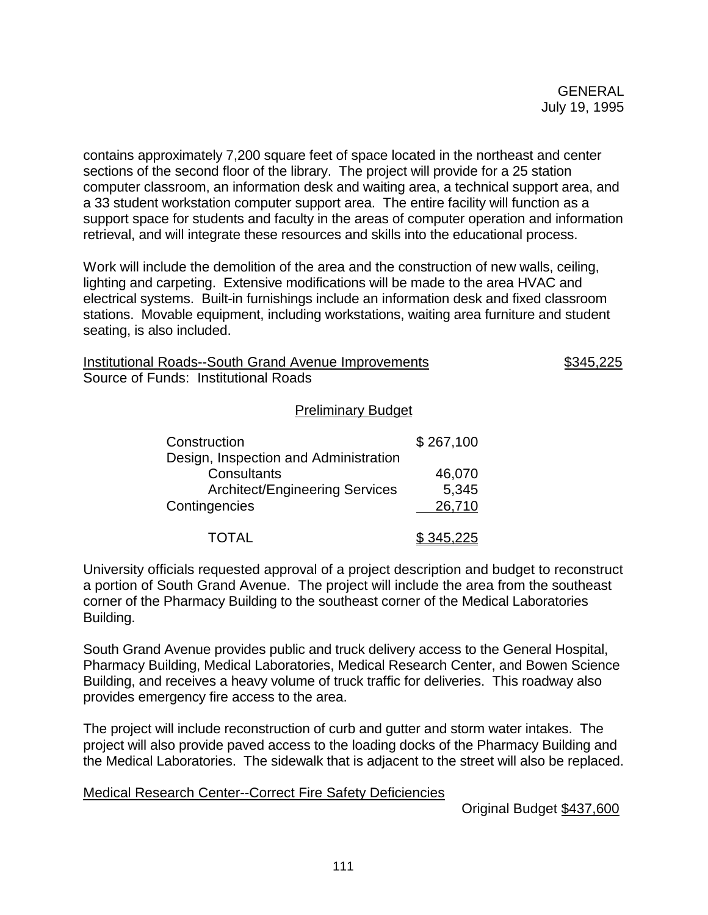contains approximately 7,200 square feet of space located in the northeast and center sections of the second floor of the library. The project will provide for a 25 station computer classroom, an information desk and waiting area, a technical support area, and a 33 student workstation computer support area. The entire facility will function as a support space for students and faculty in the areas of computer operation and information retrieval, and will integrate these resources and skills into the educational process.

Work will include the demolition of the area and the construction of new walls, ceiling, lighting and carpeting. Extensive modifications will be made to the area HVAC and electrical systems. Built-in furnishings include an information desk and fixed classroom stations. Movable equipment, including workstations, waiting area furniture and student seating, is also included.

Institutional Roads--South Grand Avenue Improvements — $345,225
Source of Funds: Institutional Roads

Preliminary Budget

| | |
|---|---|
| Construction | $ 267,100 |
| Design, Inspection and Administration | |
| Consultants | 46,070 |
| Architect/Engineering Services | 5,345 |
| Contingencies | 26,710 |
| TOTAL | $ 345,225 |

University officials requested approval of a project description and budget to reconstruct a portion of South Grand Avenue. The project will include the area from the southeast corner of the Pharmacy Building to the southeast corner of the Medical Laboratories Building.

South Grand Avenue provides public and truck delivery access to the General Hospital, Pharmacy Building, Medical Laboratories, Medical Research Center, and Bowen Science Building, and receives a heavy volume of truck traffic for deliveries. This roadway also provides emergency fire access to the area.

The project will include reconstruction of curb and gutter and storm water intakes. The project will also provide paved access to the loading docks of the Pharmacy Building and the Medical Laboratories. The sidewalk that is adjacent to the street will also be replaced.

Medical Research Center--Correct Fire Safety Deficiencies

Original Budget $437,600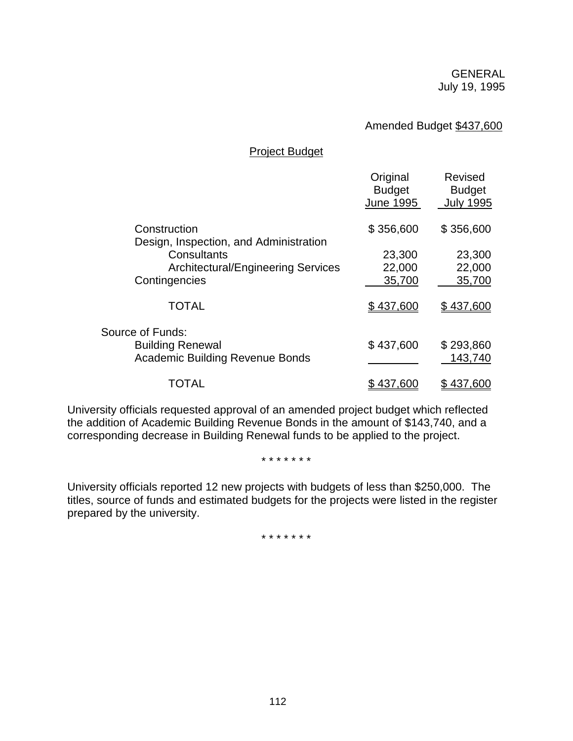GENERAL
July 19, 1995

Amended Budget $437,600

Project Budget

| | Original Budget June 1995 | Revised Budget July 1995 |
|---|---|---|
| Construction | $ 356,600 | $ 356,600 |
| Design, Inspection, and Administration | | |
| Consultants | 23,300 | 23,300 |
| Architectural/Engineering Services | 22,000 | 22,000 |
| Contingencies | 35,700 | 35,700 |
| TOTAL | $ 437,600 | $ 437,600 |
| Source of Funds: | | |
| Building Renewal | $ 437,600 | $ 293,860 |
| Academic Building Revenue Bonds | | 143,740 |
| TOTAL | $ 437,600 | $ 437,600 |

University officials requested approval of an amended project budget which reflected the addition of Academic Building Revenue Bonds in the amount of $143,740, and a corresponding decrease in Building Renewal funds to be applied to the project.

\* \* \* \* \* \* \*

University officials reported 12 new projects with budgets of less than $250,000. The titles, source of funds and estimated budgets for the projects were listed in the register prepared by the university.

\* \* \* \* \* \* \*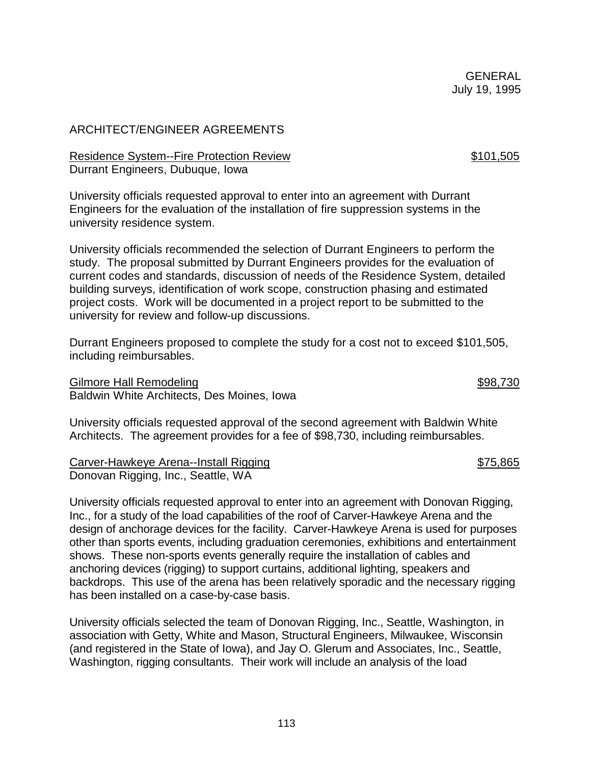GENERAL
July 19, 1995

## ARCHITECT/ENGINEER AGREEMENTS

Residence System--Fire Protection Review — $101,505
Durrant Engineers, Dubuque, Iowa

University officials requested approval to enter into an agreement with Durrant Engineers for the evaluation of the installation of fire suppression systems in the university residence system.

University officials recommended the selection of Durrant Engineers to perform the study. The proposal submitted by Durrant Engineers provides for the evaluation of current codes and standards, discussion of needs of the Residence System, detailed building surveys, identification of work scope, construction phasing and estimated project costs. Work will be documented in a project report to be submitted to the university for review and follow-up discussions.

Durrant Engineers proposed to complete the study for a cost not to exceed $101,505, including reimbursables.

Gilmore Hall Remodeling — $98,730
Baldwin White Architects, Des Moines, Iowa

University officials requested approval of the second agreement with Baldwin White Architects. The agreement provides for a fee of $98,730, including reimbursables.

Carver-Hawkeye Arena--Install Rigging — $75,865
Donovan Rigging, Inc., Seattle, WA

University officials requested approval to enter into an agreement with Donovan Rigging, Inc., for a study of the load capabilities of the roof of Carver-Hawkeye Arena and the design of anchorage devices for the facility. Carver-Hawkeye Arena is used for purposes other than sports events, including graduation ceremonies, exhibitions and entertainment shows. These non-sports events generally require the installation of cables and anchoring devices (rigging) to support curtains, additional lighting, speakers and backdrops. This use of the arena has been relatively sporadic and the necessary rigging has been installed on a case-by-case basis.

University officials selected the team of Donovan Rigging, Inc., Seattle, Washington, in association with Getty, White and Mason, Structural Engineers, Milwaukee, Wisconsin (and registered in the State of Iowa), and Jay O. Glerum and Associates, Inc., Seattle, Washington, rigging consultants. Their work will include an analysis of the load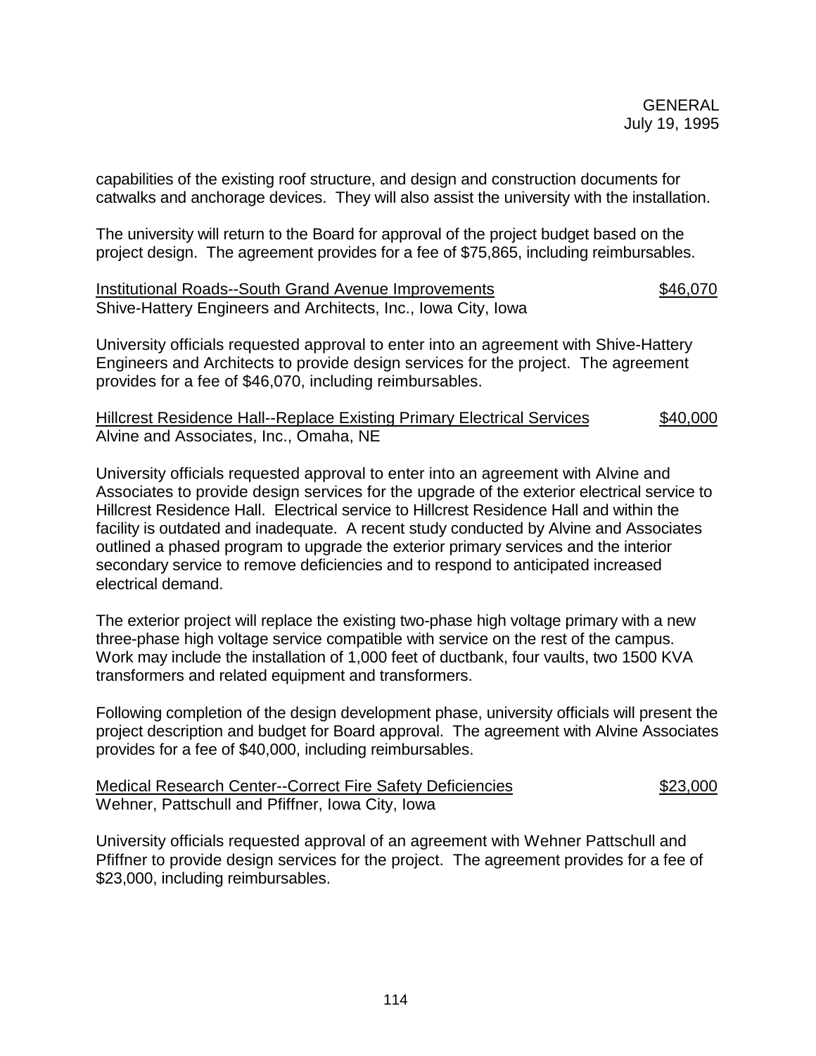capabilities of the existing roof structure, and design and construction documents for catwalks and anchorage devices. They will also assist the university with the installation.

The university will return to the Board for approval of the project budget based on the project design. The agreement provides for a fee of $75,865, including reimbursables.

Institutional Roads--South Grand Avenue Improvements $46,070
Shive-Hattery Engineers and Architects, Inc., Iowa City, Iowa

University officials requested approval to enter into an agreement with Shive-Hattery Engineers and Architects to provide design services for the project. The agreement provides for a fee of $46,070, including reimbursables.

Hillcrest Residence Hall--Replace Existing Primary Electrical Services $40,000
Alvine and Associates, Inc., Omaha, NE

University officials requested approval to enter into an agreement with Alvine and Associates to provide design services for the upgrade of the exterior electrical service to Hillcrest Residence Hall. Electrical service to Hillcrest Residence Hall and within the facility is outdated and inadequate. A recent study conducted by Alvine and Associates outlined a phased program to upgrade the exterior primary services and the interior secondary service to remove deficiencies and to respond to anticipated increased electrical demand.

The exterior project will replace the existing two-phase high voltage primary with a new three-phase high voltage service compatible with service on the rest of the campus. Work may include the installation of 1,000 feet of ductbank, four vaults, two 1500 KVA transformers and related equipment and transformers.

Following completion of the design development phase, university officials will present the project description and budget for Board approval. The agreement with Alvine Associates provides for a fee of $40,000, including reimbursables.

Medical Research Center--Correct Fire Safety Deficiencies $23,000
Wehner, Pattschull and Pfiffner, Iowa City, Iowa

University officials requested approval of an agreement with Wehner Pattschull and Pfiffner to provide design services for the project. The agreement provides for a fee of $23,000, including reimbursables.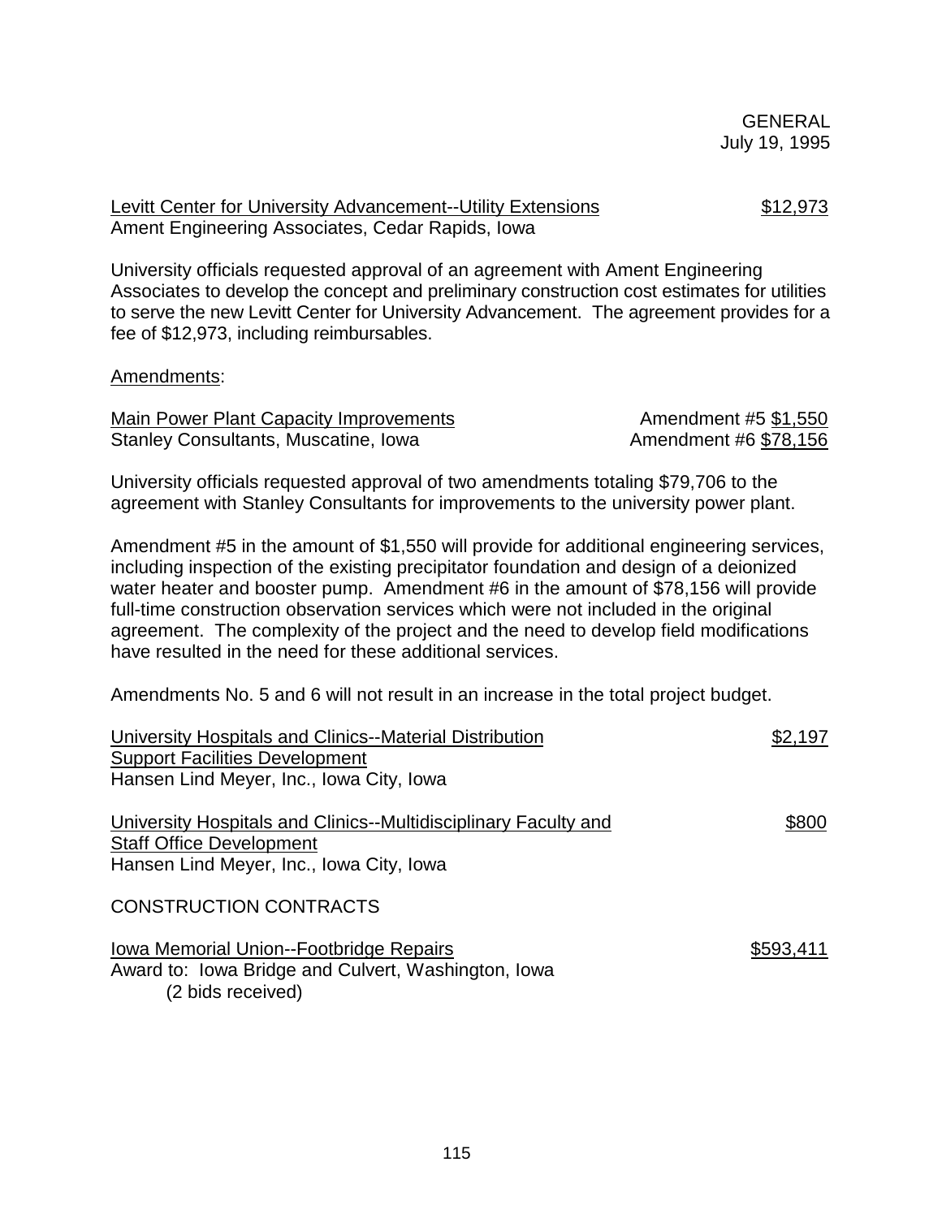GENERAL
July 19, 1995

Levitt Center for University Advancement--Utility Extensions $12,973
Ament Engineering Associates, Cedar Rapids, Iowa

University officials requested approval of an agreement with Ament Engineering Associates to develop the concept and preliminary construction cost estimates for utilities to serve the new Levitt Center for University Advancement. The agreement provides for a fee of $12,973, including reimbursables.

Amendments:

Main Power Plant Capacity Improvements Amendment #5 $1,550
Stanley Consultants, Muscatine, Iowa Amendment #6 $78,156

University officials requested approval of two amendments totaling $79,706 to the agreement with Stanley Consultants for improvements to the university power plant.

Amendment #5 in the amount of $1,550 will provide for additional engineering services, including inspection of the existing precipitator foundation and design of a deionized water heater and booster pump. Amendment #6 in the amount of $78,156 will provide full-time construction observation services which were not included in the original agreement. The complexity of the project and the need to develop field modifications have resulted in the need for these additional services.

Amendments No. 5 and 6 will not result in an increase in the total project budget.

University Hospitals and Clinics--Material Distribution Support Facilities Development $2,197
Hansen Lind Meyer, Inc., Iowa City, Iowa

University Hospitals and Clinics--Multidisciplinary Faculty and Staff Office Development $800
Hansen Lind Meyer, Inc., Iowa City, Iowa

CONSTRUCTION CONTRACTS

Iowa Memorial Union--Footbridge Repairs $593,411
Award to: Iowa Bridge and Culvert, Washington, Iowa
(2 bids received)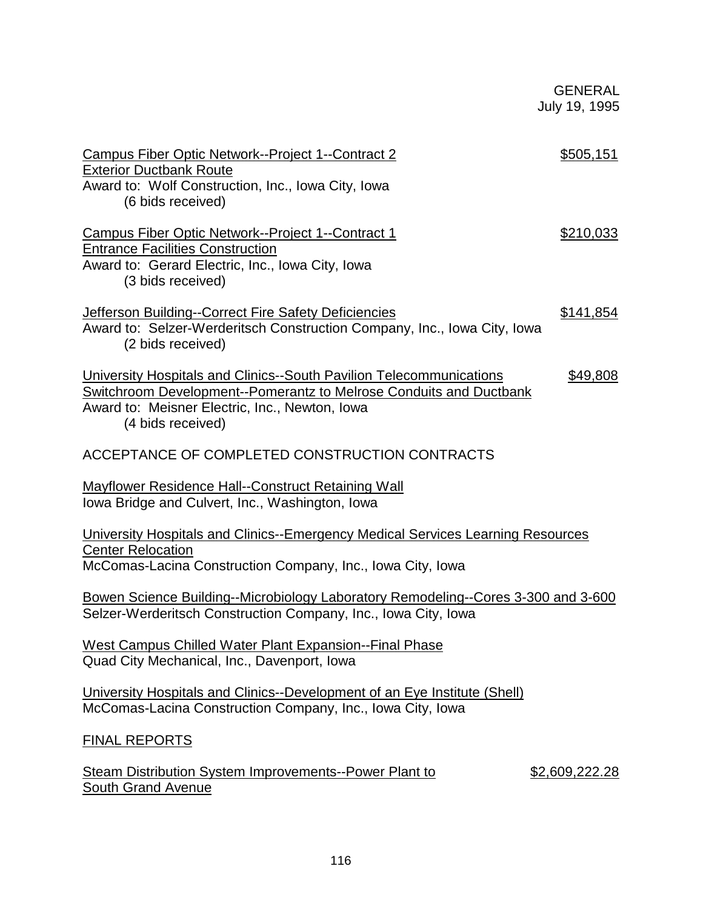GENERAL
July 19, 1995

Campus Fiber Optic Network--Project 1--Contract 2 Exterior Ductbank Route — $505,151
Award to: Wolf Construction, Inc., Iowa City, Iowa
(6 bids received)

Campus Fiber Optic Network--Project 1--Contract 1 Entrance Facilities Construction — $210,033
Award to: Gerard Electric, Inc., Iowa City, Iowa
(3 bids received)

Jefferson Building--Correct Fire Safety Deficiencies — $141,854
Award to: Selzer-Werderitsch Construction Company, Inc., Iowa City, Iowa
(2 bids received)

University Hospitals and Clinics--South Pavilion Telecommunications Switchroom Development--Pomerantz to Melrose Conduits and Ductbank — $49,808
Award to: Meisner Electric, Inc., Newton, Iowa
(4 bids received)

ACCEPTANCE OF COMPLETED CONSTRUCTION CONTRACTS

Mayflower Residence Hall--Construct Retaining Wall
Iowa Bridge and Culvert, Inc., Washington, Iowa

University Hospitals and Clinics--Emergency Medical Services Learning Resources Center Relocation
McComas-Lacina Construction Company, Inc., Iowa City, Iowa

Bowen Science Building--Microbiology Laboratory Remodeling--Cores 3-300 and 3-600
Selzer-Werderitsch Construction Company, Inc., Iowa City, Iowa

West Campus Chilled Water Plant Expansion--Final Phase
Quad City Mechanical, Inc., Davenport, Iowa

University Hospitals and Clinics--Development of an Eye Institute (Shell)
McComas-Lacina Construction Company, Inc., Iowa City, Iowa

FINAL REPORTS

Steam Distribution System Improvements--Power Plant to South Grand Avenue — $2,609,222.28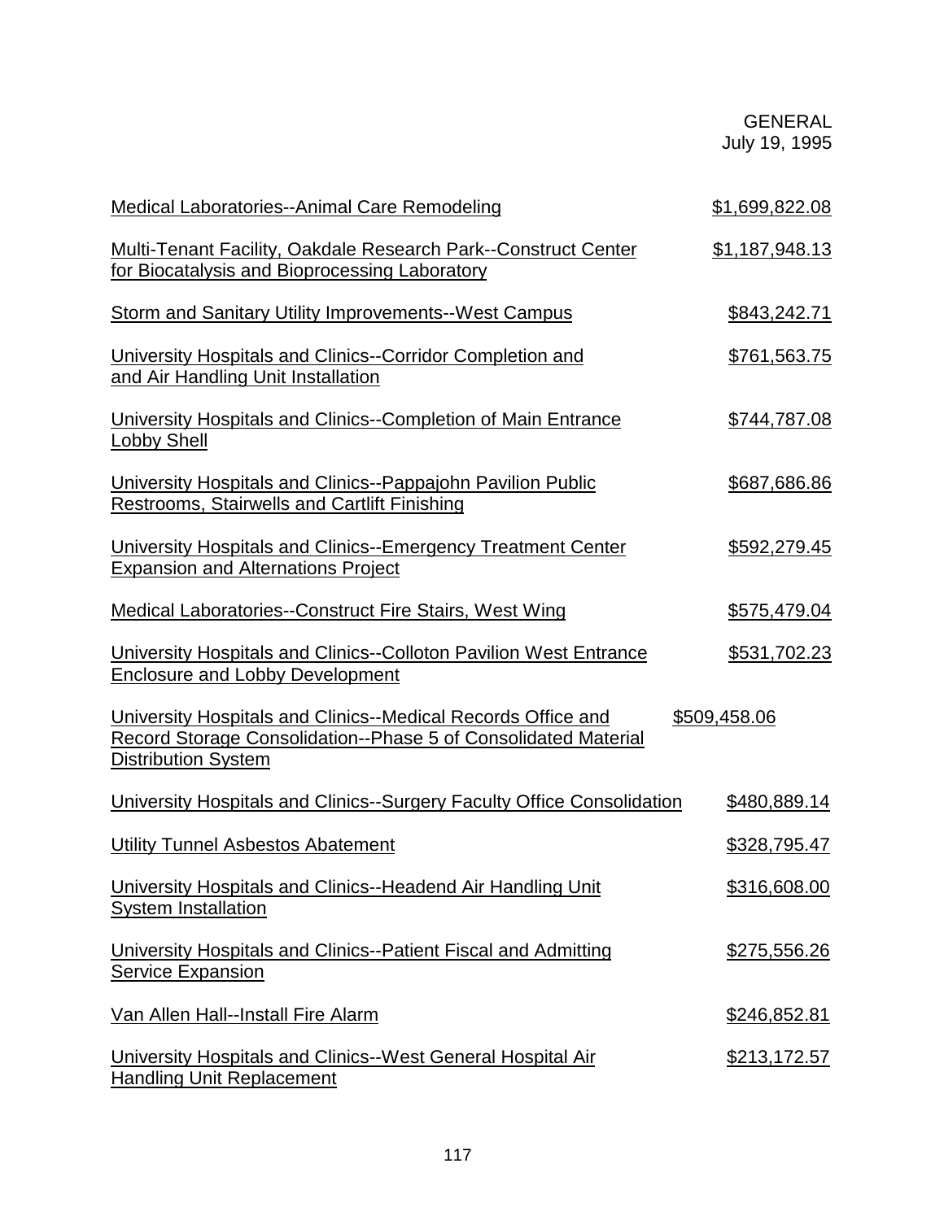| Project | Amount |
|---|---|
| Medical Laboratories--Animal Care Remodeling | $1,699,822.08 |
| Multi-Tenant Facility, Oakdale Research Park--Construct Center for Biocatalysis and Bioprocessing Laboratory | $1,187,948.13 |
| Storm and Sanitary Utility Improvements--West Campus | $843,242.71 |
| University Hospitals and Clinics--Corridor Completion and and Air Handling Unit Installation | $761,563.75 |
| University Hospitals and Clinics--Completion of Main Entrance Lobby Shell | $744,787.08 |
| University Hospitals and Clinics--Pappajohn Pavilion Public Restrooms, Stairwells and Cartlift Finishing | $687,686.86 |
| University Hospitals and Clinics--Emergency Treatment Center Expansion and Alternations Project | $592,279.45 |
| Medical Laboratories--Construct Fire Stairs, West Wing | $575,479.04 |
| University Hospitals and Clinics--Colloton Pavilion West Entrance Enclosure and Lobby Development | $531,702.23 |
| University Hospitals and Clinics--Medical Records Office and Record Storage Consolidation--Phase 5 of Consolidated Material Distribution System | $509,458.06 |
| University Hospitals and Clinics--Surgery Faculty Office Consolidation | $480,889.14 |
| Utility Tunnel Asbestos Abatement | $328,795.47 |
| University Hospitals and Clinics--Headend Air Handling Unit System Installation | $316,608.00 |
| University Hospitals and Clinics--Patient Fiscal and Admitting Service Expansion | $275,556.26 |
| Van Allen Hall--Install Fire Alarm | $246,852.81 |
| University Hospitals and Clinics--West General Hospital Air Handling Unit Replacement | $213,172.57 |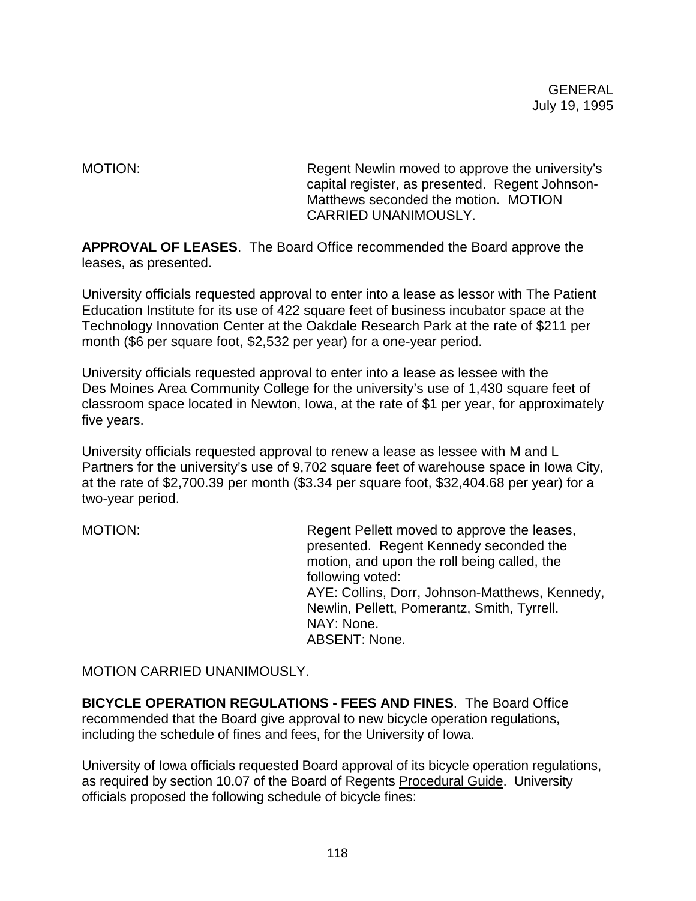MOTION: Regent Newlin moved to approve the university's capital register, as presented. Regent Johnson-Matthews seconded the motion. MOTION CARRIED UNANIMOUSLY.

**APPROVAL OF LEASES**. The Board Office recommended the Board approve the leases, as presented.

University officials requested approval to enter into a lease as lessor with The Patient Education Institute for its use of 422 square feet of business incubator space at the Technology Innovation Center at the Oakdale Research Park at the rate of $211 per month ($6 per square foot, $2,532 per year) for a one-year period.

University officials requested approval to enter into a lease as lessee with the Des Moines Area Community College for the university's use of 1,430 square feet of classroom space located in Newton, Iowa, at the rate of $1 per year, for approximately five years.

University officials requested approval to renew a lease as lessee with M and L Partners for the university's use of 9,702 square feet of warehouse space in Iowa City, at the rate of $2,700.39 per month ($3.34 per square foot, $32,404.68 per year) for a two-year period.

MOTION: Regent Pellett moved to approve the leases, presented. Regent Kennedy seconded the motion, and upon the roll being called, the following voted:
AYE: Collins, Dorr, Johnson-Matthews, Kennedy, Newlin, Pellett, Pomerantz, Smith, Tyrrell.
NAY: None.
ABSENT: None.

MOTION CARRIED UNANIMOUSLY.

**BICYCLE OPERATION REGULATIONS - FEES AND FINES**. The Board Office recommended that the Board give approval to new bicycle operation regulations, including the schedule of fines and fees, for the University of Iowa.

University of Iowa officials requested Board approval of its bicycle operation regulations, as required by section 10.07 of the Board of Regents Procedural Guide. University officials proposed the following schedule of bicycle fines: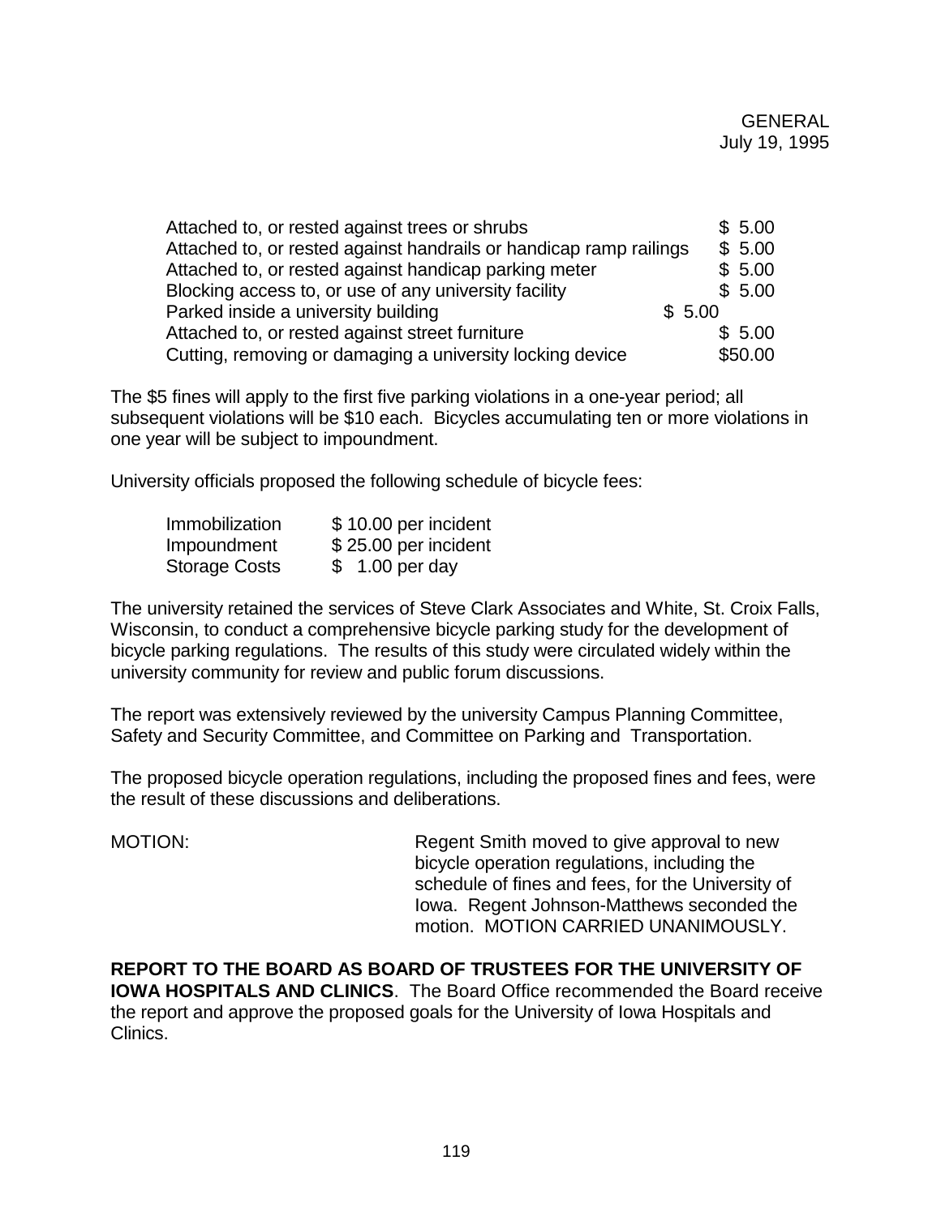| | |
|---|---|
| Attached to, or rested against trees or shrubs | $ 5.00 |
| Attached to, or rested against handrails or handicap ramp railings | $ 5.00 |
| Attached to, or rested against handicap parking meter | $ 5.00 |
| Blocking access to, or use of any university facility | $ 5.00 |
| Parked inside a university building | $ 5.00 |
| Attached to, or rested against street furniture | $ 5.00 |
| Cutting, removing or damaging a university locking device | $50.00 |

The $5 fines will apply to the first five parking violations in a one-year period; all subsequent violations will be $10 each. Bicycles accumulating ten or more violations in one year will be subject to impoundment.

University officials proposed the following schedule of bicycle fees:

| | |
|---|---|
| Immobilization | $ 10.00 per incident |
| Impoundment | $ 25.00 per incident |
| Storage Costs | $ 1.00 per day |

The university retained the services of Steve Clark Associates and White, St. Croix Falls, Wisconsin, to conduct a comprehensive bicycle parking study for the development of bicycle parking regulations. The results of this study were circulated widely within the university community for review and public forum discussions.

The report was extensively reviewed by the university Campus Planning Committee, Safety and Security Committee, and Committee on Parking and Transportation.

The proposed bicycle operation regulations, including the proposed fines and fees, were the result of these discussions and deliberations.

MOTION: Regent Smith moved to give approval to new bicycle operation regulations, including the schedule of fines and fees, for the University of Iowa. Regent Johnson-Matthews seconded the motion. MOTION CARRIED UNANIMOUSLY.

**REPORT TO THE BOARD AS BOARD OF TRUSTEES FOR THE UNIVERSITY OF IOWA HOSPITALS AND CLINICS**. The Board Office recommended the Board receive the report and approve the proposed goals for the University of Iowa Hospitals and Clinics.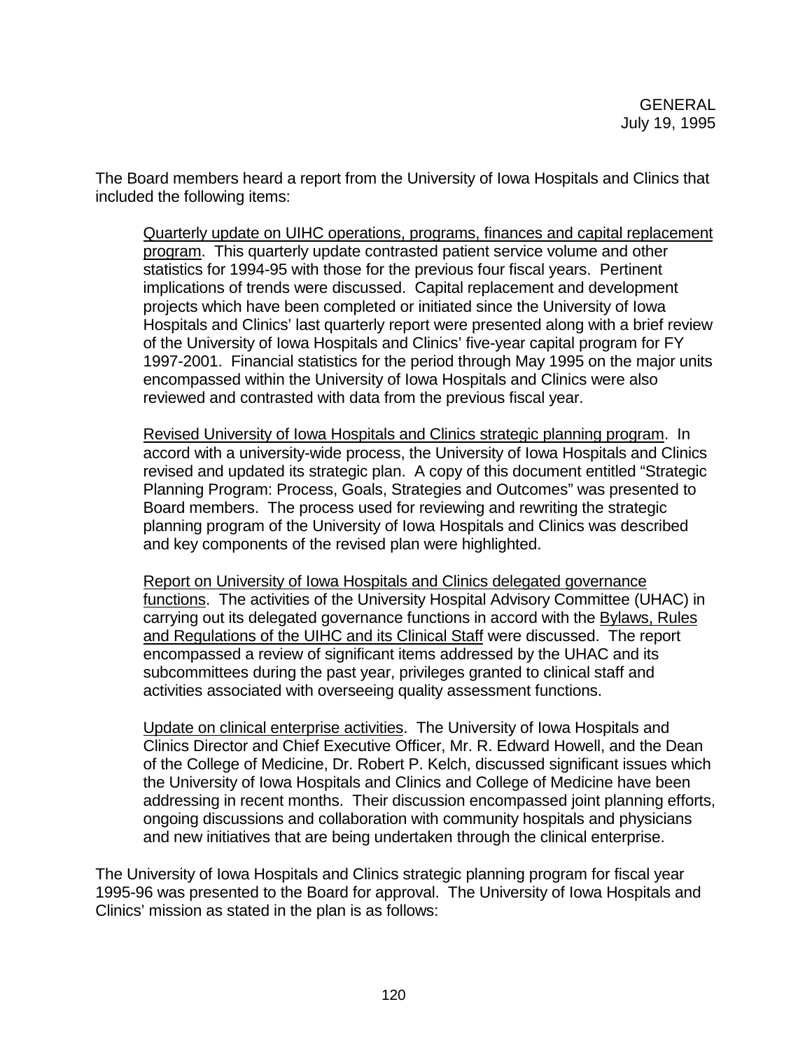GENERAL
July 19, 1995

The Board members heard a report from the University of Iowa Hospitals and Clinics that included the following items:

> <u>Quarterly update on UIHC operations, programs, finances and capital replacement program</u>. This quarterly update contrasted patient service volume and other statistics for 1994-95 with those for the previous four fiscal years. Pertinent implications of trends were discussed. Capital replacement and development projects which have been completed or initiated since the University of Iowa Hospitals and Clinics' last quarterly report were presented along with a brief review of the University of Iowa Hospitals and Clinics' five-year capital program for FY 1997-2001. Financial statistics for the period through May 1995 on the major units encompassed within the University of Iowa Hospitals and Clinics were also reviewed and contrasted with data from the previous fiscal year.
>
> <u>Revised University of Iowa Hospitals and Clinics strategic planning program</u>. In accord with a university-wide process, the University of Iowa Hospitals and Clinics revised and updated its strategic plan. A copy of this document entitled "Strategic Planning Program: Process, Goals, Strategies and Outcomes" was presented to Board members. The process used for reviewing and rewriting the strategic planning program of the University of Iowa Hospitals and Clinics was described and key components of the revised plan were highlighted.
>
> <u>Report on University of Iowa Hospitals and Clinics delegated governance functions</u>. The activities of the University Hospital Advisory Committee (UHAC) in carrying out its delegated governance functions in accord with the <u>Bylaws, Rules and Regulations of the UIHC and its Clinical Staff</u> were discussed. The report encompassed a review of significant items addressed by the UHAC and its subcommittees during the past year, privileges granted to clinical staff and activities associated with overseeing quality assessment functions.
>
> <u>Update on clinical enterprise activities</u>. The University of Iowa Hospitals and Clinics Director and Chief Executive Officer, Mr. R. Edward Howell, and the Dean of the College of Medicine, Dr. Robert P. Kelch, discussed significant issues which the University of Iowa Hospitals and Clinics and College of Medicine have been addressing in recent months. Their discussion encompassed joint planning efforts, ongoing discussions and collaboration with community hospitals and physicians and new initiatives that are being undertaken through the clinical enterprise.

The University of Iowa Hospitals and Clinics strategic planning program for fiscal year 1995-96 was presented to the Board for approval. The University of Iowa Hospitals and Clinics' mission as stated in the plan is as follows: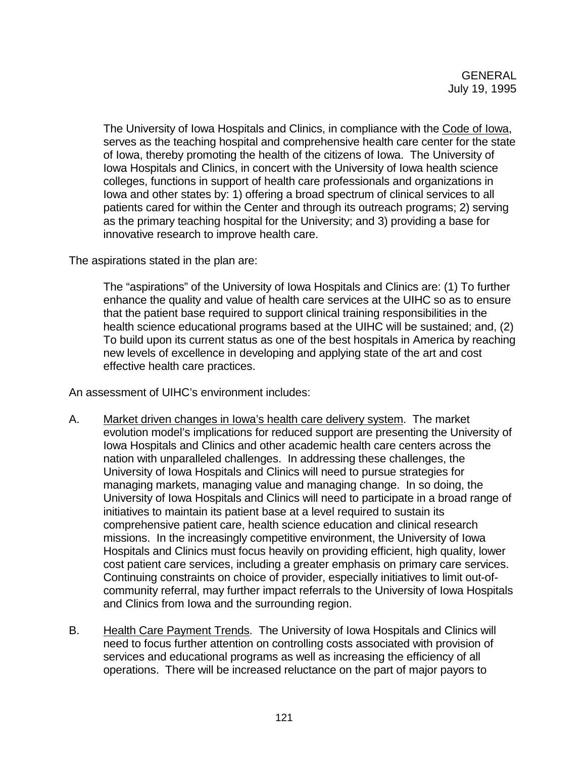GENERAL
July 19, 1995

> The University of Iowa Hospitals and Clinics, in compliance with the Code of Iowa, serves as the teaching hospital and comprehensive health care center for the state of Iowa, thereby promoting the health of the citizens of Iowa. The University of Iowa Hospitals and Clinics, in concert with the University of Iowa health science colleges, functions in support of health care professionals and organizations in Iowa and other states by: 1) offering a broad spectrum of clinical services to all patients cared for within the Center and through its outreach programs; 2) serving as the primary teaching hospital for the University; and 3) providing a base for innovative research to improve health care.

The aspirations stated in the plan are:

> The "aspirations" of the University of Iowa Hospitals and Clinics are: (1) To further enhance the quality and value of health care services at the UIHC so as to ensure that the patient base required to support clinical training responsibilities in the health science educational programs based at the UIHC will be sustained; and, (2) To build upon its current status as one of the best hospitals in America by reaching new levels of excellence in developing and applying state of the art and cost effective health care practices.

An assessment of UIHC's environment includes:

A. Market driven changes in Iowa's health care delivery system. The market evolution model's implications for reduced support are presenting the University of Iowa Hospitals and Clinics and other academic health care centers across the nation with unparalleled challenges. In addressing these challenges, the University of Iowa Hospitals and Clinics will need to pursue strategies for managing markets, managing value and managing change. In so doing, the University of Iowa Hospitals and Clinics will need to participate in a broad range of initiatives to maintain its patient base at a level required to sustain its comprehensive patient care, health science education and clinical research missions. In the increasingly competitive environment, the University of Iowa Hospitals and Clinics must focus heavily on providing efficient, high quality, lower cost patient care services, including a greater emphasis on primary care services. Continuing constraints on choice of provider, especially initiatives to limit out-of-community referral, may further impact referrals to the University of Iowa Hospitals and Clinics from Iowa and the surrounding region.

B. Health Care Payment Trends. The University of Iowa Hospitals and Clinics will need to focus further attention on controlling costs associated with provision of services and educational programs as well as increasing the efficiency of all operations. There will be increased reluctance on the part of major payors to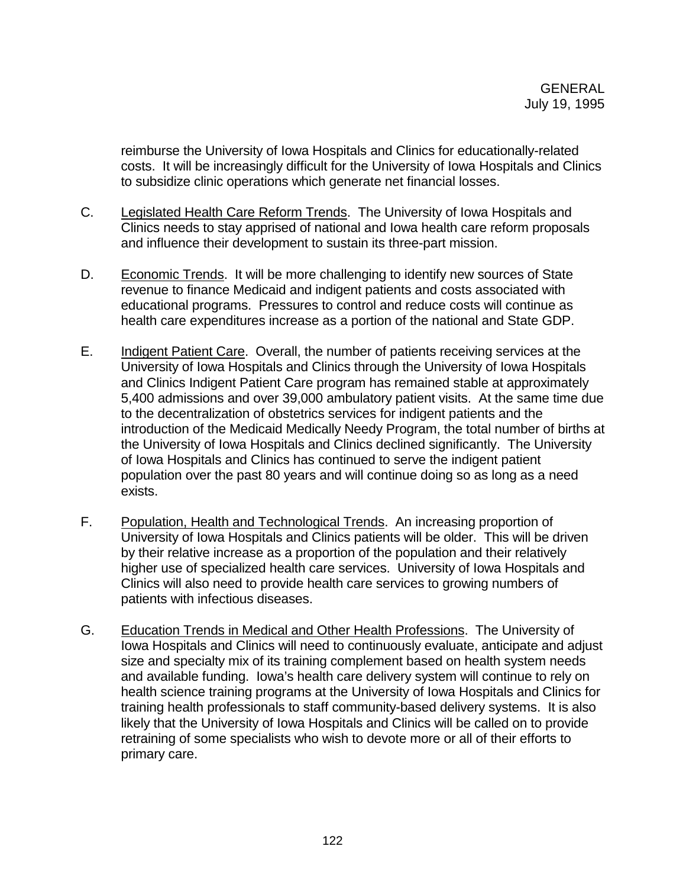reimburse the University of Iowa Hospitals and Clinics for educationally-related costs. It will be increasingly difficult for the University of Iowa Hospitals and Clinics to subsidize clinic operations which generate net financial losses.

C. Legislated Health Care Reform Trends. The University of Iowa Hospitals and Clinics needs to stay apprised of national and Iowa health care reform proposals and influence their development to sustain its three-part mission.

D. Economic Trends. It will be more challenging to identify new sources of State revenue to finance Medicaid and indigent patients and costs associated with educational programs. Pressures to control and reduce costs will continue as health care expenditures increase as a portion of the national and State GDP.

E. Indigent Patient Care. Overall, the number of patients receiving services at the University of Iowa Hospitals and Clinics through the University of Iowa Hospitals and Clinics Indigent Patient Care program has remained stable at approximately 5,400 admissions and over 39,000 ambulatory patient visits. At the same time due to the decentralization of obstetrics services for indigent patients and the introduction of the Medicaid Medically Needy Program, the total number of births at the University of Iowa Hospitals and Clinics declined significantly. The University of Iowa Hospitals and Clinics has continued to serve the indigent patient population over the past 80 years and will continue doing so as long as a need exists.

F. Population, Health and Technological Trends. An increasing proportion of University of Iowa Hospitals and Clinics patients will be older. This will be driven by their relative increase as a proportion of the population and their relatively higher use of specialized health care services. University of Iowa Hospitals and Clinics will also need to provide health care services to growing numbers of patients with infectious diseases.

G. Education Trends in Medical and Other Health Professions. The University of Iowa Hospitals and Clinics will need to continuously evaluate, anticipate and adjust size and specialty mix of its training complement based on health system needs and available funding. Iowa's health care delivery system will continue to rely on health science training programs at the University of Iowa Hospitals and Clinics for training health professionals to staff community-based delivery systems. It is also likely that the University of Iowa Hospitals and Clinics will be called on to provide retraining of some specialists who wish to devote more or all of their efforts to primary care.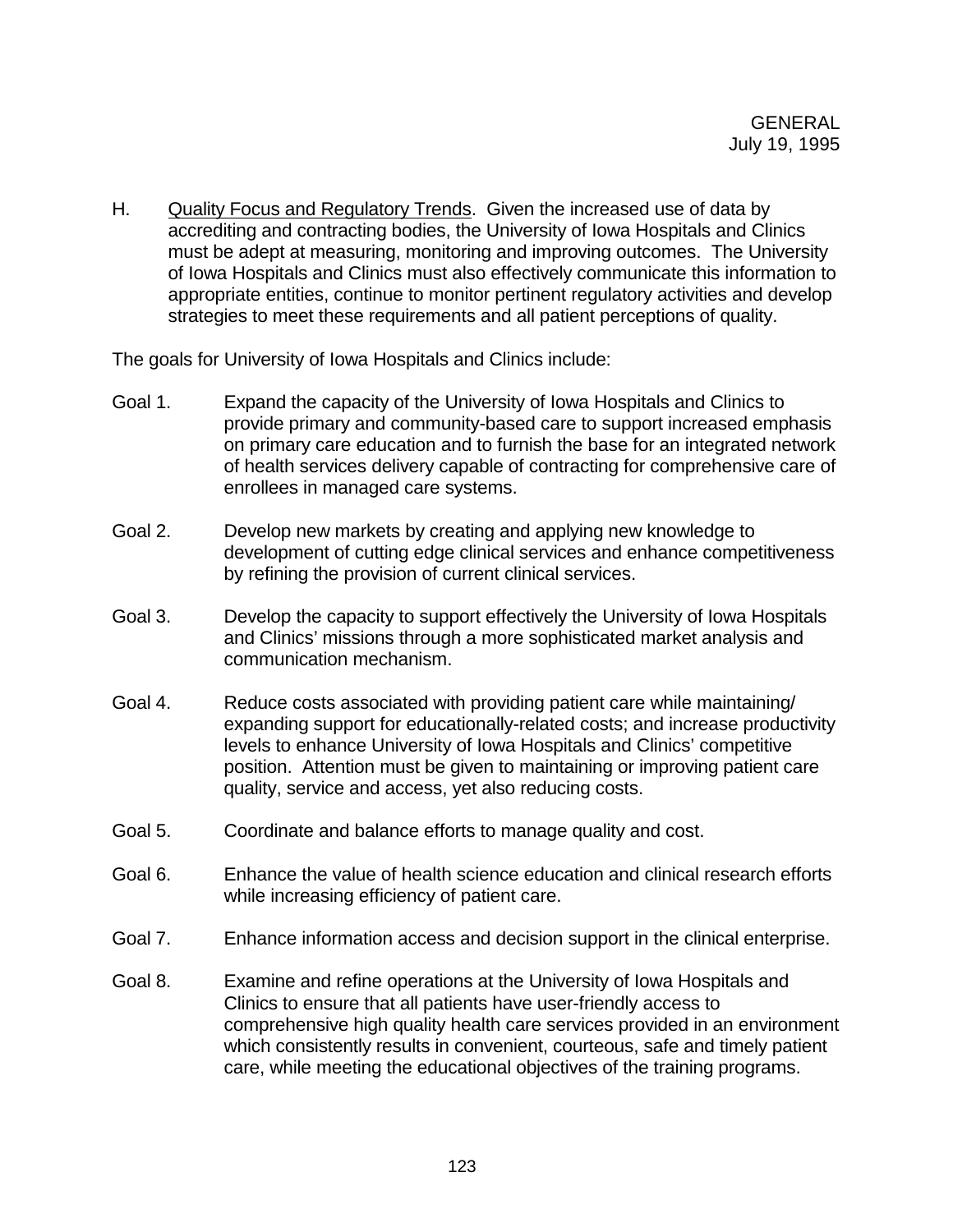H. Quality Focus and Regulatory Trends. Given the increased use of data by accrediting and contracting bodies, the University of Iowa Hospitals and Clinics must be adept at measuring, monitoring and improving outcomes. The University of Iowa Hospitals and Clinics must also effectively communicate this information to appropriate entities, continue to monitor pertinent regulatory activities and develop strategies to meet these requirements and all patient perceptions of quality.

The goals for University of Iowa Hospitals and Clinics include:

Goal 1. Expand the capacity of the University of Iowa Hospitals and Clinics to provide primary and community-based care to support increased emphasis on primary care education and to furnish the base for an integrated network of health services delivery capable of contracting for comprehensive care of enrollees in managed care systems.

Goal 2. Develop new markets by creating and applying new knowledge to development of cutting edge clinical services and enhance competitiveness by refining the provision of current clinical services.

Goal 3. Develop the capacity to support effectively the University of Iowa Hospitals and Clinics' missions through a more sophisticated market analysis and communication mechanism.

Goal 4. Reduce costs associated with providing patient care while maintaining/ expanding support for educationally-related costs; and increase productivity levels to enhance University of Iowa Hospitals and Clinics' competitive position. Attention must be given to maintaining or improving patient care quality, service and access, yet also reducing costs.

Goal 5. Coordinate and balance efforts to manage quality and cost.

Goal 6. Enhance the value of health science education and clinical research efforts while increasing efficiency of patient care.

Goal 7. Enhance information access and decision support in the clinical enterprise.

Goal 8. Examine and refine operations at the University of Iowa Hospitals and Clinics to ensure that all patients have user-friendly access to comprehensive high quality health care services provided in an environment which consistently results in convenient, courteous, safe and timely patient care, while meeting the educational objectives of the training programs.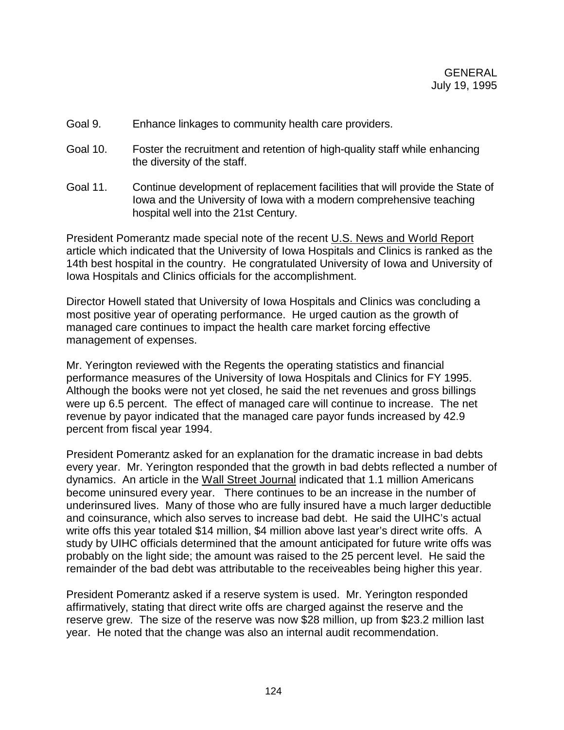Goal 9. Enhance linkages to community health care providers.

Goal 10. Foster the recruitment and retention of high-quality staff while enhancing the diversity of the staff.

Goal 11. Continue development of replacement facilities that will provide the State of Iowa and the University of Iowa with a modern comprehensive teaching hospital well into the 21st Century.

President Pomerantz made special note of the recent U.S. News and World Report article which indicated that the University of Iowa Hospitals and Clinics is ranked as the 14th best hospital in the country. He congratulated University of Iowa and University of Iowa Hospitals and Clinics officials for the accomplishment.

Director Howell stated that University of Iowa Hospitals and Clinics was concluding a most positive year of operating performance. He urged caution as the growth of managed care continues to impact the health care market forcing effective management of expenses.

Mr. Yerington reviewed with the Regents the operating statistics and financial performance measures of the University of Iowa Hospitals and Clinics for FY 1995. Although the books were not yet closed, he said the net revenues and gross billings were up 6.5 percent. The effect of managed care will continue to increase. The net revenue by payor indicated that the managed care payor funds increased by 42.9 percent from fiscal year 1994.

President Pomerantz asked for an explanation for the dramatic increase in bad debts every year. Mr. Yerington responded that the growth in bad debts reflected a number of dynamics. An article in the Wall Street Journal indicated that 1.1 million Americans become uninsured every year. There continues to be an increase in the number of underinsured lives. Many of those who are fully insured have a much larger deductible and coinsurance, which also serves to increase bad debt. He said the UIHC's actual write offs this year totaled $14 million, $4 million above last year's direct write offs. A study by UIHC officials determined that the amount anticipated for future write offs was probably on the light side; the amount was raised to the 25 percent level. He said the remainder of the bad debt was attributable to the receiveables being higher this year.

President Pomerantz asked if a reserve system is used. Mr. Yerington responded affirmatively, stating that direct write offs are charged against the reserve and the reserve grew. The size of the reserve was now $28 million, up from $23.2 million last year. He noted that the change was also an internal audit recommendation.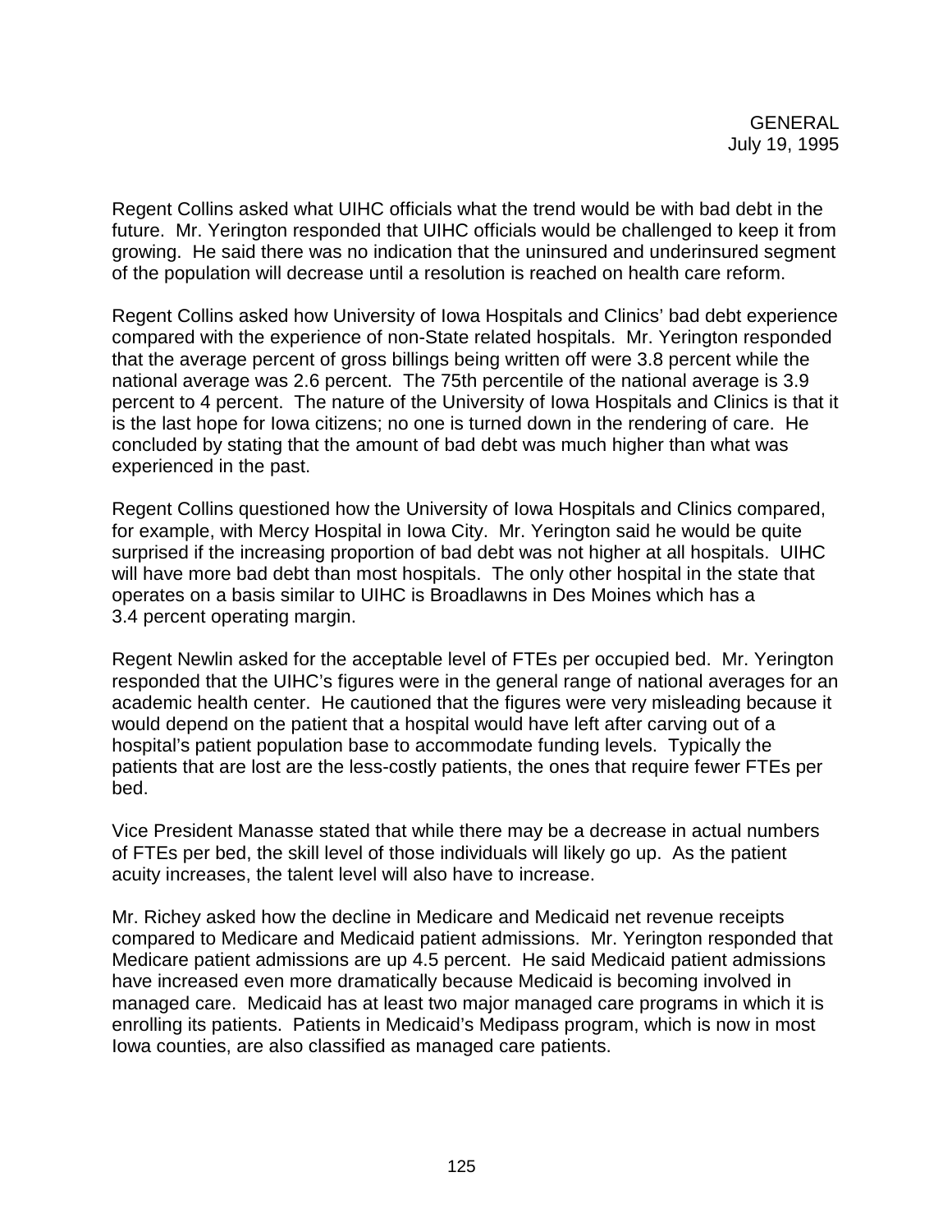Regent Collins asked what UIHC officials what the trend would be with bad debt in the future. Mr. Yerington responded that UIHC officials would be challenged to keep it from growing. He said there was no indication that the uninsured and underinsured segment of the population will decrease until a resolution is reached on health care reform.

Regent Collins asked how University of Iowa Hospitals and Clinics' bad debt experience compared with the experience of non-State related hospitals. Mr. Yerington responded that the average percent of gross billings being written off were 3.8 percent while the national average was 2.6 percent. The 75th percentile of the national average is 3.9 percent to 4 percent. The nature of the University of Iowa Hospitals and Clinics is that it is the last hope for Iowa citizens; no one is turned down in the rendering of care. He concluded by stating that the amount of bad debt was much higher than what was experienced in the past.

Regent Collins questioned how the University of Iowa Hospitals and Clinics compared, for example, with Mercy Hospital in Iowa City. Mr. Yerington said he would be quite surprised if the increasing proportion of bad debt was not higher at all hospitals. UIHC will have more bad debt than most hospitals. The only other hospital in the state that operates on a basis similar to UIHC is Broadlawns in Des Moines which has a 3.4 percent operating margin.

Regent Newlin asked for the acceptable level of FTEs per occupied bed. Mr. Yerington responded that the UIHC's figures were in the general range of national averages for an academic health center. He cautioned that the figures were very misleading because it would depend on the patient that a hospital would have left after carving out of a hospital's patient population base to accommodate funding levels. Typically the patients that are lost are the less-costly patients, the ones that require fewer FTEs per bed.

Vice President Manasse stated that while there may be a decrease in actual numbers of FTEs per bed, the skill level of those individuals will likely go up. As the patient acuity increases, the talent level will also have to increase.

Mr. Richey asked how the decline in Medicare and Medicaid net revenue receipts compared to Medicare and Medicaid patient admissions. Mr. Yerington responded that Medicare patient admissions are up 4.5 percent. He said Medicaid patient admissions have increased even more dramatically because Medicaid is becoming involved in managed care. Medicaid has at least two major managed care programs in which it is enrolling its patients. Patients in Medicaid's Medipass program, which is now in most Iowa counties, are also classified as managed care patients.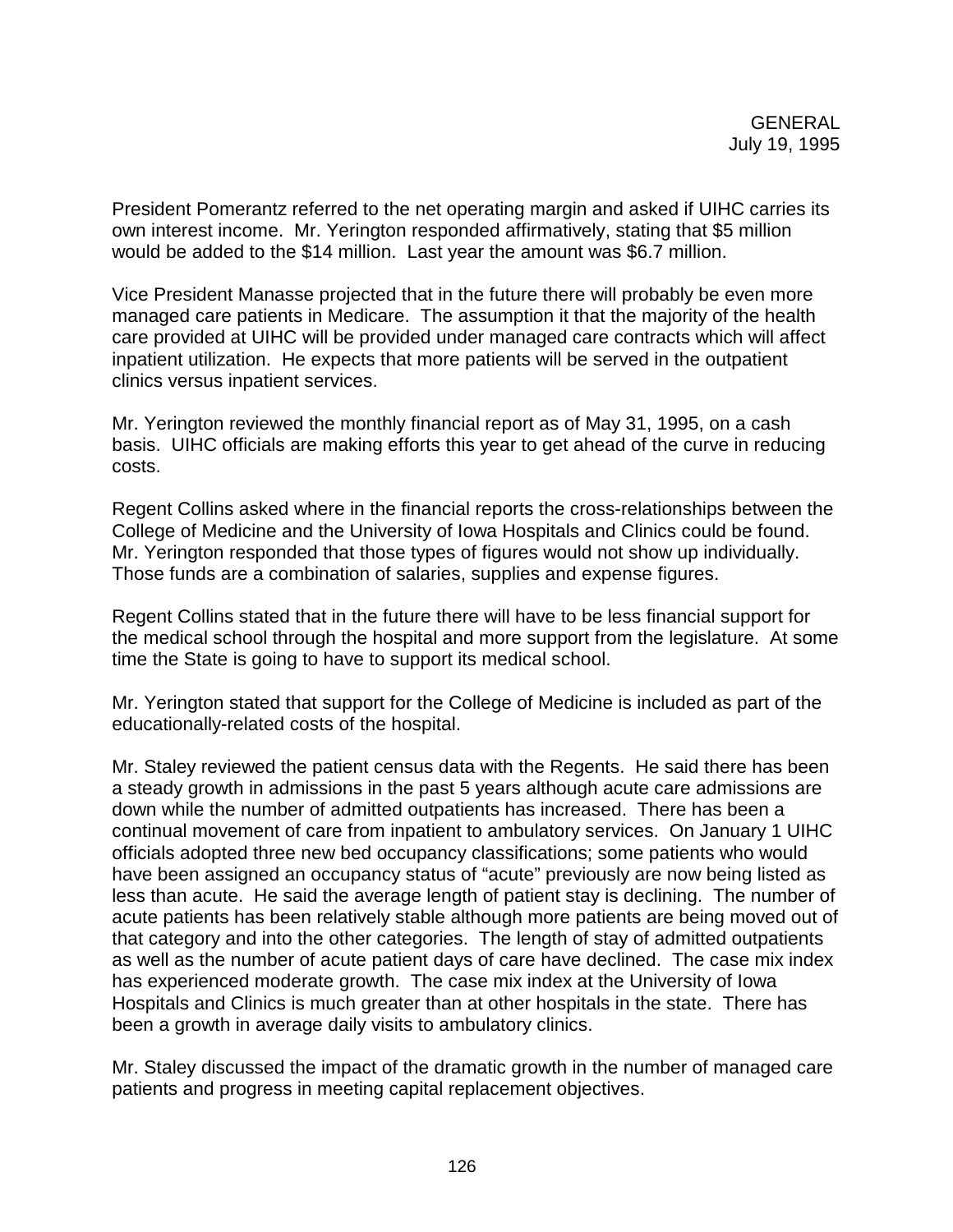President Pomerantz referred to the net operating margin and asked if UIHC carries its own interest income. Mr. Yerington responded affirmatively, stating that $5 million would be added to the $14 million. Last year the amount was $6.7 million.

Vice President Manasse projected that in the future there will probably be even more managed care patients in Medicare. The assumption it that the majority of the health care provided at UIHC will be provided under managed care contracts which will affect inpatient utilization. He expects that more patients will be served in the outpatient clinics versus inpatient services.

Mr. Yerington reviewed the monthly financial report as of May 31, 1995, on a cash basis. UIHC officials are making efforts this year to get ahead of the curve in reducing costs.

Regent Collins asked where in the financial reports the cross-relationships between the College of Medicine and the University of Iowa Hospitals and Clinics could be found. Mr. Yerington responded that those types of figures would not show up individually. Those funds are a combination of salaries, supplies and expense figures.

Regent Collins stated that in the future there will have to be less financial support for the medical school through the hospital and more support from the legislature. At some time the State is going to have to support its medical school.

Mr. Yerington stated that support for the College of Medicine is included as part of the educationally-related costs of the hospital.

Mr. Staley reviewed the patient census data with the Regents. He said there has been a steady growth in admissions in the past 5 years although acute care admissions are down while the number of admitted outpatients has increased. There has been a continual movement of care from inpatient to ambulatory services. On January 1 UIHC officials adopted three new bed occupancy classifications; some patients who would have been assigned an occupancy status of "acute" previously are now being listed as less than acute. He said the average length of patient stay is declining. The number of acute patients has been relatively stable although more patients are being moved out of that category and into the other categories. The length of stay of admitted outpatients as well as the number of acute patient days of care have declined. The case mix index has experienced moderate growth. The case mix index at the University of Iowa Hospitals and Clinics is much greater than at other hospitals in the state. There has been a growth in average daily visits to ambulatory clinics.

Mr. Staley discussed the impact of the dramatic growth in the number of managed care patients and progress in meeting capital replacement objectives.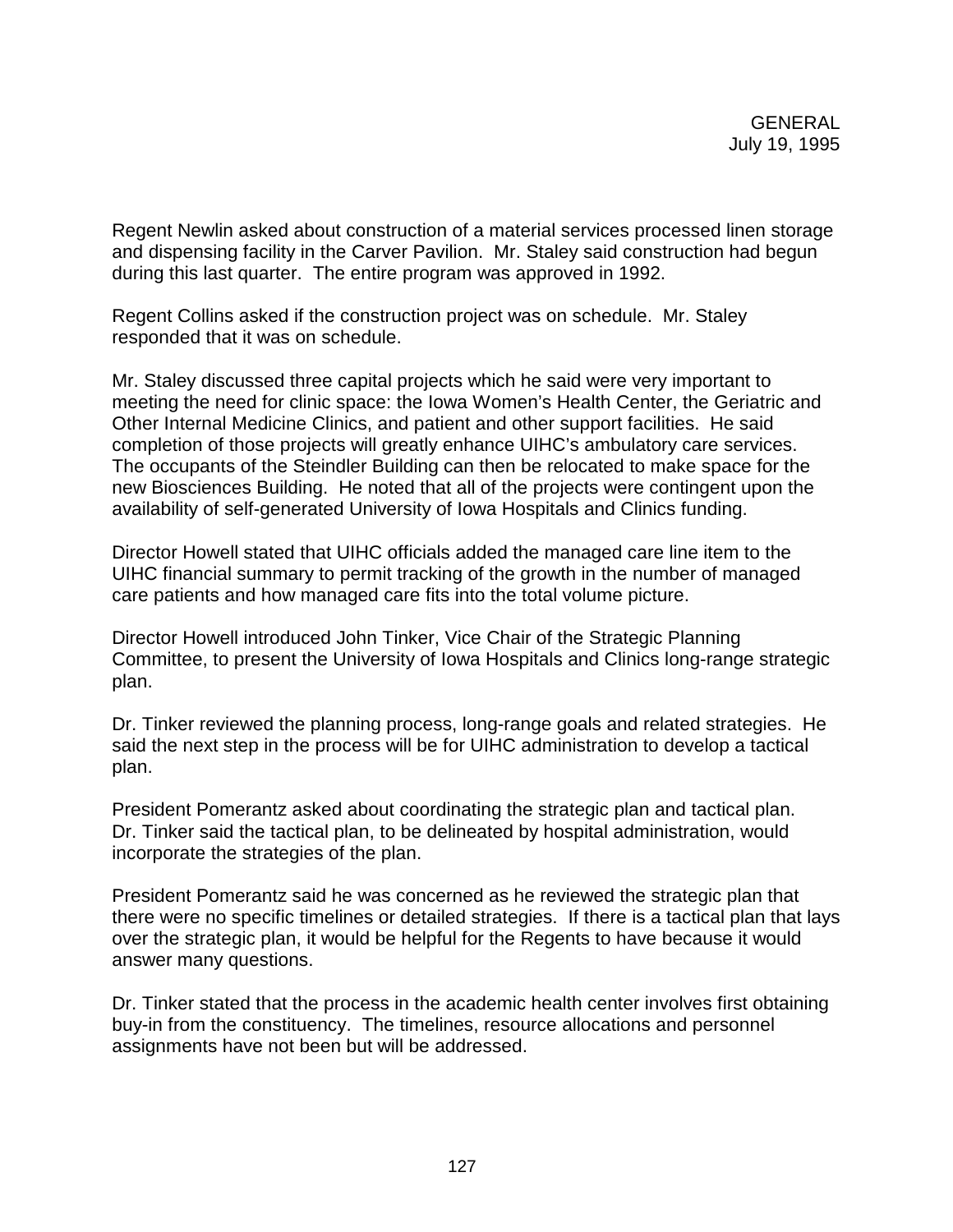Regent Newlin asked about construction of a material services processed linen storage and dispensing facility in the Carver Pavilion. Mr. Staley said construction had begun during this last quarter. The entire program was approved in 1992.

Regent Collins asked if the construction project was on schedule. Mr. Staley responded that it was on schedule.

Mr. Staley discussed three capital projects which he said were very important to meeting the need for clinic space: the Iowa Women's Health Center, the Geriatric and Other Internal Medicine Clinics, and patient and other support facilities. He said completion of those projects will greatly enhance UIHC's ambulatory care services. The occupants of the Steindler Building can then be relocated to make space for the new Biosciences Building. He noted that all of the projects were contingent upon the availability of self-generated University of Iowa Hospitals and Clinics funding.

Director Howell stated that UIHC officials added the managed care line item to the UIHC financial summary to permit tracking of the growth in the number of managed care patients and how managed care fits into the total volume picture.

Director Howell introduced John Tinker, Vice Chair of the Strategic Planning Committee, to present the University of Iowa Hospitals and Clinics long-range strategic plan.

Dr. Tinker reviewed the planning process, long-range goals and related strategies. He said the next step in the process will be for UIHC administration to develop a tactical plan.

President Pomerantz asked about coordinating the strategic plan and tactical plan. Dr. Tinker said the tactical plan, to be delineated by hospital administration, would incorporate the strategies of the plan.

President Pomerantz said he was concerned as he reviewed the strategic plan that there were no specific timelines or detailed strategies. If there is a tactical plan that lays over the strategic plan, it would be helpful for the Regents to have because it would answer many questions.

Dr. Tinker stated that the process in the academic health center involves first obtaining buy-in from the constituency. The timelines, resource allocations and personnel assignments have not been but will be addressed.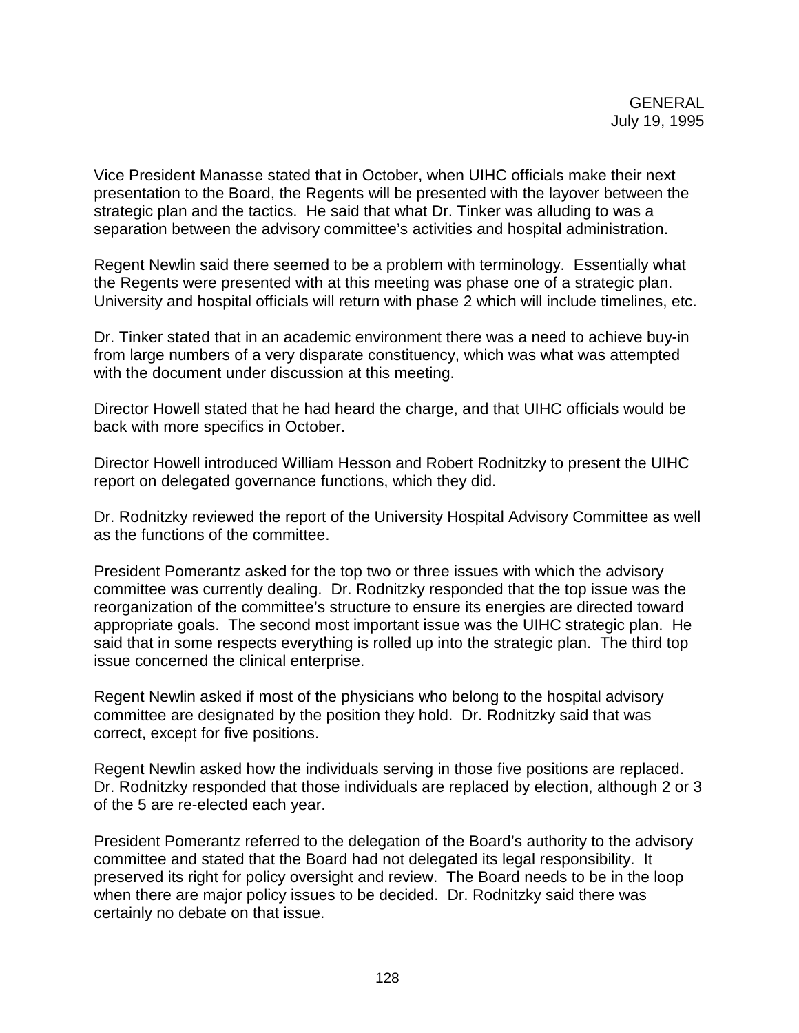Vice President Manasse stated that in October, when UIHC officials make their next presentation to the Board, the Regents will be presented with the layover between the strategic plan and the tactics. He said that what Dr. Tinker was alluding to was a separation between the advisory committee's activities and hospital administration.

Regent Newlin said there seemed to be a problem with terminology. Essentially what the Regents were presented with at this meeting was phase one of a strategic plan. University and hospital officials will return with phase 2 which will include timelines, etc.

Dr. Tinker stated that in an academic environment there was a need to achieve buy-in from large numbers of a very disparate constituency, which was what was attempted with the document under discussion at this meeting.

Director Howell stated that he had heard the charge, and that UIHC officials would be back with more specifics in October.

Director Howell introduced William Hesson and Robert Rodnitzky to present the UIHC report on delegated governance functions, which they did.

Dr. Rodnitzky reviewed the report of the University Hospital Advisory Committee as well as the functions of the committee.

President Pomerantz asked for the top two or three issues with which the advisory committee was currently dealing. Dr. Rodnitzky responded that the top issue was the reorganization of the committee's structure to ensure its energies are directed toward appropriate goals. The second most important issue was the UIHC strategic plan. He said that in some respects everything is rolled up into the strategic plan. The third top issue concerned the clinical enterprise.

Regent Newlin asked if most of the physicians who belong to the hospital advisory committee are designated by the position they hold. Dr. Rodnitzky said that was correct, except for five positions.

Regent Newlin asked how the individuals serving in those five positions are replaced. Dr. Rodnitzky responded that those individuals are replaced by election, although 2 or 3 of the 5 are re-elected each year.

President Pomerantz referred to the delegation of the Board's authority to the advisory committee and stated that the Board had not delegated its legal responsibility. It preserved its right for policy oversight and review. The Board needs to be in the loop when there are major policy issues to be decided. Dr. Rodnitzky said there was certainly no debate on that issue.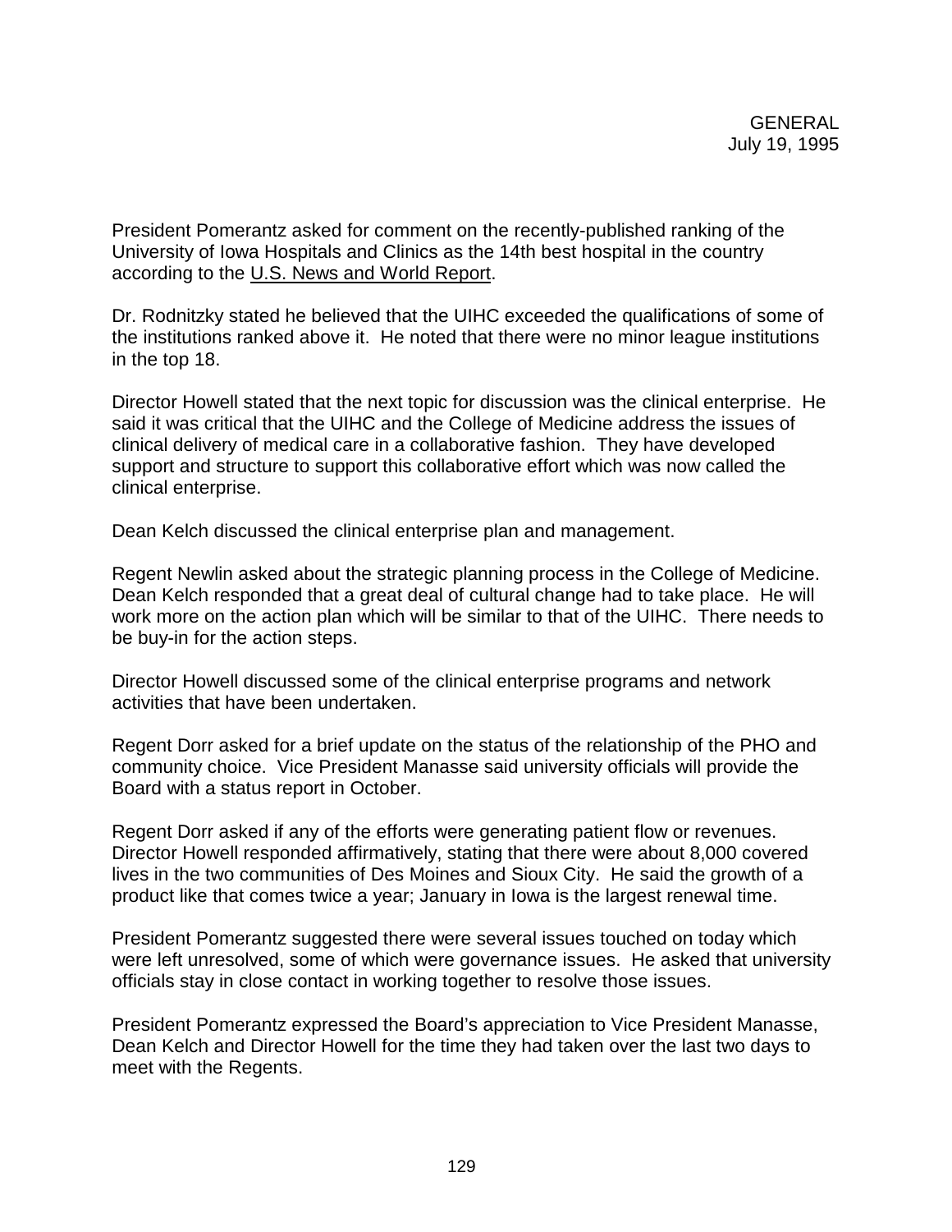President Pomerantz asked for comment on the recently-published ranking of the University of Iowa Hospitals and Clinics as the 14th best hospital in the country according to the U.S. News and World Report.

Dr. Rodnitzky stated he believed that the UIHC exceeded the qualifications of some of the institutions ranked above it. He noted that there were no minor league institutions in the top 18.

Director Howell stated that the next topic for discussion was the clinical enterprise. He said it was critical that the UIHC and the College of Medicine address the issues of clinical delivery of medical care in a collaborative fashion. They have developed support and structure to support this collaborative effort which was now called the clinical enterprise.

Dean Kelch discussed the clinical enterprise plan and management.

Regent Newlin asked about the strategic planning process in the College of Medicine. Dean Kelch responded that a great deal of cultural change had to take place. He will work more on the action plan which will be similar to that of the UIHC. There needs to be buy-in for the action steps.

Director Howell discussed some of the clinical enterprise programs and network activities that have been undertaken.

Regent Dorr asked for a brief update on the status of the relationship of the PHO and community choice. Vice President Manasse said university officials will provide the Board with a status report in October.

Regent Dorr asked if any of the efforts were generating patient flow or revenues. Director Howell responded affirmatively, stating that there were about 8,000 covered lives in the two communities of Des Moines and Sioux City. He said the growth of a product like that comes twice a year; January in Iowa is the largest renewal time.

President Pomerantz suggested there were several issues touched on today which were left unresolved, some of which were governance issues. He asked that university officials stay in close contact in working together to resolve those issues.

President Pomerantz expressed the Board's appreciation to Vice President Manasse, Dean Kelch and Director Howell for the time they had taken over the last two days to meet with the Regents.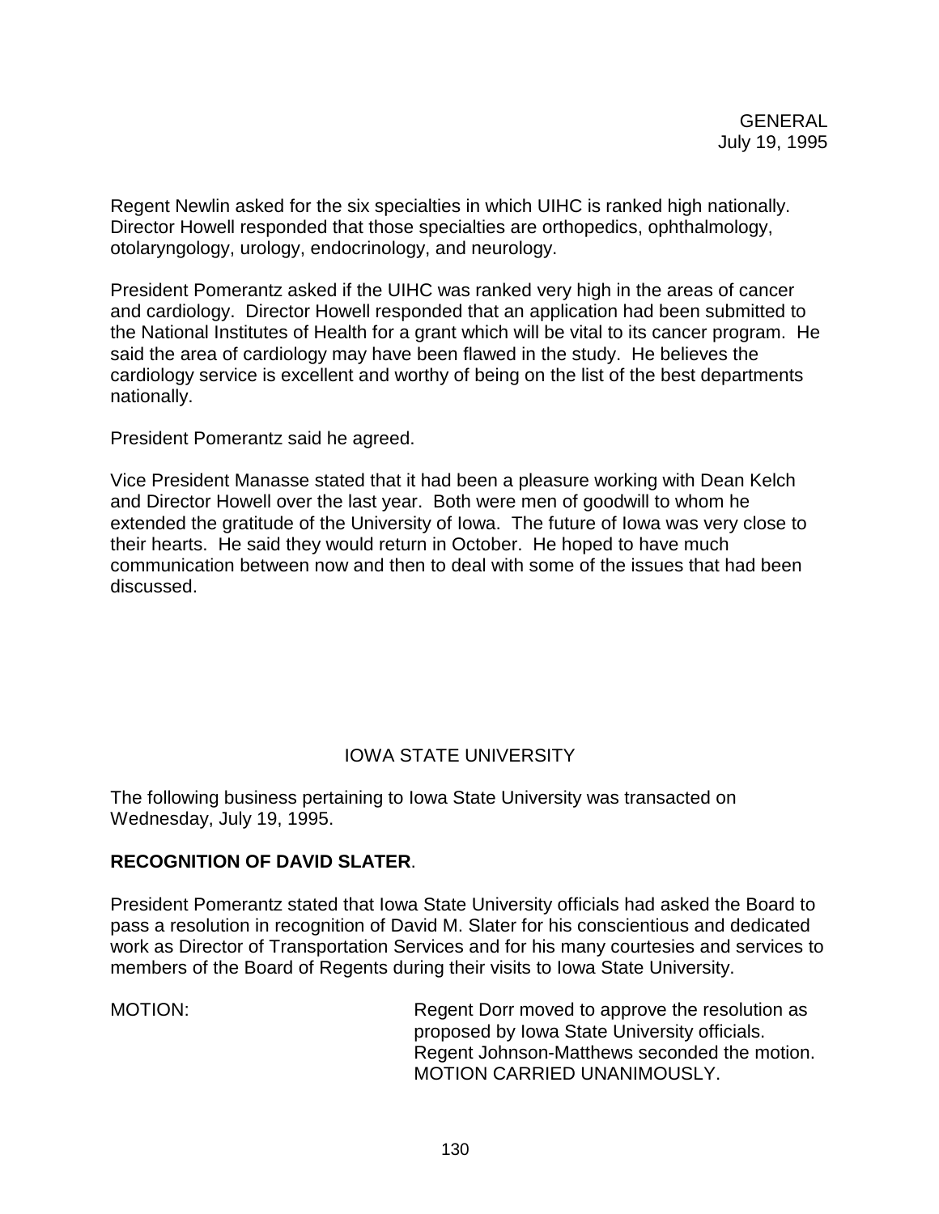Regent Newlin asked for the six specialties in which UIHC is ranked high nationally. Director Howell responded that those specialties are orthopedics, ophthalmology, otolaryngology, urology, endocrinology, and neurology.

President Pomerantz asked if the UIHC was ranked very high in the areas of cancer and cardiology. Director Howell responded that an application had been submitted to the National Institutes of Health for a grant which will be vital to its cancer program. He said the area of cardiology may have been flawed in the study. He believes the cardiology service is excellent and worthy of being on the list of the best departments nationally.

President Pomerantz said he agreed.

Vice President Manasse stated that it had been a pleasure working with Dean Kelch and Director Howell over the last year. Both were men of goodwill to whom he extended the gratitude of the University of Iowa. The future of Iowa was very close to their hearts. He said they would return in October. He hoped to have much communication between now and then to deal with some of the issues that had been discussed.

## IOWA STATE UNIVERSITY

The following business pertaining to Iowa State University was transacted on Wednesday, July 19, 1995.

**RECOGNITION OF DAVID SLATER**.

President Pomerantz stated that Iowa State University officials had asked the Board to pass a resolution in recognition of David M. Slater for his conscientious and dedicated work as Director of Transportation Services and for his many courtesies and services to members of the Board of Regents during their visits to Iowa State University.

MOTION: Regent Dorr moved to approve the resolution as proposed by Iowa State University officials. Regent Johnson-Matthews seconded the motion. MOTION CARRIED UNANIMOUSLY.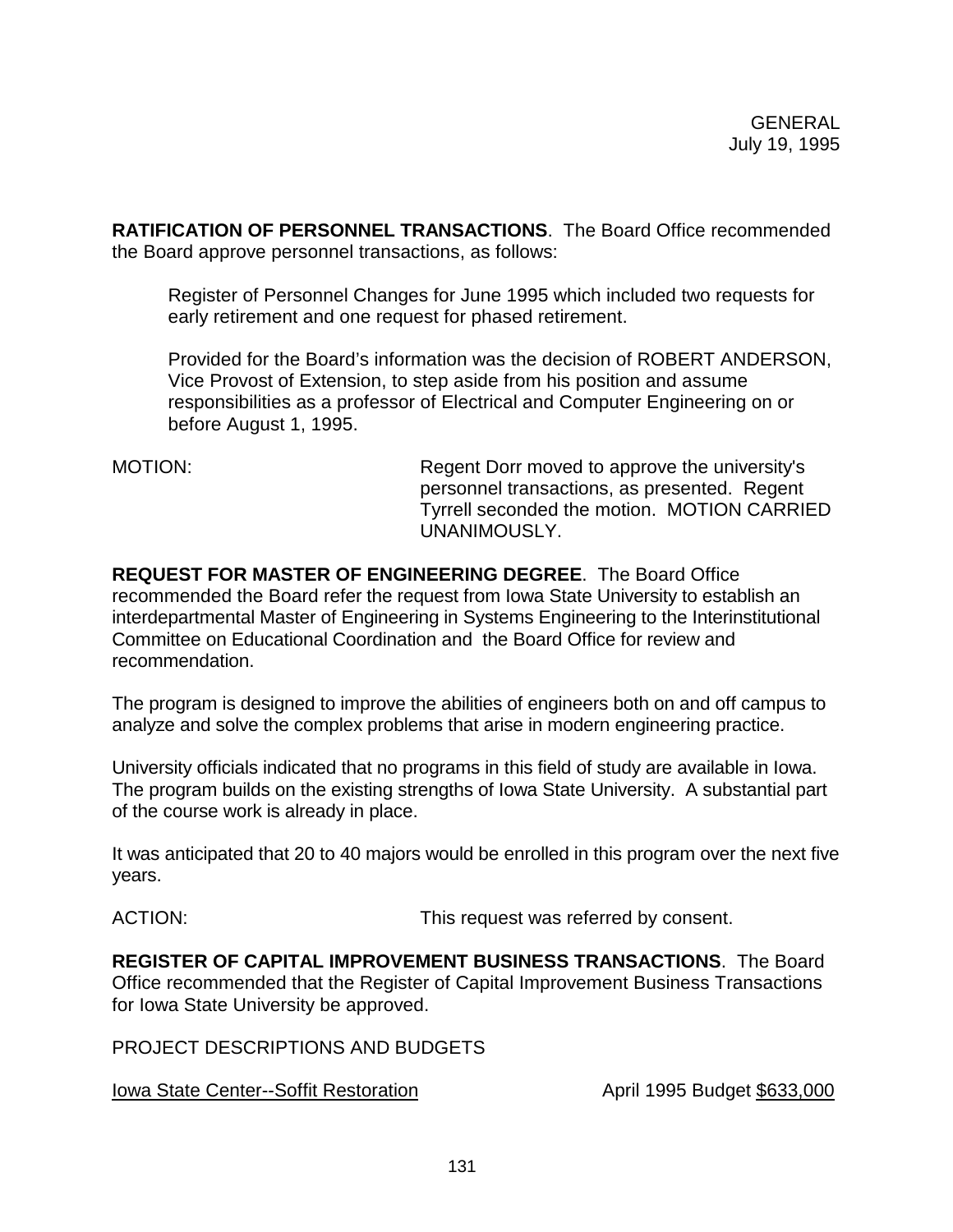GENERAL
July 19, 1995

**RATIFICATION OF PERSONNEL TRANSACTIONS**. The Board Office recommended the Board approve personnel transactions, as follows:

> Register of Personnel Changes for June 1995 which included two requests for early retirement and one request for phased retirement.
>
> Provided for the Board's information was the decision of ROBERT ANDERSON, Vice Provost of Extension, to step aside from his position and assume responsibilities as a professor of Electrical and Computer Engineering on or before August 1, 1995.

MOTION: Regent Dorr moved to approve the university's personnel transactions, as presented. Regent Tyrrell seconded the motion. MOTION CARRIED UNANIMOUSLY.

**REQUEST FOR MASTER OF ENGINEERING DEGREE**. The Board Office recommended the Board refer the request from Iowa State University to establish an interdepartmental Master of Engineering in Systems Engineering to the Interinstitutional Committee on Educational Coordination and the Board Office for review and recommendation.

The program is designed to improve the abilities of engineers both on and off campus to analyze and solve the complex problems that arise in modern engineering practice.

University officials indicated that no programs in this field of study are available in Iowa. The program builds on the existing strengths of Iowa State University. A substantial part of the course work is already in place.

It was anticipated that 20 to 40 majors would be enrolled in this program over the next five years.

ACTION: This request was referred by consent.

**REGISTER OF CAPITAL IMPROVEMENT BUSINESS TRANSACTIONS**. The Board Office recommended that the Register of Capital Improvement Business Transactions for Iowa State University be approved.

PROJECT DESCRIPTIONS AND BUDGETS

Iowa State Center--Soffit Restoration April 1995 Budget $633,000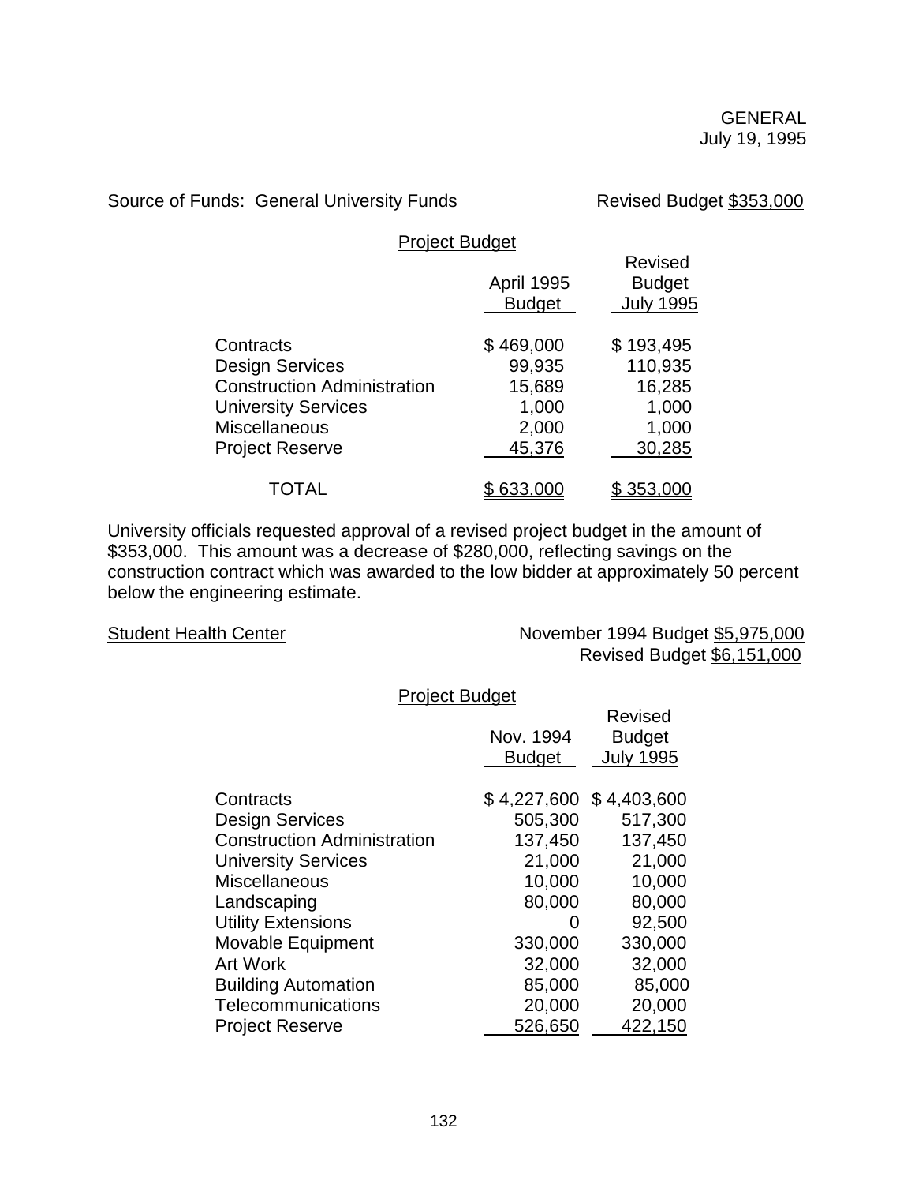GENERAL
July 19, 1995

Source of Funds: General University Funds — Revised Budget $353,000

Project Budget

| | April 1995 Budget | Revised Budget July 1995 |
|---|---|---|
| Contracts | $ 469,000 | $ 193,495 |
| Design Services | 99,935 | 110,935 |
| Construction Administration | 15,689 | 16,285 |
| University Services | 1,000 | 1,000 |
| Miscellaneous | 2,000 | 1,000 |
| Project Reserve | 45,376 | 30,285 |
| TOTAL | $ 633,000 | $ 353,000 |

University officials requested approval of a revised project budget in the amount of $353,000. This amount was a decrease of $280,000, reflecting savings on the construction contract which was awarded to the low bidder at approximately 50 percent below the engineering estimate.

Student Health Center — November 1994 Budget $5,975,000
Revised Budget $6,151,000

Project Budget

| | Nov. 1994 Budget | Revised Budget July 1995 |
|---|---|---|
| Contracts | $ 4,227,600 | $ 4,403,600 |
| Design Services | 505,300 | 517,300 |
| Construction Administration | 137,450 | 137,450 |
| University Services | 21,000 | 21,000 |
| Miscellaneous | 10,000 | 10,000 |
| Landscaping | 80,000 | 80,000 |
| Utility Extensions | 0 | 92,500 |
| Movable Equipment | 330,000 | 330,000 |
| Art Work | 32,000 | 32,000 |
| Building Automation | 85,000 | 85,000 |
| Telecommunications | 20,000 | 20,000 |
| Project Reserve | 526,650 | 422,150 |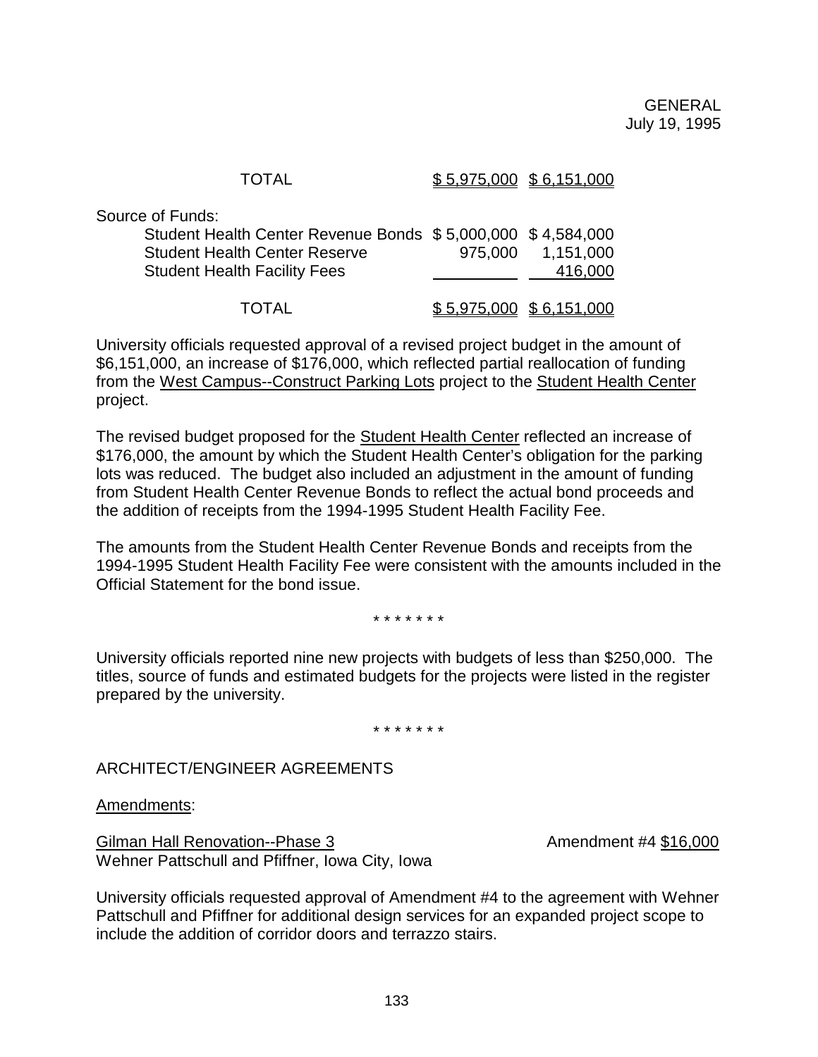| | | |
|---|---|---|
| TOTAL | $ 5,975,000 | $ 6,151,000 |
| Source of Funds: | | |
| Student Health Center Revenue Bonds | $ 5,000,000 | $ 4,584,000 |
| Student Health Center Reserve | 975,000 | 1,151,000 |
| Student Health Facility Fees | | 416,000 |
| TOTAL | $ 5,975,000 | $ 6,151,000 |

University officials requested approval of a revised project budget in the amount of $6,151,000, an increase of $176,000, which reflected partial reallocation of funding from the West Campus--Construct Parking Lots project to the Student Health Center project.

The revised budget proposed for the Student Health Center reflected an increase of $176,000, the amount by which the Student Health Center's obligation for the parking lots was reduced. The budget also included an adjustment in the amount of funding from Student Health Center Revenue Bonds to reflect the actual bond proceeds and the addition of receipts from the 1994-1995 Student Health Facility Fee.

The amounts from the Student Health Center Revenue Bonds and receipts from the 1994-1995 Student Health Facility Fee were consistent with the amounts included in the Official Statement for the bond issue.

\* \* \* \* \* \* \*

University officials reported nine new projects with budgets of less than $250,000. The titles, source of funds and estimated budgets for the projects were listed in the register prepared by the university.

\* \* \* \* \* \* \*

ARCHITECT/ENGINEER AGREEMENTS

Amendments:

Gilman Hall Renovation--Phase 3 — Amendment #4 $16,000
Wehner Pattschull and Pfiffner, Iowa City, Iowa

University officials requested approval of Amendment #4 to the agreement with Wehner Pattschull and Pfiffner for additional design services for an expanded project scope to include the addition of corridor doors and terrazzo stairs.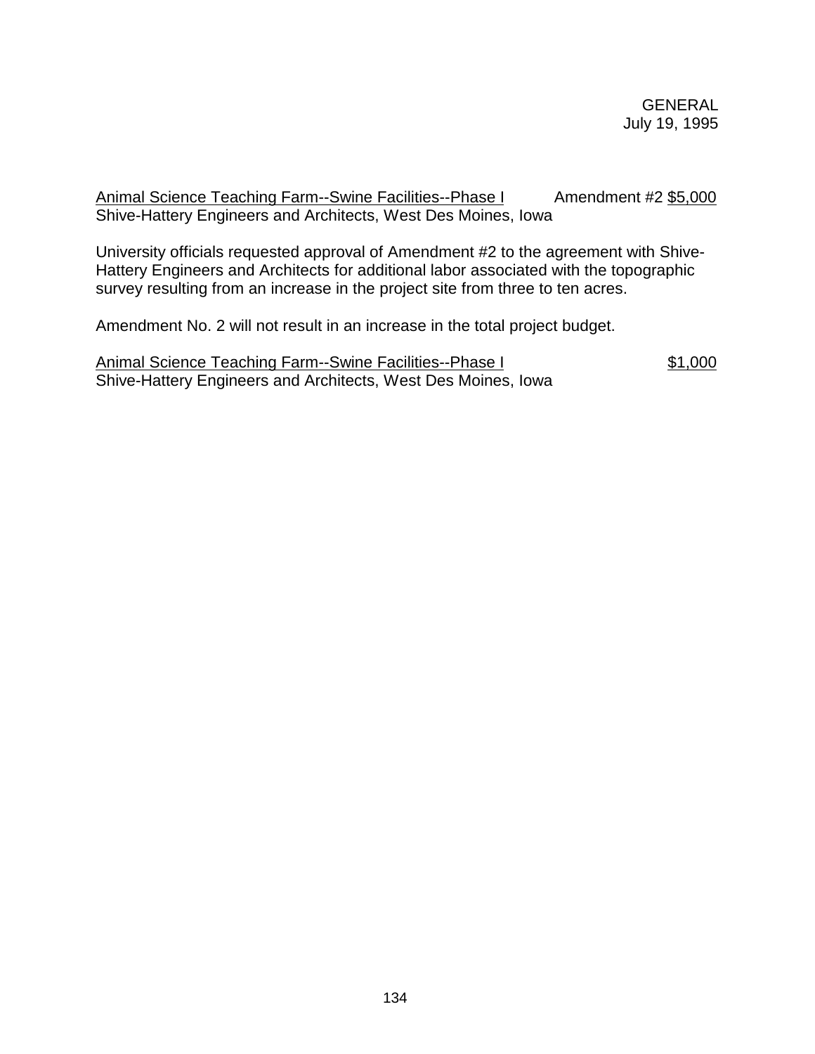<u>Animal Science Teaching Farm--Swine Facilities--Phase I</u> Amendment #2 <u>$5,000</u>
Shive-Hattery Engineers and Architects, West Des Moines, Iowa

University officials requested approval of Amendment #2 to the agreement with Shive-Hattery Engineers and Architects for additional labor associated with the topographic survey resulting from an increase in the project site from three to ten acres.

Amendment No. 2 will not result in an increase in the total project budget.

<u>Animal Science Teaching Farm--Swine Facilities--Phase I</u> <u>$1,000</u>
Shive-Hattery Engineers and Architects, West Des Moines, Iowa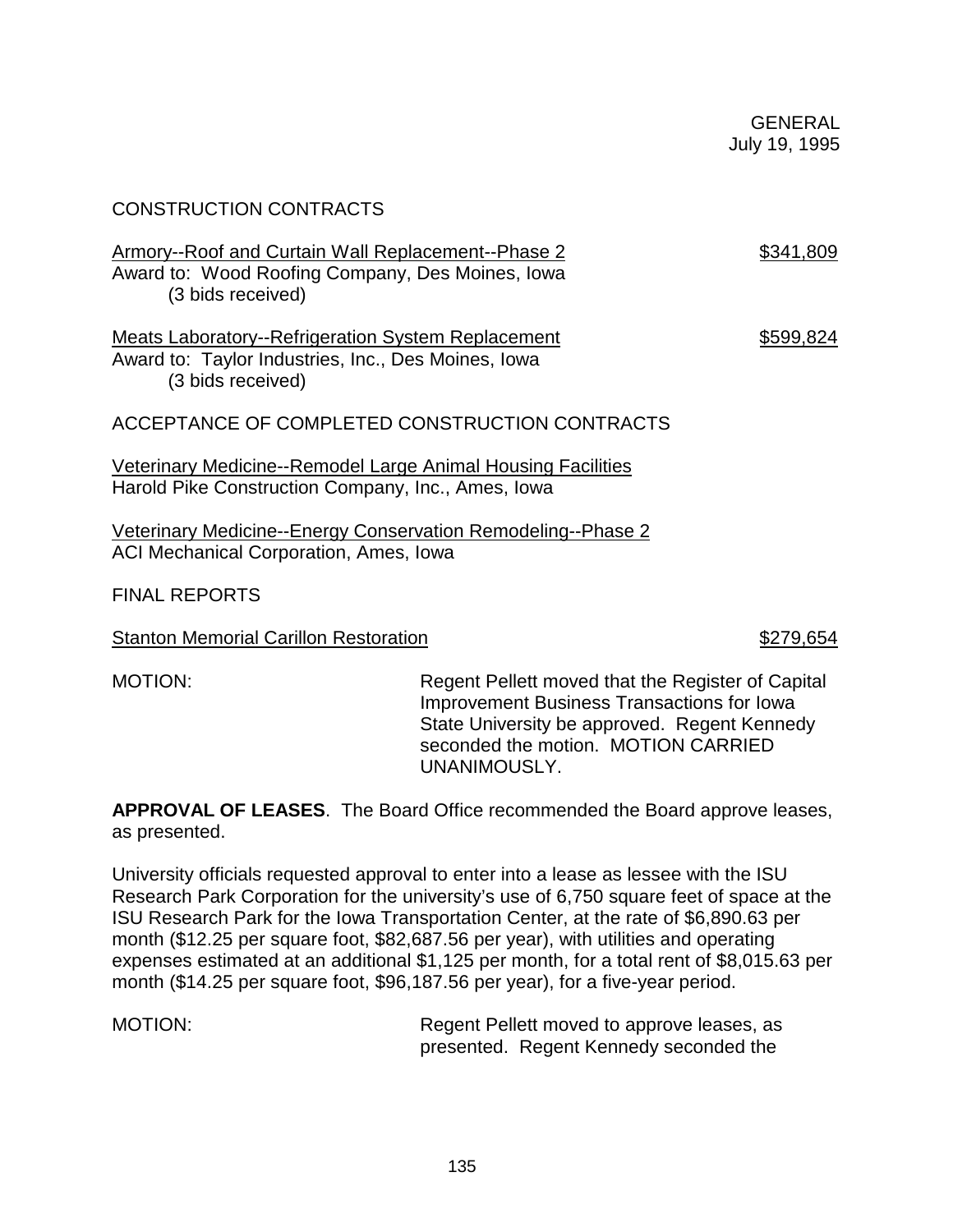CONSTRUCTION CONTRACTS

Armory--Roof and Curtain Wall Replacement--Phase 2 — $341,809
Award to: Wood Roofing Company, Des Moines, Iowa
(3 bids received)

Meats Laboratory--Refrigeration System Replacement — $599,824
Award to: Taylor Industries, Inc., Des Moines, Iowa
(3 bids received)

ACCEPTANCE OF COMPLETED CONSTRUCTION CONTRACTS

Veterinary Medicine--Remodel Large Animal Housing Facilities
Harold Pike Construction Company, Inc., Ames, Iowa

Veterinary Medicine--Energy Conservation Remodeling--Phase 2
ACI Mechanical Corporation, Ames, Iowa

FINAL REPORTS

Stanton Memorial Carillon Restoration — $279,654

MOTION: Regent Pellett moved that the Register of Capital Improvement Business Transactions for Iowa State University be approved. Regent Kennedy seconded the motion. MOTION CARRIED UNANIMOUSLY.

**APPROVAL OF LEASES**. The Board Office recommended the Board approve leases, as presented.

University officials requested approval to enter into a lease as lessee with the ISU Research Park Corporation for the university's use of 6,750 square feet of space at the ISU Research Park for the Iowa Transportation Center, at the rate of $6,890.63 per month ($12.25 per square foot, $82,687.56 per year), with utilities and operating expenses estimated at an additional $1,125 per month, for a total rent of $8,015.63 per month ($14.25 per square foot, $96,187.56 per year), for a five-year period.

MOTION: Regent Pellett moved to approve leases, as presented. Regent Kennedy seconded the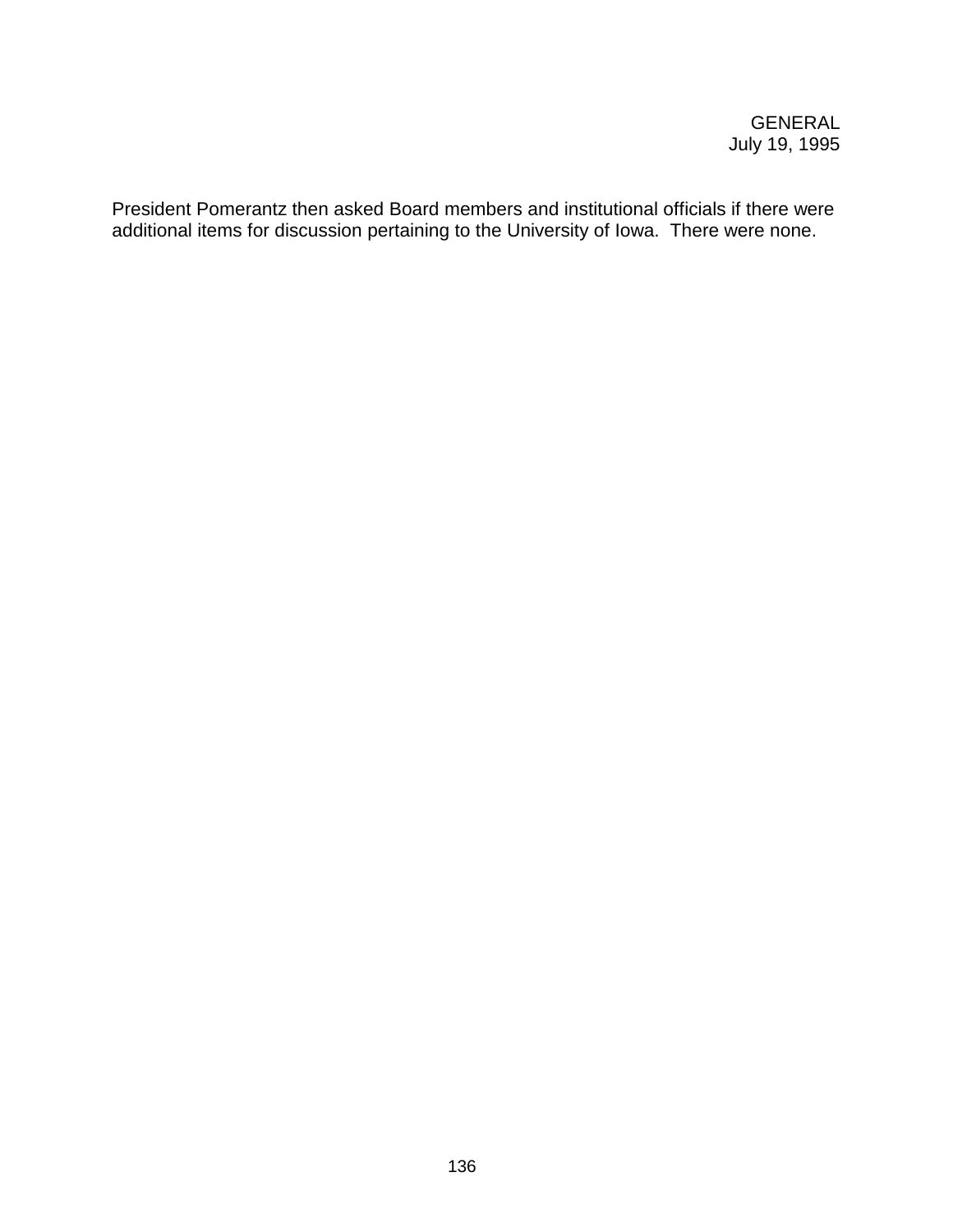President Pomerantz then asked Board members and institutional officials if there were additional items for discussion pertaining to the University of Iowa. There were none.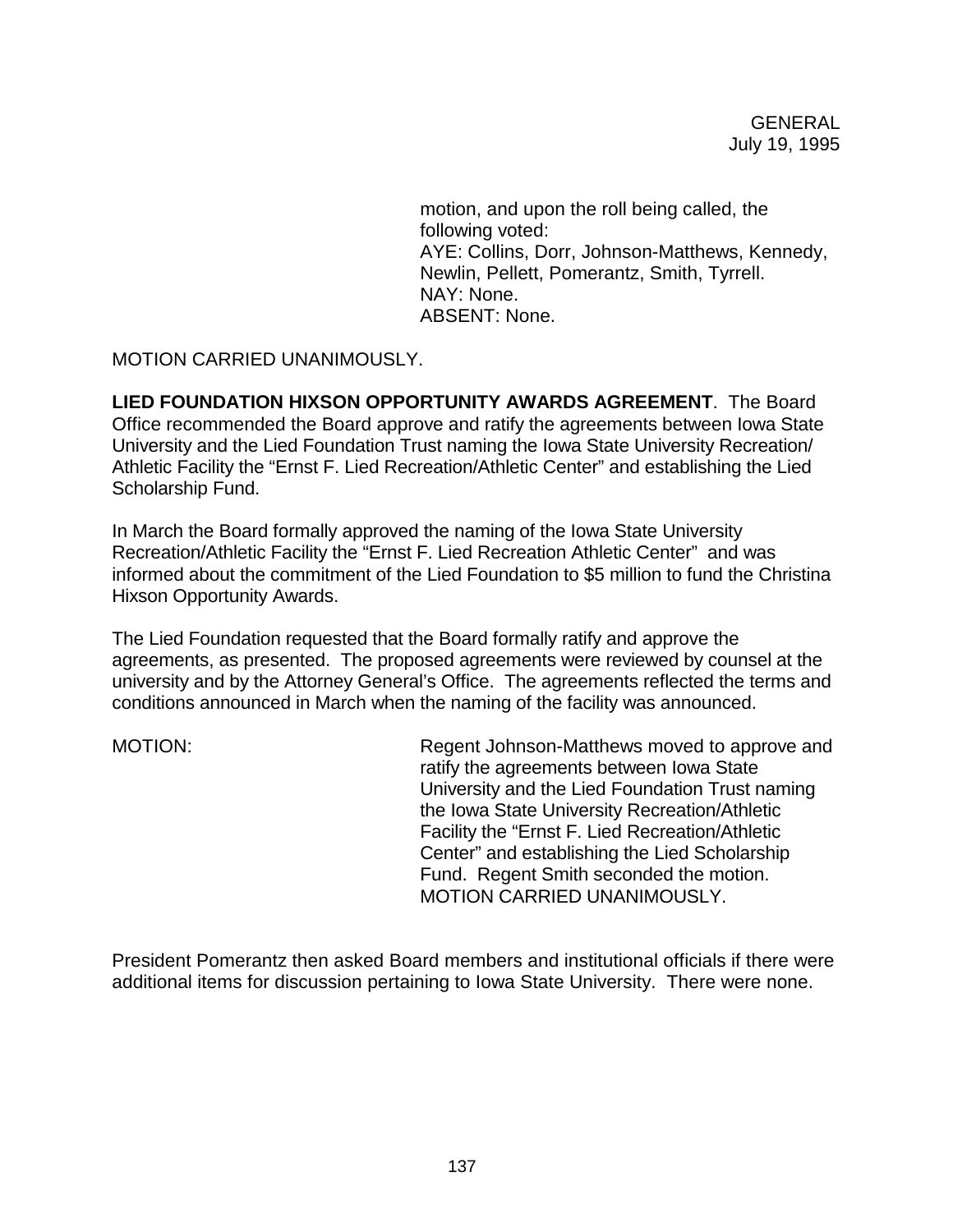motion, and upon the roll being called, the following voted:
AYE: Collins, Dorr, Johnson-Matthews, Kennedy, Newlin, Pellett, Pomerantz, Smith, Tyrrell.
NAY: None.
ABSENT: None.

MOTION CARRIED UNANIMOUSLY.

**LIED FOUNDATION HIXSON OPPORTUNITY AWARDS AGREEMENT**. The Board Office recommended the Board approve and ratify the agreements between Iowa State University and the Lied Foundation Trust naming the Iowa State University Recreation/ Athletic Facility the "Ernst F. Lied Recreation/Athletic Center" and establishing the Lied Scholarship Fund.

In March the Board formally approved the naming of the Iowa State University Recreation/Athletic Facility the "Ernst F. Lied Recreation Athletic Center" and was informed about the commitment of the Lied Foundation to $5 million to fund the Christina Hixson Opportunity Awards.

The Lied Foundation requested that the Board formally ratify and approve the agreements, as presented. The proposed agreements were reviewed by counsel at the university and by the Attorney General's Office. The agreements reflected the terms and conditions announced in March when the naming of the facility was announced.

MOTION: Regent Johnson-Matthews moved to approve and ratify the agreements between Iowa State University and the Lied Foundation Trust naming the Iowa State University Recreation/Athletic Facility the "Ernst F. Lied Recreation/Athletic Center" and establishing the Lied Scholarship Fund. Regent Smith seconded the motion. MOTION CARRIED UNANIMOUSLY.

President Pomerantz then asked Board members and institutional officials if there were additional items for discussion pertaining to Iowa State University. There were none.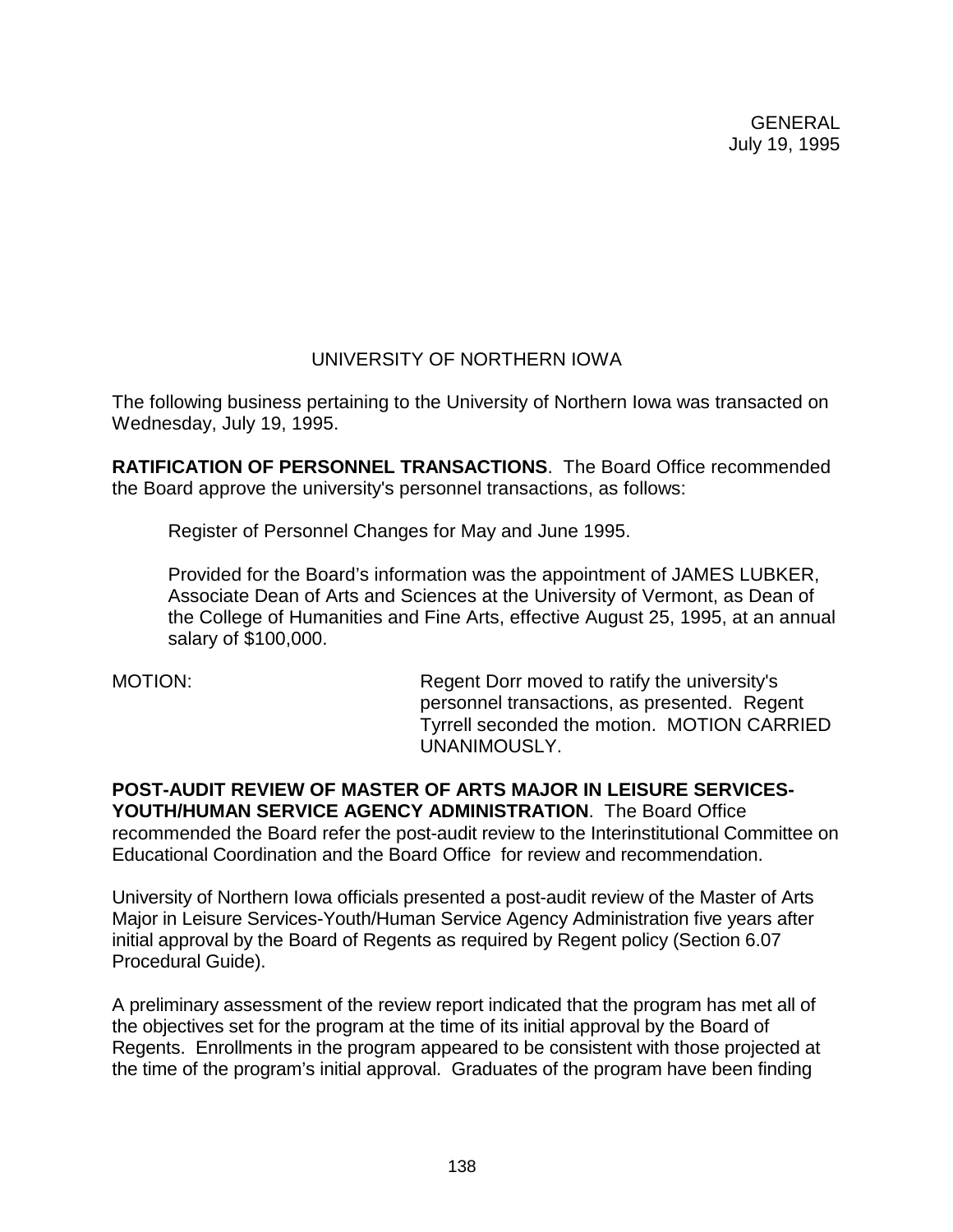GENERAL
July 19, 1995

## UNIVERSITY OF NORTHERN IOWA

The following business pertaining to the University of Northern Iowa was transacted on Wednesday, July 19, 1995.

**RATIFICATION OF PERSONNEL TRANSACTIONS**. The Board Office recommended the Board approve the university's personnel transactions, as follows:

> Register of Personnel Changes for May and June 1995.
>
> Provided for the Board's information was the appointment of JAMES LUBKER, Associate Dean of Arts and Sciences at the University of Vermont, as Dean of the College of Humanities and Fine Arts, effective August 25, 1995, at an annual salary of $100,000.

MOTION: Regent Dorr moved to ratify the university's personnel transactions, as presented. Regent Tyrrell seconded the motion. MOTION CARRIED UNANIMOUSLY.

**POST-AUDIT REVIEW OF MASTER OF ARTS MAJOR IN LEISURE SERVICES-YOUTH/HUMAN SERVICE AGENCY ADMINISTRATION**. The Board Office recommended the Board refer the post-audit review to the Interinstitutional Committee on Educational Coordination and the Board Office for review and recommendation.

University of Northern Iowa officials presented a post-audit review of the Master of Arts Major in Leisure Services-Youth/Human Service Agency Administration five years after initial approval by the Board of Regents as required by Regent policy (Section 6.07 Procedural Guide).

A preliminary assessment of the review report indicated that the program has met all of the objectives set for the program at the time of its initial approval by the Board of Regents. Enrollments in the program appeared to be consistent with those projected at the time of the program's initial approval. Graduates of the program have been finding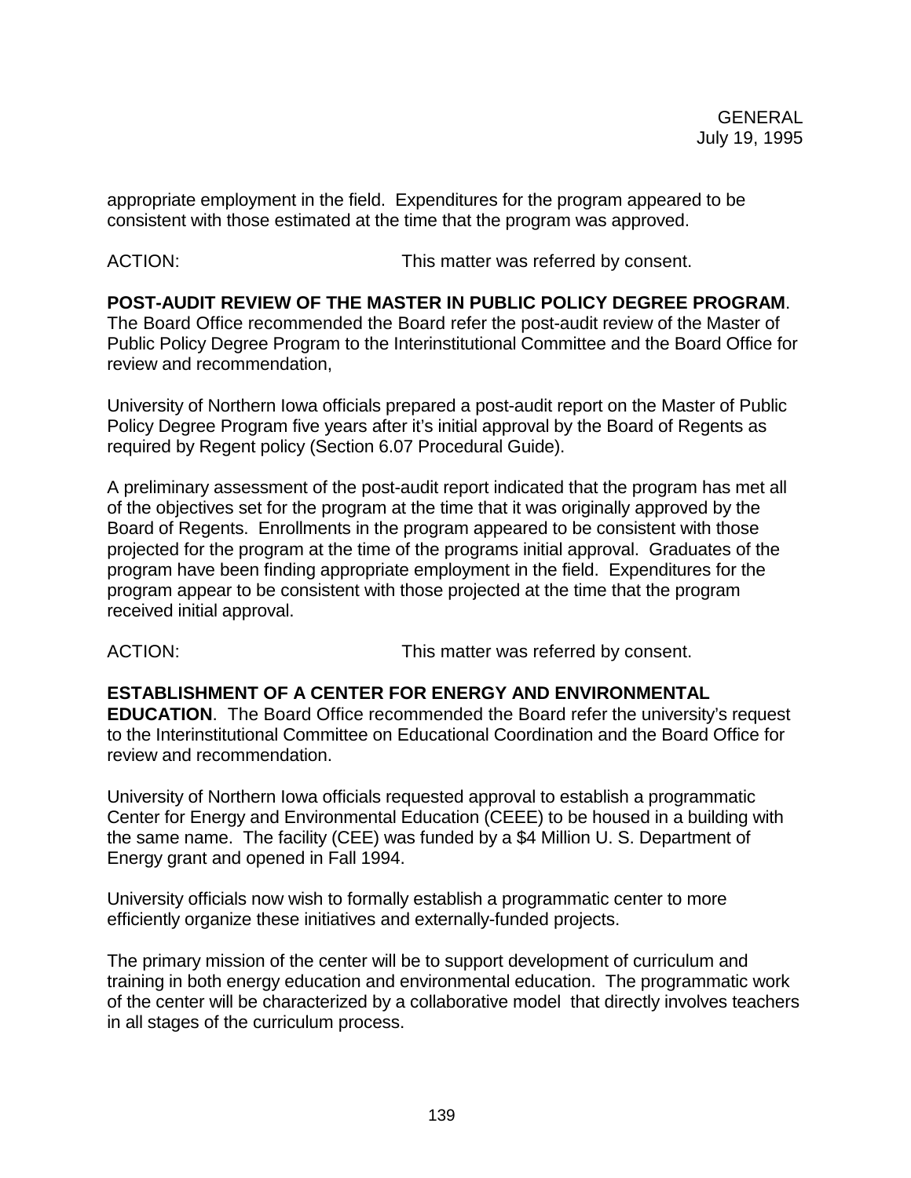appropriate employment in the field. Expenditures for the program appeared to be consistent with those estimated at the time that the program was approved.

ACTION: This matter was referred by consent.

**POST-AUDIT REVIEW OF THE MASTER IN PUBLIC POLICY DEGREE PROGRAM**. The Board Office recommended the Board refer the post-audit review of the Master of Public Policy Degree Program to the Interinstitutional Committee and the Board Office for review and recommendation,

University of Northern Iowa officials prepared a post-audit report on the Master of Public Policy Degree Program five years after it's initial approval by the Board of Regents as required by Regent policy (Section 6.07 Procedural Guide).

A preliminary assessment of the post-audit report indicated that the program has met all of the objectives set for the program at the time that it was originally approved by the Board of Regents. Enrollments in the program appeared to be consistent with those projected for the program at the time of the programs initial approval. Graduates of the program have been finding appropriate employment in the field. Expenditures for the program appear to be consistent with those projected at the time that the program received initial approval.

ACTION: This matter was referred by consent.

**ESTABLISHMENT OF A CENTER FOR ENERGY AND ENVIRONMENTAL EDUCATION**. The Board Office recommended the Board refer the university's request to the Interinstitutional Committee on Educational Coordination and the Board Office for review and recommendation.

University of Northern Iowa officials requested approval to establish a programmatic Center for Energy and Environmental Education (CEEE) to be housed in a building with the same name. The facility (CEE) was funded by a $4 Million U. S. Department of Energy grant and opened in Fall 1994.

University officials now wish to formally establish a programmatic center to more efficiently organize these initiatives and externally-funded projects.

The primary mission of the center will be to support development of curriculum and training in both energy education and environmental education. The programmatic work of the center will be characterized by a collaborative model that directly involves teachers in all stages of the curriculum process.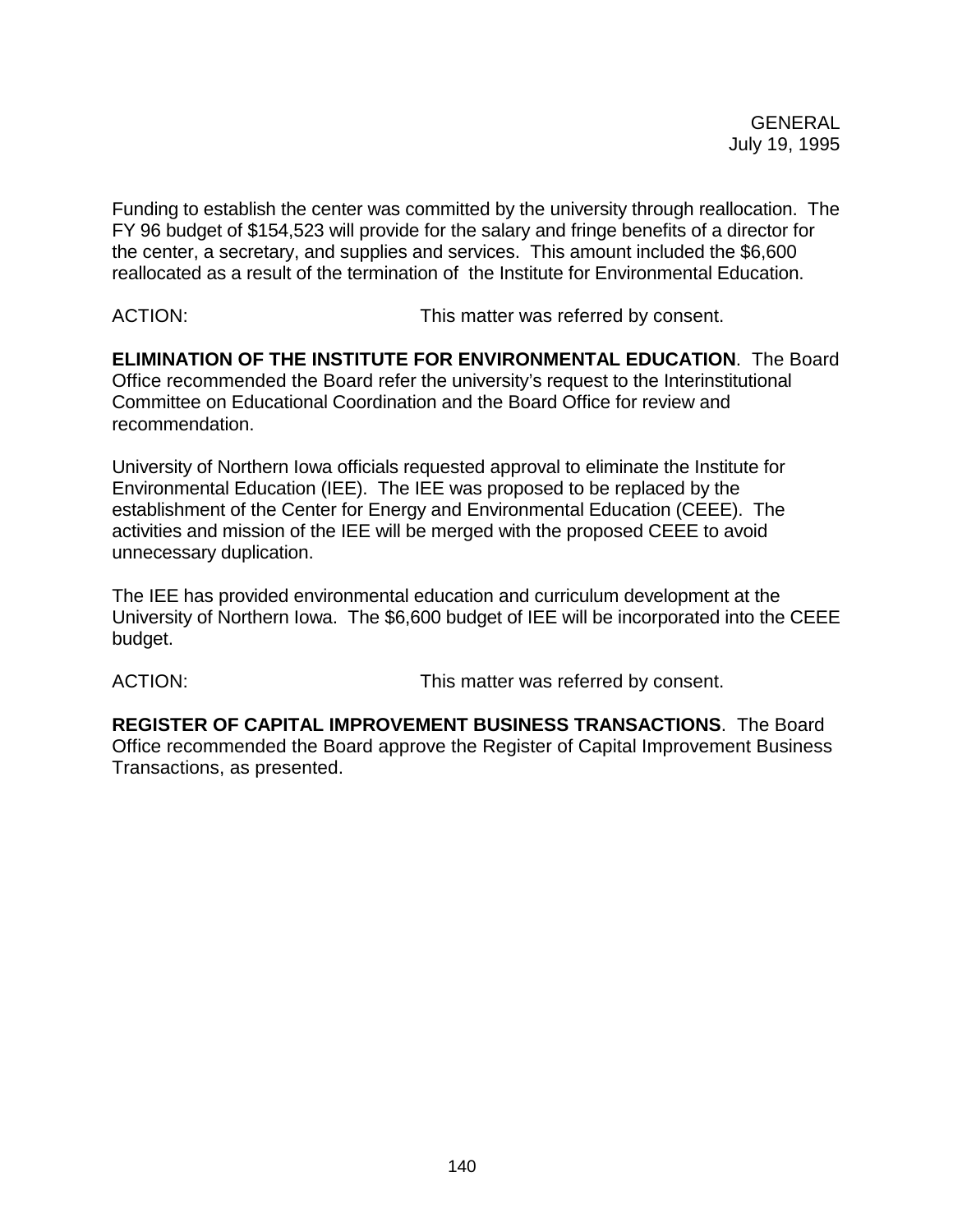Funding to establish the center was committed by the university through reallocation. The FY 96 budget of $154,523 will provide for the salary and fringe benefits of a director for the center, a secretary, and supplies and services. This amount included the $6,600 reallocated as a result of the termination of the Institute for Environmental Education.

ACTION: This matter was referred by consent.

**ELIMINATION OF THE INSTITUTE FOR ENVIRONMENTAL EDUCATION**. The Board Office recommended the Board refer the university's request to the Interinstitutional Committee on Educational Coordination and the Board Office for review and recommendation.

University of Northern Iowa officials requested approval to eliminate the Institute for Environmental Education (IEE). The IEE was proposed to be replaced by the establishment of the Center for Energy and Environmental Education (CEEE). The activities and mission of the IEE will be merged with the proposed CEEE to avoid unnecessary duplication.

The IEE has provided environmental education and curriculum development at the University of Northern Iowa. The $6,600 budget of IEE will be incorporated into the CEEE budget.

ACTION: This matter was referred by consent.

**REGISTER OF CAPITAL IMPROVEMENT BUSINESS TRANSACTIONS**. The Board Office recommended the Board approve the Register of Capital Improvement Business Transactions, as presented.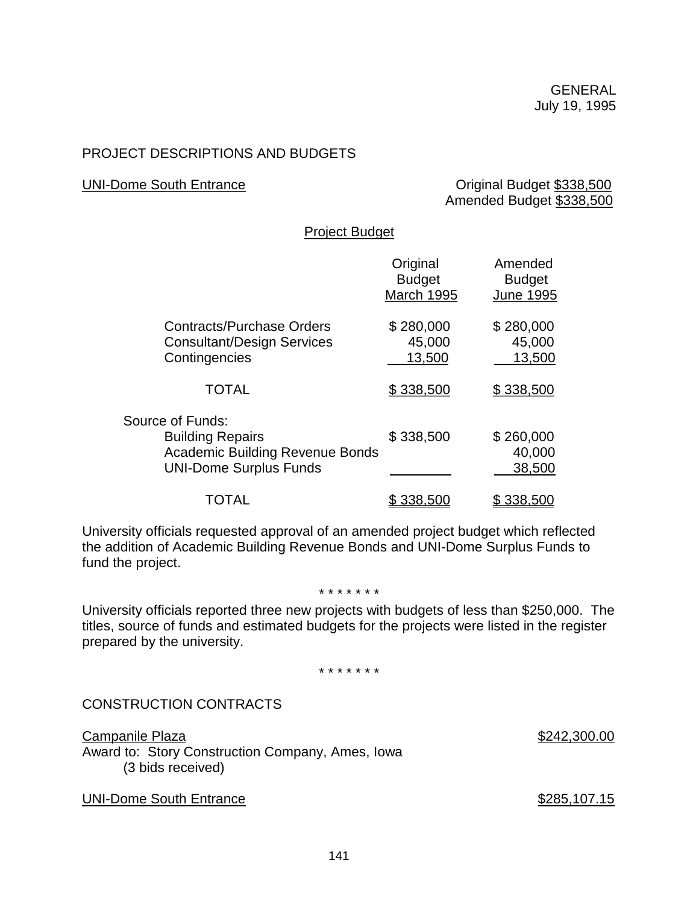GENERAL
July 19, 1995

PROJECT DESCRIPTIONS AND BUDGETS

UNI-Dome South Entrance

Original Budget $338,500
Amended Budget $338,500

Project Budget

| | Original Budget March 1995 | Amended Budget June 1995 |
|---|---|---|
| Contracts/Purchase Orders | $ 280,000 | $ 280,000 |
| Consultant/Design Services | 45,000 | 45,000 |
| Contingencies | 13,500 | 13,500 |
| TOTAL | $ 338,500 | $ 338,500 |
| Source of Funds: | | |
| Building Repairs | $ 338,500 | $ 260,000 |
| Academic Building Revenue Bonds | | 40,000 |
| UNI-Dome Surplus Funds | | 38,500 |
| TOTAL | $ 338,500 | $ 338,500 |

University officials requested approval of an amended project budget which reflected the addition of Academic Building Revenue Bonds and UNI-Dome Surplus Funds to fund the project.

\* \* \* \* \* \* \*

University officials reported three new projects with budgets of less than $250,000. The titles, source of funds and estimated budgets for the projects were listed in the register prepared by the university.

\* \* \* \* \* \* \*

CONSTRUCTION CONTRACTS

Campanile Plaza — $242,300.00
Award to: Story Construction Company, Ames, Iowa
(3 bids received)

UNI-Dome South Entrance — $285,107.15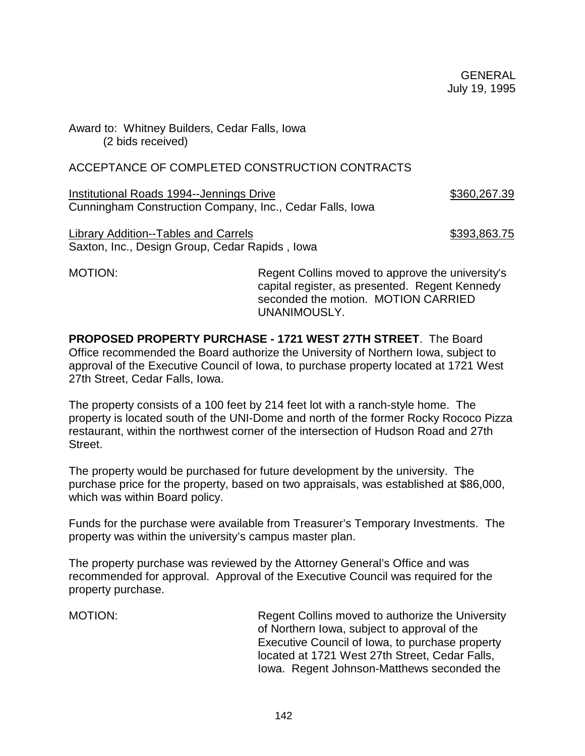Award to: Whitney Builders, Cedar Falls, Iowa
(2 bids received)

ACCEPTANCE OF COMPLETED CONSTRUCTION CONTRACTS

Institutional Roads 1994--Jennings Drive — $360,267.39
Cunningham Construction Company, Inc., Cedar Falls, Iowa

Library Addition--Tables and Carrels — $393,863.75
Saxton, Inc., Design Group, Cedar Rapids , Iowa

MOTION: Regent Collins moved to approve the university's capital register, as presented. Regent Kennedy seconded the motion. MOTION CARRIED UNANIMOUSLY.

**PROPOSED PROPERTY PURCHASE - 1721 WEST 27TH STREET**. The Board Office recommended the Board authorize the University of Northern Iowa, subject to approval of the Executive Council of Iowa, to purchase property located at 1721 West 27th Street, Cedar Falls, Iowa.

The property consists of a 100 feet by 214 feet lot with a ranch-style home. The property is located south of the UNI-Dome and north of the former Rocky Rococo Pizza restaurant, within the northwest corner of the intersection of Hudson Road and 27th Street.

The property would be purchased for future development by the university. The purchase price for the property, based on two appraisals, was established at $86,000, which was within Board policy.

Funds for the purchase were available from Treasurer's Temporary Investments. The property was within the university's campus master plan.

The property purchase was reviewed by the Attorney General's Office and was recommended for approval. Approval of the Executive Council was required for the property purchase.

MOTION: Regent Collins moved to authorize the University of Northern Iowa, subject to approval of the Executive Council of Iowa, to purchase property located at 1721 West 27th Street, Cedar Falls, Iowa. Regent Johnson-Matthews seconded the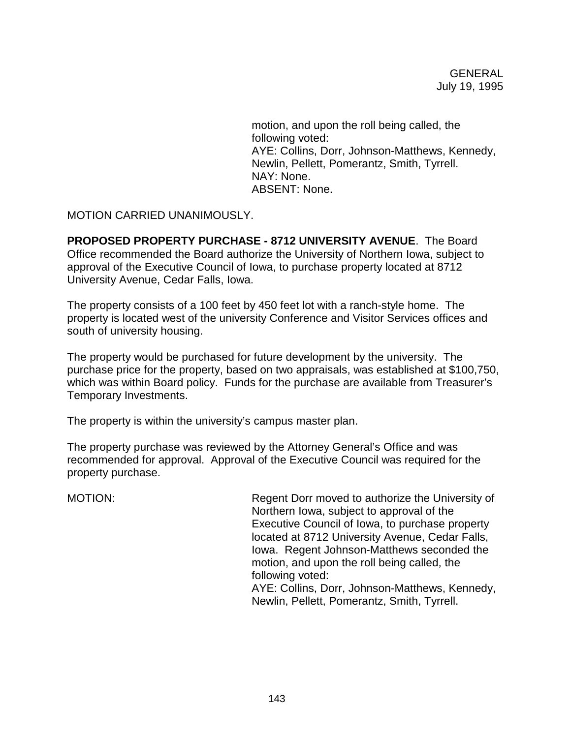motion, and upon the roll being called, the following voted:
AYE: Collins, Dorr, Johnson-Matthews, Kennedy, Newlin, Pellett, Pomerantz, Smith, Tyrrell.
NAY: None.
ABSENT: None.

MOTION CARRIED UNANIMOUSLY.

**PROPOSED PROPERTY PURCHASE - 8712 UNIVERSITY AVENUE**. The Board Office recommended the Board authorize the University of Northern Iowa, subject to approval of the Executive Council of Iowa, to purchase property located at 8712 University Avenue, Cedar Falls, Iowa.

The property consists of a 100 feet by 450 feet lot with a ranch-style home. The property is located west of the university Conference and Visitor Services offices and south of university housing.

The property would be purchased for future development by the university. The purchase price for the property, based on two appraisals, was established at $100,750, which was within Board policy. Funds for the purchase are available from Treasurer's Temporary Investments.

The property is within the university's campus master plan.

The property purchase was reviewed by the Attorney General's Office and was recommended for approval. Approval of the Executive Council was required for the property purchase.

MOTION: Regent Dorr moved to authorize the University of Northern Iowa, subject to approval of the Executive Council of Iowa, to purchase property located at 8712 University Avenue, Cedar Falls, Iowa. Regent Johnson-Matthews seconded the motion, and upon the roll being called, the following voted:
AYE: Collins, Dorr, Johnson-Matthews, Kennedy, Newlin, Pellett, Pomerantz, Smith, Tyrrell.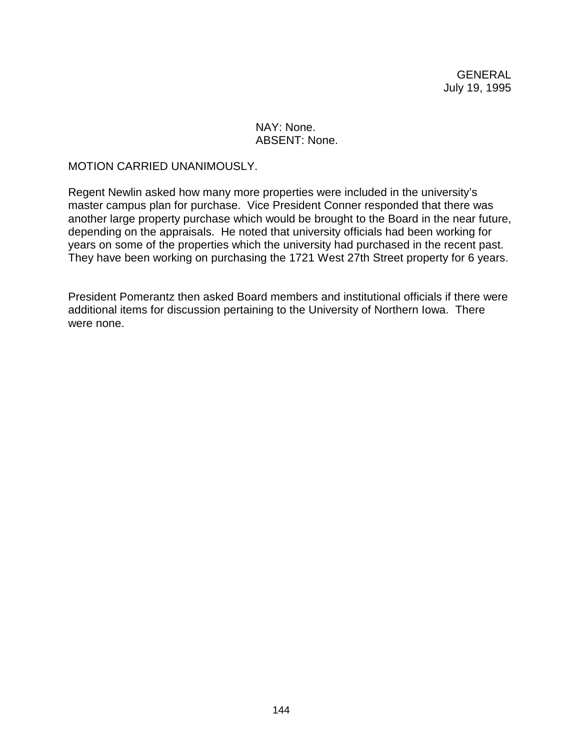NAY: None.
ABSENT: None.

MOTION CARRIED UNANIMOUSLY.

Regent Newlin asked how many more properties were included in the university's master campus plan for purchase. Vice President Conner responded that there was another large property purchase which would be brought to the Board in the near future, depending on the appraisals. He noted that university officials had been working for years on some of the properties which the university had purchased in the recent past. They have been working on purchasing the 1721 West 27th Street property for 6 years.

President Pomerantz then asked Board members and institutional officials if there were additional items for discussion pertaining to the University of Northern Iowa. There were none.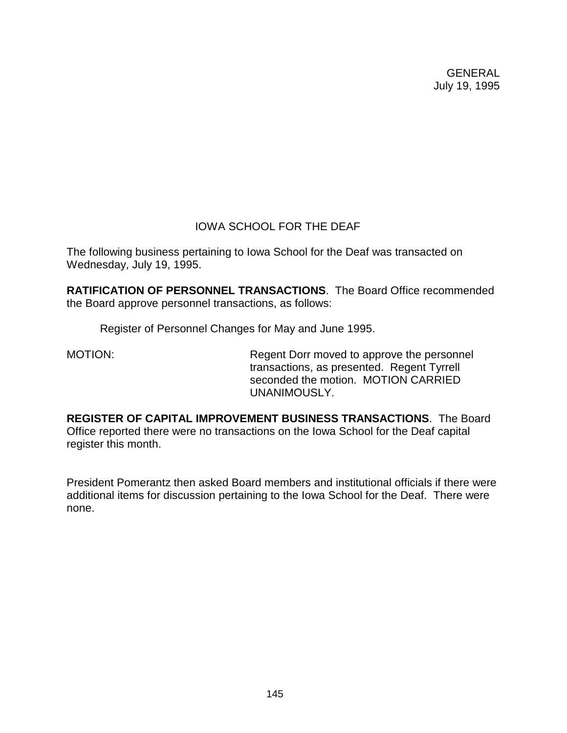GENERAL
July 19, 1995

## IOWA SCHOOL FOR THE DEAF

The following business pertaining to Iowa School for the Deaf was transacted on Wednesday, July 19, 1995.

**RATIFICATION OF PERSONNEL TRANSACTIONS**. The Board Office recommended the Board approve personnel transactions, as follows:

Register of Personnel Changes for May and June 1995.

MOTION: Regent Dorr moved to approve the personnel transactions, as presented. Regent Tyrrell seconded the motion. MOTION CARRIED UNANIMOUSLY.

**REGISTER OF CAPITAL IMPROVEMENT BUSINESS TRANSACTIONS**. The Board Office reported there were no transactions on the Iowa School for the Deaf capital register this month.

President Pomerantz then asked Board members and institutional officials if there were additional items for discussion pertaining to the Iowa School for the Deaf. There were none.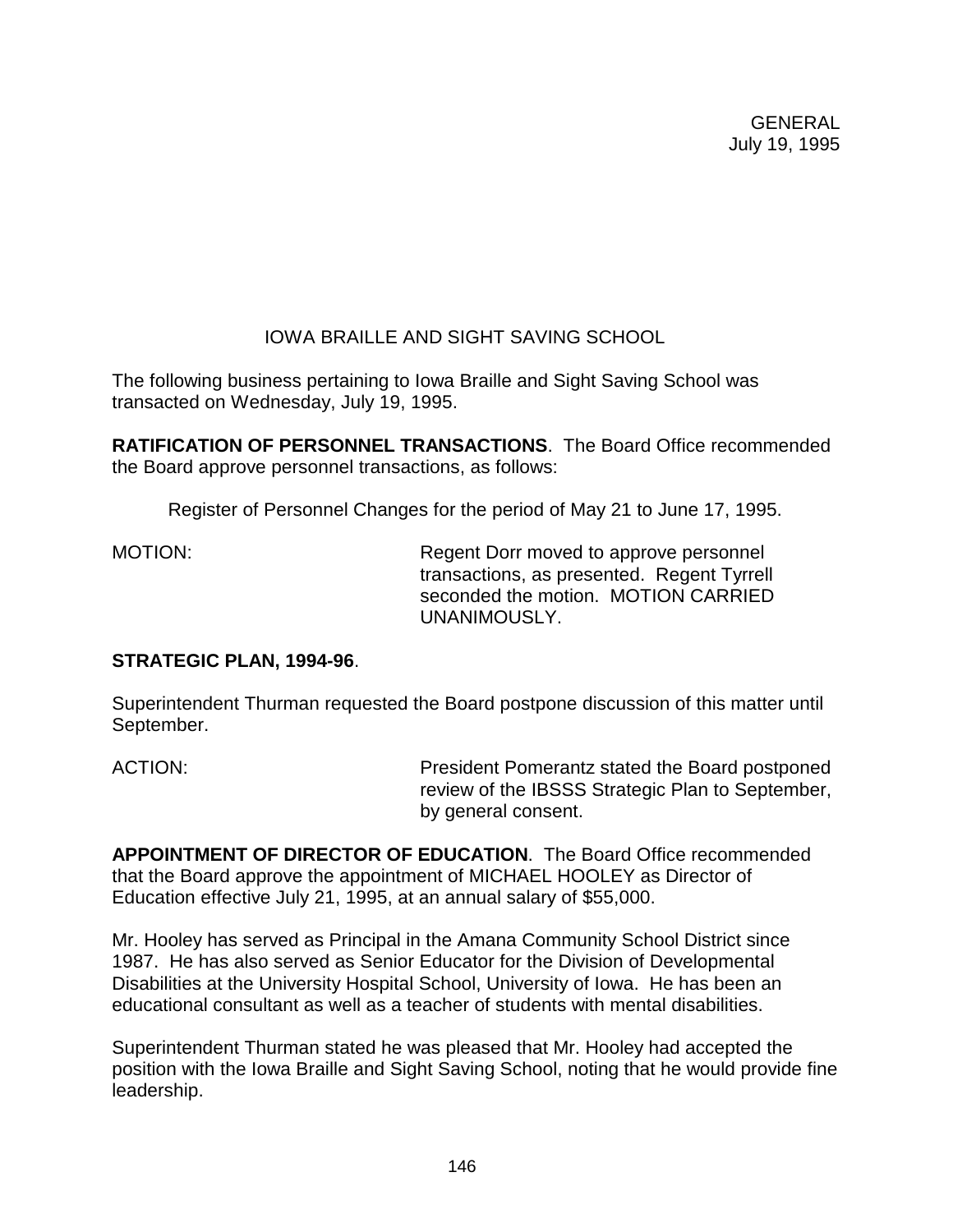GENERAL
July 19, 1995

## IOWA BRAILLE AND SIGHT SAVING SCHOOL

The following business pertaining to Iowa Braille and Sight Saving School was transacted on Wednesday, July 19, 1995.

**RATIFICATION OF PERSONNEL TRANSACTIONS**. The Board Office recommended the Board approve personnel transactions, as follows:

Register of Personnel Changes for the period of May 21 to June 17, 1995.

MOTION: Regent Dorr moved to approve personnel transactions, as presented. Regent Tyrrell seconded the motion. MOTION CARRIED UNANIMOUSLY.

**STRATEGIC PLAN, 1994-96**.

Superintendent Thurman requested the Board postpone discussion of this matter until September.

ACTION: President Pomerantz stated the Board postponed review of the IBSSS Strategic Plan to September, by general consent.

**APPOINTMENT OF DIRECTOR OF EDUCATION**. The Board Office recommended that the Board approve the appointment of MICHAEL HOOLEY as Director of Education effective July 21, 1995, at an annual salary of $55,000.

Mr. Hooley has served as Principal in the Amana Community School District since 1987. He has also served as Senior Educator for the Division of Developmental Disabilities at the University Hospital School, University of Iowa. He has been an educational consultant as well as a teacher of students with mental disabilities.

Superintendent Thurman stated he was pleased that Mr. Hooley had accepted the position with the Iowa Braille and Sight Saving School, noting that he would provide fine leadership.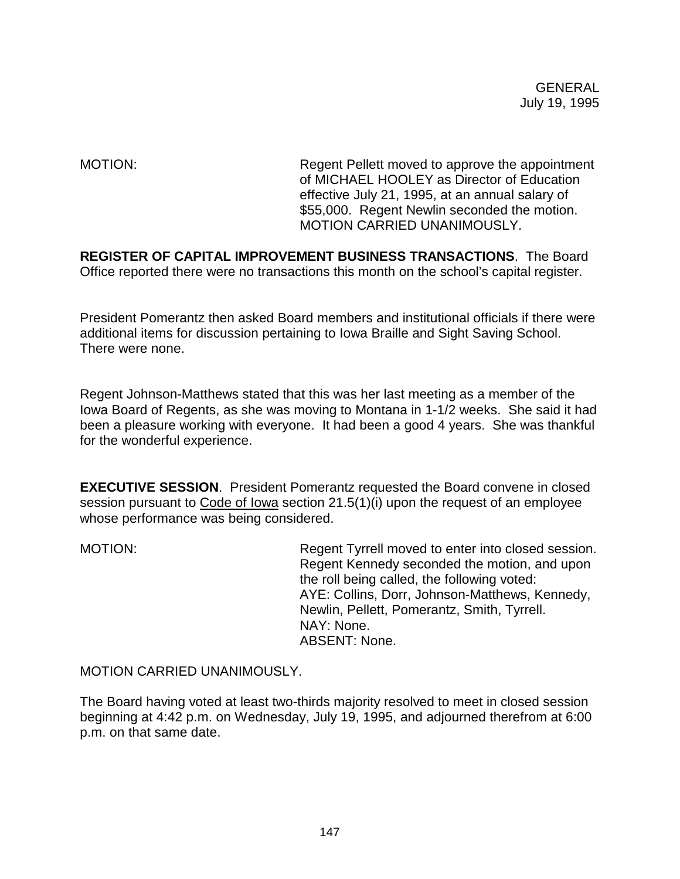MOTION: Regent Pellett moved to approve the appointment of MICHAEL HOOLEY as Director of Education effective July 21, 1995, at an annual salary of $55,000. Regent Newlin seconded the motion. MOTION CARRIED UNANIMOUSLY.

**REGISTER OF CAPITAL IMPROVEMENT BUSINESS TRANSACTIONS**. The Board Office reported there were no transactions this month on the school's capital register.

President Pomerantz then asked Board members and institutional officials if there were additional items for discussion pertaining to Iowa Braille and Sight Saving School. There were none.

Regent Johnson-Matthews stated that this was her last meeting as a member of the Iowa Board of Regents, as she was moving to Montana in 1-1/2 weeks. She said it had been a pleasure working with everyone. It had been a good 4 years. She was thankful for the wonderful experience.

**EXECUTIVE SESSION**. President Pomerantz requested the Board convene in closed session pursuant to Code of Iowa section 21.5(1)(i) upon the request of an employee whose performance was being considered.

MOTION: Regent Tyrrell moved to enter into closed session. Regent Kennedy seconded the motion, and upon the roll being called, the following voted:
AYE: Collins, Dorr, Johnson-Matthews, Kennedy, Newlin, Pellett, Pomerantz, Smith, Tyrrell.
NAY: None.
ABSENT: None.

MOTION CARRIED UNANIMOUSLY.

The Board having voted at least two-thirds majority resolved to meet in closed session beginning at 4:42 p.m. on Wednesday, July 19, 1995, and adjourned therefrom at 6:00 p.m. on that same date.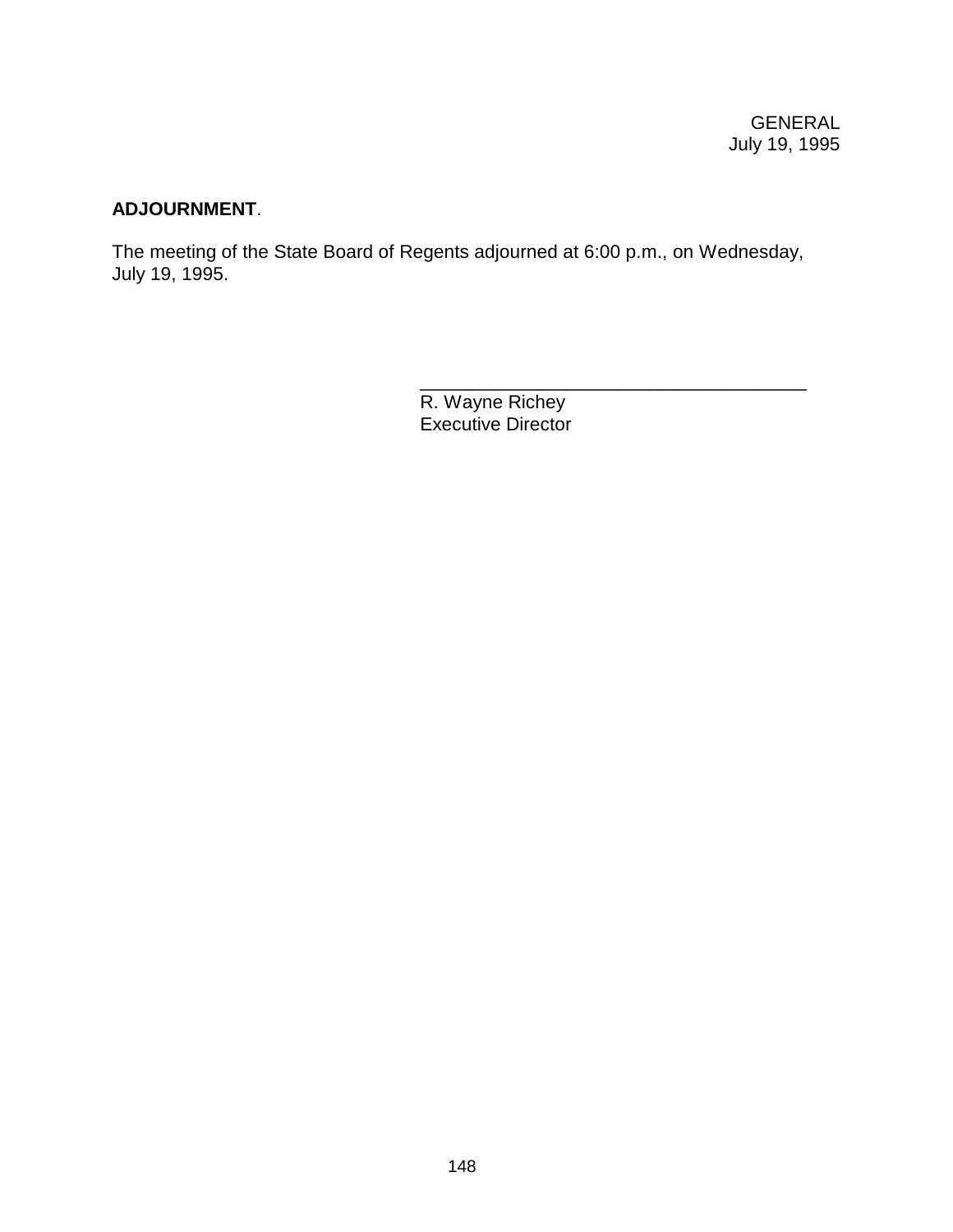GENERAL
July 19, 1995

**ADJOURNMENT**.

The meeting of the State Board of Regents adjourned at 6:00 p.m., on Wednesday, July 19, 1995.

\_\_\_\_\_\_\_\_\_\_\_\_\_\_\_\_\_\_\_\_\_\_\_\_\_\_\_\_\_\_\_\_\_\_\_\_\_\_\_\_

R. Wayne Richey
Executive Director